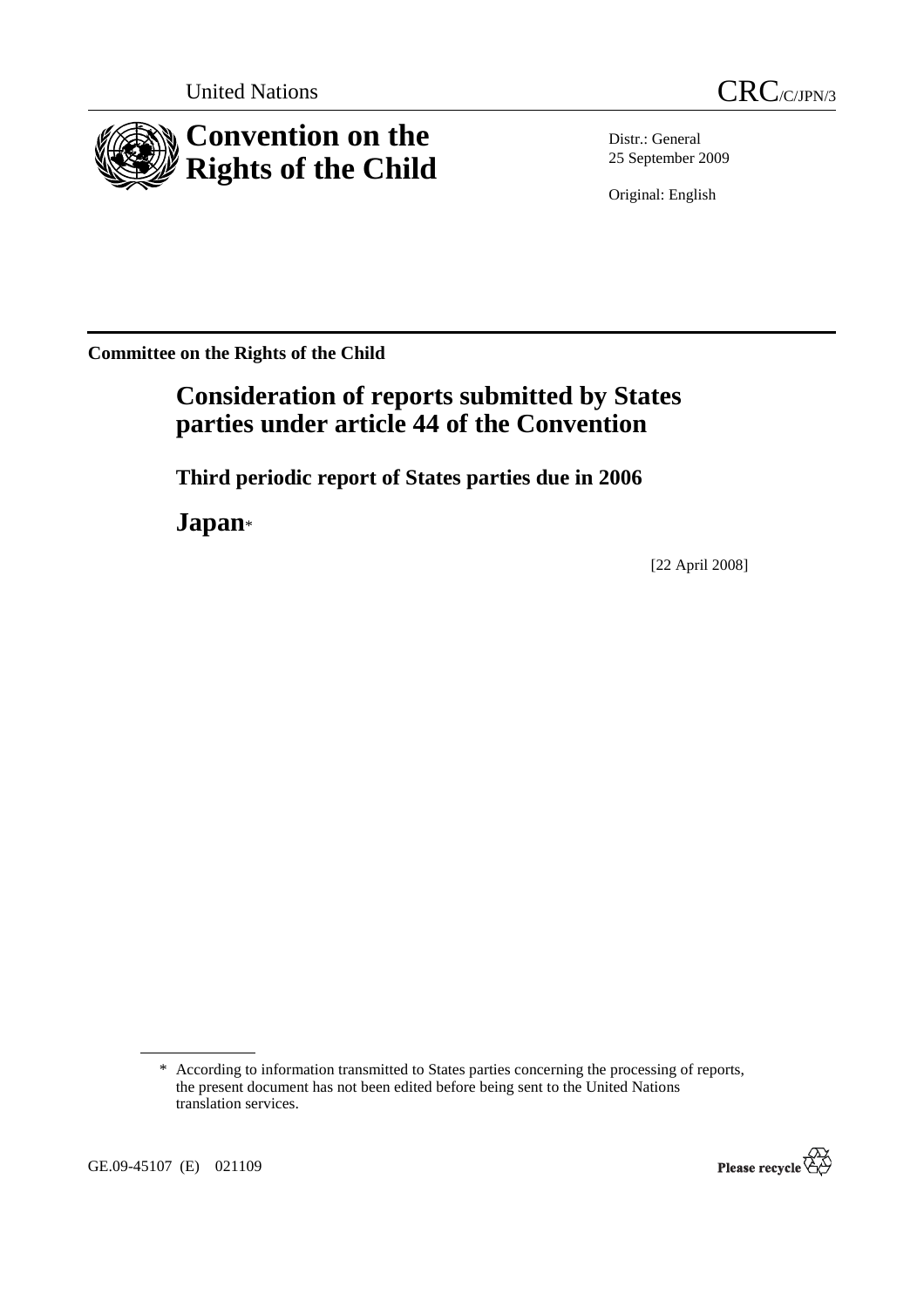United Nations CRC/C/JPN/3

# Convention on the Rights of the Child

Distr.: General
25 September 2009

Original: English

**Committee on the Rights of the Child**

# Consideration of reports submitted by States parties under article 44 of the Convention

## Third periodic report of States parties due in 2006

## Japan*

[22 April 2008]

\* According to information transmitted to States parties concerning the processing of reports, the present document has not been edited before being sent to the United Nations translation services.

GE.09-45107 (E) 021109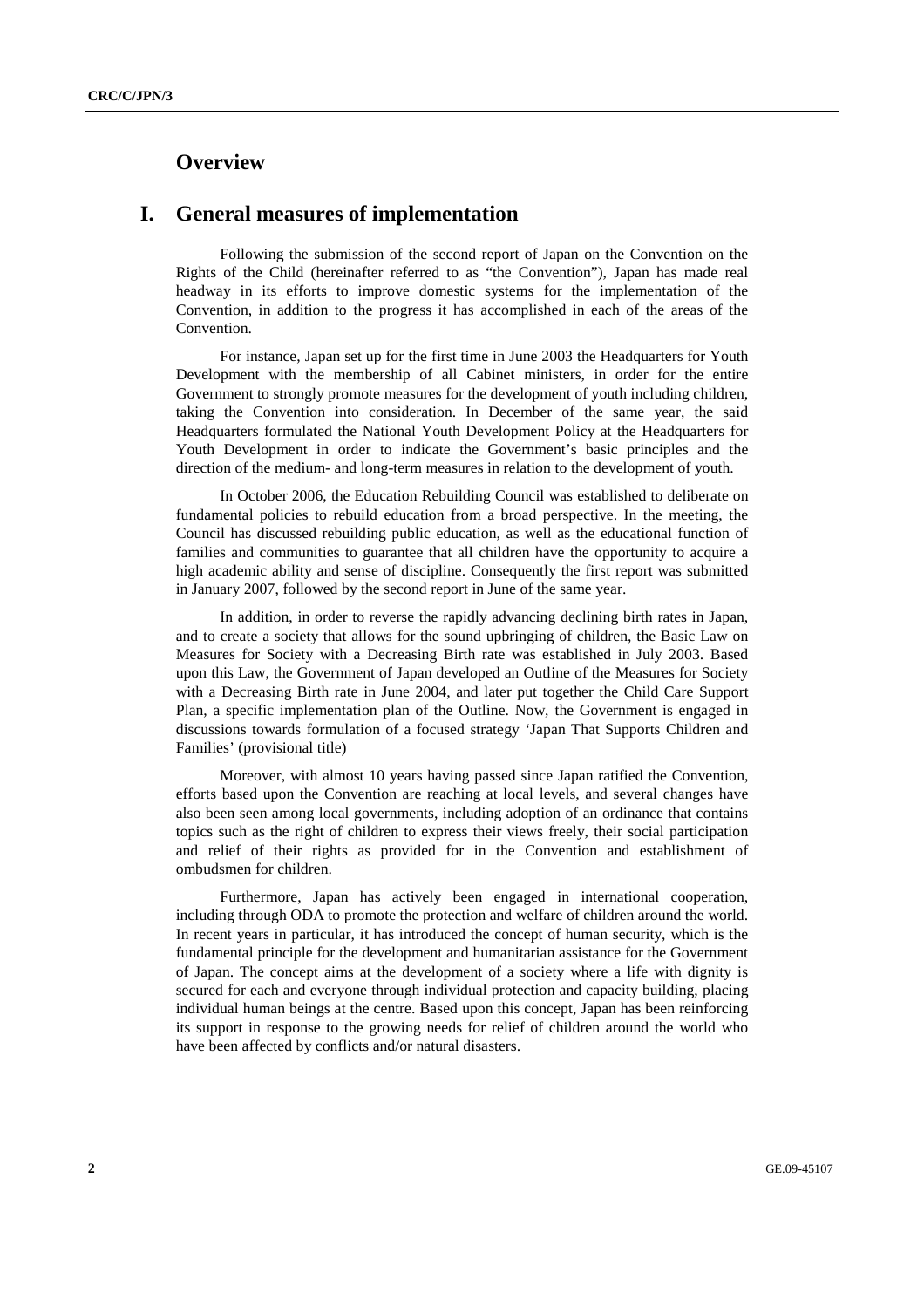# Overview

## I. General measures of implementation

Following the submission of the second report of Japan on the Convention on the Rights of the Child (hereinafter referred to as "the Convention"), Japan has made real headway in its efforts to improve domestic systems for the implementation of the Convention, in addition to the progress it has accomplished in each of the areas of the Convention.

For instance, Japan set up for the first time in June 2003 the Headquarters for Youth Development with the membership of all Cabinet ministers, in order for the entire Government to strongly promote measures for the development of youth including children, taking the Convention into consideration. In December of the same year, the said Headquarters formulated the National Youth Development Policy at the Headquarters for Youth Development in order to indicate the Government's basic principles and the direction of the medium- and long-term measures in relation to the development of youth.

In October 2006, the Education Rebuilding Council was established to deliberate on fundamental policies to rebuild education from a broad perspective. In the meeting, the Council has discussed rebuilding public education, as well as the educational function of families and communities to guarantee that all children have the opportunity to acquire a high academic ability and sense of discipline. Consequently the first report was submitted in January 2007, followed by the second report in June of the same year.

In addition, in order to reverse the rapidly advancing declining birth rates in Japan, and to create a society that allows for the sound upbringing of children, the Basic Law on Measures for Society with a Decreasing Birth rate was established in July 2003. Based upon this Law, the Government of Japan developed an Outline of the Measures for Society with a Decreasing Birth rate in June 2004, and later put together the Child Care Support Plan, a specific implementation plan of the Outline. Now, the Government is engaged in discussions towards formulation of a focused strategy 'Japan That Supports Children and Families' (provisional title)

Moreover, with almost 10 years having passed since Japan ratified the Convention, efforts based upon the Convention are reaching at local levels, and several changes have also been seen among local governments, including adoption of an ordinance that contains topics such as the right of children to express their views freely, their social participation and relief of their rights as provided for in the Convention and establishment of ombudsmen for children.

Furthermore, Japan has actively been engaged in international cooperation, including through ODA to promote the protection and welfare of children around the world. In recent years in particular, it has introduced the concept of human security, which is the fundamental principle for the development and humanitarian assistance for the Government of Japan. The concept aims at the development of a society where a life with dignity is secured for each and everyone through individual protection and capacity building, placing individual human beings at the centre. Based upon this concept, Japan has been reinforcing its support in response to the growing needs for relief of children around the world who have been affected by conflicts and/or natural disasters.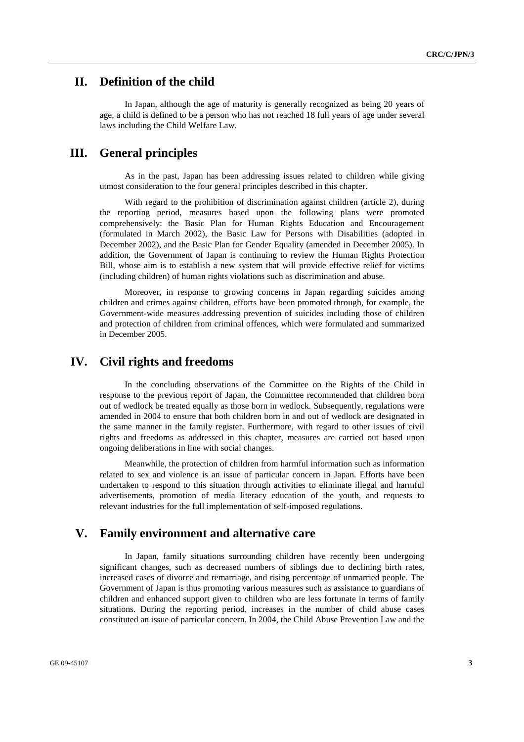## II. Definition of the child

In Japan, although the age of maturity is generally recognized as being 20 years of age, a child is defined to be a person who has not reached 18 full years of age under several laws including the Child Welfare Law.

## III. General principles

As in the past, Japan has been addressing issues related to children while giving utmost consideration to the four general principles described in this chapter.

With regard to the prohibition of discrimination against children (article 2), during the reporting period, measures based upon the following plans were promoted comprehensively: the Basic Plan for Human Rights Education and Encouragement (formulated in March 2002), the Basic Law for Persons with Disabilities (adopted in December 2002), and the Basic Plan for Gender Equality (amended in December 2005). In addition, the Government of Japan is continuing to review the Human Rights Protection Bill, whose aim is to establish a new system that will provide effective relief for victims (including children) of human rights violations such as discrimination and abuse.

Moreover, in response to growing concerns in Japan regarding suicides among children and crimes against children, efforts have been promoted through, for example, the Government-wide measures addressing prevention of suicides including those of children and protection of children from criminal offences, which were formulated and summarized in December 2005.

## IV. Civil rights and freedoms

In the concluding observations of the Committee on the Rights of the Child in response to the previous report of Japan, the Committee recommended that children born out of wedlock be treated equally as those born in wedlock. Subsequently, regulations were amended in 2004 to ensure that both children born in and out of wedlock are designated in the same manner in the family register. Furthermore, with regard to other issues of civil rights and freedoms as addressed in this chapter, measures are carried out based upon ongoing deliberations in line with social changes.

Meanwhile, the protection of children from harmful information such as information related to sex and violence is an issue of particular concern in Japan. Efforts have been undertaken to respond to this situation through activities to eliminate illegal and harmful advertisements, promotion of media literacy education of the youth, and requests to relevant industries for the full implementation of self-imposed regulations.

## V. Family environment and alternative care

In Japan, family situations surrounding children have recently been undergoing significant changes, such as decreased numbers of siblings due to declining birth rates, increased cases of divorce and remarriage, and rising percentage of unmarried people. The Government of Japan is thus promoting various measures such as assistance to guardians of children and enhanced support given to children who are less fortunate in terms of family situations. During the reporting period, increases in the number of child abuse cases constituted an issue of particular concern. In 2004, the Child Abuse Prevention Law and the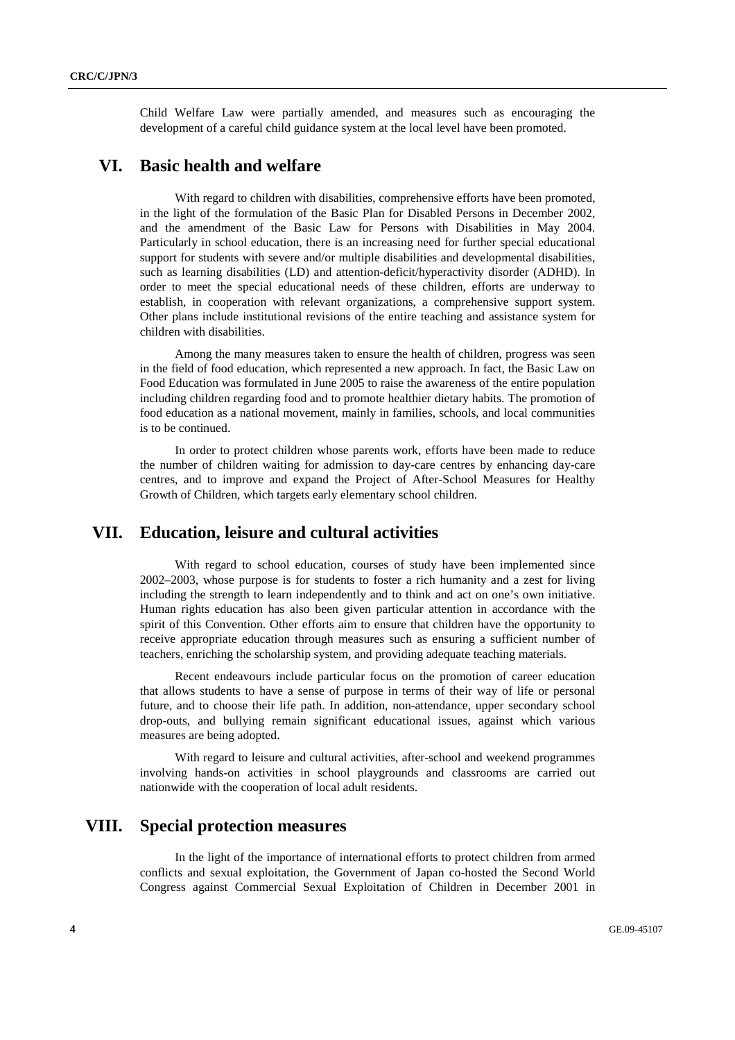Child Welfare Law were partially amended, and measures such as encouraging the development of a careful child guidance system at the local level have been promoted.

## VI. Basic health and welfare

With regard to children with disabilities, comprehensive efforts have been promoted, in the light of the formulation of the Basic Plan for Disabled Persons in December 2002, and the amendment of the Basic Law for Persons with Disabilities in May 2004. Particularly in school education, there is an increasing need for further special educational support for students with severe and/or multiple disabilities and developmental disabilities, such as learning disabilities (LD) and attention-deficit/hyperactivity disorder (ADHD). In order to meet the special educational needs of these children, efforts are underway to establish, in cooperation with relevant organizations, a comprehensive support system. Other plans include institutional revisions of the entire teaching and assistance system for children with disabilities.

Among the many measures taken to ensure the health of children, progress was seen in the field of food education, which represented a new approach. In fact, the Basic Law on Food Education was formulated in June 2005 to raise the awareness of the entire population including children regarding food and to promote healthier dietary habits. The promotion of food education as a national movement, mainly in families, schools, and local communities is to be continued.

In order to protect children whose parents work, efforts have been made to reduce the number of children waiting for admission to day-care centres by enhancing day-care centres, and to improve and expand the Project of After-School Measures for Healthy Growth of Children, which targets early elementary school children.

## VII. Education, leisure and cultural activities

With regard to school education, courses of study have been implemented since 2002–2003, whose purpose is for students to foster a rich humanity and a zest for living including the strength to learn independently and to think and act on one's own initiative. Human rights education has also been given particular attention in accordance with the spirit of this Convention. Other efforts aim to ensure that children have the opportunity to receive appropriate education through measures such as ensuring a sufficient number of teachers, enriching the scholarship system, and providing adequate teaching materials.

Recent endeavours include particular focus on the promotion of career education that allows students to have a sense of purpose in terms of their way of life or personal future, and to choose their life path. In addition, non-attendance, upper secondary school drop-outs, and bullying remain significant educational issues, against which various measures are being adopted.

With regard to leisure and cultural activities, after-school and weekend programmes involving hands-on activities in school playgrounds and classrooms are carried out nationwide with the cooperation of local adult residents.

## VIII. Special protection measures

In the light of the importance of international efforts to protect children from armed conflicts and sexual exploitation, the Government of Japan co-hosted the Second World Congress against Commercial Sexual Exploitation of Children in December 2001 in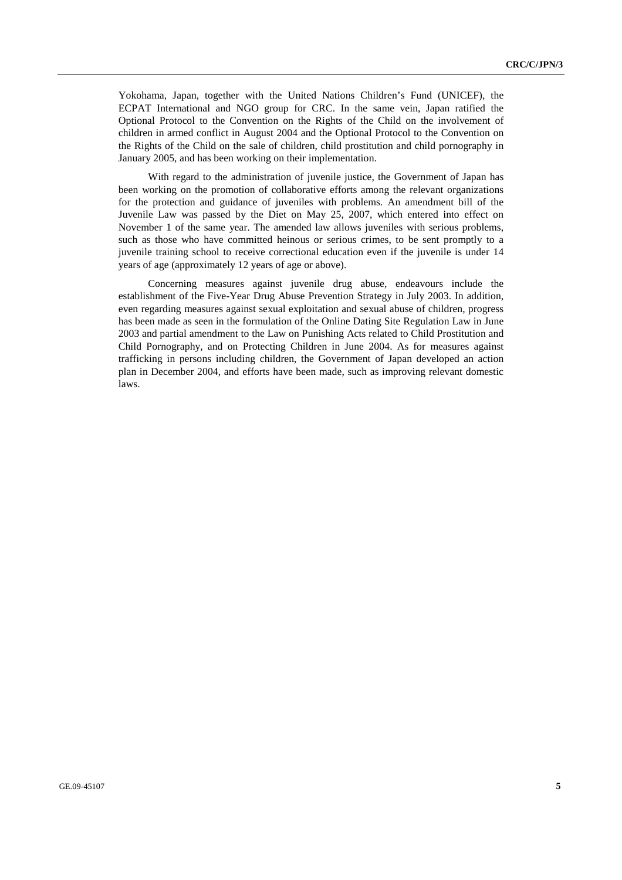Yokohama, Japan, together with the United Nations Children's Fund (UNICEF), the ECPAT International and NGO group for CRC. In the same vein, Japan ratified the Optional Protocol to the Convention on the Rights of the Child on the involvement of children in armed conflict in August 2004 and the Optional Protocol to the Convention on the Rights of the Child on the sale of children, child prostitution and child pornography in January 2005, and has been working on their implementation.

With regard to the administration of juvenile justice, the Government of Japan has been working on the promotion of collaborative efforts among the relevant organizations for the protection and guidance of juveniles with problems. An amendment bill of the Juvenile Law was passed by the Diet on May 25, 2007, which entered into effect on November 1 of the same year. The amended law allows juveniles with serious problems, such as those who have committed heinous or serious crimes, to be sent promptly to a juvenile training school to receive correctional education even if the juvenile is under 14 years of age (approximately 12 years of age or above).

Concerning measures against juvenile drug abuse, endeavours include the establishment of the Five-Year Drug Abuse Prevention Strategy in July 2003. In addition, even regarding measures against sexual exploitation and sexual abuse of children, progress has been made as seen in the formulation of the Online Dating Site Regulation Law in June 2003 and partial amendment to the Law on Punishing Acts related to Child Prostitution and Child Pornography, and on Protecting Children in June 2004. As for measures against trafficking in persons including children, the Government of Japan developed an action plan in December 2004, and efforts have been made, such as improving relevant domestic laws.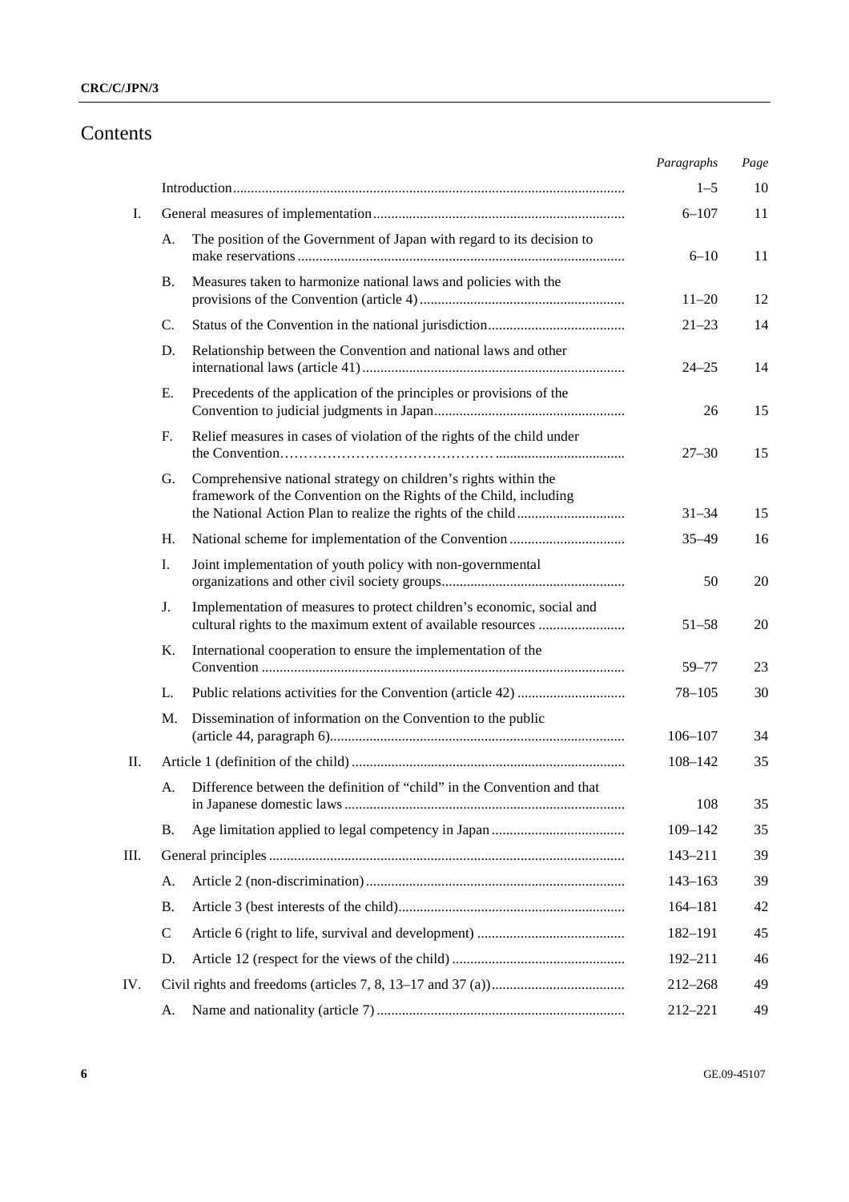# Contents

| | | | Paragraphs | Page |
|---|---|---|---|---|
| | | Introduction | 1–5 | 10 |
| I. | | General measures of implementation | 6–107 | 11 |
| | A. | The position of the Government of Japan with regard to its decision to make reservations | 6–10 | 11 |
| | B. | Measures taken to harmonize national laws and policies with the provisions of the Convention (article 4) | 11–20 | 12 |
| | C. | Status of the Convention in the national jurisdiction | 21–23 | 14 |
| | D. | Relationship between the Convention and national laws and other international laws (article 41) | 24–25 | 14 |
| | E. | Precedents of the application of the principles or provisions of the Convention to judicial judgments in Japan | 26 | 15 |
| | F. | Relief measures in cases of violation of the rights of the child under the Convention | 27–30 | 15 |
| | G. | Comprehensive national strategy on children's rights within the framework of the Convention on the Rights of the Child, including the National Action Plan to realize the rights of the child | 31–34 | 15 |
| | H. | National scheme for implementation of the Convention | 35–49 | 16 |
| | I. | Joint implementation of youth policy with non-governmental organizations and other civil society groups | 50 | 20 |
| | J. | Implementation of measures to protect children's economic, social and cultural rights to the maximum extent of available resources | 51–58 | 20 |
| | K. | International cooperation to ensure the implementation of the Convention | 59–77 | 23 |
| | L. | Public relations activities for the Convention (article 42) | 78–105 | 30 |
| | M. | Dissemination of information on the Convention to the public (article 44, paragraph 6) | 106–107 | 34 |
| II. | | Article 1 (definition of the child) | 108–142 | 35 |
| | A. | Difference between the definition of "child" in the Convention and that in Japanese domestic laws | 108 | 35 |
| | B. | Age limitation applied to legal competency in Japan | 109–142 | 35 |
| III. | | General principles | 143–211 | 39 |
| | A. | Article 2 (non-discrimination) | 143–163 | 39 |
| | B. | Article 3 (best interests of the child) | 164–181 | 42 |
| | C | Article 6 (right to life, survival and development) | 182–191 | 45 |
| | D. | Article 12 (respect for the views of the child) | 192–211 | 46 |
| IV. | | Civil rights and freedoms (articles 7, 8, 13–17 and 37 (a)) | 212–268 | 49 |
| | A. | Name and nationality (article 7) | 212–221 | 49 |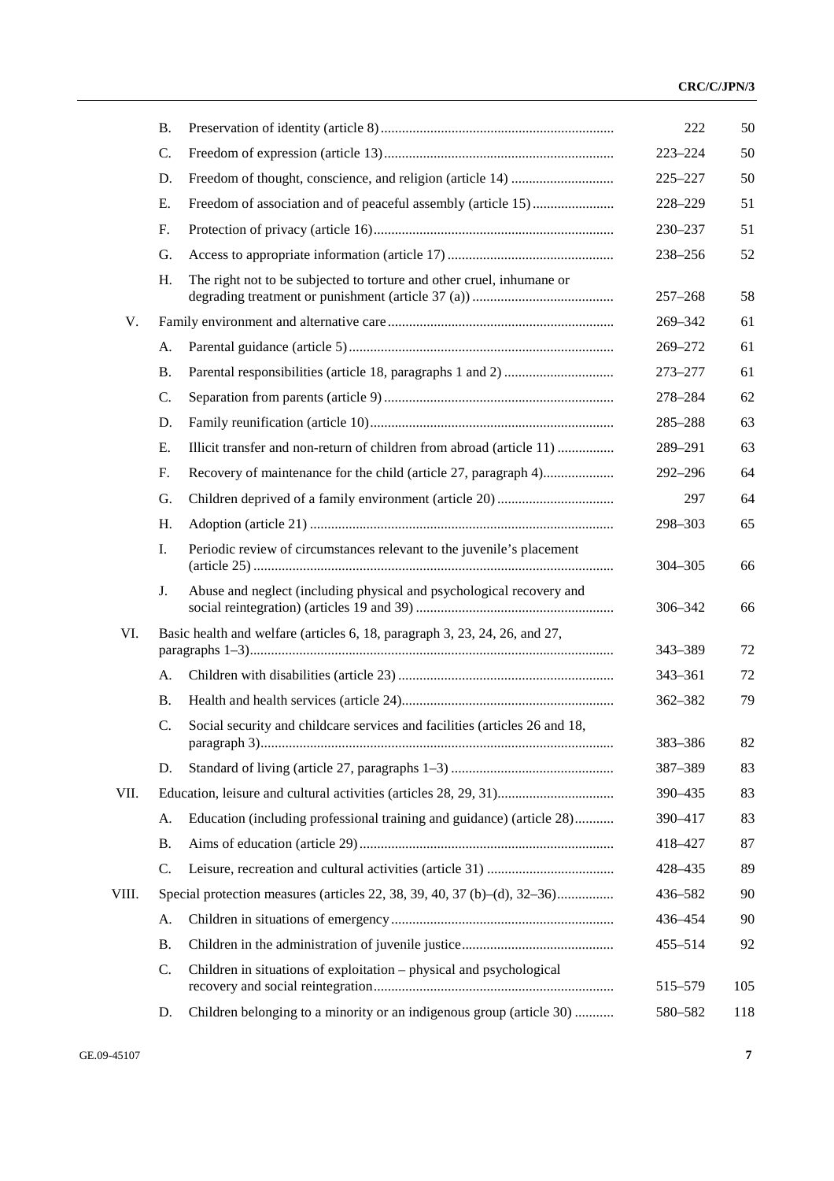| | | | Paragraphs | Page |
|---|---|---|---|---|
| | B. | Preservation of identity (article 8) | 222 | 50 |
| | C. | Freedom of expression (article 13) | 223–224 | 50 |
| | D. | Freedom of thought, conscience, and religion (article 14) | 225–227 | 50 |
| | E. | Freedom of association and of peaceful assembly (article 15) | 228–229 | 51 |
| | F. | Protection of privacy (article 16) | 230–237 | 51 |
| | G. | Access to appropriate information (article 17) | 238–256 | 52 |
| | H. | The right not to be subjected to torture and other cruel, inhumane or degrading treatment or punishment (article 37 (a)) | 257–268 | 58 |
| V. | | Family environment and alternative care | 269–342 | 61 |
| | A. | Parental guidance (article 5) | 269–272 | 61 |
| | B. | Parental responsibilities (article 18, paragraphs 1 and 2) | 273–277 | 61 |
| | C. | Separation from parents (article 9) | 278–284 | 62 |
| | D. | Family reunification (article 10) | 285–288 | 63 |
| | E. | Illicit transfer and non-return of children from abroad (article 11) | 289–291 | 63 |
| | F. | Recovery of maintenance for the child (article 27, paragraph 4) | 292–296 | 64 |
| | G. | Children deprived of a family environment (article 20) | 297 | 64 |
| | H. | Adoption (article 21) | 298–303 | 65 |
| | I. | Periodic review of circumstances relevant to the juvenile's placement (article 25) | 304–305 | 66 |
| | J. | Abuse and neglect (including physical and psychological recovery and social reintegration) (articles 19 and 39) | 306–342 | 66 |
| VI. | | Basic health and welfare (articles 6, 18, paragraph 3, 23, 24, 26, and 27, paragraphs 1–3) | 343–389 | 72 |
| | A. | Children with disabilities (article 23) | 343–361 | 72 |
| | B. | Health and health services (article 24) | 362–382 | 79 |
| | C. | Social security and childcare services and facilities (articles 26 and 18, paragraph 3) | 383–386 | 82 |
| | D. | Standard of living (article 27, paragraphs 1–3) | 387–389 | 83 |
| VII. | | Education, leisure and cultural activities (articles 28, 29, 31) | 390–435 | 83 |
| | A. | Education (including professional training and guidance) (article 28) | 390–417 | 83 |
| | B. | Aims of education (article 29) | 418–427 | 87 |
| | C. | Leisure, recreation and cultural activities (article 31) | 428–435 | 89 |
| VIII. | | Special protection measures (articles 22, 38, 39, 40, 37 (b)–(d), 32–36) | 436–582 | 90 |
| | A. | Children in situations of emergency | 436–454 | 90 |
| | B. | Children in the administration of juvenile justice | 455–514 | 92 |
| | C. | Children in situations of exploitation – physical and psychological recovery and social reintegration | 515–579 | 105 |
| | D. | Children belonging to a minority or an indigenous group (article 30) | 580–582 | 118 |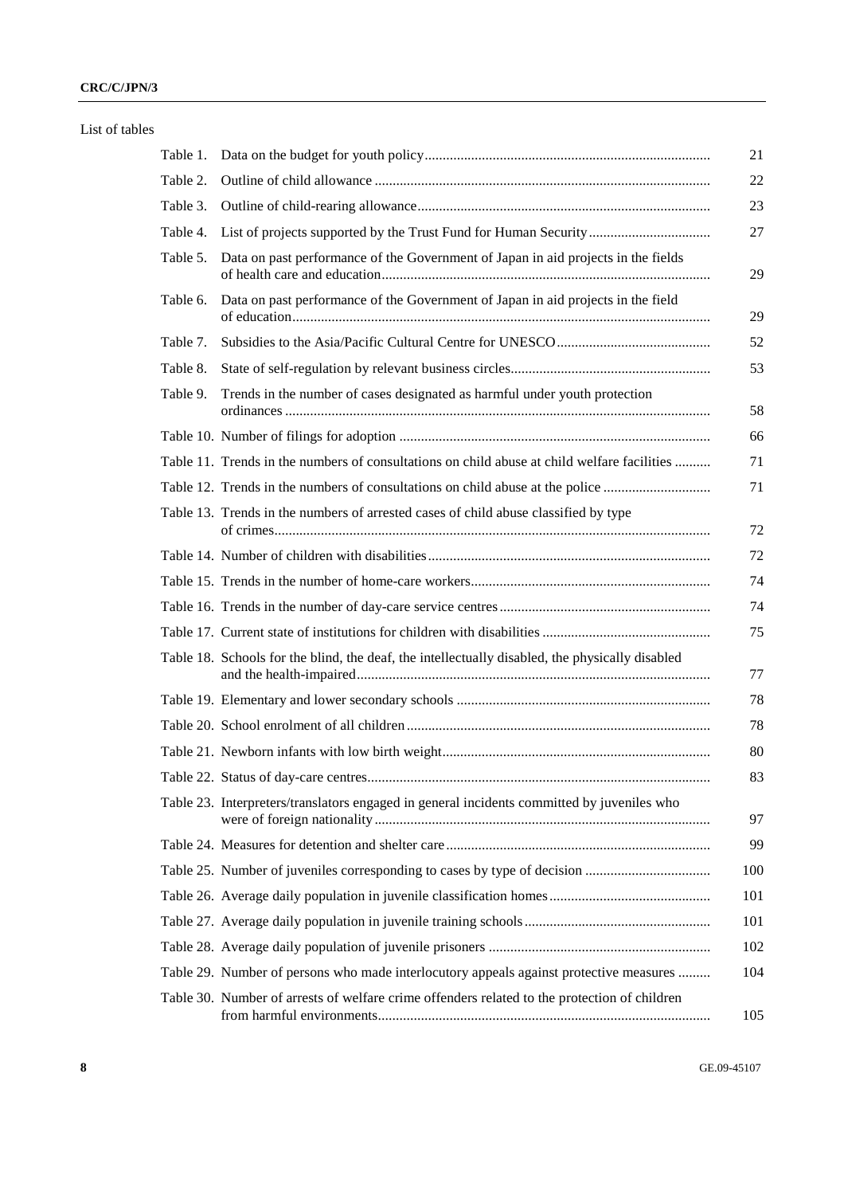List of tables

| | | |
|---|---|---|
| Table 1. | Data on the budget for youth policy | 21 |
| Table 2. | Outline of child allowance | 22 |
| Table 3. | Outline of child-rearing allowance | 23 |
| Table 4. | List of projects supported by the Trust Fund for Human Security | 27 |
| Table 5. | Data on past performance of the Government of Japan in aid projects in the fields of health care and education | 29 |
| Table 6. | Data on past performance of the Government of Japan in aid projects in the field of education | 29 |
| Table 7. | Subsidies to the Asia/Pacific Cultural Centre for UNESCO | 52 |
| Table 8. | State of self-regulation by relevant business circles | 53 |
| Table 9. | Trends in the number of cases designated as harmful under youth protection ordinances | 58 |
| Table 10. | Number of filings for adoption | 66 |
| Table 11. | Trends in the numbers of consultations on child abuse at child welfare facilities | 71 |
| Table 12. | Trends in the numbers of consultations on child abuse at the police | 71 |
| Table 13. | Trends in the numbers of arrested cases of child abuse classified by type of crimes | 72 |
| Table 14. | Number of children with disabilities | 72 |
| Table 15. | Trends in the number of home-care workers | 74 |
| Table 16. | Trends in the number of day-care service centres | 74 |
| Table 17. | Current state of institutions for children with disabilities | 75 |
| Table 18. | Schools for the blind, the deaf, the intellectually disabled, the physically disabled and the health-impaired | 77 |
| Table 19. | Elementary and lower secondary schools | 78 |
| Table 20. | School enrolment of all children | 78 |
| Table 21. | Newborn infants with low birth weight | 80 |
| Table 22. | Status of day-care centres | 83 |
| Table 23. | Interpreters/translators engaged in general incidents committed by juveniles who were of foreign nationality | 97 |
| Table 24. | Measures for detention and shelter care | 99 |
| Table 25. | Number of juveniles corresponding to cases by type of decision | 100 |
| Table 26. | Average daily population in juvenile classification homes | 101 |
| Table 27. | Average daily population in juvenile training schools | 101 |
| Table 28. | Average daily population of juvenile prisoners | 102 |
| Table 29. | Number of persons who made interlocutory appeals against protective measures | 104 |
| Table 30. | Number of arrests of welfare crime offenders related to the protection of children from harmful environments | 105 |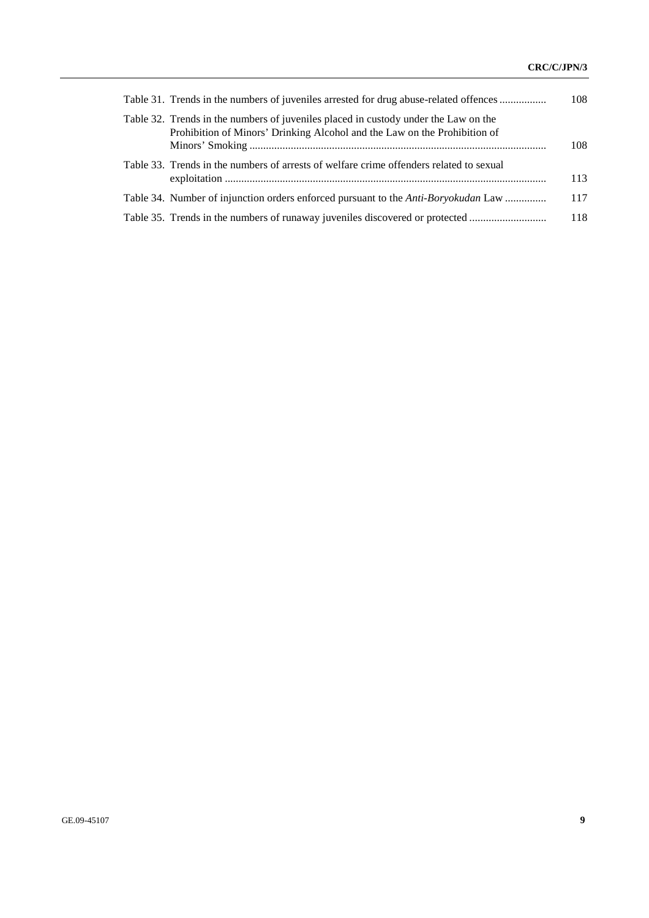| | |
|---|---|
| Table 31. Trends in the numbers of juveniles arrested for drug abuse-related offences | 108 |
| Table 32. Trends in the numbers of juveniles placed in custody under the Law on the Prohibition of Minors' Drinking Alcohol and the Law on the Prohibition of Minors' Smoking | 108 |
| Table 33. Trends in the numbers of arrests of welfare crime offenders related to sexual exploitation | 113 |
| Table 34. Number of injunction orders enforced pursuant to the *Anti-Boryokudan* Law | 117 |
| Table 35. Trends in the numbers of runaway juveniles discovered or protected | 118 |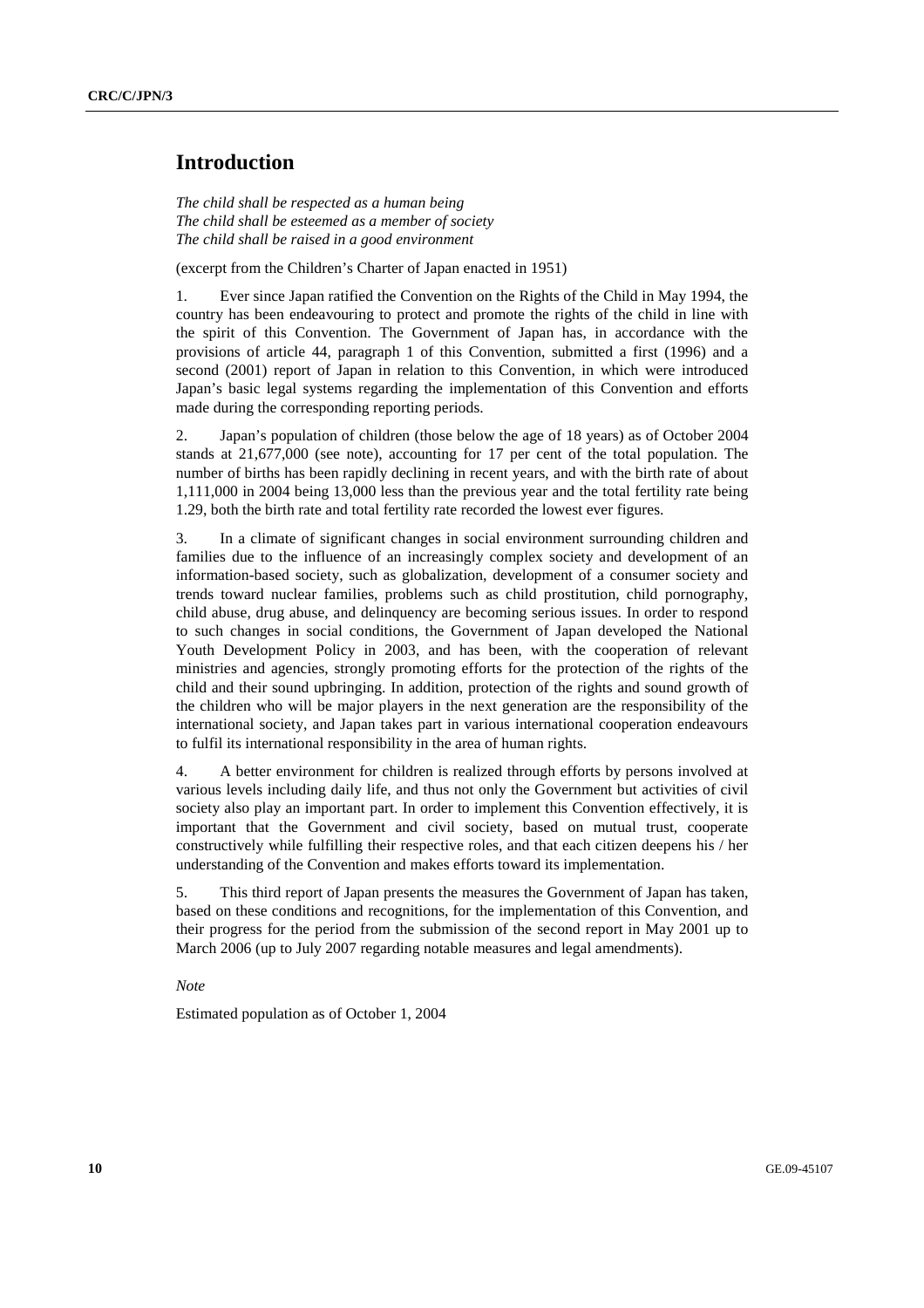# Introduction

*The child shall be respected as a human being*
*The child shall be esteemed as a member of society*
*The child shall be raised in a good environment*

(excerpt from the Children's Charter of Japan enacted in 1951)

1. Ever since Japan ratified the Convention on the Rights of the Child in May 1994, the country has been endeavouring to protect and promote the rights of the child in line with the spirit of this Convention. The Government of Japan has, in accordance with the provisions of article 44, paragraph 1 of this Convention, submitted a first (1996) and a second (2001) report of Japan in relation to this Convention, in which were introduced Japan's basic legal systems regarding the implementation of this Convention and efforts made during the corresponding reporting periods.

2. Japan's population of children (those below the age of 18 years) as of October 2004 stands at 21,677,000 (see note), accounting for 17 per cent of the total population. The number of births has been rapidly declining in recent years, and with the birth rate of about 1,111,000 in 2004 being 13,000 less than the previous year and the total fertility rate being 1.29, both the birth rate and total fertility rate recorded the lowest ever figures.

3. In a climate of significant changes in social environment surrounding children and families due to the influence of an increasingly complex society and development of an information-based society, such as globalization, development of a consumer society and trends toward nuclear families, problems such as child prostitution, child pornography, child abuse, drug abuse, and delinquency are becoming serious issues. In order to respond to such changes in social conditions, the Government of Japan developed the National Youth Development Policy in 2003, and has been, with the cooperation of relevant ministries and agencies, strongly promoting efforts for the protection of the rights of the child and their sound upbringing. In addition, protection of the rights and sound growth of the children who will be major players in the next generation are the responsibility of the international society, and Japan takes part in various international cooperation endeavours to fulfil its international responsibility in the area of human rights.

4. A better environment for children is realized through efforts by persons involved at various levels including daily life, and thus not only the Government but activities of civil society also play an important part. In order to implement this Convention effectively, it is important that the Government and civil society, based on mutual trust, cooperate constructively while fulfilling their respective roles, and that each citizen deepens his / her understanding of the Convention and makes efforts toward its implementation.

5. This third report of Japan presents the measures the Government of Japan has taken, based on these conditions and recognitions, for the implementation of this Convention, and their progress for the period from the submission of the second report in May 2001 up to March 2006 (up to July 2007 regarding notable measures and legal amendments).

*Note*

Estimated population as of October 1, 2004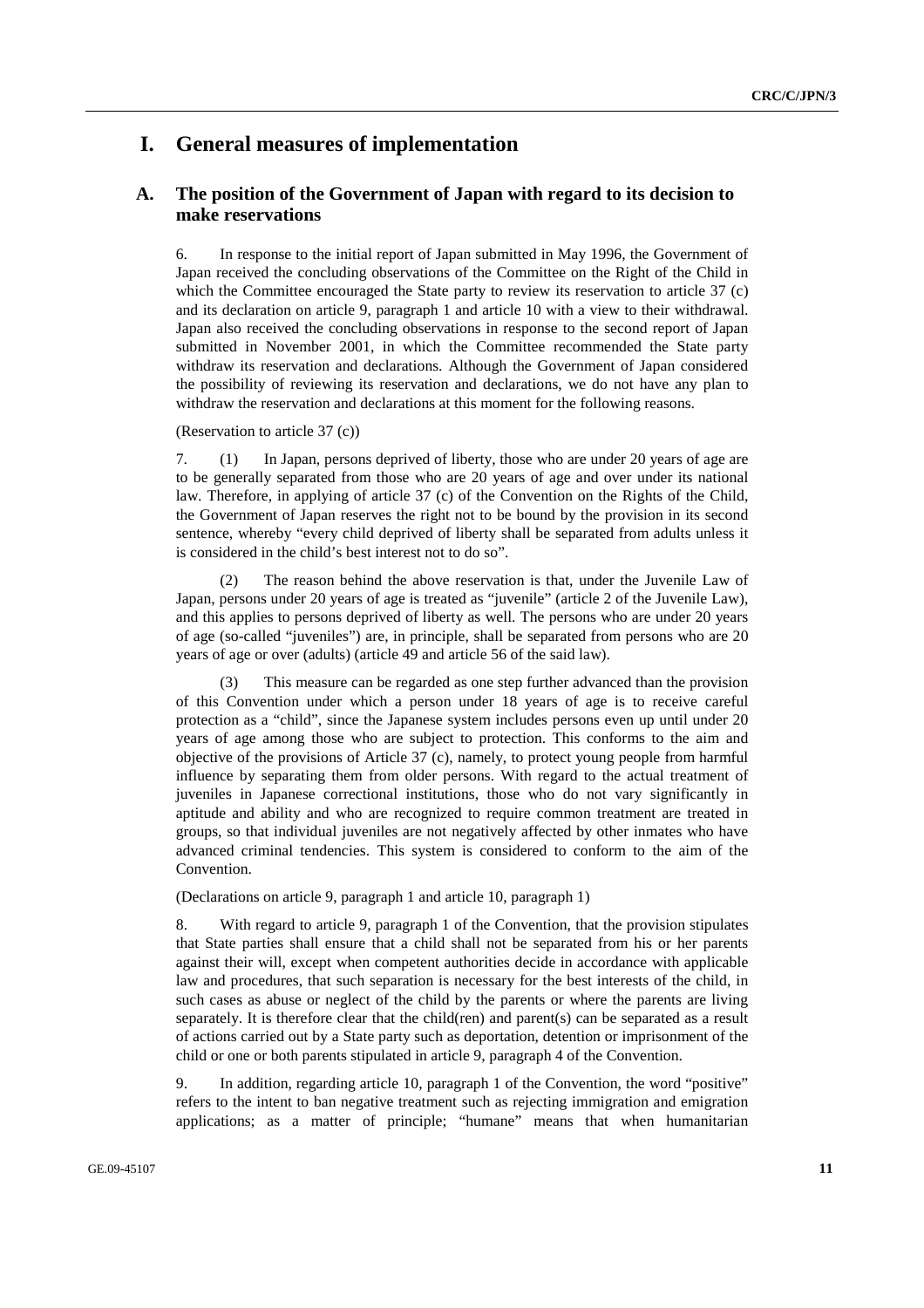# I. General measures of implementation

## A. The position of the Government of Japan with regard to its decision to make reservations

6. In response to the initial report of Japan submitted in May 1996, the Government of Japan received the concluding observations of the Committee on the Right of the Child in which the Committee encouraged the State party to review its reservation to article 37 (c) and its declaration on article 9, paragraph 1 and article 10 with a view to their withdrawal. Japan also received the concluding observations in response to the second report of Japan submitted in November 2001, in which the Committee recommended the State party withdraw its reservation and declarations. Although the Government of Japan considered the possibility of reviewing its reservation and declarations, we do not have any plan to withdraw the reservation and declarations at this moment for the following reasons.

(Reservation to article 37 (c))

7. (1) In Japan, persons deprived of liberty, those who are under 20 years of age are to be generally separated from those who are 20 years of age and over under its national law. Therefore, in applying of article 37 (c) of the Convention on the Rights of the Child, the Government of Japan reserves the right not to be bound by the provision in its second sentence, whereby "every child deprived of liberty shall be separated from adults unless it is considered in the child's best interest not to do so".

(2) The reason behind the above reservation is that, under the Juvenile Law of Japan, persons under 20 years of age is treated as "juvenile" (article 2 of the Juvenile Law), and this applies to persons deprived of liberty as well. The persons who are under 20 years of age (so-called "juveniles") are, in principle, shall be separated from persons who are 20 years of age or over (adults) (article 49 and article 56 of the said law).

(3) This measure can be regarded as one step further advanced than the provision of this Convention under which a person under 18 years of age is to receive careful protection as a "child", since the Japanese system includes persons even up until under 20 years of age among those who are subject to protection. This conforms to the aim and objective of the provisions of Article 37 (c), namely, to protect young people from harmful influence by separating them from older persons. With regard to the actual treatment of juveniles in Japanese correctional institutions, those who do not vary significantly in aptitude and ability and who are recognized to require common treatment are treated in groups, so that individual juveniles are not negatively affected by other inmates who have advanced criminal tendencies. This system is considered to conform to the aim of the Convention.

(Declarations on article 9, paragraph 1 and article 10, paragraph 1)

8. With regard to article 9, paragraph 1 of the Convention, that the provision stipulates that State parties shall ensure that a child shall not be separated from his or her parents against their will, except when competent authorities decide in accordance with applicable law and procedures, that such separation is necessary for the best interests of the child, in such cases as abuse or neglect of the child by the parents or where the parents are living separately. It is therefore clear that the child(ren) and parent(s) can be separated as a result of actions carried out by a State party such as deportation, detention or imprisonment of the child or one or both parents stipulated in article 9, paragraph 4 of the Convention.

9. In addition, regarding article 10, paragraph 1 of the Convention, the word "positive" refers to the intent to ban negative treatment such as rejecting immigration and emigration applications; as a matter of principle; "humane" means that when humanitarian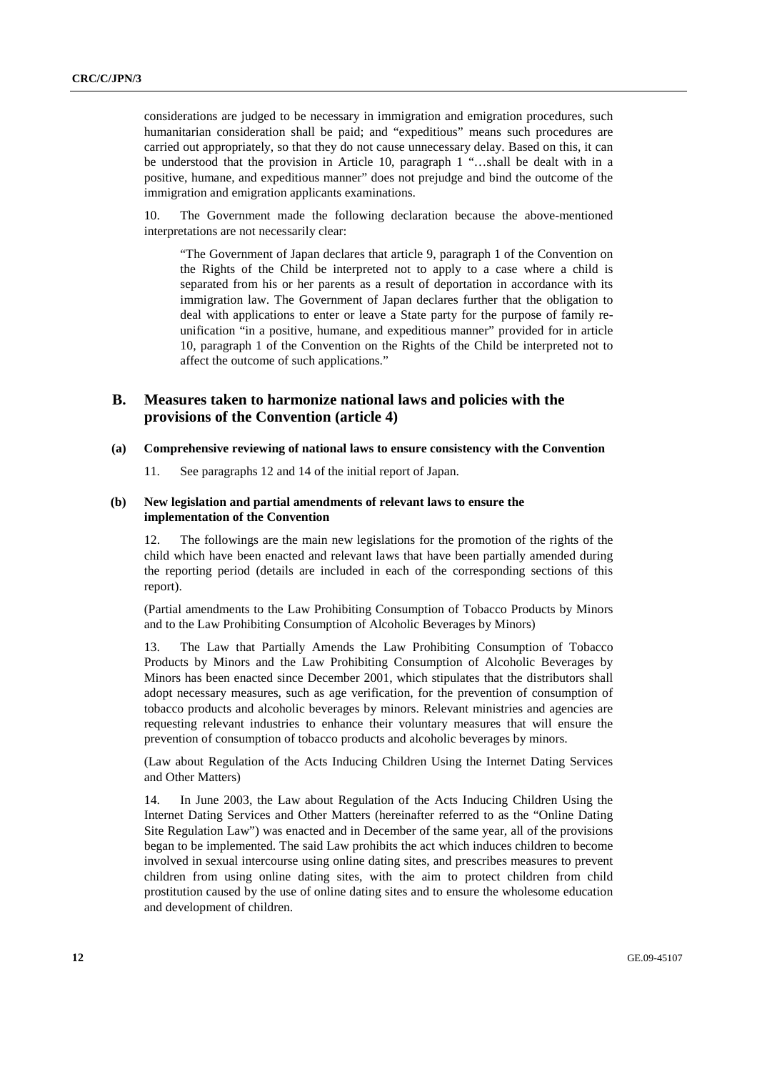considerations are judged to be necessary in immigration and emigration procedures, such humanitarian consideration shall be paid; and "expeditious" means such procedures are carried out appropriately, so that they do not cause unnecessary delay. Based on this, it can be understood that the provision in Article 10, paragraph 1 "…shall be dealt with in a positive, humane, and expeditious manner" does not prejudge and bind the outcome of the immigration and emigration applicants examinations.

10. The Government made the following declaration because the above-mentioned interpretations are not necessarily clear:

> "The Government of Japan declares that article 9, paragraph 1 of the Convention on the Rights of the Child be interpreted not to apply to a case where a child is separated from his or her parents as a result of deportation in accordance with its immigration law. The Government of Japan declares further that the obligation to deal with applications to enter or leave a State party for the purpose of family re-unification "in a positive, humane, and expeditious manner" provided for in article 10, paragraph 1 of the Convention on the Rights of the Child be interpreted not to affect the outcome of such applications."

## B. Measures taken to harmonize national laws and policies with the provisions of the Convention (article 4)

### (a) Comprehensive reviewing of national laws to ensure consistency with the Convention

11. See paragraphs 12 and 14 of the initial report of Japan.

### (b) New legislation and partial amendments of relevant laws to ensure the implementation of the Convention

12. The followings are the main new legislations for the promotion of the rights of the child which have been enacted and relevant laws that have been partially amended during the reporting period (details are included in each of the corresponding sections of this report).

(Partial amendments to the Law Prohibiting Consumption of Tobacco Products by Minors and to the Law Prohibiting Consumption of Alcoholic Beverages by Minors)

13. The Law that Partially Amends the Law Prohibiting Consumption of Tobacco Products by Minors and the Law Prohibiting Consumption of Alcoholic Beverages by Minors has been enacted since December 2001, which stipulates that the distributors shall adopt necessary measures, such as age verification, for the prevention of consumption of tobacco products and alcoholic beverages by minors. Relevant ministries and agencies are requesting relevant industries to enhance their voluntary measures that will ensure the prevention of consumption of tobacco products and alcoholic beverages by minors.

(Law about Regulation of the Acts Inducing Children Using the Internet Dating Services and Other Matters)

14. In June 2003, the Law about Regulation of the Acts Inducing Children Using the Internet Dating Services and Other Matters (hereinafter referred to as the "Online Dating Site Regulation Law") was enacted and in December of the same year, all of the provisions began to be implemented. The said Law prohibits the act which induces children to become involved in sexual intercourse using online dating sites, and prescribes measures to prevent children from using online dating sites, with the aim to protect children from child prostitution caused by the use of online dating sites and to ensure the wholesome education and development of children.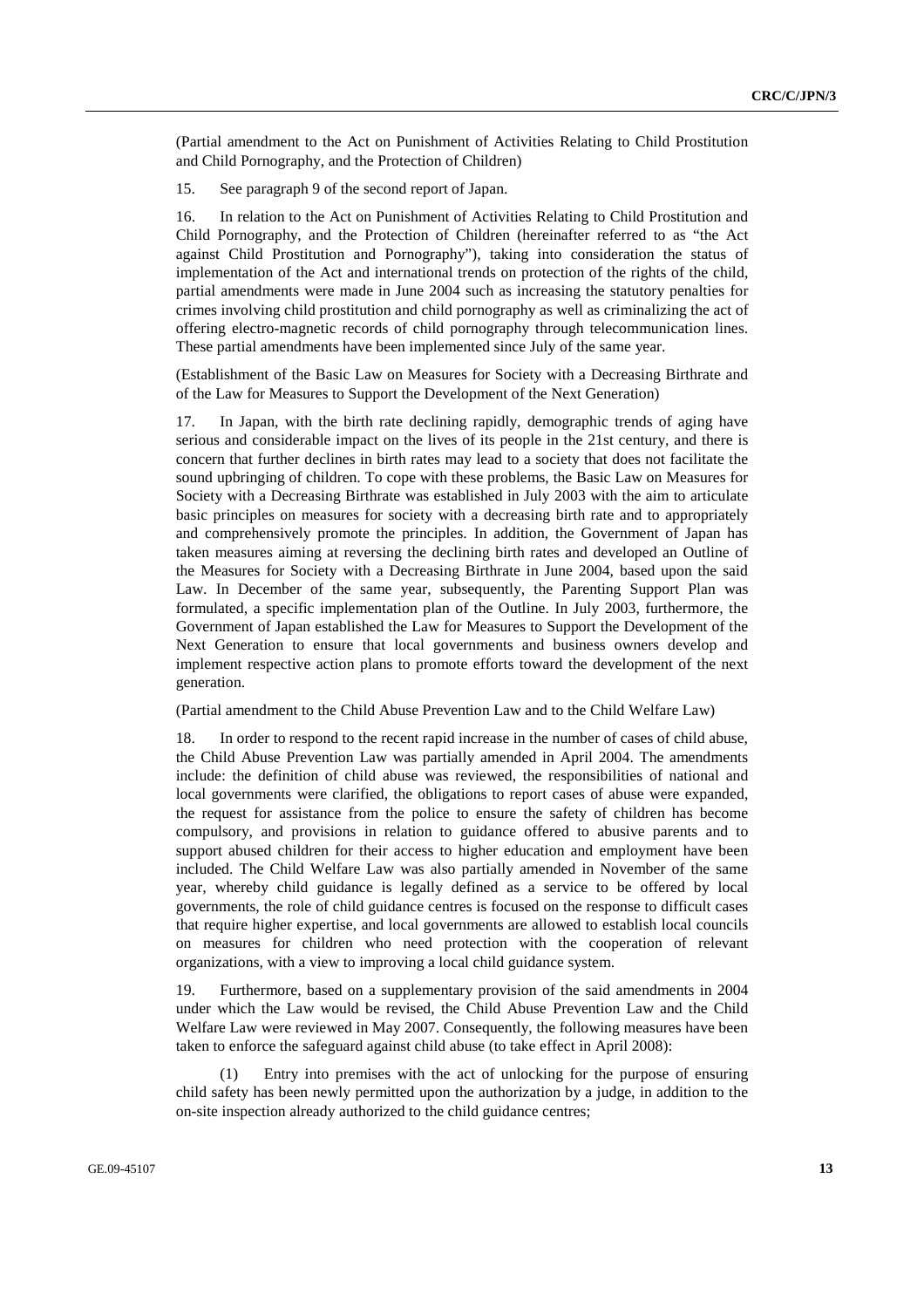(Partial amendment to the Act on Punishment of Activities Relating to Child Prostitution and Child Pornography, and the Protection of Children)

15. See paragraph 9 of the second report of Japan.

16. In relation to the Act on Punishment of Activities Relating to Child Prostitution and Child Pornography, and the Protection of Children (hereinafter referred to as "the Act against Child Prostitution and Pornography"), taking into consideration the status of implementation of the Act and international trends on protection of the rights of the child, partial amendments were made in June 2004 such as increasing the statutory penalties for crimes involving child prostitution and child pornography as well as criminalizing the act of offering electro-magnetic records of child pornography through telecommunication lines. These partial amendments have been implemented since July of the same year.

(Establishment of the Basic Law on Measures for Society with a Decreasing Birthrate and of the Law for Measures to Support the Development of the Next Generation)

17. In Japan, with the birth rate declining rapidly, demographic trends of aging have serious and considerable impact on the lives of its people in the 21st century, and there is concern that further declines in birth rates may lead to a society that does not facilitate the sound upbringing of children. To cope with these problems, the Basic Law on Measures for Society with a Decreasing Birthrate was established in July 2003 with the aim to articulate basic principles on measures for society with a decreasing birth rate and to appropriately and comprehensively promote the principles. In addition, the Government of Japan has taken measures aiming at reversing the declining birth rates and developed an Outline of the Measures for Society with a Decreasing Birthrate in June 2004, based upon the said Law. In December of the same year, subsequently, the Parenting Support Plan was formulated, a specific implementation plan of the Outline. In July 2003, furthermore, the Government of Japan established the Law for Measures to Support the Development of the Next Generation to ensure that local governments and business owners develop and implement respective action plans to promote efforts toward the development of the next generation.

(Partial amendment to the Child Abuse Prevention Law and to the Child Welfare Law)

18. In order to respond to the recent rapid increase in the number of cases of child abuse, the Child Abuse Prevention Law was partially amended in April 2004. The amendments include: the definition of child abuse was reviewed, the responsibilities of national and local governments were clarified, the obligations to report cases of abuse were expanded, the request for assistance from the police to ensure the safety of children has become compulsory, and provisions in relation to guidance offered to abusive parents and to support abused children for their access to higher education and employment have been included. The Child Welfare Law was also partially amended in November of the same year, whereby child guidance is legally defined as a service to be offered by local governments, the role of child guidance centres is focused on the response to difficult cases that require higher expertise, and local governments are allowed to establish local councils on measures for children who need protection with the cooperation of relevant organizations, with a view to improving a local child guidance system.

19. Furthermore, based on a supplementary provision of the said amendments in 2004 under which the Law would be revised, the Child Abuse Prevention Law and the Child Welfare Law were reviewed in May 2007. Consequently, the following measures have been taken to enforce the safeguard against child abuse (to take effect in April 2008):

(1) Entry into premises with the act of unlocking for the purpose of ensuring child safety has been newly permitted upon the authorization by a judge, in addition to the on-site inspection already authorized to the child guidance centres;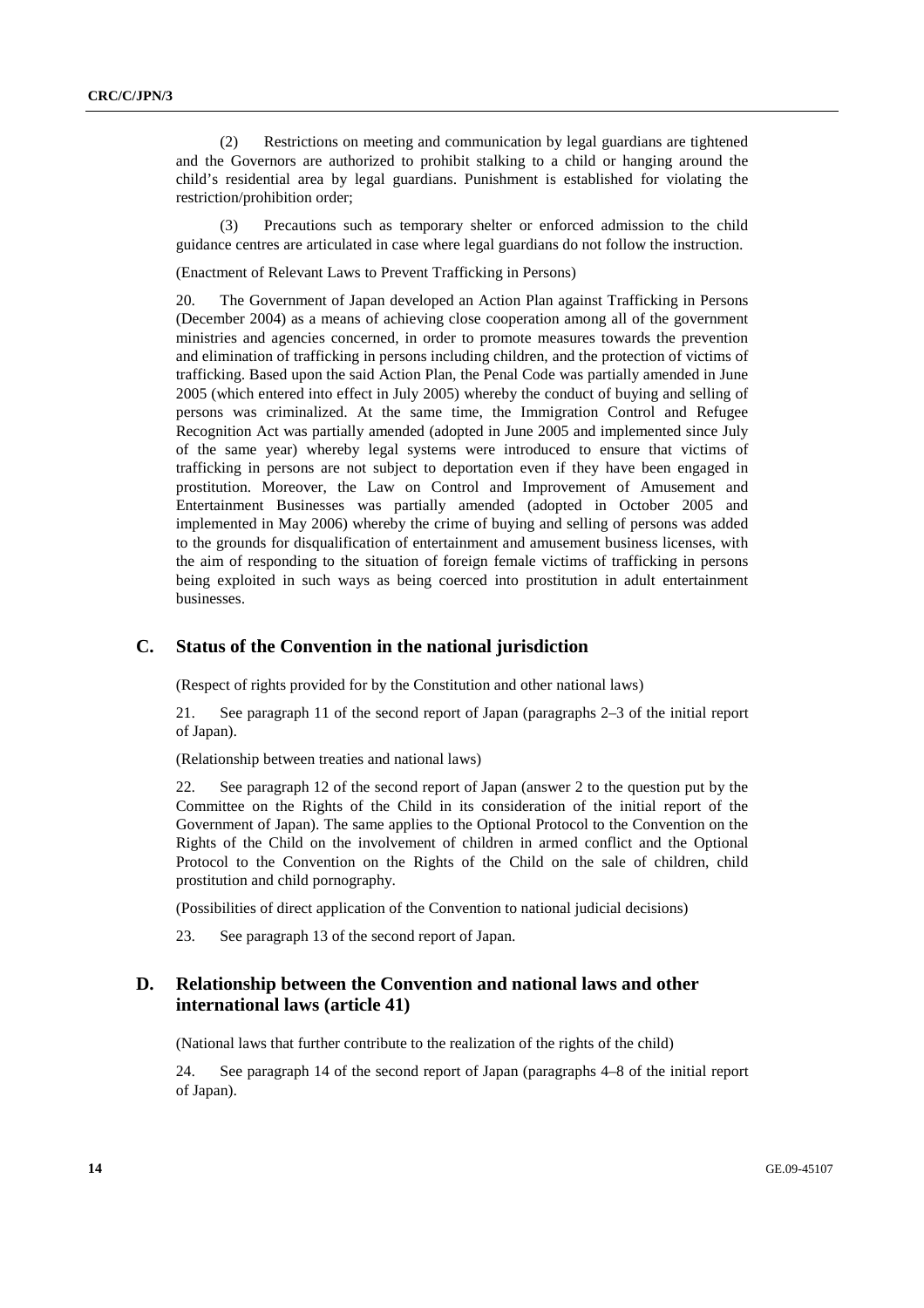(2) Restrictions on meeting and communication by legal guardians are tightened and the Governors are authorized to prohibit stalking to a child or hanging around the child's residential area by legal guardians. Punishment is established for violating the restriction/prohibition order;

(3) Precautions such as temporary shelter or enforced admission to the child guidance centres are articulated in case where legal guardians do not follow the instruction.

(Enactment of Relevant Laws to Prevent Trafficking in Persons)

20. The Government of Japan developed an Action Plan against Trafficking in Persons (December 2004) as a means of achieving close cooperation among all of the government ministries and agencies concerned, in order to promote measures towards the prevention and elimination of trafficking in persons including children, and the protection of victims of trafficking. Based upon the said Action Plan, the Penal Code was partially amended in June 2005 (which entered into effect in July 2005) whereby the conduct of buying and selling of persons was criminalized. At the same time, the Immigration Control and Refugee Recognition Act was partially amended (adopted in June 2005 and implemented since July of the same year) whereby legal systems were introduced to ensure that victims of trafficking in persons are not subject to deportation even if they have been engaged in prostitution. Moreover, the Law on Control and Improvement of Amusement and Entertainment Businesses was partially amended (adopted in October 2005 and implemented in May 2006) whereby the crime of buying and selling of persons was added to the grounds for disqualification of entertainment and amusement business licenses, with the aim of responding to the situation of foreign female victims of trafficking in persons being exploited in such ways as being coerced into prostitution in adult entertainment businesses.

## C. Status of the Convention in the national jurisdiction

(Respect of rights provided for by the Constitution and other national laws)

21. See paragraph 11 of the second report of Japan (paragraphs 2–3 of the initial report of Japan).

(Relationship between treaties and national laws)

22. See paragraph 12 of the second report of Japan (answer 2 to the question put by the Committee on the Rights of the Child in its consideration of the initial report of the Government of Japan). The same applies to the Optional Protocol to the Convention on the Rights of the Child on the involvement of children in armed conflict and the Optional Protocol to the Convention on the Rights of the Child on the sale of children, child prostitution and child pornography.

(Possibilities of direct application of the Convention to national judicial decisions)

23. See paragraph 13 of the second report of Japan.

## D. Relationship between the Convention and national laws and other international laws (article 41)

(National laws that further contribute to the realization of the rights of the child)

24. See paragraph 14 of the second report of Japan (paragraphs 4–8 of the initial report of Japan).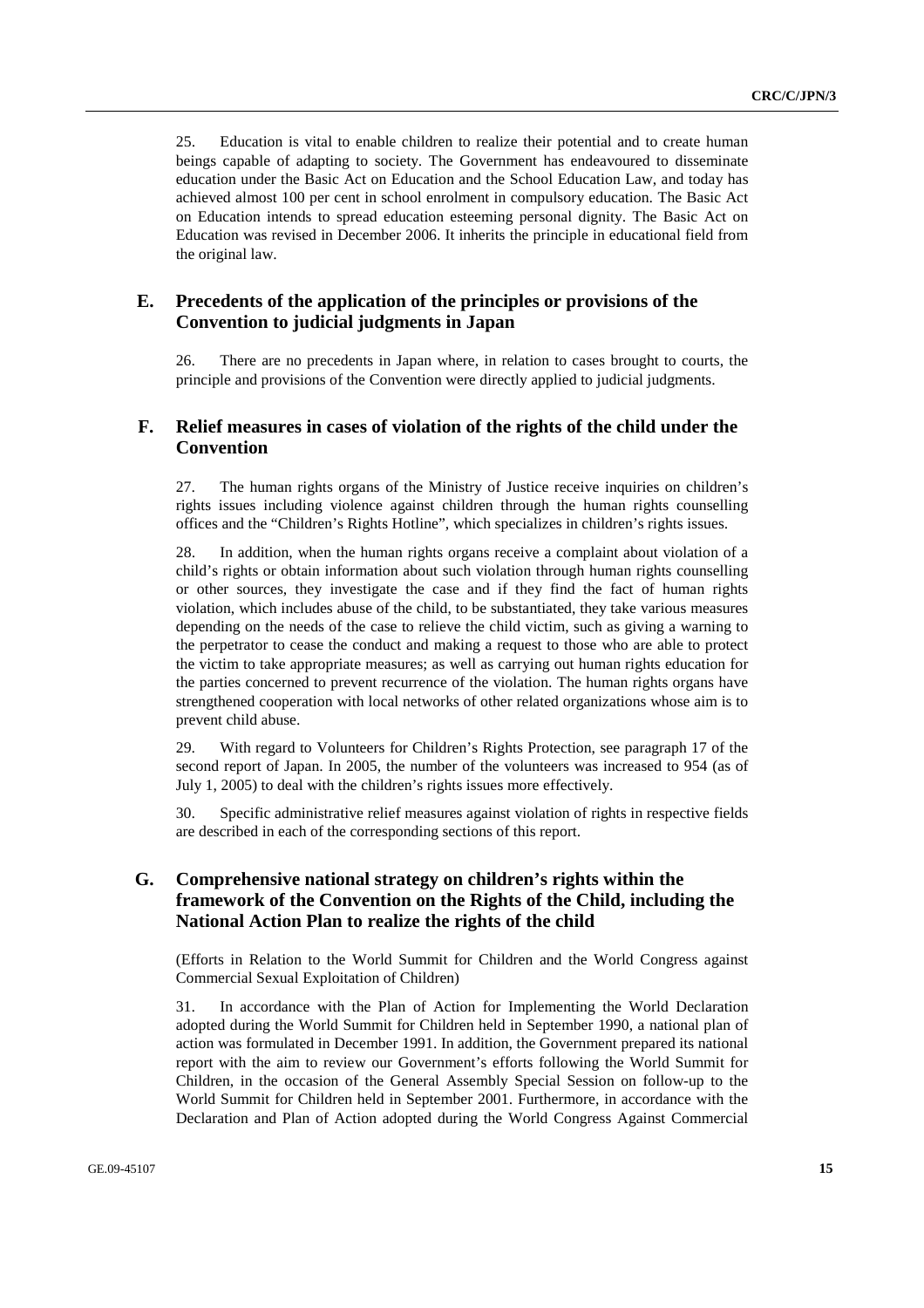25. Education is vital to enable children to realize their potential and to create human beings capable of adapting to society. The Government has endeavoured to disseminate education under the Basic Act on Education and the School Education Law, and today has achieved almost 100 per cent in school enrolment in compulsory education. The Basic Act on Education intends to spread education esteeming personal dignity. The Basic Act on Education was revised in December 2006. It inherits the principle in educational field from the original law.

## E. Precedents of the application of the principles or provisions of the Convention to judicial judgments in Japan

26. There are no precedents in Japan where, in relation to cases brought to courts, the principle and provisions of the Convention were directly applied to judicial judgments.

## F. Relief measures in cases of violation of the rights of the child under the Convention

27. The human rights organs of the Ministry of Justice receive inquiries on children's rights issues including violence against children through the human rights counselling offices and the "Children's Rights Hotline", which specializes in children's rights issues.

28. In addition, when the human rights organs receive a complaint about violation of a child's rights or obtain information about such violation through human rights counselling or other sources, they investigate the case and if they find the fact of human rights violation, which includes abuse of the child, to be substantiated, they take various measures depending on the needs of the case to relieve the child victim, such as giving a warning to the perpetrator to cease the conduct and making a request to those who are able to protect the victim to take appropriate measures; as well as carrying out human rights education for the parties concerned to prevent recurrence of the violation. The human rights organs have strengthened cooperation with local networks of other related organizations whose aim is to prevent child abuse.

29. With regard to Volunteers for Children's Rights Protection, see paragraph 17 of the second report of Japan. In 2005, the number of the volunteers was increased to 954 (as of July 1, 2005) to deal with the children's rights issues more effectively.

30. Specific administrative relief measures against violation of rights in respective fields are described in each of the corresponding sections of this report.

## G. Comprehensive national strategy on children's rights within the framework of the Convention on the Rights of the Child, including the National Action Plan to realize the rights of the child

(Efforts in Relation to the World Summit for Children and the World Congress against Commercial Sexual Exploitation of Children)

31. In accordance with the Plan of Action for Implementing the World Declaration adopted during the World Summit for Children held in September 1990, a national plan of action was formulated in December 1991. In addition, the Government prepared its national report with the aim to review our Government's efforts following the World Summit for Children, in the occasion of the General Assembly Special Session on follow-up to the World Summit for Children held in September 2001. Furthermore, in accordance with the Declaration and Plan of Action adopted during the World Congress Against Commercial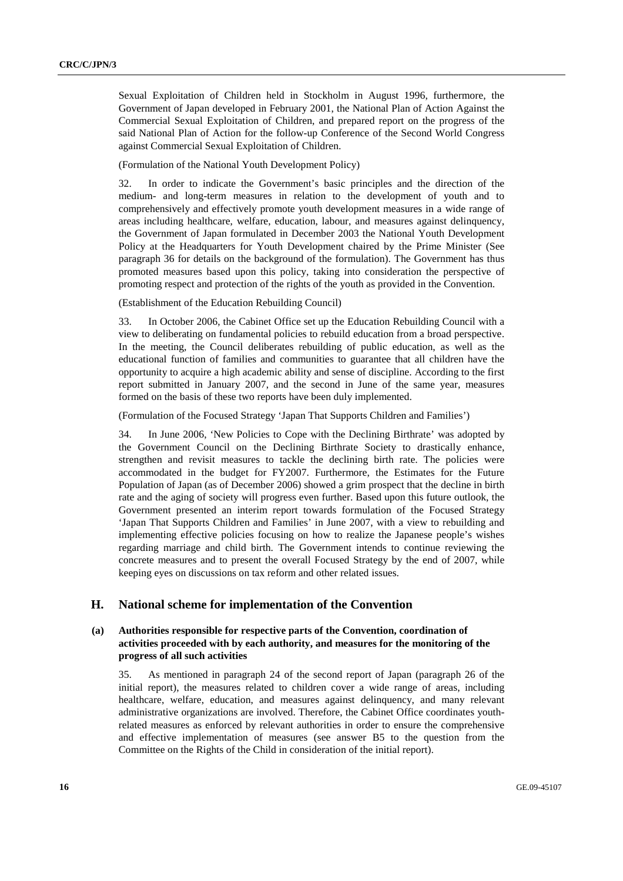Sexual Exploitation of Children held in Stockholm in August 1996, furthermore, the Government of Japan developed in February 2001, the National Plan of Action Against the Commercial Sexual Exploitation of Children, and prepared report on the progress of the said National Plan of Action for the follow-up Conference of the Second World Congress against Commercial Sexual Exploitation of Children.

(Formulation of the National Youth Development Policy)

32. In order to indicate the Government's basic principles and the direction of the medium- and long-term measures in relation to the development of youth and to comprehensively and effectively promote youth development measures in a wide range of areas including healthcare, welfare, education, labour, and measures against delinquency, the Government of Japan formulated in December 2003 the National Youth Development Policy at the Headquarters for Youth Development chaired by the Prime Minister (See paragraph 36 for details on the background of the formulation). The Government has thus promoted measures based upon this policy, taking into consideration the perspective of promoting respect and protection of the rights of the youth as provided in the Convention.

(Establishment of the Education Rebuilding Council)

33. In October 2006, the Cabinet Office set up the Education Rebuilding Council with a view to deliberating on fundamental policies to rebuild education from a broad perspective. In the meeting, the Council deliberates rebuilding of public education, as well as the educational function of families and communities to guarantee that all children have the opportunity to acquire a high academic ability and sense of discipline. According to the first report submitted in January 2007, and the second in June of the same year, measures formed on the basis of these two reports have been duly implemented.

(Formulation of the Focused Strategy 'Japan That Supports Children and Families')

34. In June 2006, 'New Policies to Cope with the Declining Birthrate' was adopted by the Government Council on the Declining Birthrate Society to drastically enhance, strengthen and revisit measures to tackle the declining birth rate. The policies were accommodated in the budget for FY2007. Furthermore, the Estimates for the Future Population of Japan (as of December 2006) showed a grim prospect that the decline in birth rate and the aging of society will progress even further. Based upon this future outlook, the Government presented an interim report towards formulation of the Focused Strategy 'Japan That Supports Children and Families' in June 2007, with a view to rebuilding and implementing effective policies focusing on how to realize the Japanese people's wishes regarding marriage and child birth. The Government intends to continue reviewing the concrete measures and to present the overall Focused Strategy by the end of 2007, while keeping eyes on discussions on tax reform and other related issues.

## H. National scheme for implementation of the Convention

### (a) Authorities responsible for respective parts of the Convention, coordination of activities proceeded with by each authority, and measures for the monitoring of the progress of all such activities

35. As mentioned in paragraph 24 of the second report of Japan (paragraph 26 of the initial report), the measures related to children cover a wide range of areas, including healthcare, welfare, education, and measures against delinquency, and many relevant administrative organizations are involved. Therefore, the Cabinet Office coordinates youth-related measures as enforced by relevant authorities in order to ensure the comprehensive and effective implementation of measures (see answer B5 to the question from the Committee on the Rights of the Child in consideration of the initial report).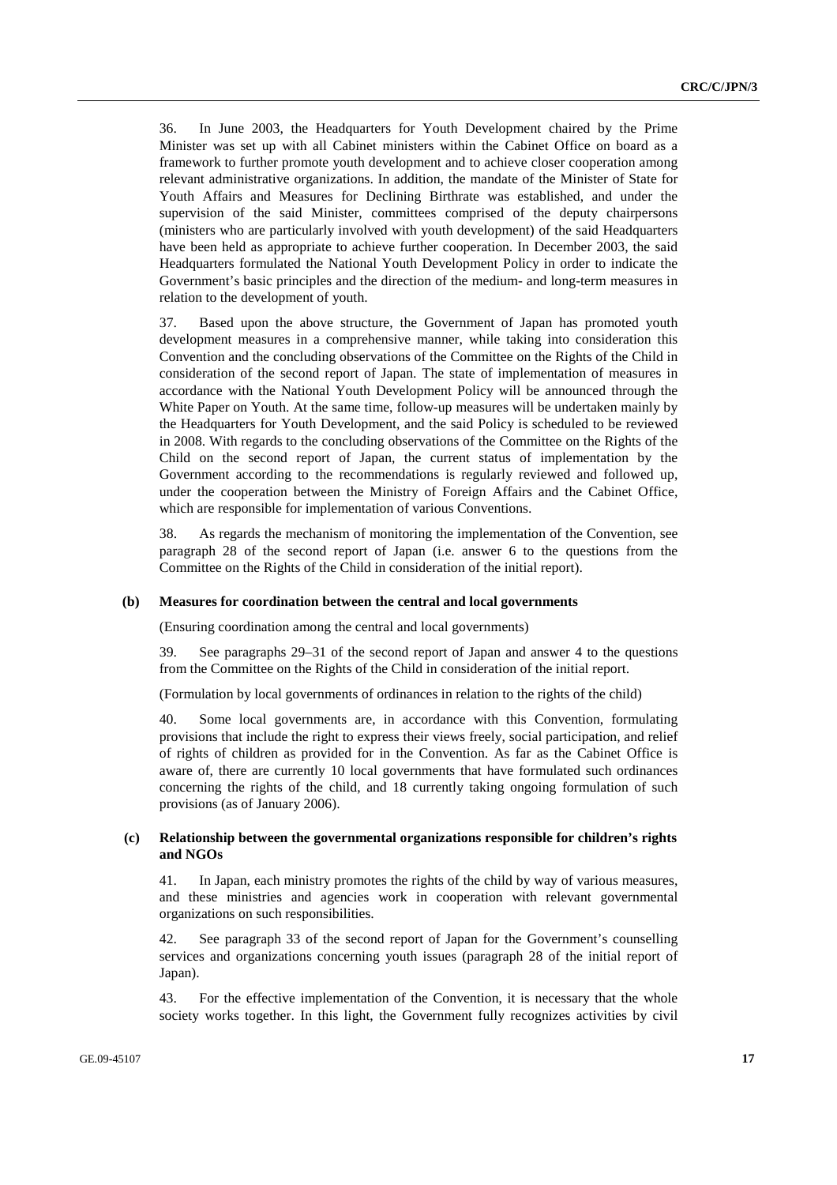36. In June 2003, the Headquarters for Youth Development chaired by the Prime Minister was set up with all Cabinet ministers within the Cabinet Office on board as a framework to further promote youth development and to achieve closer cooperation among relevant administrative organizations. In addition, the mandate of the Minister of State for Youth Affairs and Measures for Declining Birthrate was established, and under the supervision of the said Minister, committees comprised of the deputy chairpersons (ministers who are particularly involved with youth development) of the said Headquarters have been held as appropriate to achieve further cooperation. In December 2003, the said Headquarters formulated the National Youth Development Policy in order to indicate the Government's basic principles and the direction of the medium- and long-term measures in relation to the development of youth.

37. Based upon the above structure, the Government of Japan has promoted youth development measures in a comprehensive manner, while taking into consideration this Convention and the concluding observations of the Committee on the Rights of the Child in consideration of the second report of Japan. The state of implementation of measures in accordance with the National Youth Development Policy will be announced through the White Paper on Youth. At the same time, follow-up measures will be undertaken mainly by the Headquarters for Youth Development, and the said Policy is scheduled to be reviewed in 2008. With regards to the concluding observations of the Committee on the Rights of the Child on the second report of Japan, the current status of implementation by the Government according to the recommendations is regularly reviewed and followed up, under the cooperation between the Ministry of Foreign Affairs and the Cabinet Office, which are responsible for implementation of various Conventions.

38. As regards the mechanism of monitoring the implementation of the Convention, see paragraph 28 of the second report of Japan (i.e. answer 6 to the questions from the Committee on the Rights of the Child in consideration of the initial report).

### (b) Measures for coordination between the central and local governments

(Ensuring coordination among the central and local governments)

39. See paragraphs 29–31 of the second report of Japan and answer 4 to the questions from the Committee on the Rights of the Child in consideration of the initial report.

(Formulation by local governments of ordinances in relation to the rights of the child)

40. Some local governments are, in accordance with this Convention, formulating provisions that include the right to express their views freely, social participation, and relief of rights of children as provided for in the Convention. As far as the Cabinet Office is aware of, there are currently 10 local governments that have formulated such ordinances concerning the rights of the child, and 18 currently taking ongoing formulation of such provisions (as of January 2006).

### (c) Relationship between the governmental organizations responsible for children's rights and NGOs

41. In Japan, each ministry promotes the rights of the child by way of various measures, and these ministries and agencies work in cooperation with relevant governmental organizations on such responsibilities.

42. See paragraph 33 of the second report of Japan for the Government's counselling services and organizations concerning youth issues (paragraph 28 of the initial report of Japan).

43. For the effective implementation of the Convention, it is necessary that the whole society works together. In this light, the Government fully recognizes activities by civil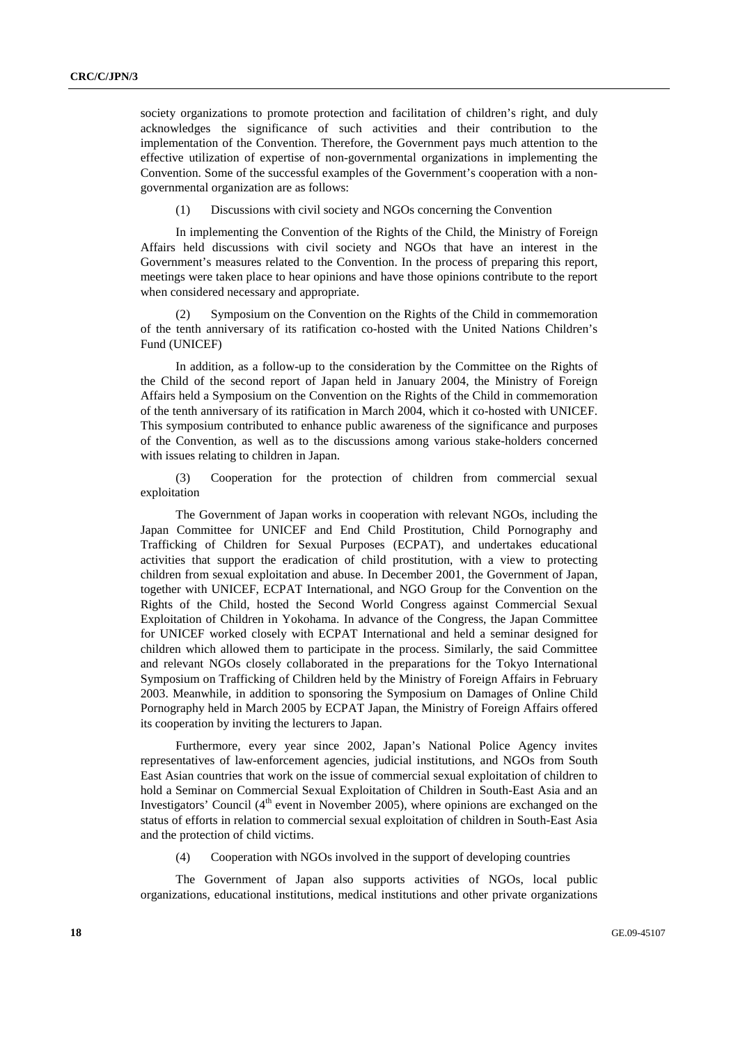society organizations to promote protection and facilitation of children's right, and duly acknowledges the significance of such activities and their contribution to the implementation of the Convention. Therefore, the Government pays much attention to the effective utilization of expertise of non-governmental organizations in implementing the Convention. Some of the successful examples of the Government's cooperation with a non-governmental organization are as follows:

(1) Discussions with civil society and NGOs concerning the Convention

In implementing the Convention of the Rights of the Child, the Ministry of Foreign Affairs held discussions with civil society and NGOs that have an interest in the Government's measures related to the Convention. In the process of preparing this report, meetings were taken place to hear opinions and have those opinions contribute to the report when considered necessary and appropriate.

(2) Symposium on the Convention on the Rights of the Child in commemoration of the tenth anniversary of its ratification co-hosted with the United Nations Children's Fund (UNICEF)

In addition, as a follow-up to the consideration by the Committee on the Rights of the Child of the second report of Japan held in January 2004, the Ministry of Foreign Affairs held a Symposium on the Convention on the Rights of the Child in commemoration of the tenth anniversary of its ratification in March 2004, which it co-hosted with UNICEF. This symposium contributed to enhance public awareness of the significance and purposes of the Convention, as well as to the discussions among various stake-holders concerned with issues relating to children in Japan.

(3) Cooperation for the protection of children from commercial sexual exploitation

The Government of Japan works in cooperation with relevant NGOs, including the Japan Committee for UNICEF and End Child Prostitution, Child Pornography and Trafficking of Children for Sexual Purposes (ECPAT), and undertakes educational activities that support the eradication of child prostitution, with a view to protecting children from sexual exploitation and abuse. In December 2001, the Government of Japan, together with UNICEF, ECPAT International, and NGO Group for the Convention on the Rights of the Child, hosted the Second World Congress against Commercial Sexual Exploitation of Children in Yokohama. In advance of the Congress, the Japan Committee for UNICEF worked closely with ECPAT International and held a seminar designed for children which allowed them to participate in the process. Similarly, the said Committee and relevant NGOs closely collaborated in the preparations for the Tokyo International Symposium on Trafficking of Children held by the Ministry of Foreign Affairs in February 2003. Meanwhile, in addition to sponsoring the Symposium on Damages of Online Child Pornography held in March 2005 by ECPAT Japan, the Ministry of Foreign Affairs offered its cooperation by inviting the lecturers to Japan.

Furthermore, every year since 2002, Japan's National Police Agency invites representatives of law-enforcement agencies, judicial institutions, and NGOs from South East Asian countries that work on the issue of commercial sexual exploitation of children to hold a Seminar on Commercial Sexual Exploitation of Children in South-East Asia and an Investigators' Council (4th event in November 2005), where opinions are exchanged on the status of efforts in relation to commercial sexual exploitation of children in South-East Asia and the protection of child victims.

(4) Cooperation with NGOs involved in the support of developing countries

The Government of Japan also supports activities of NGOs, local public organizations, educational institutions, medical institutions and other private organizations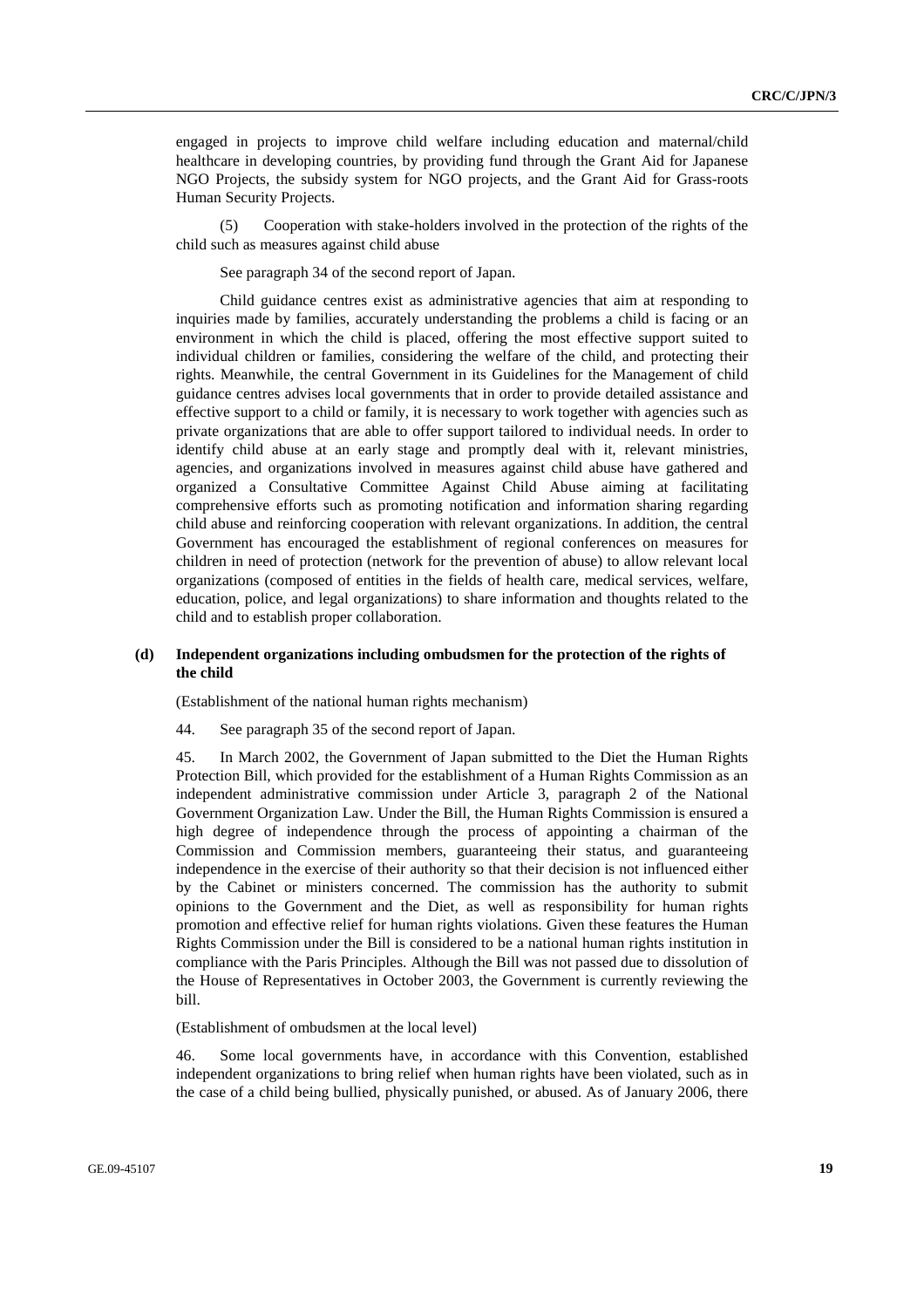engaged in projects to improve child welfare including education and maternal/child healthcare in developing countries, by providing fund through the Grant Aid for Japanese NGO Projects, the subsidy system for NGO projects, and the Grant Aid for Grass-roots Human Security Projects.

(5) Cooperation with stake-holders involved in the protection of the rights of the child such as measures against child abuse

See paragraph 34 of the second report of Japan.

Child guidance centres exist as administrative agencies that aim at responding to inquiries made by families, accurately understanding the problems a child is facing or an environment in which the child is placed, offering the most effective support suited to individual children or families, considering the welfare of the child, and protecting their rights. Meanwhile, the central Government in its Guidelines for the Management of child guidance centres advises local governments that in order to provide detailed assistance and effective support to a child or family, it is necessary to work together with agencies such as private organizations that are able to offer support tailored to individual needs. In order to identify child abuse at an early stage and promptly deal with it, relevant ministries, agencies, and organizations involved in measures against child abuse have gathered and organized a Consultative Committee Against Child Abuse aiming at facilitating comprehensive efforts such as promoting notification and information sharing regarding child abuse and reinforcing cooperation with relevant organizations. In addition, the central Government has encouraged the establishment of regional conferences on measures for children in need of protection (network for the prevention of abuse) to allow relevant local organizations (composed of entities in the fields of health care, medical services, welfare, education, police, and legal organizations) to share information and thoughts related to the child and to establish proper collaboration.

### (d) Independent organizations including ombudsmen for the protection of the rights of the child

(Establishment of the national human rights mechanism)

44. See paragraph 35 of the second report of Japan.

45. In March 2002, the Government of Japan submitted to the Diet the Human Rights Protection Bill, which provided for the establishment of a Human Rights Commission as an independent administrative commission under Article 3, paragraph 2 of the National Government Organization Law. Under the Bill, the Human Rights Commission is ensured a high degree of independence through the process of appointing a chairman of the Commission and Commission members, guaranteeing their status, and guaranteeing independence in the exercise of their authority so that their decision is not influenced either by the Cabinet or ministers concerned. The commission has the authority to submit opinions to the Government and the Diet, as well as responsibility for human rights promotion and effective relief for human rights violations. Given these features the Human Rights Commission under the Bill is considered to be a national human rights institution in compliance with the Paris Principles. Although the Bill was not passed due to dissolution of the House of Representatives in October 2003, the Government is currently reviewing the bill.

(Establishment of ombudsmen at the local level)

46. Some local governments have, in accordance with this Convention, established independent organizations to bring relief when human rights have been violated, such as in the case of a child being bullied, physically punished, or abused. As of January 2006, there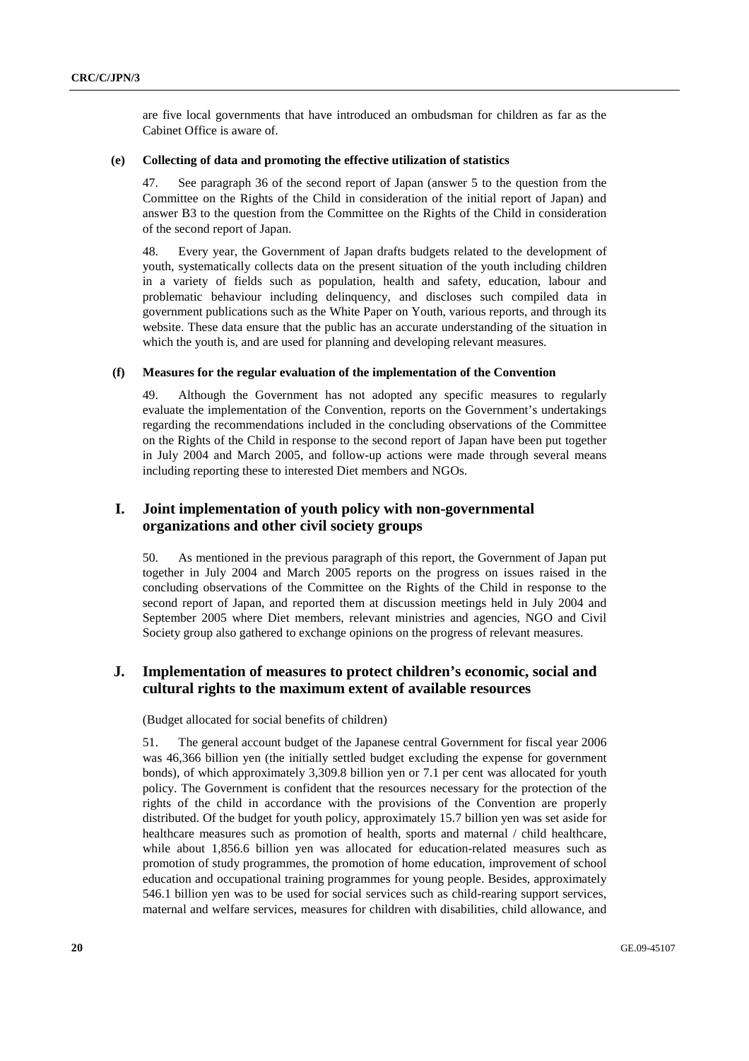are five local governments that have introduced an ombudsman for children as far as the Cabinet Office is aware of.

**(e) Collecting of data and promoting the effective utilization of statistics**

47. See paragraph 36 of the second report of Japan (answer 5 to the question from the Committee on the Rights of the Child in consideration of the initial report of Japan) and answer B3 to the question from the Committee on the Rights of the Child in consideration of the second report of Japan.

48. Every year, the Government of Japan drafts budgets related to the development of youth, systematically collects data on the present situation of the youth including children in a variety of fields such as population, health and safety, education, labour and problematic behaviour including delinquency, and discloses such compiled data in government publications such as the White Paper on Youth, various reports, and through its website. These data ensure that the public has an accurate understanding of the situation in which the youth is, and are used for planning and developing relevant measures.

**(f) Measures for the regular evaluation of the implementation of the Convention**

49. Although the Government has not adopted any specific measures to regularly evaluate the implementation of the Convention, reports on the Government's undertakings regarding the recommendations included in the concluding observations of the Committee on the Rights of the Child in response to the second report of Japan have been put together in July 2004 and March 2005, and follow-up actions were made through several means including reporting these to interested Diet members and NGOs.

## I. Joint implementation of youth policy with non-governmental organizations and other civil society groups

50. As mentioned in the previous paragraph of this report, the Government of Japan put together in July 2004 and March 2005 reports on the progress on issues raised in the concluding observations of the Committee on the Rights of the Child in response to the second report of Japan, and reported them at discussion meetings held in July 2004 and September 2005 where Diet members, relevant ministries and agencies, NGO and Civil Society group also gathered to exchange opinions on the progress of relevant measures.

## J. Implementation of measures to protect children's economic, social and cultural rights to the maximum extent of available resources

(Budget allocated for social benefits of children)

51. The general account budget of the Japanese central Government for fiscal year 2006 was 46,366 billion yen (the initially settled budget excluding the expense for government bonds), of which approximately 3,309.8 billion yen or 7.1 per cent was allocated for youth policy. The Government is confident that the resources necessary for the protection of the rights of the child in accordance with the provisions of the Convention are properly distributed. Of the budget for youth policy, approximately 15.7 billion yen was set aside for healthcare measures such as promotion of health, sports and maternal / child healthcare, while about 1,856.6 billion yen was allocated for education-related measures such as promotion of study programmes, the promotion of home education, improvement of school education and occupational training programmes for young people. Besides, approximately 546.1 billion yen was to be used for social services such as child-rearing support services, maternal and welfare services, measures for children with disabilities, child allowance, and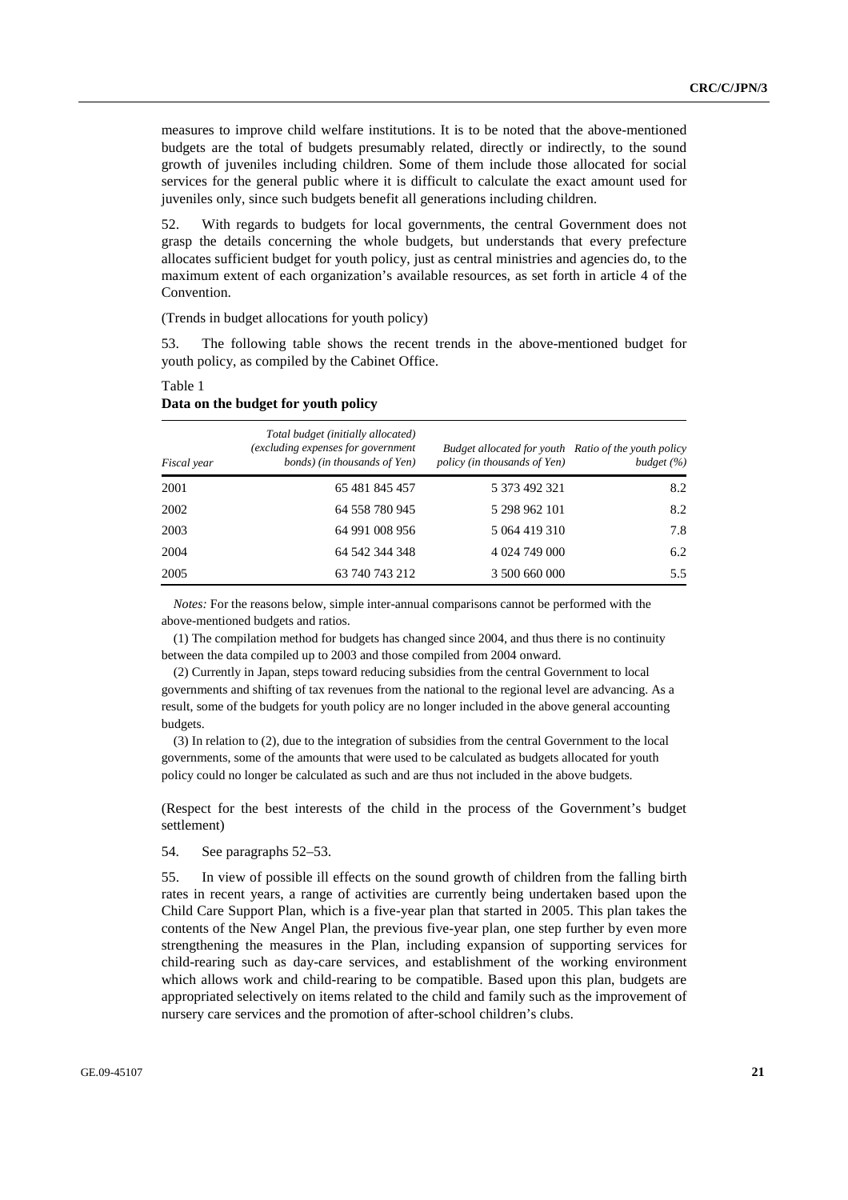measures to improve child welfare institutions. It is to be noted that the above-mentioned budgets are the total of budgets presumably related, directly or indirectly, to the sound growth of juveniles including children. Some of them include those allocated for social services for the general public where it is difficult to calculate the exact amount used for juveniles only, since such budgets benefit all generations including children.

52. With regards to budgets for local governments, the central Government does not grasp the details concerning the whole budgets, but understands that every prefecture allocates sufficient budget for youth policy, just as central ministries and agencies do, to the maximum extent of each organization's available resources, as set forth in article 4 of the Convention.

(Trends in budget allocations for youth policy)

53. The following table shows the recent trends in the above-mentioned budget for youth policy, as compiled by the Cabinet Office.

Table 1
**Data on the budget for youth policy**

| *Fiscal year* | *Total budget (initially allocated) (excluding expenses for government bonds) (in thousands of Yen)* | *Budget allocated for youth policy (in thousands of Yen)* | *Ratio of the youth policy budget (%)* |
|---|---|---|---|
| 2001 | 65 481 845 457 | 5 373 492 321 | 8.2 |
| 2002 | 64 558 780 945 | 5 298 962 101 | 8.2 |
| 2003 | 64 991 008 956 | 5 064 419 310 | 7.8 |
| 2004 | 64 542 344 348 | 4 024 749 000 | 6.2 |
| 2005 | 63 740 743 212 | 3 500 660 000 | 5.5 |

*Notes:* For the reasons below, simple inter-annual comparisons cannot be performed with the above-mentioned budgets and ratios.

(1) The compilation method for budgets has changed since 2004, and thus there is no continuity between the data compiled up to 2003 and those compiled from 2004 onward.

(2) Currently in Japan, steps toward reducing subsidies from the central Government to local governments and shifting of tax revenues from the national to the regional level are advancing. As a result, some of the budgets for youth policy are no longer included in the above general accounting budgets.

(3) In relation to (2), due to the integration of subsidies from the central Government to the local governments, some of the amounts that were used to be calculated as budgets allocated for youth policy could no longer be calculated as such and are thus not included in the above budgets.

(Respect for the best interests of the child in the process of the Government's budget settlement)

54. See paragraphs 52–53.

55. In view of possible ill effects on the sound growth of children from the falling birth rates in recent years, a range of activities are currently being undertaken based upon the Child Care Support Plan, which is a five-year plan that started in 2005. This plan takes the contents of the New Angel Plan, the previous five-year plan, one step further by even more strengthening the measures in the Plan, including expansion of supporting services for child-rearing such as day-care services, and establishment of the working environment which allows work and child-rearing to be compatible. Based upon this plan, budgets are appropriated selectively on items related to the child and family such as the improvement of nursery care services and the promotion of after-school children's clubs.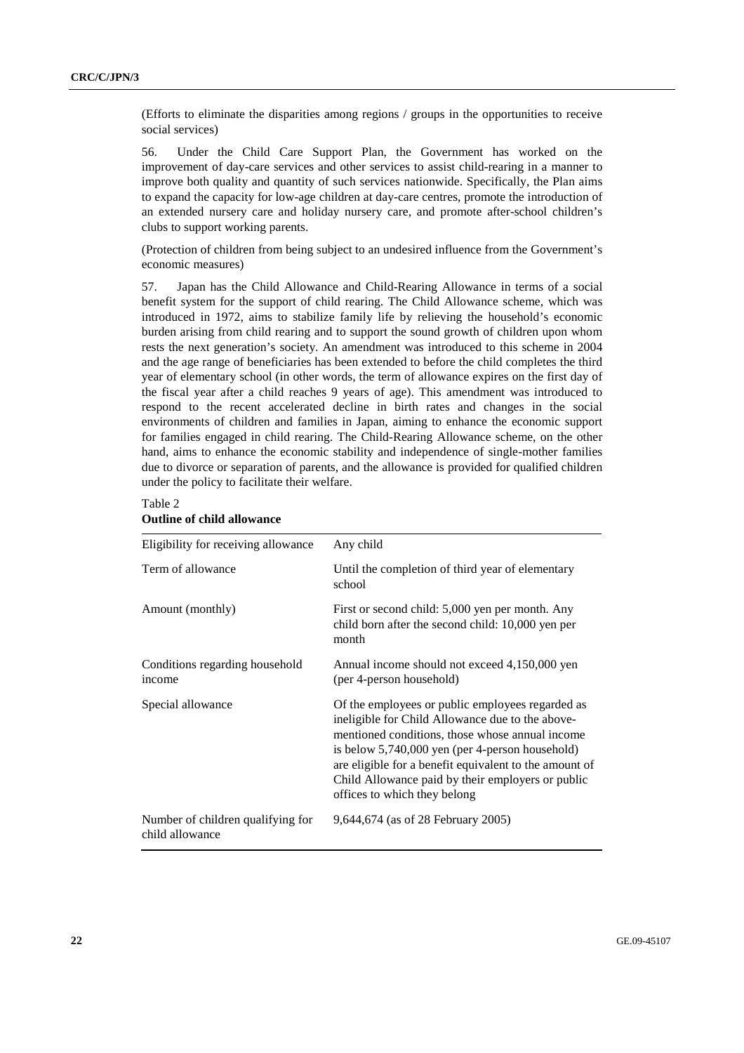(Efforts to eliminate the disparities among regions / groups in the opportunities to receive social services)

56. Under the Child Care Support Plan, the Government has worked on the improvement of day-care services and other services to assist child-rearing in a manner to improve both quality and quantity of such services nationwide. Specifically, the Plan aims to expand the capacity for low-age children at day-care centres, promote the introduction of an extended nursery care and holiday nursery care, and promote after-school children's clubs to support working parents.

(Protection of children from being subject to an undesired influence from the Government's economic measures)

57. Japan has the Child Allowance and Child-Rearing Allowance in terms of a social benefit system for the support of child rearing. The Child Allowance scheme, which was introduced in 1972, aims to stabilize family life by relieving the household's economic burden arising from child rearing and to support the sound growth of children upon whom rests the next generation's society. An amendment was introduced to this scheme in 2004 and the age range of beneficiaries has been extended to before the child completes the third year of elementary school (in other words, the term of allowance expires on the first day of the fiscal year after a child reaches 9 years of age). This amendment was introduced to respond to the recent accelerated decline in birth rates and changes in the social environments of children and families in Japan, aiming to enhance the economic support for families engaged in child rearing. The Child-Rearing Allowance scheme, on the other hand, aims to enhance the economic stability and independence of single-mother families due to divorce or separation of parents, and the allowance is provided for qualified children under the policy to facilitate their welfare.

Table 2
**Outline of child allowance**

| | |
|---|---|
| Eligibility for receiving allowance | Any child |
| Term of allowance | Until the completion of third year of elementary school |
| Amount (monthly) | First or second child: 5,000 yen per month. Any child born after the second child: 10,000 yen per month |
| Conditions regarding household income | Annual income should not exceed 4,150,000 yen (per 4-person household) |
| Special allowance | Of the employees or public employees regarded as ineligible for Child Allowance due to the above-mentioned conditions, those whose annual income is below 5,740,000 yen (per 4-person household) are eligible for a benefit equivalent to the amount of Child Allowance paid by their employers or public offices to which they belong |
| Number of children qualifying for child allowance | 9,644,674 (as of 28 February 2005) |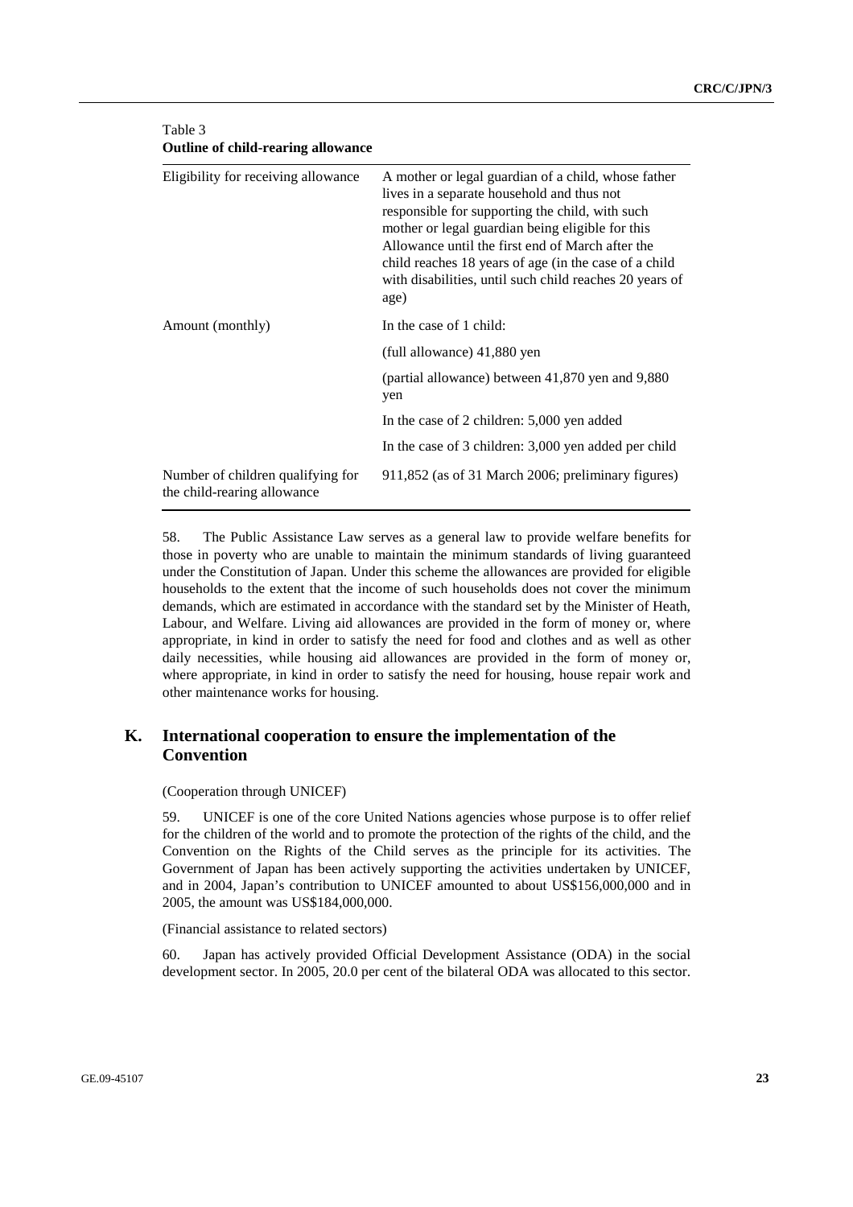Table 3
**Outline of child-rearing allowance**

| | |
|---|---|
| Eligibility for receiving allowance | A mother or legal guardian of a child, whose father lives in a separate household and thus not responsible for supporting the child, with such mother or legal guardian being eligible for this Allowance until the first end of March after the child reaches 18 years of age (in the case of a child with disabilities, until such child reaches 20 years of age) |
| Amount (monthly) | In the case of 1 child: |
| | (full allowance) 41,880 yen |
| | (partial allowance) between 41,870 yen and 9,880 yen |
| | In the case of 2 children: 5,000 yen added |
| | In the case of 3 children: 3,000 yen added per child |
| Number of children qualifying for the child-rearing allowance | 911,852 (as of 31 March 2006; preliminary figures) |

58. The Public Assistance Law serves as a general law to provide welfare benefits for those in poverty who are unable to maintain the minimum standards of living guaranteed under the Constitution of Japan. Under this scheme the allowances are provided for eligible households to the extent that the income of such households does not cover the minimum demands, which are estimated in accordance with the standard set by the Minister of Heath, Labour, and Welfare. Living aid allowances are provided in the form of money or, where appropriate, in kind in order to satisfy the need for food and clothes and as well as other daily necessities, while housing aid allowances are provided in the form of money or, where appropriate, in kind in order to satisfy the need for housing, house repair work and other maintenance works for housing.

## K. International cooperation to ensure the implementation of the Convention

(Cooperation through UNICEF)

59. UNICEF is one of the core United Nations agencies whose purpose is to offer relief for the children of the world and to promote the protection of the rights of the child, and the Convention on the Rights of the Child serves as the principle for its activities. The Government of Japan has been actively supporting the activities undertaken by UNICEF, and in 2004, Japan's contribution to UNICEF amounted to about US$156,000,000 and in 2005, the amount was US$184,000,000.

(Financial assistance to related sectors)

60. Japan has actively provided Official Development Assistance (ODA) in the social development sector. In 2005, 20.0 per cent of the bilateral ODA was allocated to this sector.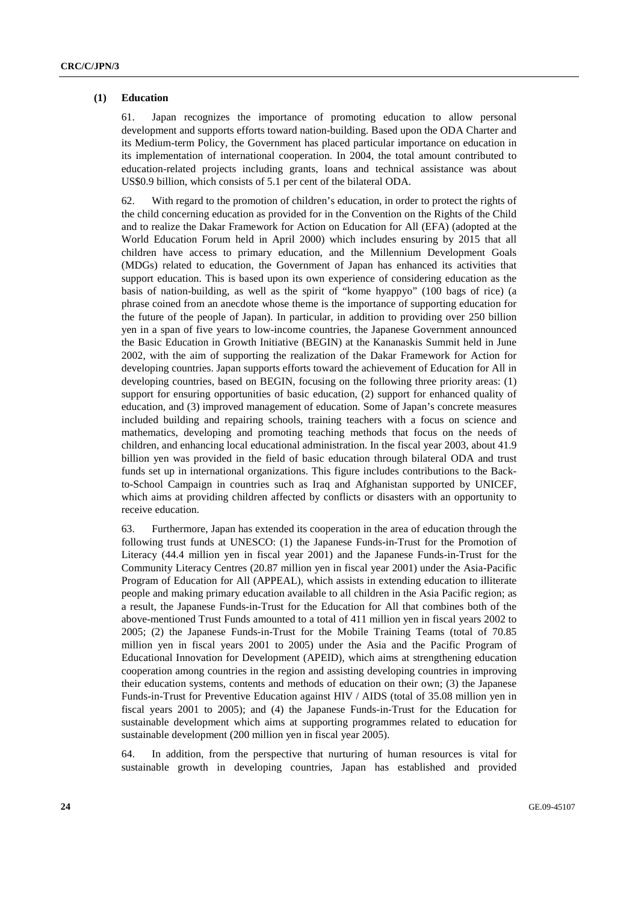### (1) Education

61. Japan recognizes the importance of promoting education to allow personal development and supports efforts toward nation-building. Based upon the ODA Charter and its Medium-term Policy, the Government has placed particular importance on education in its implementation of international cooperation. In 2004, the total amount contributed to education-related projects including grants, loans and technical assistance was about US$0.9 billion, which consists of 5.1 per cent of the bilateral ODA.

62. With regard to the promotion of children's education, in order to protect the rights of the child concerning education as provided for in the Convention on the Rights of the Child and to realize the Dakar Framework for Action on Education for All (EFA) (adopted at the World Education Forum held in April 2000) which includes ensuring by 2015 that all children have access to primary education, and the Millennium Development Goals (MDGs) related to education, the Government of Japan has enhanced its activities that support education. This is based upon its own experience of considering education as the basis of nation-building, as well as the spirit of "kome hyappyo" (100 bags of rice) (a phrase coined from an anecdote whose theme is the importance of supporting education for the future of the people of Japan). In particular, in addition to providing over 250 billion yen in a span of five years to low-income countries, the Japanese Government announced the Basic Education in Growth Initiative (BEGIN) at the Kananaskis Summit held in June 2002, with the aim of supporting the realization of the Dakar Framework for Action for developing countries. Japan supports efforts toward the achievement of Education for All in developing countries, based on BEGIN, focusing on the following three priority areas: (1) support for ensuring opportunities of basic education, (2) support for enhanced quality of education, and (3) improved management of education. Some of Japan's concrete measures included building and repairing schools, training teachers with a focus on science and mathematics, developing and promoting teaching methods that focus on the needs of children, and enhancing local educational administration. In the fiscal year 2003, about 41.9 billion yen was provided in the field of basic education through bilateral ODA and trust funds set up in international organizations. This figure includes contributions to the Back-to-School Campaign in countries such as Iraq and Afghanistan supported by UNICEF, which aims at providing children affected by conflicts or disasters with an opportunity to receive education.

63. Furthermore, Japan has extended its cooperation in the area of education through the following trust funds at UNESCO: (1) the Japanese Funds-in-Trust for the Promotion of Literacy (44.4 million yen in fiscal year 2001) and the Japanese Funds-in-Trust for the Community Literacy Centres (20.87 million yen in fiscal year 2001) under the Asia-Pacific Program of Education for All (APPEAL), which assists in extending education to illiterate people and making primary education available to all children in the Asia Pacific region; as a result, the Japanese Funds-in-Trust for the Education for All that combines both of the above-mentioned Trust Funds amounted to a total of 411 million yen in fiscal years 2002 to 2005; (2) the Japanese Funds-in-Trust for the Mobile Training Teams (total of 70.85 million yen in fiscal years 2001 to 2005) under the Asia and the Pacific Program of Educational Innovation for Development (APEID), which aims at strengthening education cooperation among countries in the region and assisting developing countries in improving their education systems, contents and methods of education on their own; (3) the Japanese Funds-in-Trust for Preventive Education against HIV / AIDS (total of 35.08 million yen in fiscal years 2001 to 2005); and (4) the Japanese Funds-in-Trust for the Education for sustainable development which aims at supporting programmes related to education for sustainable development (200 million yen in fiscal year 2005).

64. In addition, from the perspective that nurturing of human resources is vital for sustainable growth in developing countries, Japan has established and provided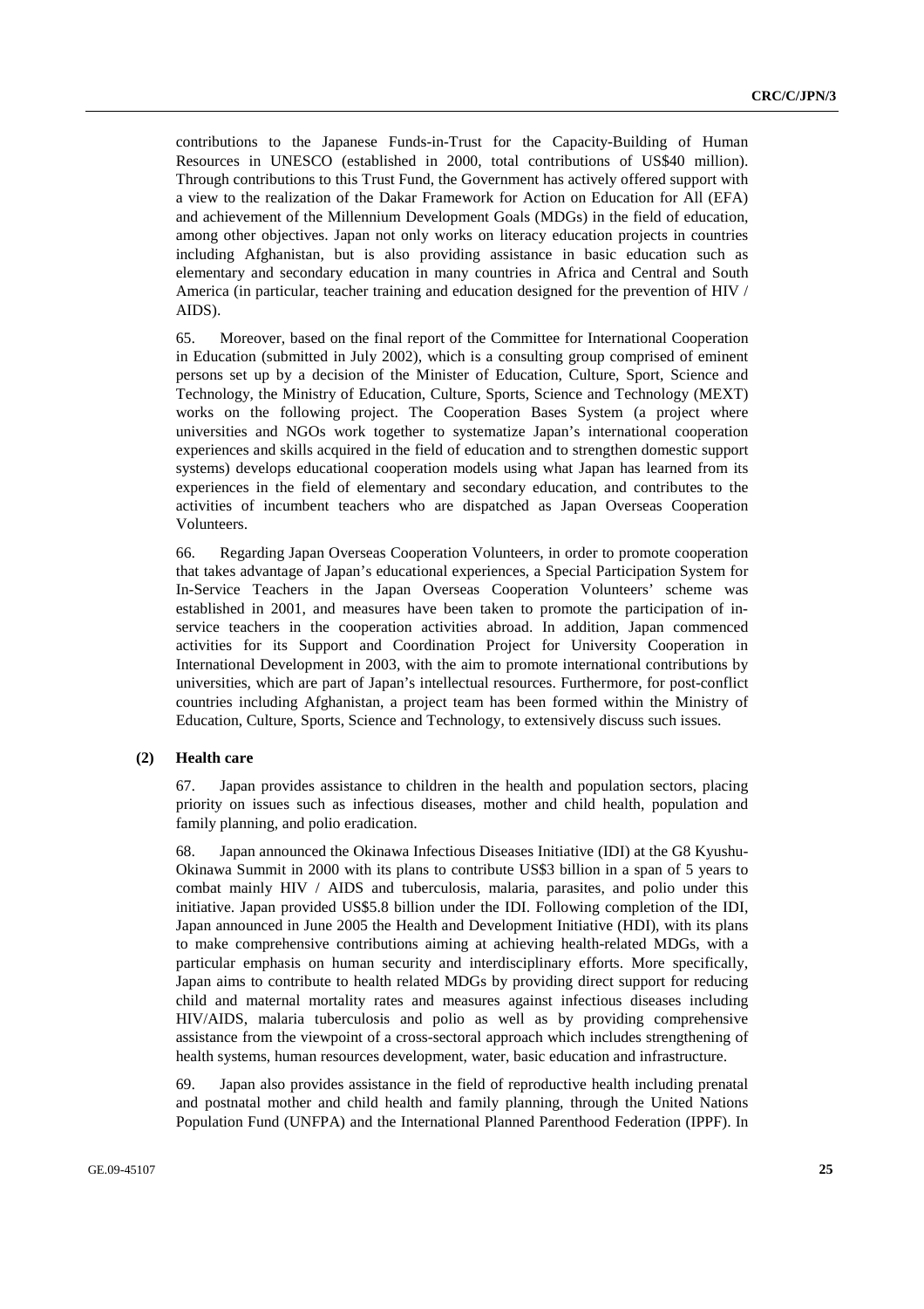contributions to the Japanese Funds-in-Trust for the Capacity-Building of Human Resources in UNESCO (established in 2000, total contributions of US$40 million). Through contributions to this Trust Fund, the Government has actively offered support with a view to the realization of the Dakar Framework for Action on Education for All (EFA) and achievement of the Millennium Development Goals (MDGs) in the field of education, among other objectives. Japan not only works on literacy education projects in countries including Afghanistan, but is also providing assistance in basic education such as elementary and secondary education in many countries in Africa and Central and South America (in particular, teacher training and education designed for the prevention of HIV / AIDS).

65. Moreover, based on the final report of the Committee for International Cooperation in Education (submitted in July 2002), which is a consulting group comprised of eminent persons set up by a decision of the Minister of Education, Culture, Sport, Science and Technology, the Ministry of Education, Culture, Sports, Science and Technology (MEXT) works on the following project. The Cooperation Bases System (a project where universities and NGOs work together to systematize Japan's international cooperation experiences and skills acquired in the field of education and to strengthen domestic support systems) develops educational cooperation models using what Japan has learned from its experiences in the field of elementary and secondary education, and contributes to the activities of incumbent teachers who are dispatched as Japan Overseas Cooperation Volunteers.

66. Regarding Japan Overseas Cooperation Volunteers, in order to promote cooperation that takes advantage of Japan's educational experiences, a Special Participation System for In-Service Teachers in the Japan Overseas Cooperation Volunteers' scheme was established in 2001, and measures have been taken to promote the participation of in-service teachers in the cooperation activities abroad. In addition, Japan commenced activities for its Support and Coordination Project for University Cooperation in International Development in 2003, with the aim to promote international contributions by universities, which are part of Japan's intellectual resources. Furthermore, for post-conflict countries including Afghanistan, a project team has been formed within the Ministry of Education, Culture, Sports, Science and Technology, to extensively discuss such issues.

### (2) Health care

67. Japan provides assistance to children in the health and population sectors, placing priority on issues such as infectious diseases, mother and child health, population and family planning, and polio eradication.

68. Japan announced the Okinawa Infectious Diseases Initiative (IDI) at the G8 Kyushu-Okinawa Summit in 2000 with its plans to contribute US$3 billion in a span of 5 years to combat mainly HIV / AIDS and tuberculosis, malaria, parasites, and polio under this initiative. Japan provided US$5.8 billion under the IDI. Following completion of the IDI, Japan announced in June 2005 the Health and Development Initiative (HDI), with its plans to make comprehensive contributions aiming at achieving health-related MDGs, with a particular emphasis on human security and interdisciplinary efforts. More specifically, Japan aims to contribute to health related MDGs by providing direct support for reducing child and maternal mortality rates and measures against infectious diseases including HIV/AIDS, malaria tuberculosis and polio as well as by providing comprehensive assistance from the viewpoint of a cross-sectoral approach which includes strengthening of health systems, human resources development, water, basic education and infrastructure.

69. Japan also provides assistance in the field of reproductive health including prenatal and postnatal mother and child health and family planning, through the United Nations Population Fund (UNFPA) and the International Planned Parenthood Federation (IPPF). In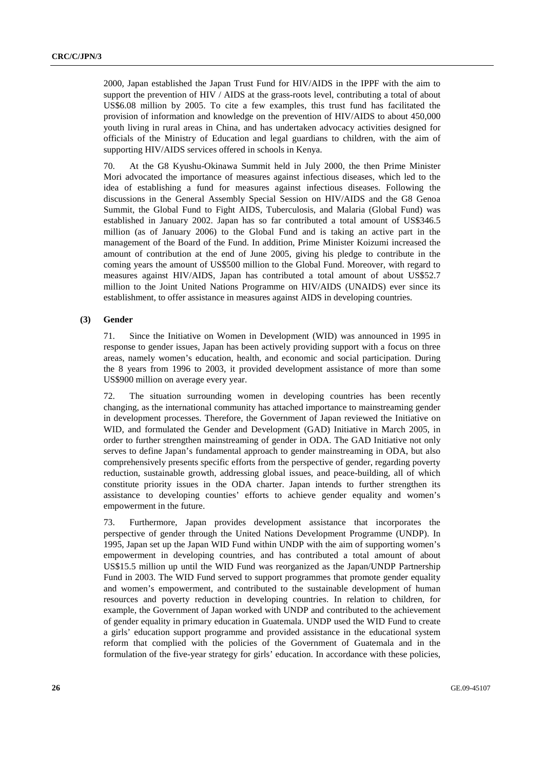2000, Japan established the Japan Trust Fund for HIV/AIDS in the IPPF with the aim to support the prevention of HIV / AIDS at the grass-roots level, contributing a total of about US$6.08 million by 2005. To cite a few examples, this trust fund has facilitated the provision of information and knowledge on the prevention of HIV/AIDS to about 450,000 youth living in rural areas in China, and has undertaken advocacy activities designed for officials of the Ministry of Education and legal guardians to children, with the aim of supporting HIV/AIDS services offered in schools in Kenya.

70. At the G8 Kyushu-Okinawa Summit held in July 2000, the then Prime Minister Mori advocated the importance of measures against infectious diseases, which led to the idea of establishing a fund for measures against infectious diseases. Following the discussions in the General Assembly Special Session on HIV/AIDS and the G8 Genoa Summit, the Global Fund to Fight AIDS, Tuberculosis, and Malaria (Global Fund) was established in January 2002. Japan has so far contributed a total amount of US$346.5 million (as of January 2006) to the Global Fund and is taking an active part in the management of the Board of the Fund. In addition, Prime Minister Koizumi increased the amount of contribution at the end of June 2005, giving his pledge to contribute in the coming years the amount of US$500 million to the Global Fund. Moreover, with regard to measures against HIV/AIDS, Japan has contributed a total amount of about US$52.7 million to the Joint United Nations Programme on HIV/AIDS (UNAIDS) ever since its establishment, to offer assistance in measures against AIDS in developing countries.

### (3) Gender

71. Since the Initiative on Women in Development (WID) was announced in 1995 in response to gender issues, Japan has been actively providing support with a focus on three areas, namely women's education, health, and economic and social participation. During the 8 years from 1996 to 2003, it provided development assistance of more than some US$900 million on average every year.

72. The situation surrounding women in developing countries has been recently changing, as the international community has attached importance to mainstreaming gender in development processes. Therefore, the Government of Japan reviewed the Initiative on WID, and formulated the Gender and Development (GAD) Initiative in March 2005, in order to further strengthen mainstreaming of gender in ODA. The GAD Initiative not only serves to define Japan's fundamental approach to gender mainstreaming in ODA, but also comprehensively presents specific efforts from the perspective of gender, regarding poverty reduction, sustainable growth, addressing global issues, and peace-building, all of which constitute priority issues in the ODA charter. Japan intends to further strengthen its assistance to developing counties' efforts to achieve gender equality and women's empowerment in the future.

73. Furthermore, Japan provides development assistance that incorporates the perspective of gender through the United Nations Development Programme (UNDP). In 1995, Japan set up the Japan WID Fund within UNDP with the aim of supporting women's empowerment in developing countries, and has contributed a total amount of about US$15.5 million up until the WID Fund was reorganized as the Japan/UNDP Partnership Fund in 2003. The WID Fund served to support programmes that promote gender equality and women's empowerment, and contributed to the sustainable development of human resources and poverty reduction in developing countries. In relation to children, for example, the Government of Japan worked with UNDP and contributed to the achievement of gender equality in primary education in Guatemala. UNDP used the WID Fund to create a girls' education support programme and provided assistance in the educational system reform that complied with the policies of the Government of Guatemala and in the formulation of the five-year strategy for girls' education. In accordance with these policies,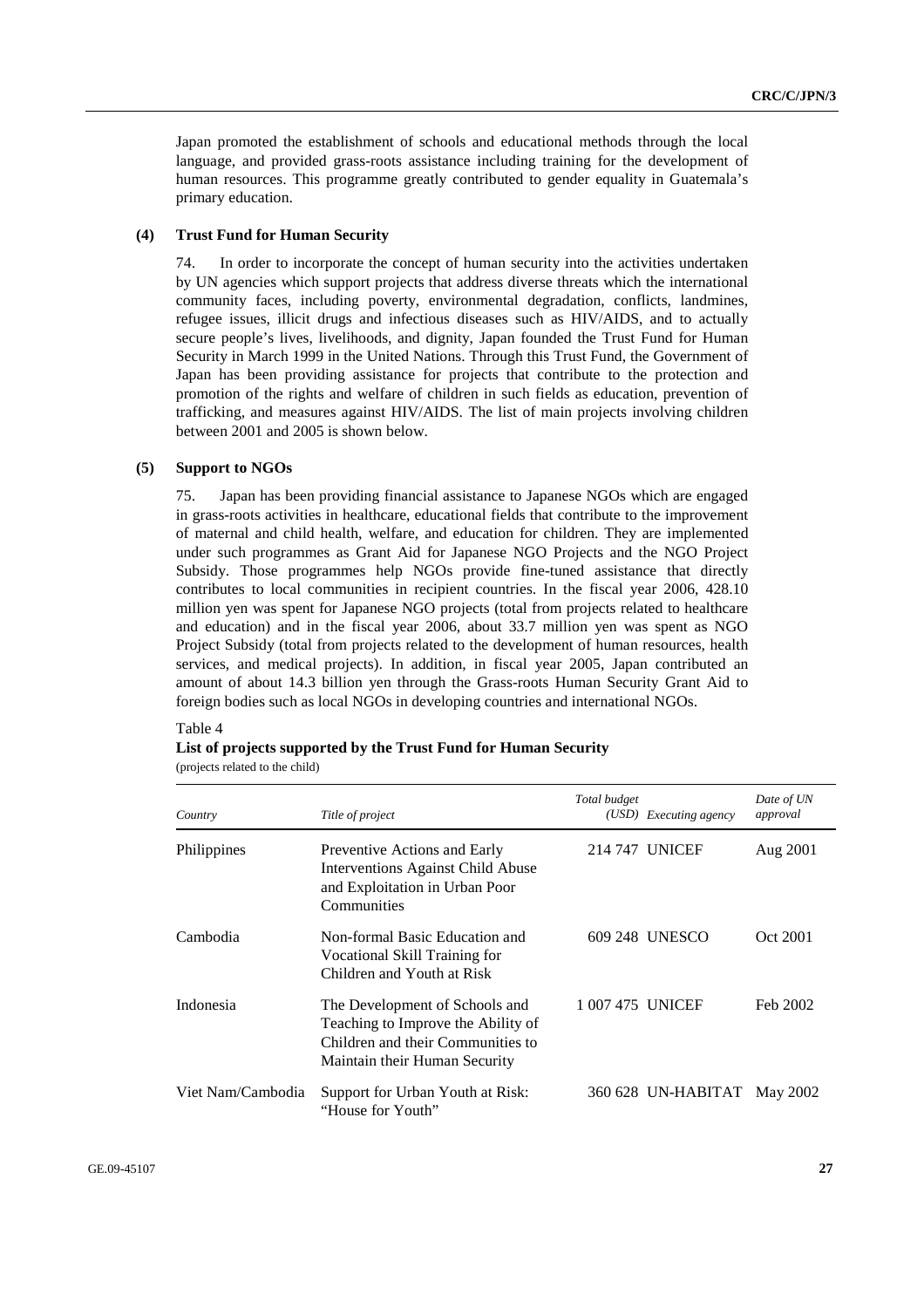Japan promoted the establishment of schools and educational methods through the local language, and provided grass-roots assistance including training for the development of human resources. This programme greatly contributed to gender equality in Guatemala's primary education.

### (4) Trust Fund for Human Security

74. In order to incorporate the concept of human security into the activities undertaken by UN agencies which support projects that address diverse threats which the international community faces, including poverty, environmental degradation, conflicts, landmines, refugee issues, illicit drugs and infectious diseases such as HIV/AIDS, and to actually secure people's lives, livelihoods, and dignity, Japan founded the Trust Fund for Human Security in March 1999 in the United Nations. Through this Trust Fund, the Government of Japan has been providing assistance for projects that contribute to the protection and promotion of the rights and welfare of children in such fields as education, prevention of trafficking, and measures against HIV/AIDS. The list of main projects involving children between 2001 and 2005 is shown below.

### (5) Support to NGOs

75. Japan has been providing financial assistance to Japanese NGOs which are engaged in grass-roots activities in healthcare, educational fields that contribute to the improvement of maternal and child health, welfare, and education for children. They are implemented under such programmes as Grant Aid for Japanese NGO Projects and the NGO Project Subsidy. Those programmes help NGOs provide fine-tuned assistance that directly contributes to local communities in recipient countries. In the fiscal year 2006, 428.10 million yen was spent for Japanese NGO projects (total from projects related to healthcare and education) and in the fiscal year 2006, about 33.7 million yen was spent as NGO Project Subsidy (total from projects related to the development of human resources, health services, and medical projects). In addition, in fiscal year 2005, Japan contributed an amount of about 14.3 billion yen through the Grass-roots Human Security Grant Aid to foreign bodies such as local NGOs in developing countries and international NGOs.

Table 4
**List of projects supported by the Trust Fund for Human Security**
(projects related to the child)

| *Country* | *Title of project* | *Total budget (USD)* | *Executing agency* | *Date of UN approval* |
|---|---|---|---|---|
| Philippines | Preventive Actions and Early Interventions Against Child Abuse and Exploitation in Urban Poor Communities | 214 747 | UNICEF | Aug 2001 |
| Cambodia | Non-formal Basic Education and Vocational Skill Training for Children and Youth at Risk | 609 248 | UNESCO | Oct 2001 |
| Indonesia | The Development of Schools and Teaching to Improve the Ability of Children and their Communities to Maintain their Human Security | 1 007 475 | UNICEF | Feb 2002 |
| Viet Nam/Cambodia | Support for Urban Youth at Risk: "House for Youth" | 360 628 | UN-HABITAT | May 2002 |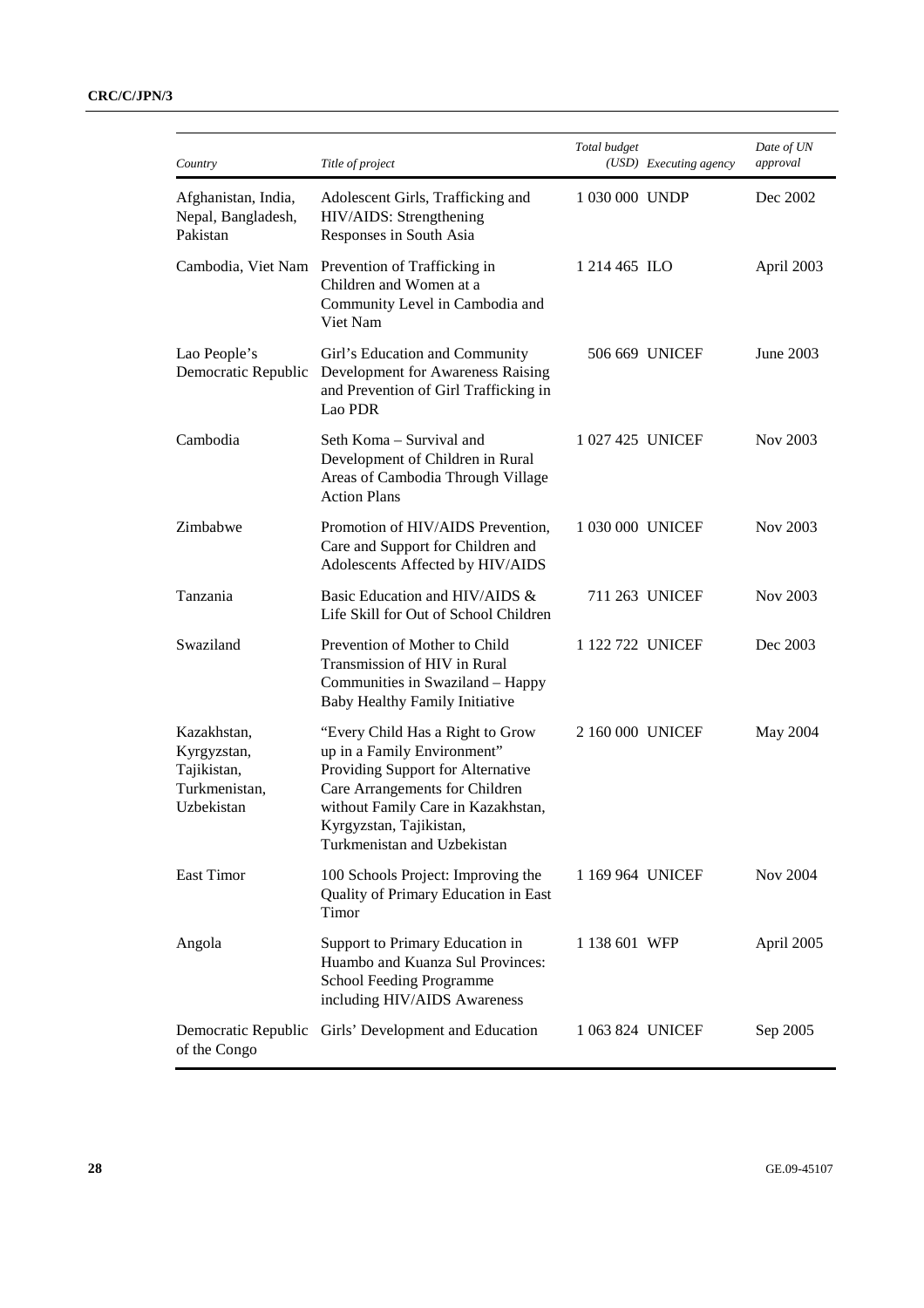| Country | Title of project | Total budget (USD) | Executing agency | Date of UN approval |
|---|---|---|---|---|
| Afghanistan, India, Nepal, Bangladesh, Pakistan | Adolescent Girls, Trafficking and HIV/AIDS: Strengthening Responses in South Asia | 1 030 000 | UNDP | Dec 2002 |
| Cambodia, Viet Nam | Prevention of Trafficking in Children and Women at a Community Level in Cambodia and Viet Nam | 1 214 465 | ILO | April 2003 |
| Lao People's Democratic Republic | Girl's Education and Community Development for Awareness Raising and Prevention of Girl Trafficking in Lao PDR | 506 669 | UNICEF | June 2003 |
| Cambodia | Seth Koma – Survival and Development of Children in Rural Areas of Cambodia Through Village Action Plans | 1 027 425 | UNICEF | Nov 2003 |
| Zimbabwe | Promotion of HIV/AIDS Prevention, Care and Support for Children and Adolescents Affected by HIV/AIDS | 1 030 000 | UNICEF | Nov 2003 |
| Tanzania | Basic Education and HIV/AIDS & Life Skill for Out of School Children | 711 263 | UNICEF | Nov 2003 |
| Swaziland | Prevention of Mother to Child Transmission of HIV in Rural Communities in Swaziland – Happy Baby Healthy Family Initiative | 1 122 722 | UNICEF | Dec 2003 |
| Kazakhstan, Kyrgyzstan, Tajikistan, Turkmenistan, Uzbekistan | "Every Child Has a Right to Grow up in a Family Environment" Providing Support for Alternative Care Arrangements for Children without Family Care in Kazakhstan, Kyrgyzstan, Tajikistan, Turkmenistan and Uzbekistan | 2 160 000 | UNICEF | May 2004 |
| East Timor | 100 Schools Project: Improving the Quality of Primary Education in East Timor | 1 169 964 | UNICEF | Nov 2004 |
| Angola | Support to Primary Education in Huambo and Kuanza Sul Provinces: School Feeding Programme including HIV/AIDS Awareness | 1 138 601 | WFP | April 2005 |
| Democratic Republic of the Congo | Girls' Development and Education | 1 063 824 | UNICEF | Sep 2005 |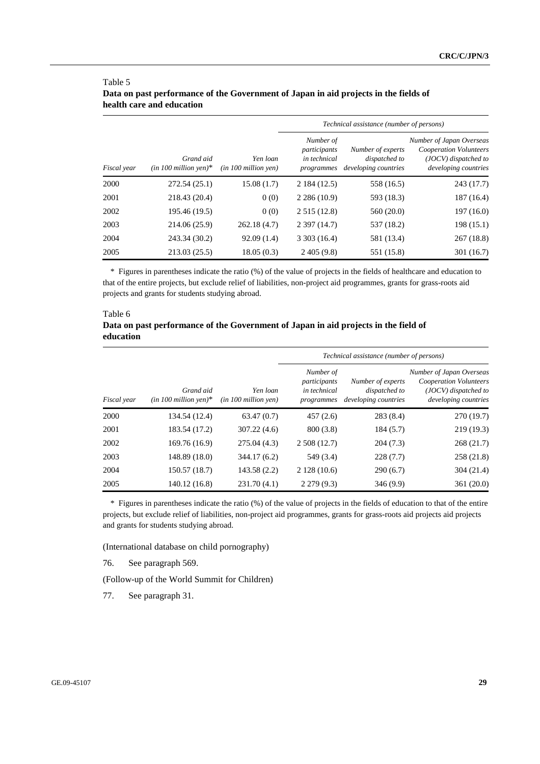Table 5

**Data on past performance of the Government of Japan in aid projects in the fields of health care and education**

| | | | *Technical assistance (number of persons)* | | |
|---|---|---|---|---|---|
| *Fiscal year* | *Grand aid (in 100 million yen)** | *Yen loan (in 100 million yen)* | *Number of participants in technical programmes* | *Number of experts dispatched to developing countries* | *Number of Japan Overseas Cooperation Volunteers (JOCV) dispatched to developing countries* |
| 2000 | 272.54 (25.1) | 15.08 (1.7) | 2 184 (12.5) | 558 (16.5) | 243 (17.7) |
| 2001 | 218.43 (20.4) | 0 (0) | 2 286 (10.9) | 593 (18.3) | 187 (16.4) |
| 2002 | 195.46 (19.5) | 0 (0) | 2 515 (12.8) | 560 (20.0) | 197 (16.0) |
| 2003 | 214.06 (25.9) | 262.18 (4.7) | 2 397 (14.7) | 537 (18.2) | 198 (15.1) |
| 2004 | 243.34 (30.2) | 92.09 (1.4) | 3 303 (16.4) | 581 (13.4) | 267 (18.8) |
| 2005 | 213.03 (25.5) | 18.05 (0.3) | 2 405 (9.8) | 551 (15.8) | 301 (16.7) |

\* Figures in parentheses indicate the ratio (%) of the value of projects in the fields of healthcare and education to that of the entire projects, but exclude relief of liabilities, non-project aid programmes, grants for grass-roots aid projects and grants for students studying abroad.

Table 6

**Data on past performance of the Government of Japan in aid projects in the field of education**

| | | | *Technical assistance (number of persons)* | | |
|---|---|---|---|---|---|
| *Fiscal year* | *Grand aid (in 100 million yen)** | *Yen loan (in 100 million yen)* | *Number of participants in technical programmes* | *Number of experts dispatched to developing countries* | *Number of Japan Overseas Cooperation Volunteers (JOCV) dispatched to developing countries* |
| 2000 | 134.54 (12.4) | 63.47 (0.7) | 457 (2.6) | 283 (8.4) | 270 (19.7) |
| 2001 | 183.54 (17.2) | 307.22 (4.6) | 800 (3.8) | 184 (5.7) | 219 (19.3) |
| 2002 | 169.76 (16.9) | 275.04 (4.3) | 2 508 (12.7) | 204 (7.3) | 268 (21.7) |
| 2003 | 148.89 (18.0) | 344.17 (6.2) | 549 (3.4) | 228 (7.7) | 258 (21.8) |
| 2004 | 150.57 (18.7) | 143.58 (2.2) | 2 128 (10.6) | 290 (6.7) | 304 (21.4) |
| 2005 | 140.12 (16.8) | 231.70 (4.1) | 2 279 (9.3) | 346 (9.9) | 361 (20.0) |

\* Figures in parentheses indicate the ratio (%) of the value of projects in the fields of education to that of the entire projects, but exclude relief of liabilities, non-project aid programmes, grants for grass-roots aid projects aid projects and grants for students studying abroad.

(International database on child pornography)

76. See paragraph 569.

(Follow-up of the World Summit for Children)

77. See paragraph 31.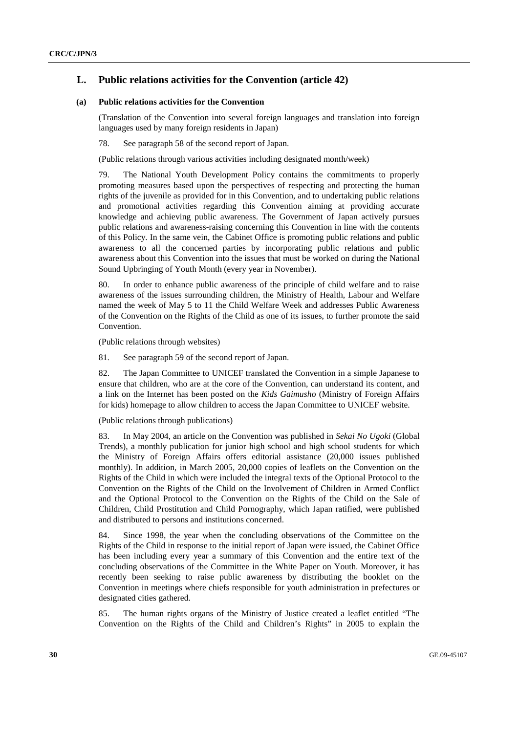## L. Public relations activities for the Convention (article 42)

### (a) Public relations activities for the Convention

(Translation of the Convention into several foreign languages and translation into foreign languages used by many foreign residents in Japan)

78. See paragraph 58 of the second report of Japan.

(Public relations through various activities including designated month/week)

79. The National Youth Development Policy contains the commitments to properly promoting measures based upon the perspectives of respecting and protecting the human rights of the juvenile as provided for in this Convention, and to undertaking public relations and promotional activities regarding this Convention aiming at providing accurate knowledge and achieving public awareness. The Government of Japan actively pursues public relations and awareness-raising concerning this Convention in line with the contents of this Policy. In the same vein, the Cabinet Office is promoting public relations and public awareness to all the concerned parties by incorporating public relations and public awareness about this Convention into the issues that must be worked on during the National Sound Upbringing of Youth Month (every year in November).

80. In order to enhance public awareness of the principle of child welfare and to raise awareness of the issues surrounding children, the Ministry of Health, Labour and Welfare named the week of May 5 to 11 the Child Welfare Week and addresses Public Awareness of the Convention on the Rights of the Child as one of its issues, to further promote the said Convention.

(Public relations through websites)

81. See paragraph 59 of the second report of Japan.

82. The Japan Committee to UNICEF translated the Convention in a simple Japanese to ensure that children, who are at the core of the Convention, can understand its content, and a link on the Internet has been posted on the *Kids Gaimusho* (Ministry of Foreign Affairs for kids) homepage to allow children to access the Japan Committee to UNICEF website.

(Public relations through publications)

83. In May 2004, an article on the Convention was published in *Sekai No Ugoki* (Global Trends), a monthly publication for junior high school and high school students for which the Ministry of Foreign Affairs offers editorial assistance (20,000 issues published monthly). In addition, in March 2005, 20,000 copies of leaflets on the Convention on the Rights of the Child in which were included the integral texts of the Optional Protocol to the Convention on the Rights of the Child on the Involvement of Children in Armed Conflict and the Optional Protocol to the Convention on the Rights of the Child on the Sale of Children, Child Prostitution and Child Pornography, which Japan ratified, were published and distributed to persons and institutions concerned.

84. Since 1998, the year when the concluding observations of the Committee on the Rights of the Child in response to the initial report of Japan were issued, the Cabinet Office has been including every year a summary of this Convention and the entire text of the concluding observations of the Committee in the White Paper on Youth. Moreover, it has recently been seeking to raise public awareness by distributing the booklet on the Convention in meetings where chiefs responsible for youth administration in prefectures or designated cities gathered.

85. The human rights organs of the Ministry of Justice created a leaflet entitled "The Convention on the Rights of the Child and Children's Rights" in 2005 to explain the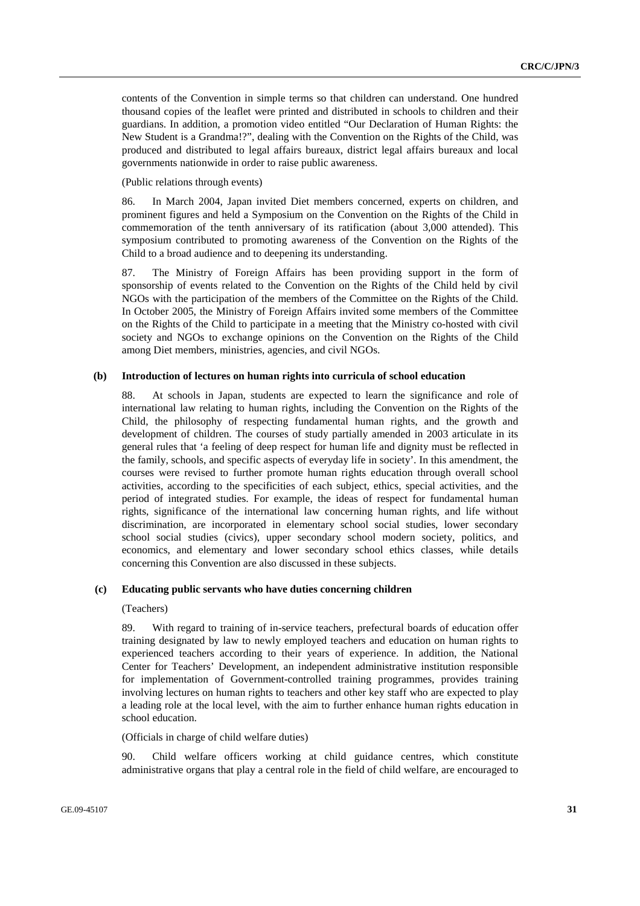contents of the Convention in simple terms so that children can understand. One hundred thousand copies of the leaflet were printed and distributed in schools to children and their guardians. In addition, a promotion video entitled "Our Declaration of Human Rights: the New Student is a Grandma!?", dealing with the Convention on the Rights of the Child, was produced and distributed to legal affairs bureaux, district legal affairs bureaux and local governments nationwide in order to raise public awareness.

(Public relations through events)

86. In March 2004, Japan invited Diet members concerned, experts on children, and prominent figures and held a Symposium on the Convention on the Rights of the Child in commemoration of the tenth anniversary of its ratification (about 3,000 attended). This symposium contributed to promoting awareness of the Convention on the Rights of the Child to a broad audience and to deepening its understanding.

87. The Ministry of Foreign Affairs has been providing support in the form of sponsorship of events related to the Convention on the Rights of the Child held by civil NGOs with the participation of the members of the Committee on the Rights of the Child. In October 2005, the Ministry of Foreign Affairs invited some members of the Committee on the Rights of the Child to participate in a meeting that the Ministry co-hosted with civil society and NGOs to exchange opinions on the Convention on the Rights of the Child among Diet members, ministries, agencies, and civil NGOs.

**(b) Introduction of lectures on human rights into curricula of school education**

88. At schools in Japan, students are expected to learn the significance and role of international law relating to human rights, including the Convention on the Rights of the Child, the philosophy of respecting fundamental human rights, and the growth and development of children. The courses of study partially amended in 2003 articulate in its general rules that 'a feeling of deep respect for human life and dignity must be reflected in the family, schools, and specific aspects of everyday life in society'. In this amendment, the courses were revised to further promote human rights education through overall school activities, according to the specificities of each subject, ethics, special activities, and the period of integrated studies. For example, the ideas of respect for fundamental human rights, significance of the international law concerning human rights, and life without discrimination, are incorporated in elementary school social studies, lower secondary school social studies (civics), upper secondary school modern society, politics, and economics, and elementary and lower secondary school ethics classes, while details concerning this Convention are also discussed in these subjects.

**(c) Educating public servants who have duties concerning children**

(Teachers)

89. With regard to training of in-service teachers, prefectural boards of education offer training designated by law to newly employed teachers and education on human rights to experienced teachers according to their years of experience. In addition, the National Center for Teachers' Development, an independent administrative institution responsible for implementation of Government-controlled training programmes, provides training involving lectures on human rights to teachers and other key staff who are expected to play a leading role at the local level, with the aim to further enhance human rights education in school education.

(Officials in charge of child welfare duties)

90. Child welfare officers working at child guidance centres, which constitute administrative organs that play a central role in the field of child welfare, are encouraged to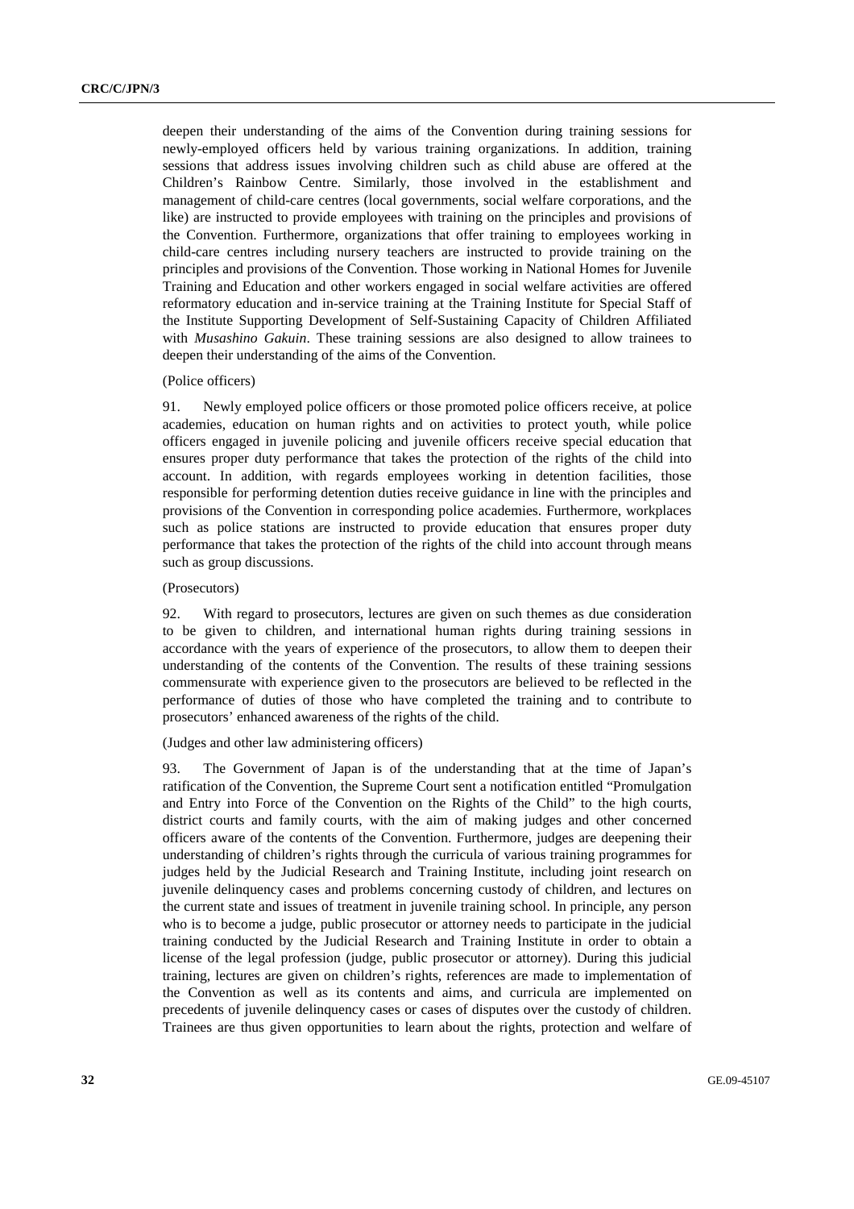deepen their understanding of the aims of the Convention during training sessions for newly-employed officers held by various training organizations. In addition, training sessions that address issues involving children such as child abuse are offered at the Children's Rainbow Centre. Similarly, those involved in the establishment and management of child-care centres (local governments, social welfare corporations, and the like) are instructed to provide employees with training on the principles and provisions of the Convention. Furthermore, organizations that offer training to employees working in child-care centres including nursery teachers are instructed to provide training on the principles and provisions of the Convention. Those working in National Homes for Juvenile Training and Education and other workers engaged in social welfare activities are offered reformatory education and in-service training at the Training Institute for Special Staff of the Institute Supporting Development of Self-Sustaining Capacity of Children Affiliated with *Musashino Gakuin*. These training sessions are also designed to allow trainees to deepen their understanding of the aims of the Convention.

(Police officers)

91. Newly employed police officers or those promoted police officers receive, at police academies, education on human rights and on activities to protect youth, while police officers engaged in juvenile policing and juvenile officers receive special education that ensures proper duty performance that takes the protection of the rights of the child into account. In addition, with regards employees working in detention facilities, those responsible for performing detention duties receive guidance in line with the principles and provisions of the Convention in corresponding police academies. Furthermore, workplaces such as police stations are instructed to provide education that ensures proper duty performance that takes the protection of the rights of the child into account through means such as group discussions.

(Prosecutors)

92. With regard to prosecutors, lectures are given on such themes as due consideration to be given to children, and international human rights during training sessions in accordance with the years of experience of the prosecutors, to allow them to deepen their understanding of the contents of the Convention. The results of these training sessions commensurate with experience given to the prosecutors are believed to be reflected in the performance of duties of those who have completed the training and to contribute to prosecutors' enhanced awareness of the rights of the child.

(Judges and other law administering officers)

93. The Government of Japan is of the understanding that at the time of Japan's ratification of the Convention, the Supreme Court sent a notification entitled "Promulgation and Entry into Force of the Convention on the Rights of the Child" to the high courts, district courts and family courts, with the aim of making judges and other concerned officers aware of the contents of the Convention. Furthermore, judges are deepening their understanding of children's rights through the curricula of various training programmes for judges held by the Judicial Research and Training Institute, including joint research on juvenile delinquency cases and problems concerning custody of children, and lectures on the current state and issues of treatment in juvenile training school. In principle, any person who is to become a judge, public prosecutor or attorney needs to participate in the judicial training conducted by the Judicial Research and Training Institute in order to obtain a license of the legal profession (judge, public prosecutor or attorney). During this judicial training, lectures are given on children's rights, references are made to implementation of the Convention as well as its contents and aims, and curricula are implemented on precedents of juvenile delinquency cases or cases of disputes over the custody of children. Trainees are thus given opportunities to learn about the rights, protection and welfare of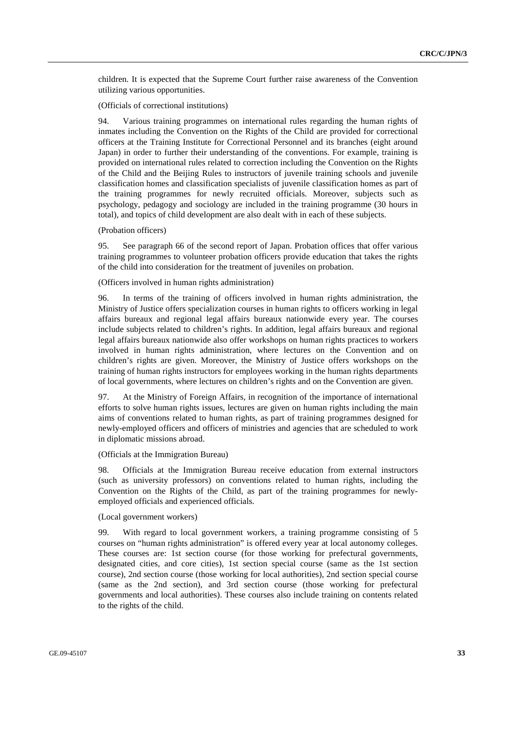children. It is expected that the Supreme Court further raise awareness of the Convention utilizing various opportunities.

(Officials of correctional institutions)

94. Various training programmes on international rules regarding the human rights of inmates including the Convention on the Rights of the Child are provided for correctional officers at the Training Institute for Correctional Personnel and its branches (eight around Japan) in order to further their understanding of the conventions. For example, training is provided on international rules related to correction including the Convention on the Rights of the Child and the Beijing Rules to instructors of juvenile training schools and juvenile classification homes and classification specialists of juvenile classification homes as part of the training programmes for newly recruited officials. Moreover, subjects such as psychology, pedagogy and sociology are included in the training programme (30 hours in total), and topics of child development are also dealt with in each of these subjects.

(Probation officers)

95. See paragraph 66 of the second report of Japan. Probation offices that offer various training programmes to volunteer probation officers provide education that takes the rights of the child into consideration for the treatment of juveniles on probation.

(Officers involved in human rights administration)

96. In terms of the training of officers involved in human rights administration, the Ministry of Justice offers specialization courses in human rights to officers working in legal affairs bureaux and regional legal affairs bureaux nationwide every year. The courses include subjects related to children's rights. In addition, legal affairs bureaux and regional legal affairs bureaux nationwide also offer workshops on human rights practices to workers involved in human rights administration, where lectures on the Convention and on children's rights are given. Moreover, the Ministry of Justice offers workshops on the training of human rights instructors for employees working in the human rights departments of local governments, where lectures on children's rights and on the Convention are given.

97. At the Ministry of Foreign Affairs, in recognition of the importance of international efforts to solve human rights issues, lectures are given on human rights including the main aims of conventions related to human rights, as part of training programmes designed for newly-employed officers and officers of ministries and agencies that are scheduled to work in diplomatic missions abroad.

(Officials at the Immigration Bureau)

98. Officials at the Immigration Bureau receive education from external instructors (such as university professors) on conventions related to human rights, including the Convention on the Rights of the Child, as part of the training programmes for newly-employed officials and experienced officials.

(Local government workers)

99. With regard to local government workers, a training programme consisting of 5 courses on "human rights administration" is offered every year at local autonomy colleges. These courses are: 1st section course (for those working for prefectural governments, designated cities, and core cities), 1st section special course (same as the 1st section course), 2nd section course (those working for local authorities), 2nd section special course (same as the 2nd section), and 3rd section course (those working for prefectural governments and local authorities). These courses also include training on contents related to the rights of the child.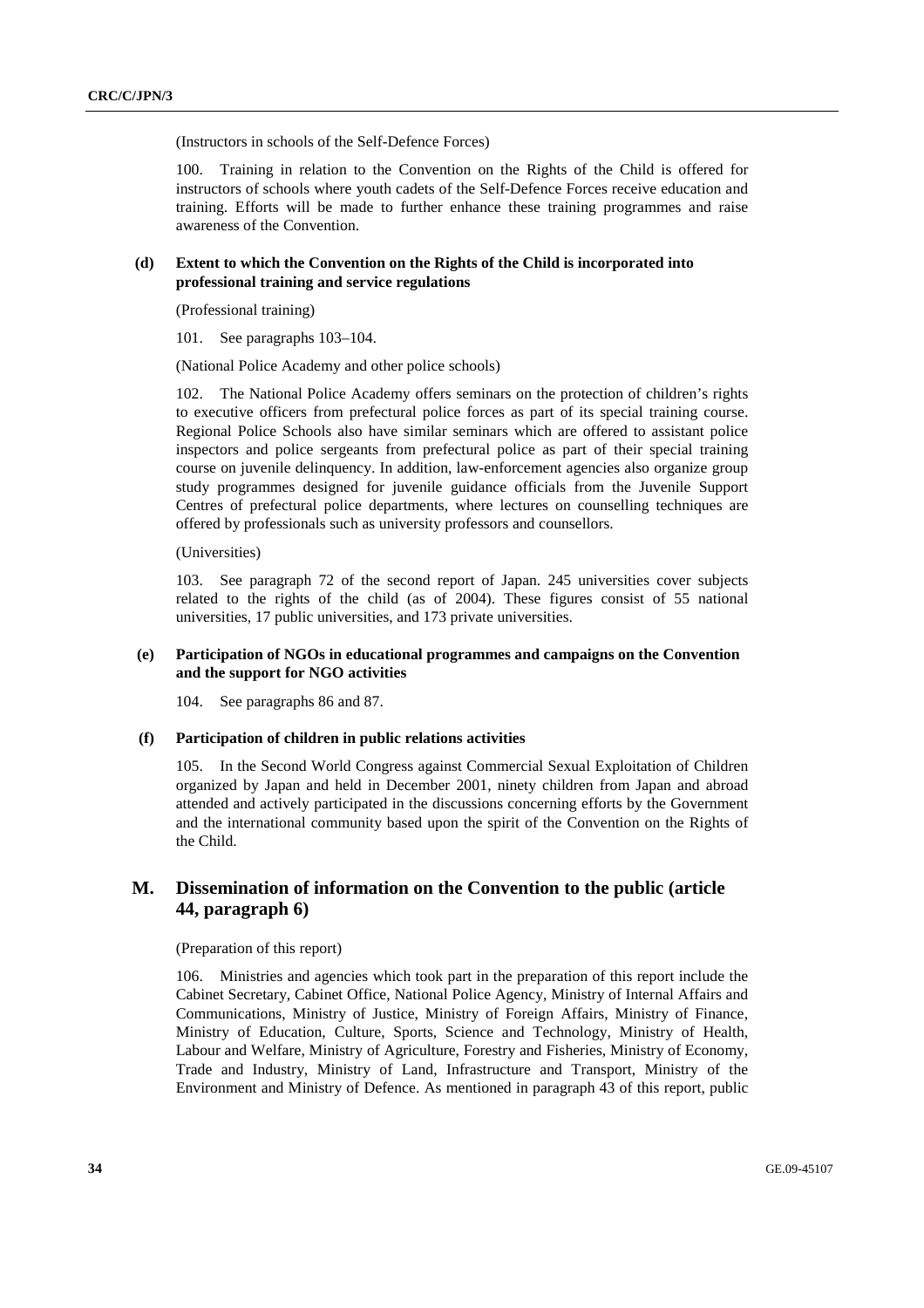(Instructors in schools of the Self-Defence Forces)

100. Training in relation to the Convention on the Rights of the Child is offered for instructors of schools where youth cadets of the Self-Defence Forces receive education and training. Efforts will be made to further enhance these training programmes and raise awareness of the Convention.

### (d) Extent to which the Convention on the Rights of the Child is incorporated into professional training and service regulations

(Professional training)

101. See paragraphs 103–104.

(National Police Academy and other police schools)

102. The National Police Academy offers seminars on the protection of children's rights to executive officers from prefectural police forces as part of its special training course. Regional Police Schools also have similar seminars which are offered to assistant police inspectors and police sergeants from prefectural police as part of their special training course on juvenile delinquency. In addition, law-enforcement agencies also organize group study programmes designed for juvenile guidance officials from the Juvenile Support Centres of prefectural police departments, where lectures on counselling techniques are offered by professionals such as university professors and counsellors.

(Universities)

103. See paragraph 72 of the second report of Japan. 245 universities cover subjects related to the rights of the child (as of 2004). These figures consist of 55 national universities, 17 public universities, and 173 private universities.

### (e) Participation of NGOs in educational programmes and campaigns on the Convention and the support for NGO activities

104. See paragraphs 86 and 87.

### (f) Participation of children in public relations activities

105. In the Second World Congress against Commercial Sexual Exploitation of Children organized by Japan and held in December 2001, ninety children from Japan and abroad attended and actively participated in the discussions concerning efforts by the Government and the international community based upon the spirit of the Convention on the Rights of the Child.

## M. Dissemination of information on the Convention to the public (article 44, paragraph 6)

(Preparation of this report)

106. Ministries and agencies which took part in the preparation of this report include the Cabinet Secretary, Cabinet Office, National Police Agency, Ministry of Internal Affairs and Communications, Ministry of Justice, Ministry of Foreign Affairs, Ministry of Finance, Ministry of Education, Culture, Sports, Science and Technology, Ministry of Health, Labour and Welfare, Ministry of Agriculture, Forestry and Fisheries, Ministry of Economy, Trade and Industry, Ministry of Land, Infrastructure and Transport, Ministry of the Environment and Ministry of Defence. As mentioned in paragraph 43 of this report, public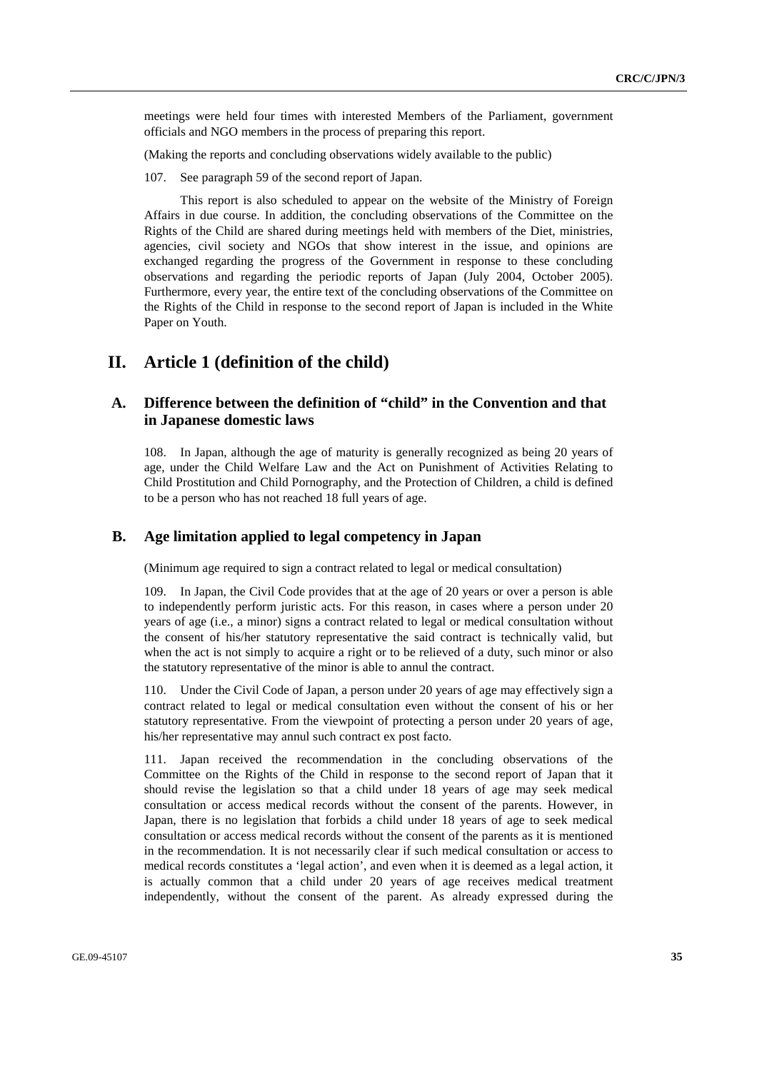meetings were held four times with interested Members of the Parliament, government officials and NGO members in the process of preparing this report.

(Making the reports and concluding observations widely available to the public)

107. See paragraph 59 of the second report of Japan.

This report is also scheduled to appear on the website of the Ministry of Foreign Affairs in due course. In addition, the concluding observations of the Committee on the Rights of the Child are shared during meetings held with members of the Diet, ministries, agencies, civil society and NGOs that show interest in the issue, and opinions are exchanged regarding the progress of the Government in response to these concluding observations and regarding the periodic reports of Japan (July 2004, October 2005). Furthermore, every year, the entire text of the concluding observations of the Committee on the Rights of the Child in response to the second report of Japan is included in the White Paper on Youth.

# II. Article 1 (definition of the child)

## A. Difference between the definition of "child" in the Convention and that in Japanese domestic laws

108. In Japan, although the age of maturity is generally recognized as being 20 years of age, under the Child Welfare Law and the Act on Punishment of Activities Relating to Child Prostitution and Child Pornography, and the Protection of Children, a child is defined to be a person who has not reached 18 full years of age.

## B. Age limitation applied to legal competency in Japan

(Minimum age required to sign a contract related to legal or medical consultation)

109. In Japan, the Civil Code provides that at the age of 20 years or over a person is able to independently perform juristic acts. For this reason, in cases where a person under 20 years of age (i.e., a minor) signs a contract related to legal or medical consultation without the consent of his/her statutory representative the said contract is technically valid, but when the act is not simply to acquire a right or to be relieved of a duty, such minor or also the statutory representative of the minor is able to annul the contract.

110. Under the Civil Code of Japan, a person under 20 years of age may effectively sign a contract related to legal or medical consultation even without the consent of his or her statutory representative. From the viewpoint of protecting a person under 20 years of age, his/her representative may annul such contract ex post facto.

111. Japan received the recommendation in the concluding observations of the Committee on the Rights of the Child in response to the second report of Japan that it should revise the legislation so that a child under 18 years of age may seek medical consultation or access medical records without the consent of the parents. However, in Japan, there is no legislation that forbids a child under 18 years of age to seek medical consultation or access medical records without the consent of the parents as it is mentioned in the recommendation. It is not necessarily clear if such medical consultation or access to medical records constitutes a 'legal action', and even when it is deemed as a legal action, it is actually common that a child under 20 years of age receives medical treatment independently, without the consent of the parent. As already expressed during the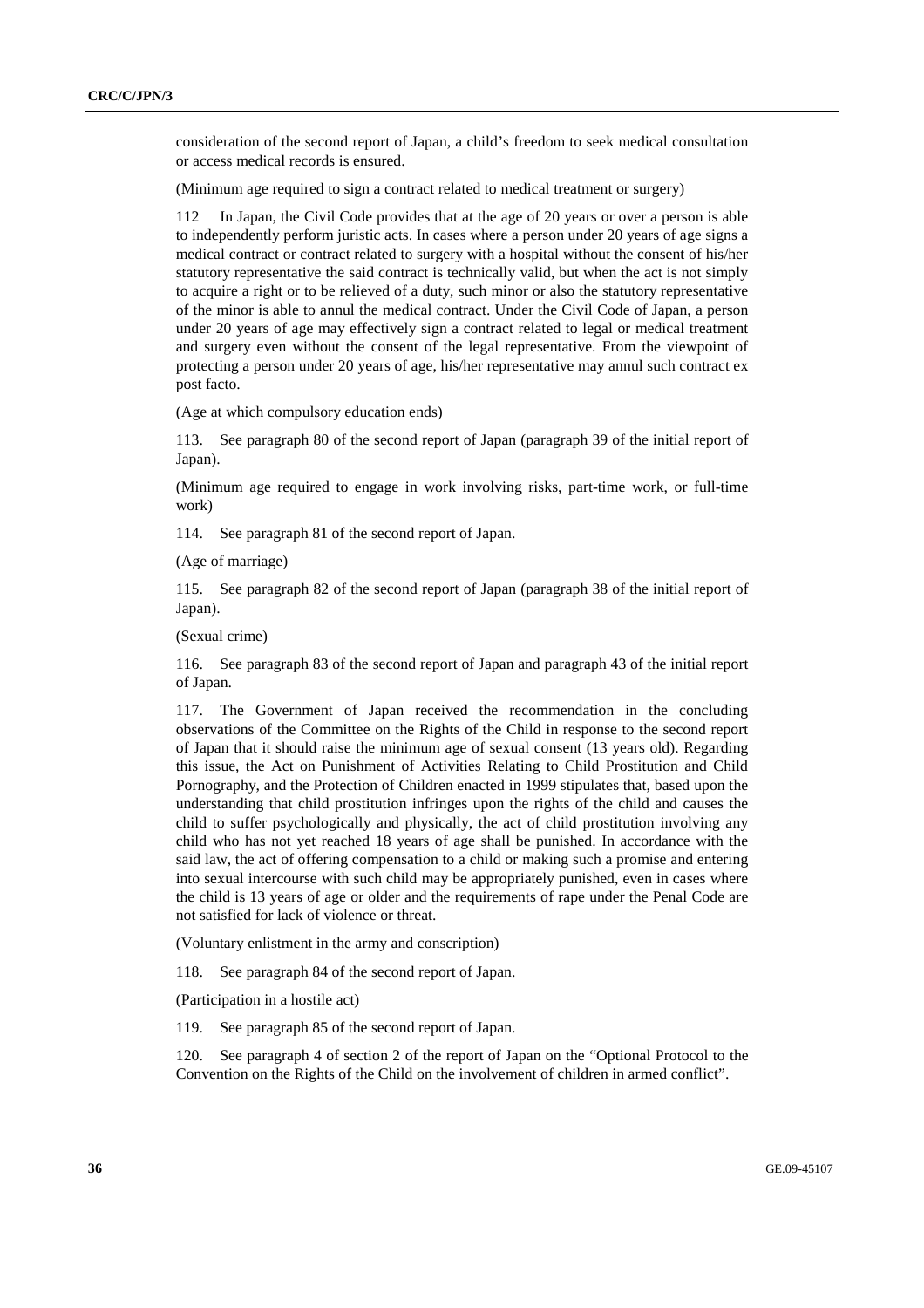consideration of the second report of Japan, a child's freedom to seek medical consultation or access medical records is ensured.

(Minimum age required to sign a contract related to medical treatment or surgery)

112 In Japan, the Civil Code provides that at the age of 20 years or over a person is able to independently perform juristic acts. In cases where a person under 20 years of age signs a medical contract or contract related to surgery with a hospital without the consent of his/her statutory representative the said contract is technically valid, but when the act is not simply to acquire a right or to be relieved of a duty, such minor or also the statutory representative of the minor is able to annul the medical contract. Under the Civil Code of Japan, a person under 20 years of age may effectively sign a contract related to legal or medical treatment and surgery even without the consent of the legal representative. From the viewpoint of protecting a person under 20 years of age, his/her representative may annul such contract ex post facto.

(Age at which compulsory education ends)

113. See paragraph 80 of the second report of Japan (paragraph 39 of the initial report of Japan).

(Minimum age required to engage in work involving risks, part-time work, or full-time work)

114. See paragraph 81 of the second report of Japan.

(Age of marriage)

115. See paragraph 82 of the second report of Japan (paragraph 38 of the initial report of Japan).

(Sexual crime)

116. See paragraph 83 of the second report of Japan and paragraph 43 of the initial report of Japan.

117. The Government of Japan received the recommendation in the concluding observations of the Committee on the Rights of the Child in response to the second report of Japan that it should raise the minimum age of sexual consent (13 years old). Regarding this issue, the Act on Punishment of Activities Relating to Child Prostitution and Child Pornography, and the Protection of Children enacted in 1999 stipulates that, based upon the understanding that child prostitution infringes upon the rights of the child and causes the child to suffer psychologically and physically, the act of child prostitution involving any child who has not yet reached 18 years of age shall be punished. In accordance with the said law, the act of offering compensation to a child or making such a promise and entering into sexual intercourse with such child may be appropriately punished, even in cases where the child is 13 years of age or older and the requirements of rape under the Penal Code are not satisfied for lack of violence or threat.

(Voluntary enlistment in the army and conscription)

118. See paragraph 84 of the second report of Japan.

(Participation in a hostile act)

119. See paragraph 85 of the second report of Japan.

120. See paragraph 4 of section 2 of the report of Japan on the "Optional Protocol to the Convention on the Rights of the Child on the involvement of children in armed conflict".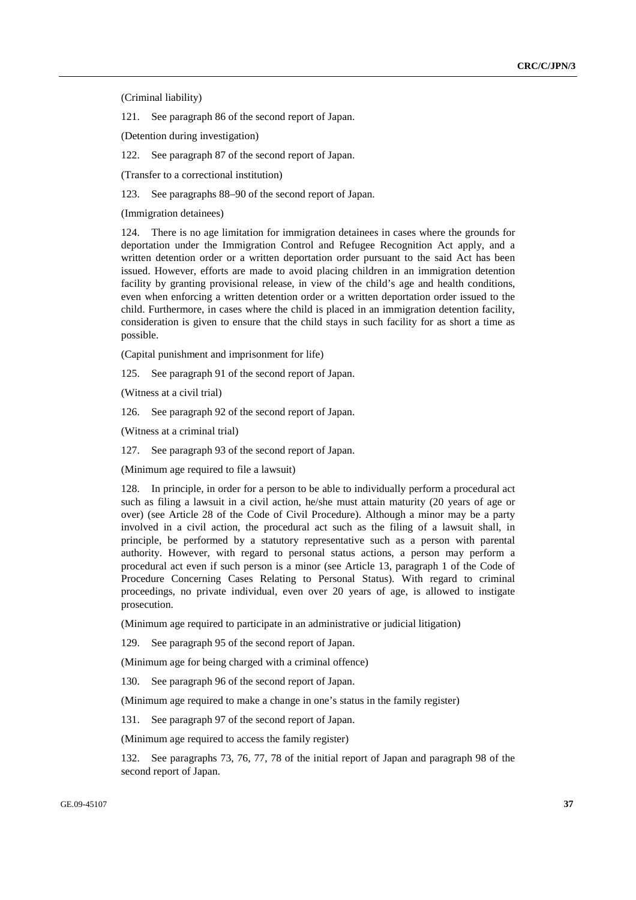(Criminal liability)

121. See paragraph 86 of the second report of Japan.

(Detention during investigation)

122. See paragraph 87 of the second report of Japan.

(Transfer to a correctional institution)

123. See paragraphs 88–90 of the second report of Japan.

(Immigration detainees)

124. There is no age limitation for immigration detainees in cases where the grounds for deportation under the Immigration Control and Refugee Recognition Act apply, and a written detention order or a written deportation order pursuant to the said Act has been issued. However, efforts are made to avoid placing children in an immigration detention facility by granting provisional release, in view of the child's age and health conditions, even when enforcing a written detention order or a written deportation order issued to the child. Furthermore, in cases where the child is placed in an immigration detention facility, consideration is given to ensure that the child stays in such facility for as short a time as possible.

(Capital punishment and imprisonment for life)

125. See paragraph 91 of the second report of Japan.

(Witness at a civil trial)

126. See paragraph 92 of the second report of Japan.

(Witness at a criminal trial)

127. See paragraph 93 of the second report of Japan.

(Minimum age required to file a lawsuit)

128. In principle, in order for a person to be able to individually perform a procedural act such as filing a lawsuit in a civil action, he/she must attain maturity (20 years of age or over) (see Article 28 of the Code of Civil Procedure). Although a minor may be a party involved in a civil action, the procedural act such as the filing of a lawsuit shall, in principle, be performed by a statutory representative such as a person with parental authority. However, with regard to personal status actions, a person may perform a procedural act even if such person is a minor (see Article 13, paragraph 1 of the Code of Procedure Concerning Cases Relating to Personal Status). With regard to criminal proceedings, no private individual, even over 20 years of age, is allowed to instigate prosecution.

(Minimum age required to participate in an administrative or judicial litigation)

129. See paragraph 95 of the second report of Japan.

(Minimum age for being charged with a criminal offence)

130. See paragraph 96 of the second report of Japan.

(Minimum age required to make a change in one's status in the family register)

131. See paragraph 97 of the second report of Japan.

(Minimum age required to access the family register)

132. See paragraphs 73, 76, 77, 78 of the initial report of Japan and paragraph 98 of the second report of Japan.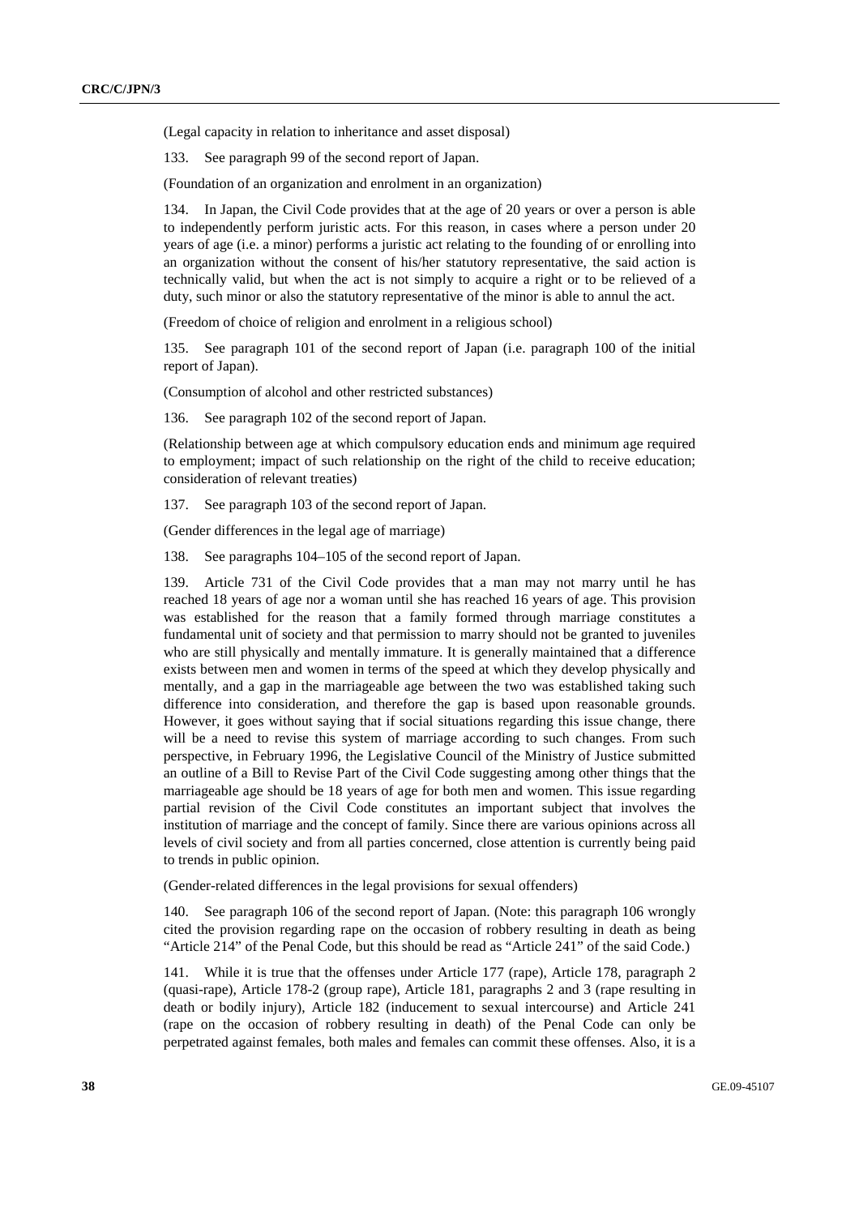(Legal capacity in relation to inheritance and asset disposal)

133. See paragraph 99 of the second report of Japan.

(Foundation of an organization and enrolment in an organization)

134. In Japan, the Civil Code provides that at the age of 20 years or over a person is able to independently perform juristic acts. For this reason, in cases where a person under 20 years of age (i.e. a minor) performs a juristic act relating to the founding of or enrolling into an organization without the consent of his/her statutory representative, the said action is technically valid, but when the act is not simply to acquire a right or to be relieved of a duty, such minor or also the statutory representative of the minor is able to annul the act.

(Freedom of choice of religion and enrolment in a religious school)

135. See paragraph 101 of the second report of Japan (i.e. paragraph 100 of the initial report of Japan).

(Consumption of alcohol and other restricted substances)

136. See paragraph 102 of the second report of Japan.

(Relationship between age at which compulsory education ends and minimum age required to employment; impact of such relationship on the right of the child to receive education; consideration of relevant treaties)

137. See paragraph 103 of the second report of Japan.

(Gender differences in the legal age of marriage)

138. See paragraphs 104–105 of the second report of Japan.

139. Article 731 of the Civil Code provides that a man may not marry until he has reached 18 years of age nor a woman until she has reached 16 years of age. This provision was established for the reason that a family formed through marriage constitutes a fundamental unit of society and that permission to marry should not be granted to juveniles who are still physically and mentally immature. It is generally maintained that a difference exists between men and women in terms of the speed at which they develop physically and mentally, and a gap in the marriageable age between the two was established taking such difference into consideration, and therefore the gap is based upon reasonable grounds. However, it goes without saying that if social situations regarding this issue change, there will be a need to revise this system of marriage according to such changes. From such perspective, in February 1996, the Legislative Council of the Ministry of Justice submitted an outline of a Bill to Revise Part of the Civil Code suggesting among other things that the marriageable age should be 18 years of age for both men and women. This issue regarding partial revision of the Civil Code constitutes an important subject that involves the institution of marriage and the concept of family. Since there are various opinions across all levels of civil society and from all parties concerned, close attention is currently being paid to trends in public opinion.

(Gender-related differences in the legal provisions for sexual offenders)

140. See paragraph 106 of the second report of Japan. (Note: this paragraph 106 wrongly cited the provision regarding rape on the occasion of robbery resulting in death as being "Article 214" of the Penal Code, but this should be read as "Article 241" of the said Code.)

141. While it is true that the offenses under Article 177 (rape), Article 178, paragraph 2 (quasi-rape), Article 178-2 (group rape), Article 181, paragraphs 2 and 3 (rape resulting in death or bodily injury), Article 182 (inducement to sexual intercourse) and Article 241 (rape on the occasion of robbery resulting in death) of the Penal Code can only be perpetrated against females, both males and females can commit these offenses. Also, it is a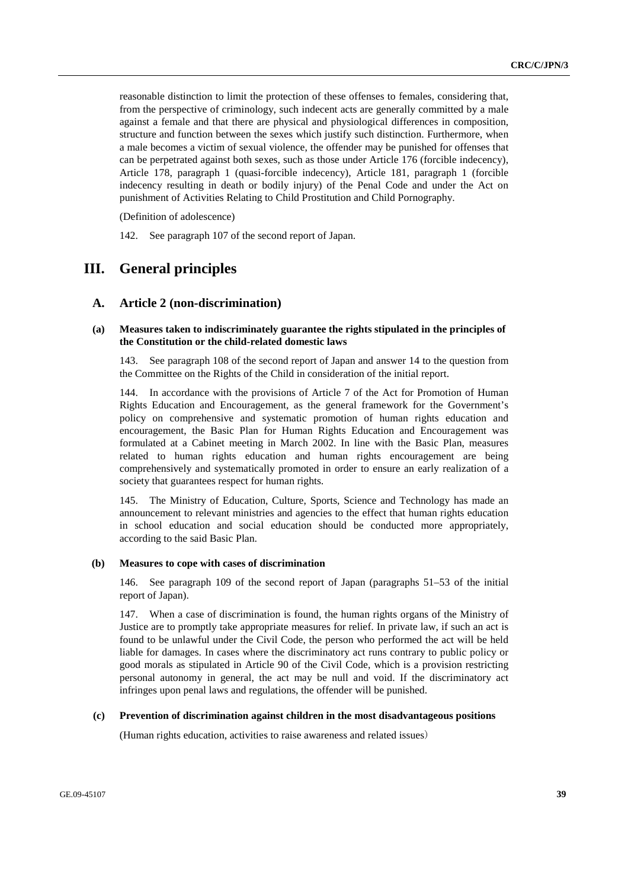reasonable distinction to limit the protection of these offenses to females, considering that, from the perspective of criminology, such indecent acts are generally committed by a male against a female and that there are physical and physiological differences in composition, structure and function between the sexes which justify such distinction. Furthermore, when a male becomes a victim of sexual violence, the offender may be punished for offenses that can be perpetrated against both sexes, such as those under Article 176 (forcible indecency), Article 178, paragraph 1 (quasi-forcible indecency), Article 181, paragraph 1 (forcible indecency resulting in death or bodily injury) of the Penal Code and under the Act on punishment of Activities Relating to Child Prostitution and Child Pornography.

(Definition of adolescence)

142. See paragraph 107 of the second report of Japan.

# III. General principles

## A. Article 2 (non-discrimination)

### (a) Measures taken to indiscriminately guarantee the rights stipulated in the principles of the Constitution or the child-related domestic laws

143. See paragraph 108 of the second report of Japan and answer 14 to the question from the Committee on the Rights of the Child in consideration of the initial report.

144. In accordance with the provisions of Article 7 of the Act for Promotion of Human Rights Education and Encouragement, as the general framework for the Government's policy on comprehensive and systematic promotion of human rights education and encouragement, the Basic Plan for Human Rights Education and Encouragement was formulated at a Cabinet meeting in March 2002. In line with the Basic Plan, measures related to human rights education and human rights encouragement are being comprehensively and systematically promoted in order to ensure an early realization of a society that guarantees respect for human rights.

145. The Ministry of Education, Culture, Sports, Science and Technology has made an announcement to relevant ministries and agencies to the effect that human rights education in school education and social education should be conducted more appropriately, according to the said Basic Plan.

### (b) Measures to cope with cases of discrimination

146. See paragraph 109 of the second report of Japan (paragraphs 51–53 of the initial report of Japan).

147. When a case of discrimination is found, the human rights organs of the Ministry of Justice are to promptly take appropriate measures for relief. In private law, if such an act is found to be unlawful under the Civil Code, the person who performed the act will be held liable for damages. In cases where the discriminatory act runs contrary to public policy or good morals as stipulated in Article 90 of the Civil Code, which is a provision restricting personal autonomy in general, the act may be null and void. If the discriminatory act infringes upon penal laws and regulations, the offender will be punished.

### (c) Prevention of discrimination against children in the most disadvantageous positions

(Human rights education, activities to raise awareness and related issues)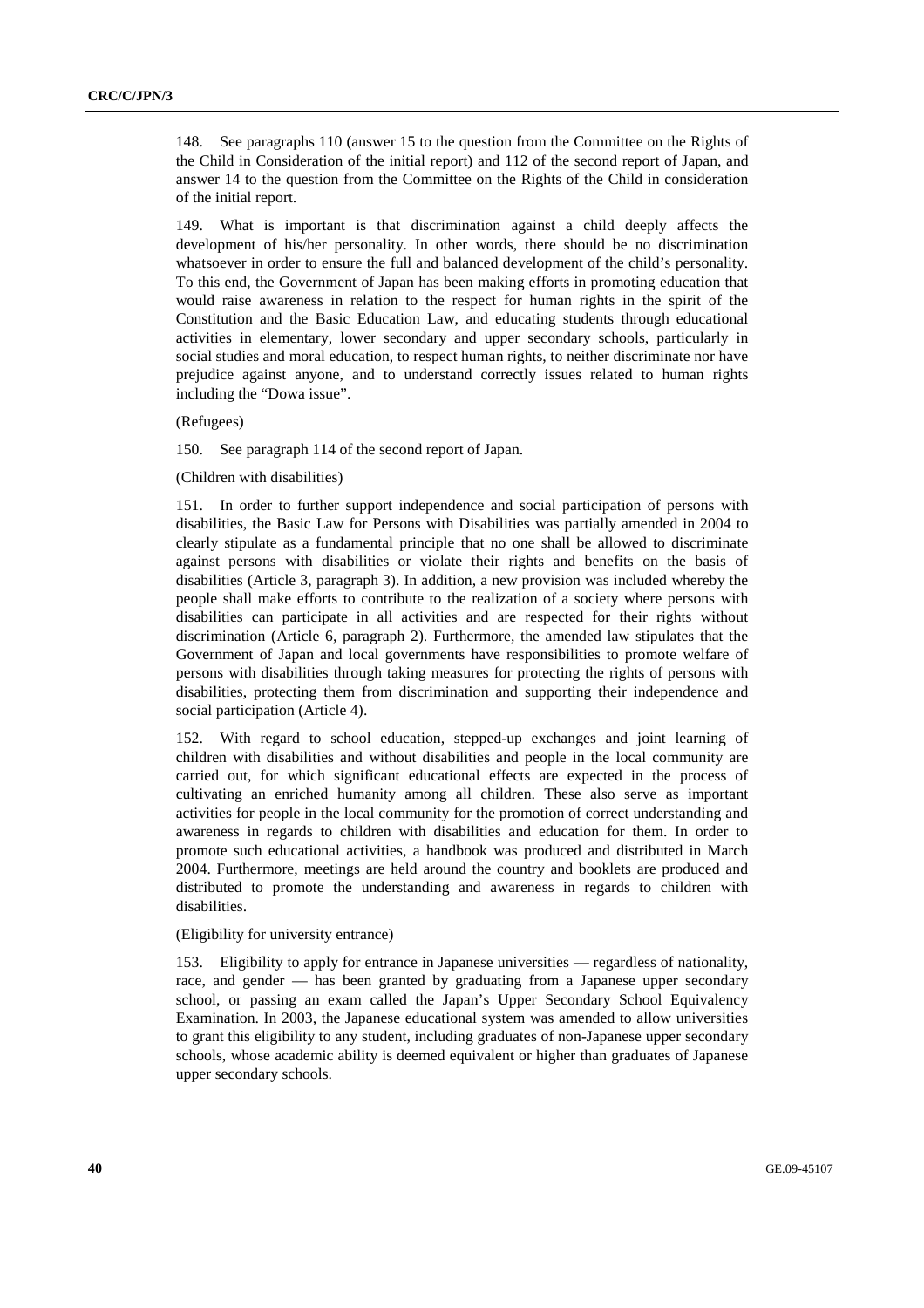148. See paragraphs 110 (answer 15 to the question from the Committee on the Rights of the Child in Consideration of the initial report) and 112 of the second report of Japan, and answer 14 to the question from the Committee on the Rights of the Child in consideration of the initial report.

149. What is important is that discrimination against a child deeply affects the development of his/her personality. In other words, there should be no discrimination whatsoever in order to ensure the full and balanced development of the child's personality. To this end, the Government of Japan has been making efforts in promoting education that would raise awareness in relation to the respect for human rights in the spirit of the Constitution and the Basic Education Law, and educating students through educational activities in elementary, lower secondary and upper secondary schools, particularly in social studies and moral education, to respect human rights, to neither discriminate nor have prejudice against anyone, and to understand correctly issues related to human rights including the "Dowa issue".

(Refugees)

150. See paragraph 114 of the second report of Japan.

(Children with disabilities)

151. In order to further support independence and social participation of persons with disabilities, the Basic Law for Persons with Disabilities was partially amended in 2004 to clearly stipulate as a fundamental principle that no one shall be allowed to discriminate against persons with disabilities or violate their rights and benefits on the basis of disabilities (Article 3, paragraph 3). In addition, a new provision was included whereby the people shall make efforts to contribute to the realization of a society where persons with disabilities can participate in all activities and are respected for their rights without discrimination (Article 6, paragraph 2). Furthermore, the amended law stipulates that the Government of Japan and local governments have responsibilities to promote welfare of persons with disabilities through taking measures for protecting the rights of persons with disabilities, protecting them from discrimination and supporting their independence and social participation (Article 4).

152. With regard to school education, stepped-up exchanges and joint learning of children with disabilities and without disabilities and people in the local community are carried out, for which significant educational effects are expected in the process of cultivating an enriched humanity among all children. These also serve as important activities for people in the local community for the promotion of correct understanding and awareness in regards to children with disabilities and education for them. In order to promote such educational activities, a handbook was produced and distributed in March 2004. Furthermore, meetings are held around the country and booklets are produced and distributed to promote the understanding and awareness in regards to children with disabilities.

(Eligibility for university entrance)

153. Eligibility to apply for entrance in Japanese universities — regardless of nationality, race, and gender — has been granted by graduating from a Japanese upper secondary school, or passing an exam called the Japan's Upper Secondary School Equivalency Examination. In 2003, the Japanese educational system was amended to allow universities to grant this eligibility to any student, including graduates of non-Japanese upper secondary schools, whose academic ability is deemed equivalent or higher than graduates of Japanese upper secondary schools.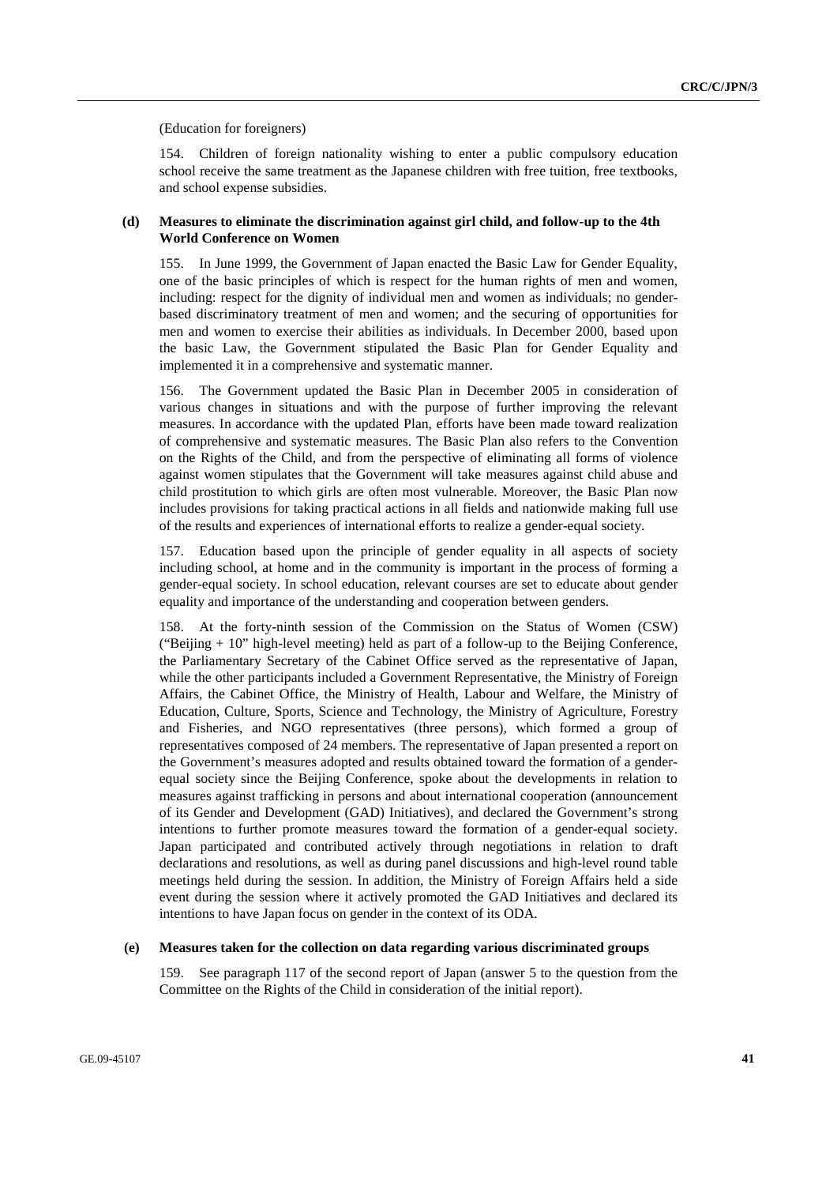(Education for foreigners)

154. Children of foreign nationality wishing to enter a public compulsory education school receive the same treatment as the Japanese children with free tuition, free textbooks, and school expense subsidies.

### (d) Measures to eliminate the discrimination against girl child, and follow-up to the 4th World Conference on Women

155. In June 1999, the Government of Japan enacted the Basic Law for Gender Equality, one of the basic principles of which is respect for the human rights of men and women, including: respect for the dignity of individual men and women as individuals; no gender-based discriminatory treatment of men and women; and the securing of opportunities for men and women to exercise their abilities as individuals. In December 2000, based upon the basic Law, the Government stipulated the Basic Plan for Gender Equality and implemented it in a comprehensive and systematic manner.

156. The Government updated the Basic Plan in December 2005 in consideration of various changes in situations and with the purpose of further improving the relevant measures. In accordance with the updated Plan, efforts have been made toward realization of comprehensive and systematic measures. The Basic Plan also refers to the Convention on the Rights of the Child, and from the perspective of eliminating all forms of violence against women stipulates that the Government will take measures against child abuse and child prostitution to which girls are often most vulnerable. Moreover, the Basic Plan now includes provisions for taking practical actions in all fields and nationwide making full use of the results and experiences of international efforts to realize a gender-equal society.

157. Education based upon the principle of gender equality in all aspects of society including school, at home and in the community is important in the process of forming a gender-equal society. In school education, relevant courses are set to educate about gender equality and importance of the understanding and cooperation between genders.

158. At the forty-ninth session of the Commission on the Status of Women (CSW) ("Beijing + 10" high-level meeting) held as part of a follow-up to the Beijing Conference, the Parliamentary Secretary of the Cabinet Office served as the representative of Japan, while the other participants included a Government Representative, the Ministry of Foreign Affairs, the Cabinet Office, the Ministry of Health, Labour and Welfare, the Ministry of Education, Culture, Sports, Science and Technology, the Ministry of Agriculture, Forestry and Fisheries, and NGO representatives (three persons), which formed a group of representatives composed of 24 members. The representative of Japan presented a report on the Government's measures adopted and results obtained toward the formation of a gender-equal society since the Beijing Conference, spoke about the developments in relation to measures against trafficking in persons and about international cooperation (announcement of its Gender and Development (GAD) Initiatives), and declared the Government's strong intentions to further promote measures toward the formation of a gender-equal society. Japan participated and contributed actively through negotiations in relation to draft declarations and resolutions, as well as during panel discussions and high-level round table meetings held during the session. In addition, the Ministry of Foreign Affairs held a side event during the session where it actively promoted the GAD Initiatives and declared its intentions to have Japan focus on gender in the context of its ODA.

### (e) Measures taken for the collection on data regarding various discriminated groups

159. See paragraph 117 of the second report of Japan (answer 5 to the question from the Committee on the Rights of the Child in consideration of the initial report).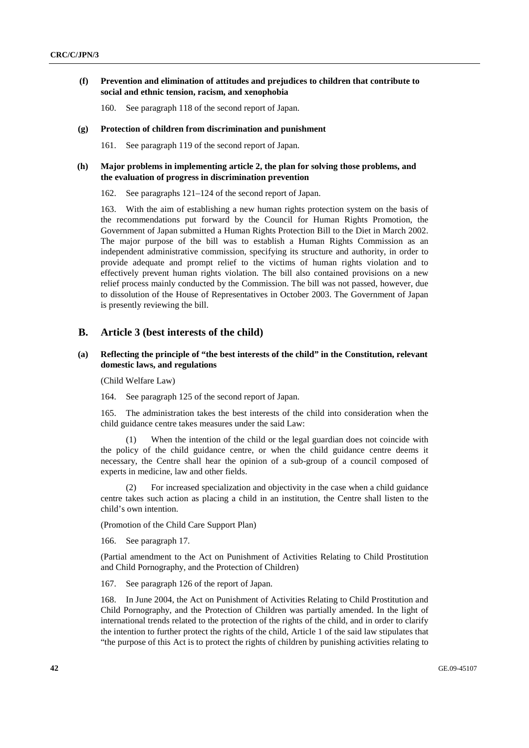### (f) Prevention and elimination of attitudes and prejudices to children that contribute to social and ethnic tension, racism, and xenophobia

160. See paragraph 118 of the second report of Japan.

### (g) Protection of children from discrimination and punishment

161. See paragraph 119 of the second report of Japan.

### (h) Major problems in implementing article 2, the plan for solving those problems, and the evaluation of progress in discrimination prevention

162. See paragraphs 121–124 of the second report of Japan.

163. With the aim of establishing a new human rights protection system on the basis of the recommendations put forward by the Council for Human Rights Promotion, the Government of Japan submitted a Human Rights Protection Bill to the Diet in March 2002. The major purpose of the bill was to establish a Human Rights Commission as an independent administrative commission, specifying its structure and authority, in order to provide adequate and prompt relief to the victims of human rights violation and to effectively prevent human rights violation. The bill also contained provisions on a new relief process mainly conducted by the Commission. The bill was not passed, however, due to dissolution of the House of Representatives in October 2003. The Government of Japan is presently reviewing the bill.

## B. Article 3 (best interests of the child)

### (a) Reflecting the principle of "the best interests of the child" in the Constitution, relevant domestic laws, and regulations

(Child Welfare Law)

164. See paragraph 125 of the second report of Japan.

165. The administration takes the best interests of the child into consideration when the child guidance centre takes measures under the said Law:

(1) When the intention of the child or the legal guardian does not coincide with the policy of the child guidance centre, or when the child guidance centre deems it necessary, the Centre shall hear the opinion of a sub-group of a council composed of experts in medicine, law and other fields.

(2) For increased specialization and objectivity in the case when a child guidance centre takes such action as placing a child in an institution, the Centre shall listen to the child's own intention.

(Promotion of the Child Care Support Plan)

166. See paragraph 17.

(Partial amendment to the Act on Punishment of Activities Relating to Child Prostitution and Child Pornography, and the Protection of Children)

167. See paragraph 126 of the report of Japan.

168. In June 2004, the Act on Punishment of Activities Relating to Child Prostitution and Child Pornography, and the Protection of Children was partially amended. In the light of international trends related to the protection of the rights of the child, and in order to clarify the intention to further protect the rights of the child, Article 1 of the said law stipulates that "the purpose of this Act is to protect the rights of children by punishing activities relating to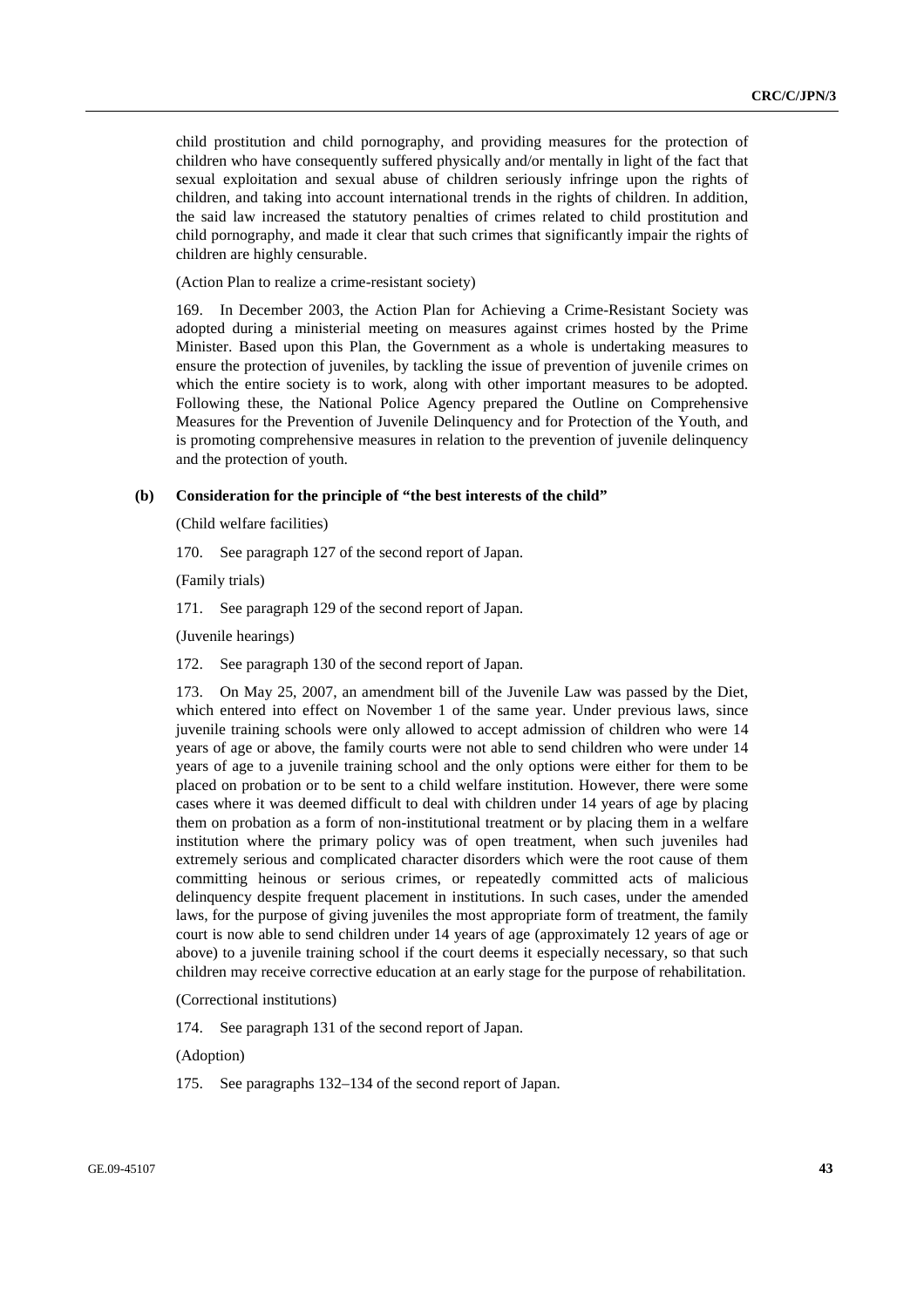child prostitution and child pornography, and providing measures for the protection of children who have consequently suffered physically and/or mentally in light of the fact that sexual exploitation and sexual abuse of children seriously infringe upon the rights of children, and taking into account international trends in the rights of children. In addition, the said law increased the statutory penalties of crimes related to child prostitution and child pornography, and made it clear that such crimes that significantly impair the rights of children are highly censurable.

(Action Plan to realize a crime-resistant society)

169. In December 2003, the Action Plan for Achieving a Crime-Resistant Society was adopted during a ministerial meeting on measures against crimes hosted by the Prime Minister. Based upon this Plan, the Government as a whole is undertaking measures to ensure the protection of juveniles, by tackling the issue of prevention of juvenile crimes on which the entire society is to work, along with other important measures to be adopted. Following these, the National Police Agency prepared the Outline on Comprehensive Measures for the Prevention of Juvenile Delinquency and for Protection of the Youth, and is promoting comprehensive measures in relation to the prevention of juvenile delinquency and the protection of youth.

### (b) Consideration for the principle of "the best interests of the child"

(Child welfare facilities)

170. See paragraph 127 of the second report of Japan.

(Family trials)

171. See paragraph 129 of the second report of Japan.

(Juvenile hearings)

172. See paragraph 130 of the second report of Japan.

173. On May 25, 2007, an amendment bill of the Juvenile Law was passed by the Diet, which entered into effect on November 1 of the same year. Under previous laws, since juvenile training schools were only allowed to accept admission of children who were 14 years of age or above, the family courts were not able to send children who were under 14 years of age to a juvenile training school and the only options were either for them to be placed on probation or to be sent to a child welfare institution. However, there were some cases where it was deemed difficult to deal with children under 14 years of age by placing them on probation as a form of non-institutional treatment or by placing them in a welfare institution where the primary policy was of open treatment, when such juveniles had extremely serious and complicated character disorders which were the root cause of them committing heinous or serious crimes, or repeatedly committed acts of malicious delinquency despite frequent placement in institutions. In such cases, under the amended laws, for the purpose of giving juveniles the most appropriate form of treatment, the family court is now able to send children under 14 years of age (approximately 12 years of age or above) to a juvenile training school if the court deems it especially necessary, so that such children may receive corrective education at an early stage for the purpose of rehabilitation.

(Correctional institutions)

174. See paragraph 131 of the second report of Japan.

(Adoption)

175. See paragraphs 132–134 of the second report of Japan.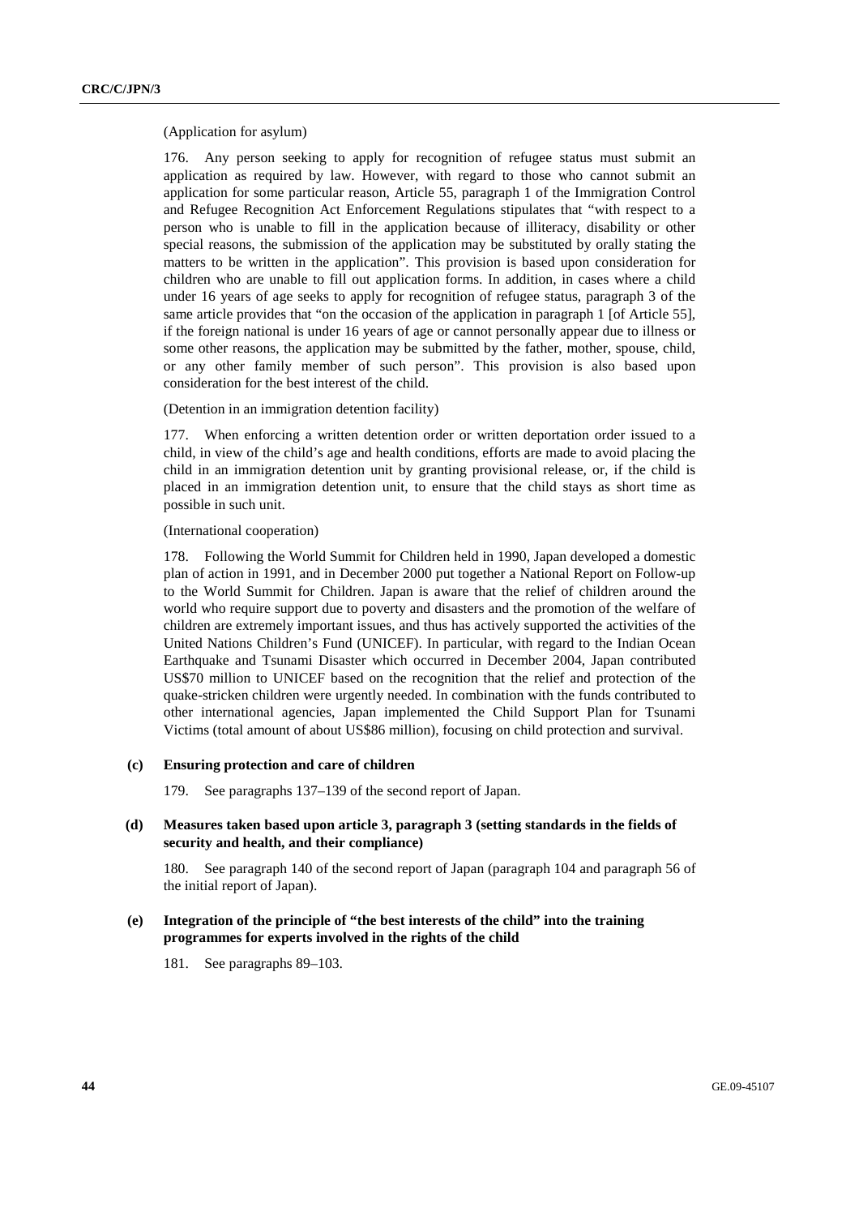(Application for asylum)

176. Any person seeking to apply for recognition of refugee status must submit an application as required by law. However, with regard to those who cannot submit an application for some particular reason, Article 55, paragraph 1 of the Immigration Control and Refugee Recognition Act Enforcement Regulations stipulates that "with respect to a person who is unable to fill in the application because of illiteracy, disability or other special reasons, the submission of the application may be substituted by orally stating the matters to be written in the application". This provision is based upon consideration for children who are unable to fill out application forms. In addition, in cases where a child under 16 years of age seeks to apply for recognition of refugee status, paragraph 3 of the same article provides that "on the occasion of the application in paragraph 1 [of Article 55], if the foreign national is under 16 years of age or cannot personally appear due to illness or some other reasons, the application may be submitted by the father, mother, spouse, child, or any other family member of such person". This provision is also based upon consideration for the best interest of the child.

(Detention in an immigration detention facility)

177. When enforcing a written detention order or written deportation order issued to a child, in view of the child's age and health conditions, efforts are made to avoid placing the child in an immigration detention unit by granting provisional release, or, if the child is placed in an immigration detention unit, to ensure that the child stays as short time as possible in such unit.

(International cooperation)

178. Following the World Summit for Children held in 1990, Japan developed a domestic plan of action in 1991, and in December 2000 put together a National Report on Follow-up to the World Summit for Children. Japan is aware that the relief of children around the world who require support due to poverty and disasters and the promotion of the welfare of children are extremely important issues, and thus has actively supported the activities of the United Nations Children's Fund (UNICEF). In particular, with regard to the Indian Ocean Earthquake and Tsunami Disaster which occurred in December 2004, Japan contributed US$70 million to UNICEF based on the recognition that the relief and protection of the quake-stricken children were urgently needed. In combination with the funds contributed to other international agencies, Japan implemented the Child Support Plan for Tsunami Victims (total amount of about US$86 million), focusing on child protection and survival.

### (c) Ensuring protection and care of children

179. See paragraphs 137–139 of the second report of Japan.

### (d) Measures taken based upon article 3, paragraph 3 (setting standards in the fields of security and health, and their compliance)

180. See paragraph 140 of the second report of Japan (paragraph 104 and paragraph 56 of the initial report of Japan).

### (e) Integration of the principle of "the best interests of the child" into the training programmes for experts involved in the rights of the child

181. See paragraphs 89–103.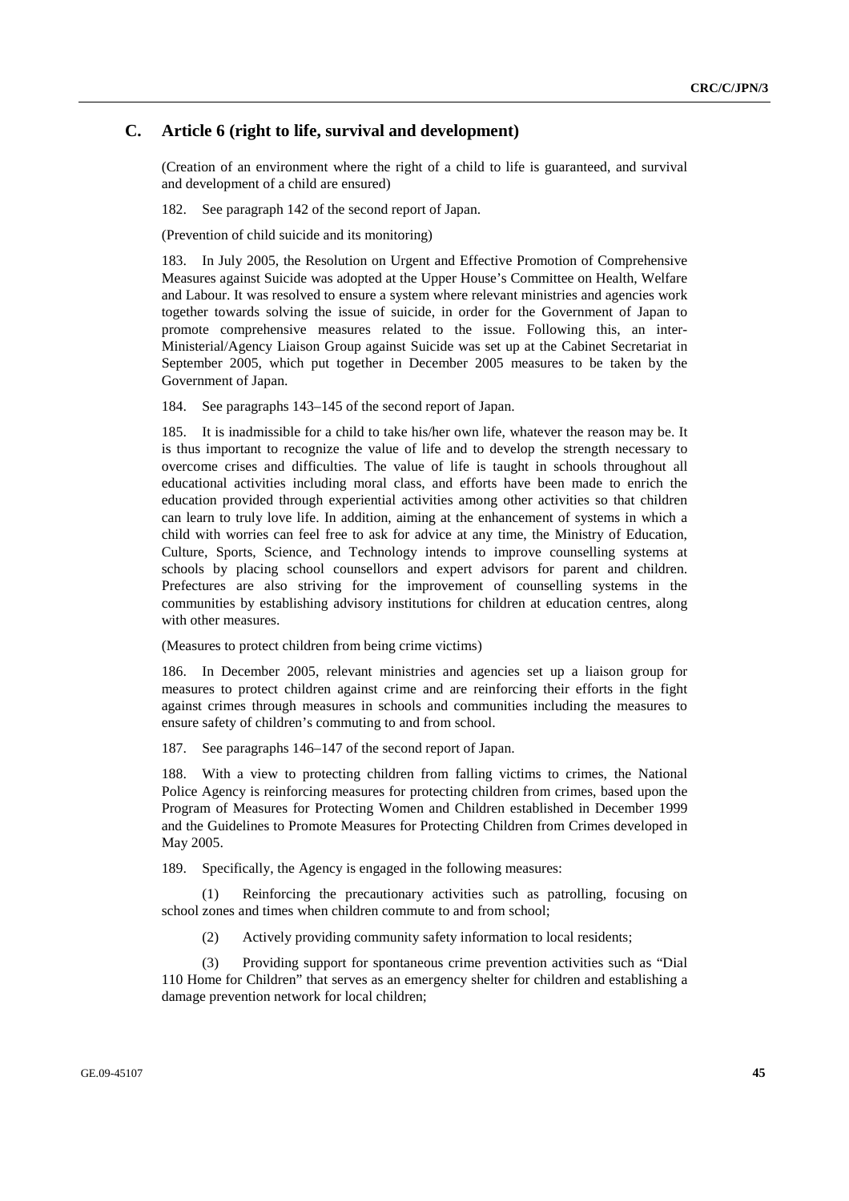## C. Article 6 (right to life, survival and development)

(Creation of an environment where the right of a child to life is guaranteed, and survival and development of a child are ensured)

182. See paragraph 142 of the second report of Japan.

(Prevention of child suicide and its monitoring)

183. In July 2005, the Resolution on Urgent and Effective Promotion of Comprehensive Measures against Suicide was adopted at the Upper House's Committee on Health, Welfare and Labour. It was resolved to ensure a system where relevant ministries and agencies work together towards solving the issue of suicide, in order for the Government of Japan to promote comprehensive measures related to the issue. Following this, an inter-Ministerial/Agency Liaison Group against Suicide was set up at the Cabinet Secretariat in September 2005, which put together in December 2005 measures to be taken by the Government of Japan.

184. See paragraphs 143–145 of the second report of Japan.

185. It is inadmissible for a child to take his/her own life, whatever the reason may be. It is thus important to recognize the value of life and to develop the strength necessary to overcome crises and difficulties. The value of life is taught in schools throughout all educational activities including moral class, and efforts have been made to enrich the education provided through experiential activities among other activities so that children can learn to truly love life. In addition, aiming at the enhancement of systems in which a child with worries can feel free to ask for advice at any time, the Ministry of Education, Culture, Sports, Science, and Technology intends to improve counselling systems at schools by placing school counsellors and expert advisors for parent and children. Prefectures are also striving for the improvement of counselling systems in the communities by establishing advisory institutions for children at education centres, along with other measures.

(Measures to protect children from being crime victims)

186. In December 2005, relevant ministries and agencies set up a liaison group for measures to protect children against crime and are reinforcing their efforts in the fight against crimes through measures in schools and communities including the measures to ensure safety of children's commuting to and from school.

187. See paragraphs 146–147 of the second report of Japan.

188. With a view to protecting children from falling victims to crimes, the National Police Agency is reinforcing measures for protecting children from crimes, based upon the Program of Measures for Protecting Women and Children established in December 1999 and the Guidelines to Promote Measures for Protecting Children from Crimes developed in May 2005.

189. Specifically, the Agency is engaged in the following measures:

(1) Reinforcing the precautionary activities such as patrolling, focusing on school zones and times when children commute to and from school;

(2) Actively providing community safety information to local residents;

(3) Providing support for spontaneous crime prevention activities such as "Dial 110 Home for Children" that serves as an emergency shelter for children and establishing a damage prevention network for local children;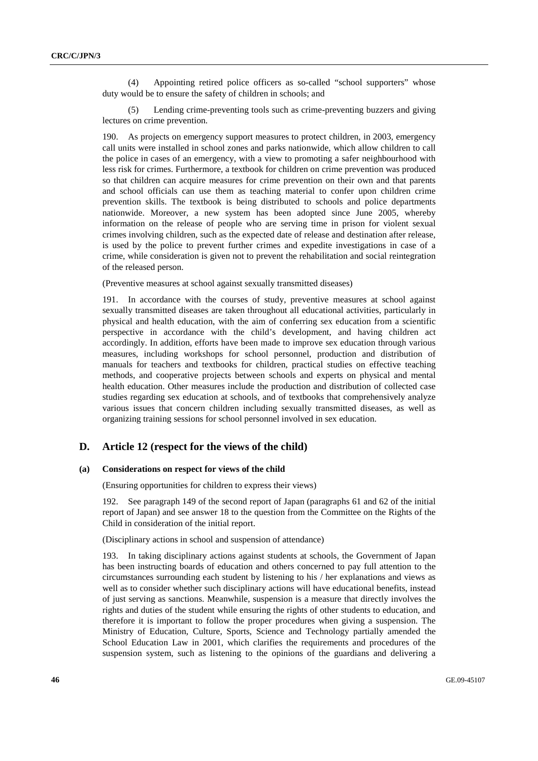(4) Appointing retired police officers as so-called "school supporters" whose duty would be to ensure the safety of children in schools; and

(5) Lending crime-preventing tools such as crime-preventing buzzers and giving lectures on crime prevention.

190. As projects on emergency support measures to protect children, in 2003, emergency call units were installed in school zones and parks nationwide, which allow children to call the police in cases of an emergency, with a view to promoting a safer neighbourhood with less risk for crimes. Furthermore, a textbook for children on crime prevention was produced so that children can acquire measures for crime prevention on their own and that parents and school officials can use them as teaching material to confer upon children crime prevention skills. The textbook is being distributed to schools and police departments nationwide. Moreover, a new system has been adopted since June 2005, whereby information on the release of people who are serving time in prison for violent sexual crimes involving children, such as the expected date of release and destination after release, is used by the police to prevent further crimes and expedite investigations in case of a crime, while consideration is given not to prevent the rehabilitation and social reintegration of the released person.

(Preventive measures at school against sexually transmitted diseases)

191. In accordance with the courses of study, preventive measures at school against sexually transmitted diseases are taken throughout all educational activities, particularly in physical and health education, with the aim of conferring sex education from a scientific perspective in accordance with the child's development, and having children act accordingly. In addition, efforts have been made to improve sex education through various measures, including workshops for school personnel, production and distribution of manuals for teachers and textbooks for children, practical studies on effective teaching methods, and cooperative projects between schools and experts on physical and mental health education. Other measures include the production and distribution of collected case studies regarding sex education at schools, and of textbooks that comprehensively analyze various issues that concern children including sexually transmitted diseases, as well as organizing training sessions for school personnel involved in sex education.

## D. Article 12 (respect for the views of the child)

### (a) Considerations on respect for views of the child

(Ensuring opportunities for children to express their views)

192. See paragraph 149 of the second report of Japan (paragraphs 61 and 62 of the initial report of Japan) and see answer 18 to the question from the Committee on the Rights of the Child in consideration of the initial report.

(Disciplinary actions in school and suspension of attendance)

193. In taking disciplinary actions against students at schools, the Government of Japan has been instructing boards of education and others concerned to pay full attention to the circumstances surrounding each student by listening to his / her explanations and views as well as to consider whether such disciplinary actions will have educational benefits, instead of just serving as sanctions. Meanwhile, suspension is a measure that directly involves the rights and duties of the student while ensuring the rights of other students to education, and therefore it is important to follow the proper procedures when giving a suspension. The Ministry of Education, Culture, Sports, Science and Technology partially amended the School Education Law in 2001, which clarifies the requirements and procedures of the suspension system, such as listening to the opinions of the guardians and delivering a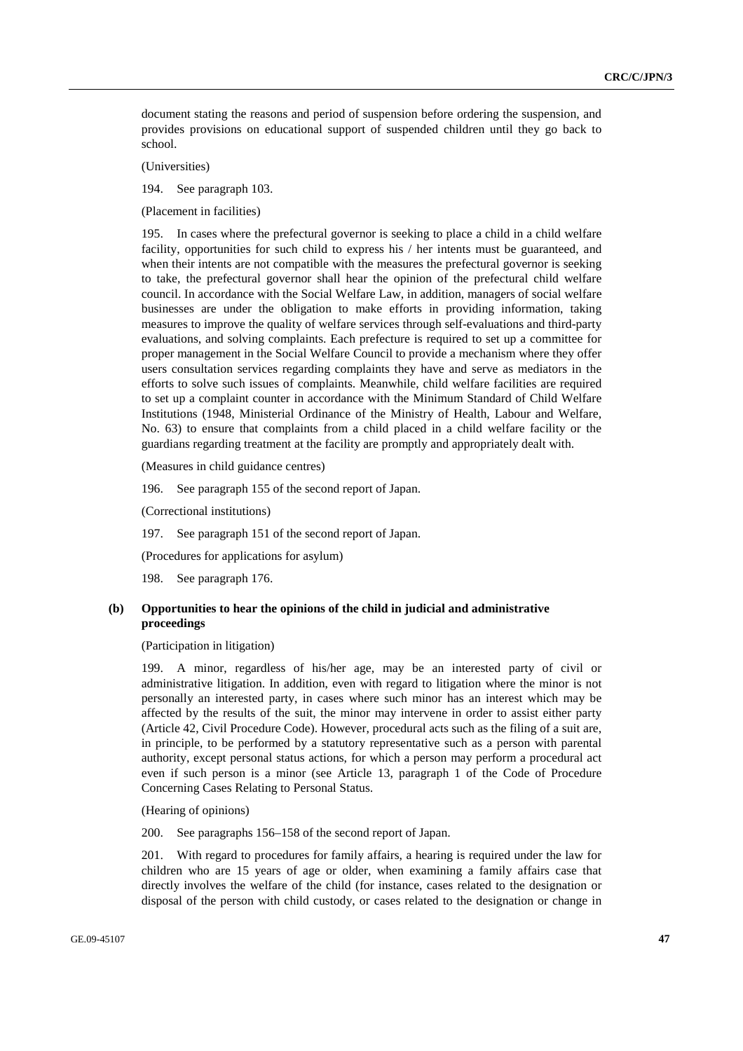document stating the reasons and period of suspension before ordering the suspension, and provides provisions on educational support of suspended children until they go back to school.

(Universities)

194. See paragraph 103.

(Placement in facilities)

195. In cases where the prefectural governor is seeking to place a child in a child welfare facility, opportunities for such child to express his / her intents must be guaranteed, and when their intents are not compatible with the measures the prefectural governor is seeking to take, the prefectural governor shall hear the opinion of the prefectural child welfare council. In accordance with the Social Welfare Law, in addition, managers of social welfare businesses are under the obligation to make efforts in providing information, taking measures to improve the quality of welfare services through self-evaluations and third-party evaluations, and solving complaints. Each prefecture is required to set up a committee for proper management in the Social Welfare Council to provide a mechanism where they offer users consultation services regarding complaints they have and serve as mediators in the efforts to solve such issues of complaints. Meanwhile, child welfare facilities are required to set up a complaint counter in accordance with the Minimum Standard of Child Welfare Institutions (1948, Ministerial Ordinance of the Ministry of Health, Labour and Welfare, No. 63) to ensure that complaints from a child placed in a child welfare facility or the guardians regarding treatment at the facility are promptly and appropriately dealt with.

(Measures in child guidance centres)

196. See paragraph 155 of the second report of Japan.

(Correctional institutions)

197. See paragraph 151 of the second report of Japan.

(Procedures for applications for asylum)

198. See paragraph 176.

### (b) Opportunities to hear the opinions of the child in judicial and administrative proceedings

(Participation in litigation)

199. A minor, regardless of his/her age, may be an interested party of civil or administrative litigation. In addition, even with regard to litigation where the minor is not personally an interested party, in cases where such minor has an interest which may be affected by the results of the suit, the minor may intervene in order to assist either party (Article 42, Civil Procedure Code). However, procedural acts such as the filing of a suit are, in principle, to be performed by a statutory representative such as a person with parental authority, except personal status actions, for which a person may perform a procedural act even if such person is a minor (see Article 13, paragraph 1 of the Code of Procedure Concerning Cases Relating to Personal Status.

(Hearing of opinions)

200. See paragraphs 156–158 of the second report of Japan.

201. With regard to procedures for family affairs, a hearing is required under the law for children who are 15 years of age or older, when examining a family affairs case that directly involves the welfare of the child (for instance, cases related to the designation or disposal of the person with child custody, or cases related to the designation or change in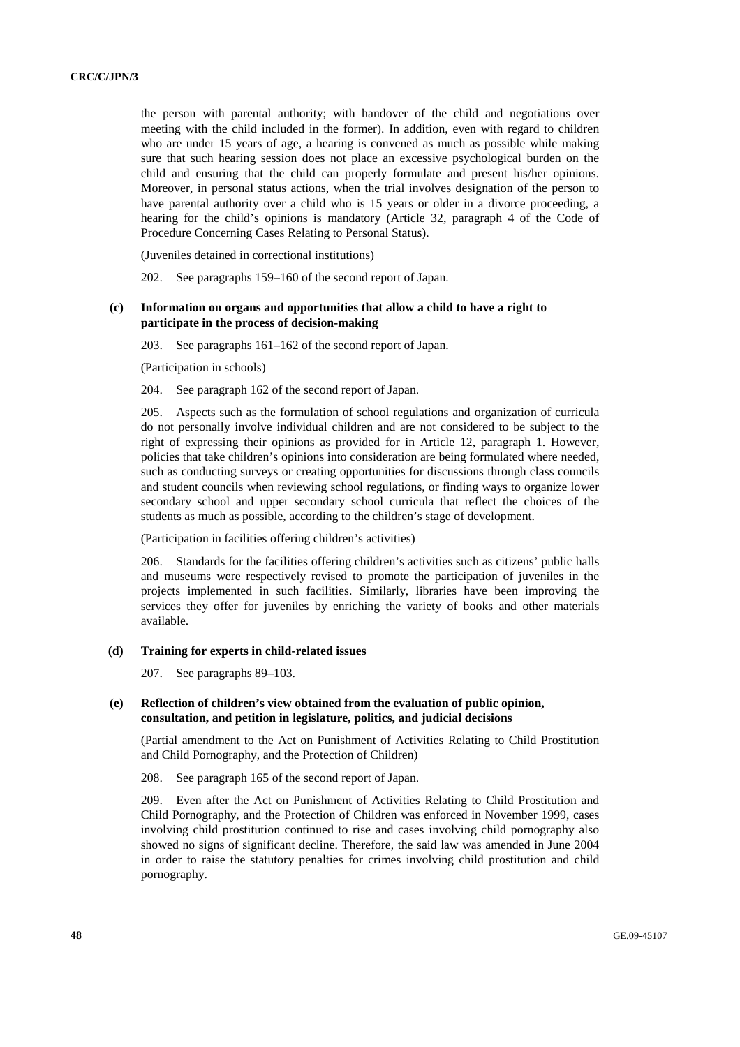the person with parental authority; with handover of the child and negotiations over meeting with the child included in the former). In addition, even with regard to children who are under 15 years of age, a hearing is convened as much as possible while making sure that such hearing session does not place an excessive psychological burden on the child and ensuring that the child can properly formulate and present his/her opinions. Moreover, in personal status actions, when the trial involves designation of the person to have parental authority over a child who is 15 years or older in a divorce proceeding, a hearing for the child's opinions is mandatory (Article 32, paragraph 4 of the Code of Procedure Concerning Cases Relating to Personal Status).

(Juveniles detained in correctional institutions)

202. See paragraphs 159–160 of the second report of Japan.

### (c) Information on organs and opportunities that allow a child to have a right to participate in the process of decision-making

203. See paragraphs 161–162 of the second report of Japan.

(Participation in schools)

204. See paragraph 162 of the second report of Japan.

205. Aspects such as the formulation of school regulations and organization of curricula do not personally involve individual children and are not considered to be subject to the right of expressing their opinions as provided for in Article 12, paragraph 1. However, policies that take children's opinions into consideration are being formulated where needed, such as conducting surveys or creating opportunities for discussions through class councils and student councils when reviewing school regulations, or finding ways to organize lower secondary school and upper secondary school curricula that reflect the choices of the students as much as possible, according to the children's stage of development.

(Participation in facilities offering children's activities)

206. Standards for the facilities offering children's activities such as citizens' public halls and museums were respectively revised to promote the participation of juveniles in the projects implemented in such facilities. Similarly, libraries have been improving the services they offer for juveniles by enriching the variety of books and other materials available.

### (d) Training for experts in child-related issues

207. See paragraphs 89–103.

### (e) Reflection of children's view obtained from the evaluation of public opinion, consultation, and petition in legislature, politics, and judicial decisions

(Partial amendment to the Act on Punishment of Activities Relating to Child Prostitution and Child Pornography, and the Protection of Children)

208. See paragraph 165 of the second report of Japan.

209. Even after the Act on Punishment of Activities Relating to Child Prostitution and Child Pornography, and the Protection of Children was enforced in November 1999, cases involving child prostitution continued to rise and cases involving child pornography also showed no signs of significant decline. Therefore, the said law was amended in June 2004 in order to raise the statutory penalties for crimes involving child prostitution and child pornography.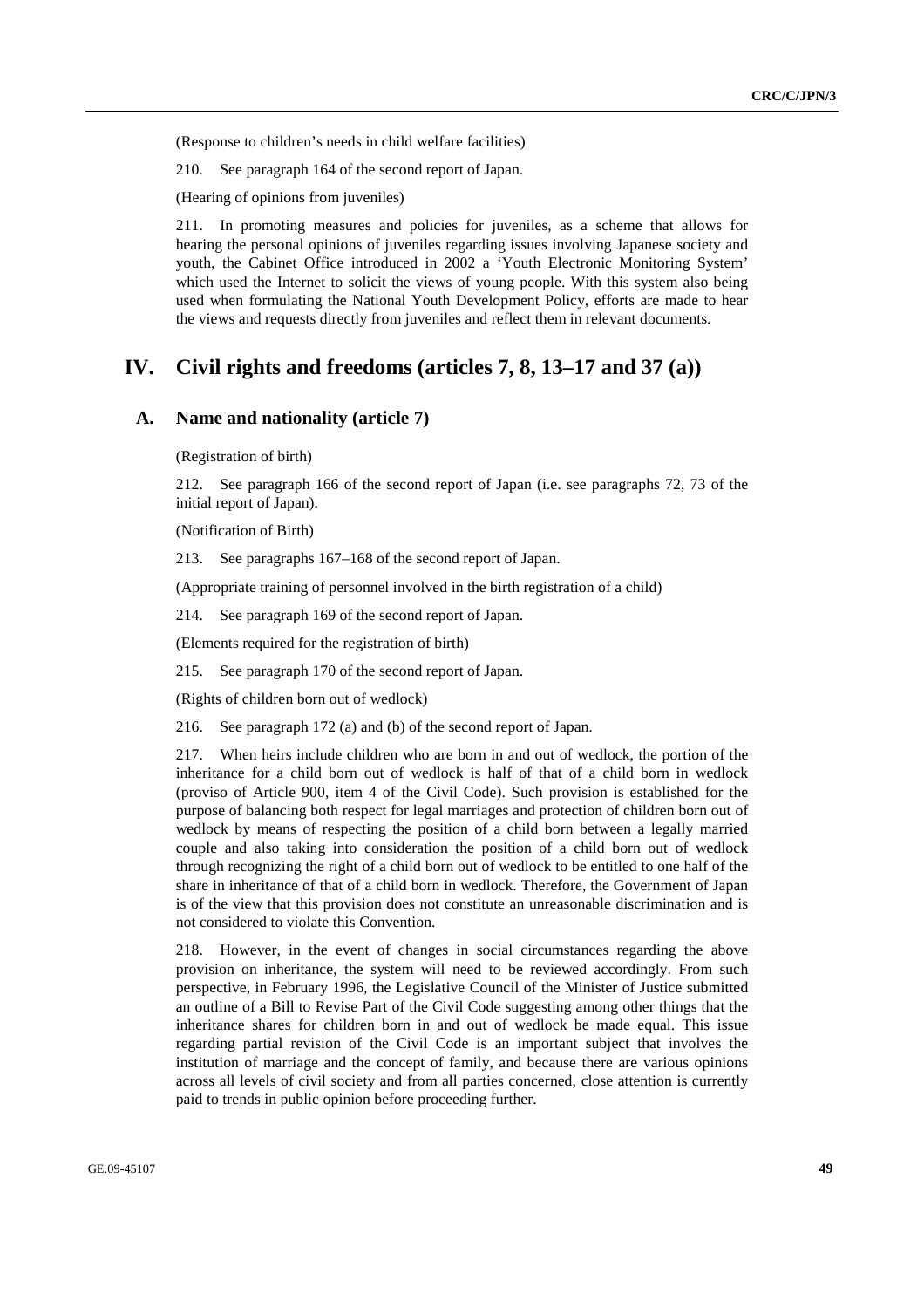(Response to children's needs in child welfare facilities)

210. See paragraph 164 of the second report of Japan.

(Hearing of opinions from juveniles)

211. In promoting measures and policies for juveniles, as a scheme that allows for hearing the personal opinions of juveniles regarding issues involving Japanese society and youth, the Cabinet Office introduced in 2002 a 'Youth Electronic Monitoring System' which used the Internet to solicit the views of young people. With this system also being used when formulating the National Youth Development Policy, efforts are made to hear the views and requests directly from juveniles and reflect them in relevant documents.

# IV. Civil rights and freedoms (articles 7, 8, 13–17 and 37 (a))

## A. Name and nationality (article 7)

(Registration of birth)

212. See paragraph 166 of the second report of Japan (i.e. see paragraphs 72, 73 of the initial report of Japan).

(Notification of Birth)

213. See paragraphs 167–168 of the second report of Japan.

(Appropriate training of personnel involved in the birth registration of a child)

214. See paragraph 169 of the second report of Japan.

(Elements required for the registration of birth)

215. See paragraph 170 of the second report of Japan.

(Rights of children born out of wedlock)

216. See paragraph 172 (a) and (b) of the second report of Japan.

217. When heirs include children who are born in and out of wedlock, the portion of the inheritance for a child born out of wedlock is half of that of a child born in wedlock (proviso of Article 900, item 4 of the Civil Code). Such provision is established for the purpose of balancing both respect for legal marriages and protection of children born out of wedlock by means of respecting the position of a child born between a legally married couple and also taking into consideration the position of a child born out of wedlock through recognizing the right of a child born out of wedlock to be entitled to one half of the share in inheritance of that of a child born in wedlock. Therefore, the Government of Japan is of the view that this provision does not constitute an unreasonable discrimination and is not considered to violate this Convention.

218. However, in the event of changes in social circumstances regarding the above provision on inheritance, the system will need to be reviewed accordingly. From such perspective, in February 1996, the Legislative Council of the Minister of Justice submitted an outline of a Bill to Revise Part of the Civil Code suggesting among other things that the inheritance shares for children born in and out of wedlock be made equal. This issue regarding partial revision of the Civil Code is an important subject that involves the institution of marriage and the concept of family, and because there are various opinions across all levels of civil society and from all parties concerned, close attention is currently paid to trends in public opinion before proceeding further.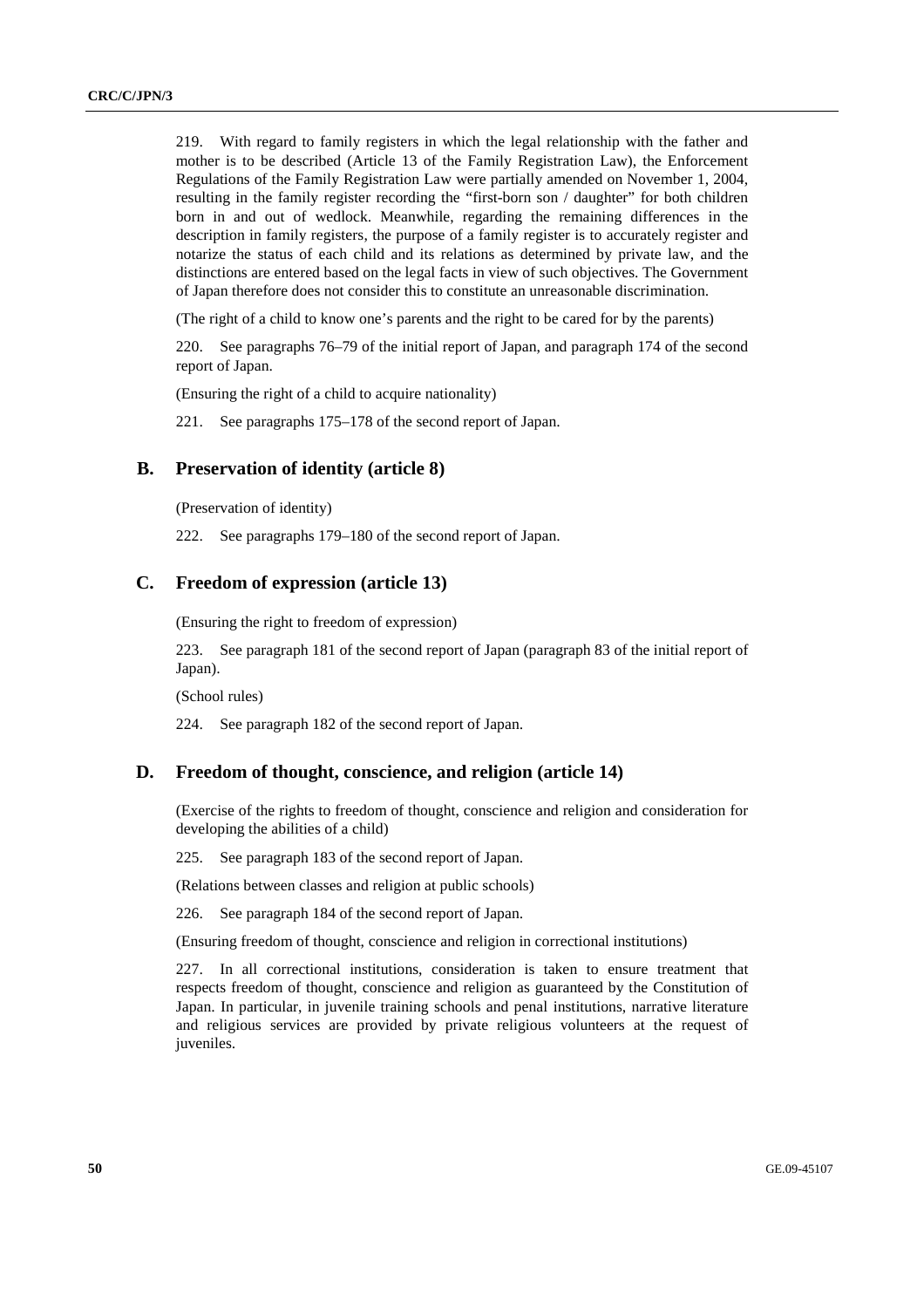219. With regard to family registers in which the legal relationship with the father and mother is to be described (Article 13 of the Family Registration Law), the Enforcement Regulations of the Family Registration Law were partially amended on November 1, 2004, resulting in the family register recording the "first-born son / daughter" for both children born in and out of wedlock. Meanwhile, regarding the remaining differences in the description in family registers, the purpose of a family register is to accurately register and notarize the status of each child and its relations as determined by private law, and the distinctions are entered based on the legal facts in view of such objectives. The Government of Japan therefore does not consider this to constitute an unreasonable discrimination.

(The right of a child to know one's parents and the right to be cared for by the parents)

220. See paragraphs 76–79 of the initial report of Japan, and paragraph 174 of the second report of Japan.

(Ensuring the right of a child to acquire nationality)

221. See paragraphs 175–178 of the second report of Japan.

## B. Preservation of identity (article 8)

(Preservation of identity)

222. See paragraphs 179–180 of the second report of Japan.

## C. Freedom of expression (article 13)

(Ensuring the right to freedom of expression)

223. See paragraph 181 of the second report of Japan (paragraph 83 of the initial report of Japan).

(School rules)

224. See paragraph 182 of the second report of Japan.

## D. Freedom of thought, conscience, and religion (article 14)

(Exercise of the rights to freedom of thought, conscience and religion and consideration for developing the abilities of a child)

225. See paragraph 183 of the second report of Japan.

(Relations between classes and religion at public schools)

226. See paragraph 184 of the second report of Japan.

(Ensuring freedom of thought, conscience and religion in correctional institutions)

227. In all correctional institutions, consideration is taken to ensure treatment that respects freedom of thought, conscience and religion as guaranteed by the Constitution of Japan. In particular, in juvenile training schools and penal institutions, narrative literature and religious services are provided by private religious volunteers at the request of juveniles.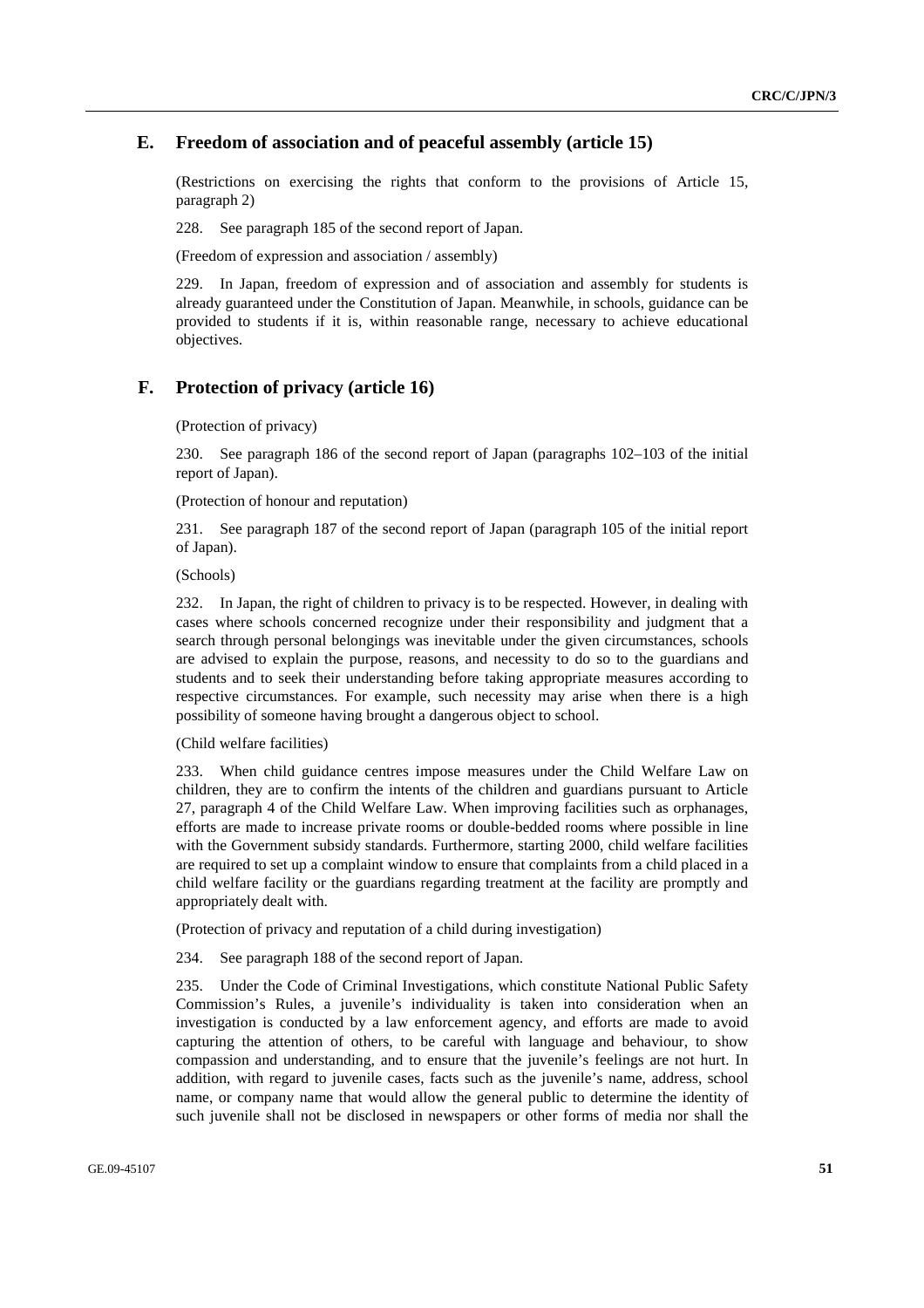## E. Freedom of association and of peaceful assembly (article 15)

(Restrictions on exercising the rights that conform to the provisions of Article 15, paragraph 2)

228. See paragraph 185 of the second report of Japan.

(Freedom of expression and association / assembly)

229. In Japan, freedom of expression and of association and assembly for students is already guaranteed under the Constitution of Japan. Meanwhile, in schools, guidance can be provided to students if it is, within reasonable range, necessary to achieve educational objectives.

## F. Protection of privacy (article 16)

(Protection of privacy)

230. See paragraph 186 of the second report of Japan (paragraphs 102–103 of the initial report of Japan).

(Protection of honour and reputation)

231. See paragraph 187 of the second report of Japan (paragraph 105 of the initial report of Japan).

(Schools)

232. In Japan, the right of children to privacy is to be respected. However, in dealing with cases where schools concerned recognize under their responsibility and judgment that a search through personal belongings was inevitable under the given circumstances, schools are advised to explain the purpose, reasons, and necessity to do so to the guardians and students and to seek their understanding before taking appropriate measures according to respective circumstances. For example, such necessity may arise when there is a high possibility of someone having brought a dangerous object to school.

(Child welfare facilities)

233. When child guidance centres impose measures under the Child Welfare Law on children, they are to confirm the intents of the children and guardians pursuant to Article 27, paragraph 4 of the Child Welfare Law. When improving facilities such as orphanages, efforts are made to increase private rooms or double-bedded rooms where possible in line with the Government subsidy standards. Furthermore, starting 2000, child welfare facilities are required to set up a complaint window to ensure that complaints from a child placed in a child welfare facility or the guardians regarding treatment at the facility are promptly and appropriately dealt with.

(Protection of privacy and reputation of a child during investigation)

234. See paragraph 188 of the second report of Japan.

235. Under the Code of Criminal Investigations, which constitute National Public Safety Commission's Rules, a juvenile's individuality is taken into consideration when an investigation is conducted by a law enforcement agency, and efforts are made to avoid capturing the attention of others, to be careful with language and behaviour, to show compassion and understanding, and to ensure that the juvenile's feelings are not hurt. In addition, with regard to juvenile cases, facts such as the juvenile's name, address, school name, or company name that would allow the general public to determine the identity of such juvenile shall not be disclosed in newspapers or other forms of media nor shall the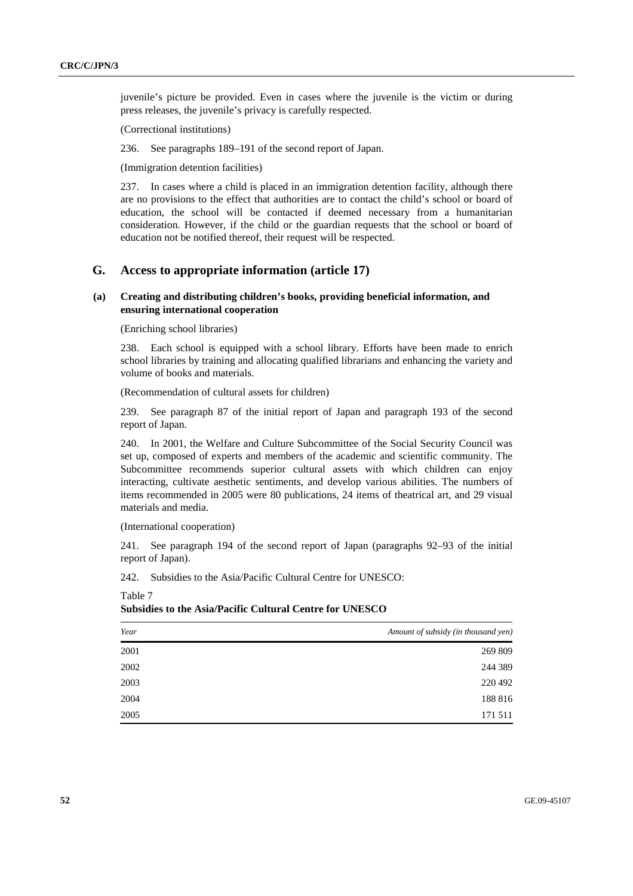juvenile's picture be provided. Even in cases where the juvenile is the victim or during press releases, the juvenile's privacy is carefully respected.

(Correctional institutions)

236. See paragraphs 189–191 of the second report of Japan.

(Immigration detention facilities)

237. In cases where a child is placed in an immigration detention facility, although there are no provisions to the effect that authorities are to contact the child's school or board of education, the school will be contacted if deemed necessary from a humanitarian consideration. However, if the child or the guardian requests that the school or board of education not be notified thereof, their request will be respected.

## G. Access to appropriate information (article 17)

### (a) Creating and distributing children's books, providing beneficial information, and ensuring international cooperation

(Enriching school libraries)

238. Each school is equipped with a school library. Efforts have been made to enrich school libraries by training and allocating qualified librarians and enhancing the variety and volume of books and materials.

(Recommendation of cultural assets for children)

239. See paragraph 87 of the initial report of Japan and paragraph 193 of the second report of Japan.

240. In 2001, the Welfare and Culture Subcommittee of the Social Security Council was set up, composed of experts and members of the academic and scientific community. The Subcommittee recommends superior cultural assets with which children can enjoy interacting, cultivate aesthetic sentiments, and develop various abilities. The numbers of items recommended in 2005 were 80 publications, 24 items of theatrical art, and 29 visual materials and media.

(International cooperation)

241. See paragraph 194 of the second report of Japan (paragraphs 92–93 of the initial report of Japan).

242. Subsidies to the Asia/Pacific Cultural Centre for UNESCO:

Table 7
**Subsidies to the Asia/Pacific Cultural Centre for UNESCO**

| *Year* | *Amount of subsidy (in thousand yen)* |
|---|---:|
| 2001 | 269 809 |
| 2002 | 244 389 |
| 2003 | 220 492 |
| 2004 | 188 816 |
| 2005 | 171 511 |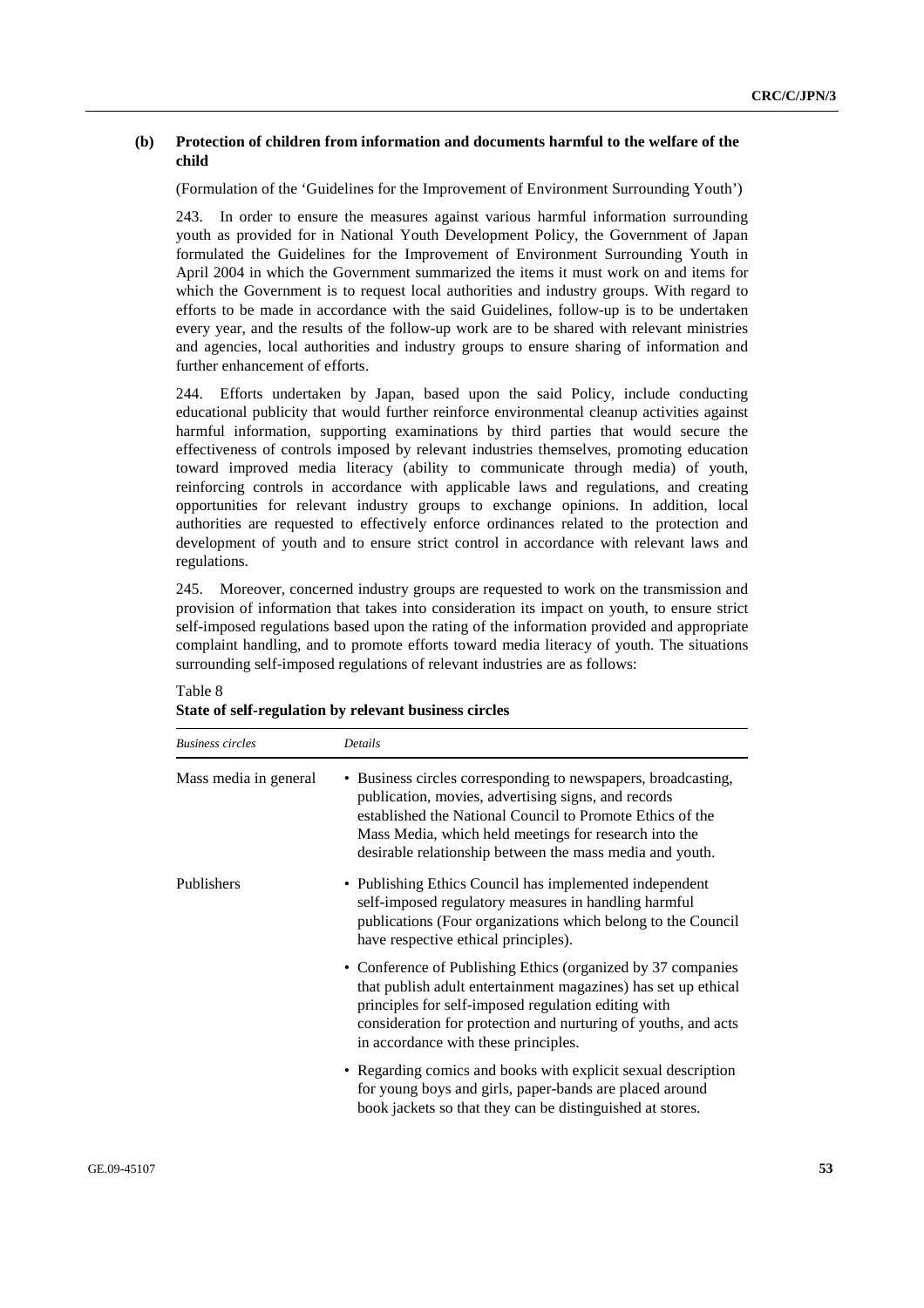### (b) Protection of children from information and documents harmful to the welfare of the child

(Formulation of the 'Guidelines for the Improvement of Environment Surrounding Youth')

243. In order to ensure the measures against various harmful information surrounding youth as provided for in National Youth Development Policy, the Government of Japan formulated the Guidelines for the Improvement of Environment Surrounding Youth in April 2004 in which the Government summarized the items it must work on and items for which the Government is to request local authorities and industry groups. With regard to efforts to be made in accordance with the said Guidelines, follow-up is to be undertaken every year, and the results of the follow-up work are to be shared with relevant ministries and agencies, local authorities and industry groups to ensure sharing of information and further enhancement of efforts.

244. Efforts undertaken by Japan, based upon the said Policy, include conducting educational publicity that would further reinforce environmental cleanup activities against harmful information, supporting examinations by third parties that would secure the effectiveness of controls imposed by relevant industries themselves, promoting education toward improved media literacy (ability to communicate through media) of youth, reinforcing controls in accordance with applicable laws and regulations, and creating opportunities for relevant industry groups to exchange opinions. In addition, local authorities are requested to effectively enforce ordinances related to the protection and development of youth and to ensure strict control in accordance with relevant laws and regulations.

245. Moreover, concerned industry groups are requested to work on the transmission and provision of information that takes into consideration its impact on youth, to ensure strict self-imposed regulations based upon the rating of the information provided and appropriate complaint handling, and to promote efforts toward media literacy of youth. The situations surrounding self-imposed regulations of relevant industries are as follows:

Table 8
**State of self-regulation by relevant business circles**

| *Business circles* | *Details* |
|---|---|
| Mass media in general | • Business circles corresponding to newspapers, broadcasting, publication, movies, advertising signs, and records established the National Council to Promote Ethics of the Mass Media, which held meetings for research into the desirable relationship between the mass media and youth. |
| Publishers | • Publishing Ethics Council has implemented independent self-imposed regulatory measures in handling harmful publications (Four organizations which belong to the Council have respective ethical principles). |
| | • Conference of Publishing Ethics (organized by 37 companies that publish adult entertainment magazines) has set up ethical principles for self-imposed regulation editing with consideration for protection and nurturing of youths, and acts in accordance with these principles. |
| | • Regarding comics and books with explicit sexual description for young boys and girls, paper-bands are placed around book jackets so that they can be distinguished at stores. |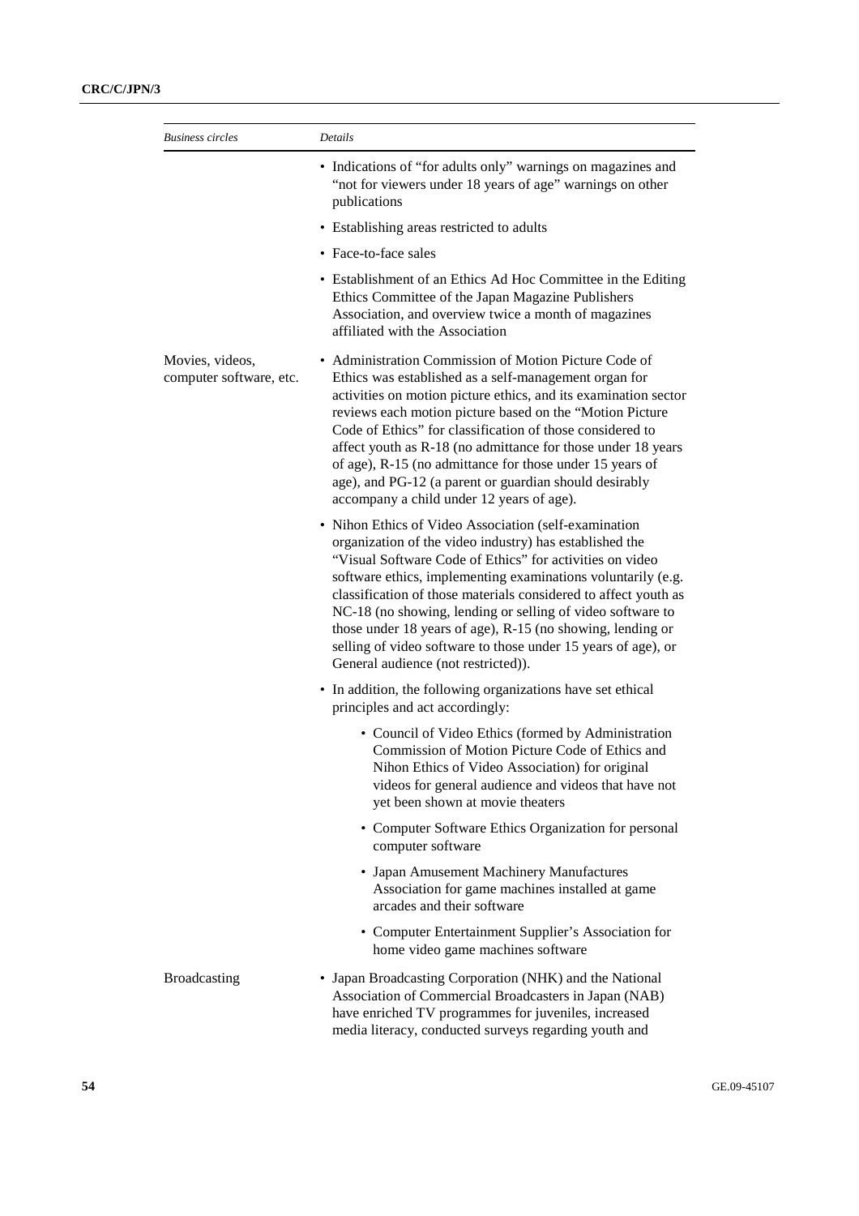| *Business circles* | *Details* |
|---|---|
| | • Indications of "for adults only" warnings on magazines and "not for viewers under 18 years of age" warnings on other publications<br>• Establishing areas restricted to adults<br>• Face-to-face sales<br>• Establishment of an Ethics Ad Hoc Committee in the Editing Ethics Committee of the Japan Magazine Publishers Association, and overview twice a month of magazines affiliated with the Association |
| Movies, videos, computer software, etc. | • Administration Commission of Motion Picture Code of Ethics was established as a self-management organ for activities on motion picture ethics, and its examination sector reviews each motion picture based on the "Motion Picture Code of Ethics" for classification of those considered to affect youth as R-18 (no admittance for those under 18 years of age), R-15 (no admittance for those under 15 years of age), and PG-12 (a parent or guardian should desirably accompany a child under 12 years of age).<br>• Nihon Ethics of Video Association (self-examination organization of the video industry) has established the "Visual Software Code of Ethics" for activities on video software ethics, implementing examinations voluntarily (e.g. classification of those materials considered to affect youth as NC-18 (no showing, lending or selling of video software to those under 18 years of age), R-15 (no showing, lending or selling of video software to those under 15 years of age), or General audience (not restricted)).<br>• In addition, the following organizations have set ethical principles and act accordingly:<br>&nbsp;&nbsp;&nbsp;&nbsp;• Council of Video Ethics (formed by Administration Commission of Motion Picture Code of Ethics and Nihon Ethics of Video Association) for original videos for general audience and videos that have not yet been shown at movie theaters<br>&nbsp;&nbsp;&nbsp;&nbsp;• Computer Software Ethics Organization for personal computer software<br>&nbsp;&nbsp;&nbsp;&nbsp;• Japan Amusement Machinery Manufactures Association for game machines installed at game arcades and their software<br>&nbsp;&nbsp;&nbsp;&nbsp;• Computer Entertainment Supplier's Association for home video game machines software |
| Broadcasting | • Japan Broadcasting Corporation (NHK) and the National Association of Commercial Broadcasters in Japan (NAB) have enriched TV programmes for juveniles, increased media literacy, conducted surveys regarding youth and |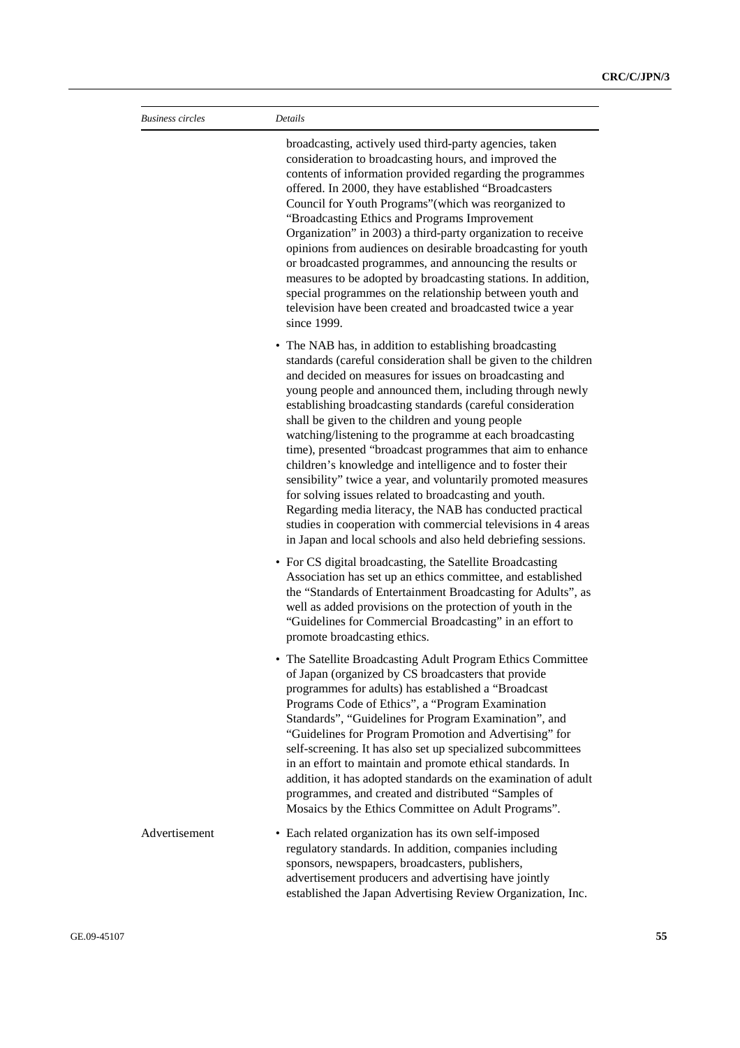| *Business circles* | *Details* |
|---|---|
| | broadcasting, actively used third-party agencies, taken consideration to broadcasting hours, and improved the contents of information provided regarding the programmes offered. In 2000, they have established "Broadcasters Council for Youth Programs"(which was reorganized to "Broadcasting Ethics and Programs Improvement Organization" in 2003) a third-party organization to receive opinions from audiences on desirable broadcasting for youth or broadcasted programmes, and announcing the results or measures to be adopted by broadcasting stations. In addition, special programmes on the relationship between youth and television have been created and broadcasted twice a year since 1999. |
| | • The NAB has, in addition to establishing broadcasting standards (careful consideration shall be given to the children and decided on measures for issues on broadcasting and young people and announced them, including through newly establishing broadcasting standards (careful consideration shall be given to the children and young people watching/listening to the programme at each broadcasting time), presented "broadcast programmes that aim to enhance children's knowledge and intelligence and to foster their sensibility" twice a year, and voluntarily promoted measures for solving issues related to broadcasting and youth. Regarding media literacy, the NAB has conducted practical studies in cooperation with commercial televisions in 4 areas in Japan and local schools and also held debriefing sessions. |
| | • For CS digital broadcasting, the Satellite Broadcasting Association has set up an ethics committee, and established the "Standards of Entertainment Broadcasting for Adults", as well as added provisions on the protection of youth in the "Guidelines for Commercial Broadcasting" in an effort to promote broadcasting ethics. |
| | • The Satellite Broadcasting Adult Program Ethics Committee of Japan (organized by CS broadcasters that provide programmes for adults) has established a "Broadcast Programs Code of Ethics", a "Program Examination Standards", "Guidelines for Program Examination", and "Guidelines for Program Promotion and Advertising" for self-screening. It has also set up specialized subcommittees in an effort to maintain and promote ethical standards. In addition, it has adopted standards on the examination of adult programmes, and created and distributed "Samples of Mosaics by the Ethics Committee on Adult Programs". |
| Advertisement | • Each related organization has its own self-imposed regulatory standards. In addition, companies including sponsors, newspapers, broadcasters, publishers, advertisement producers and advertising have jointly established the Japan Advertising Review Organization, Inc. |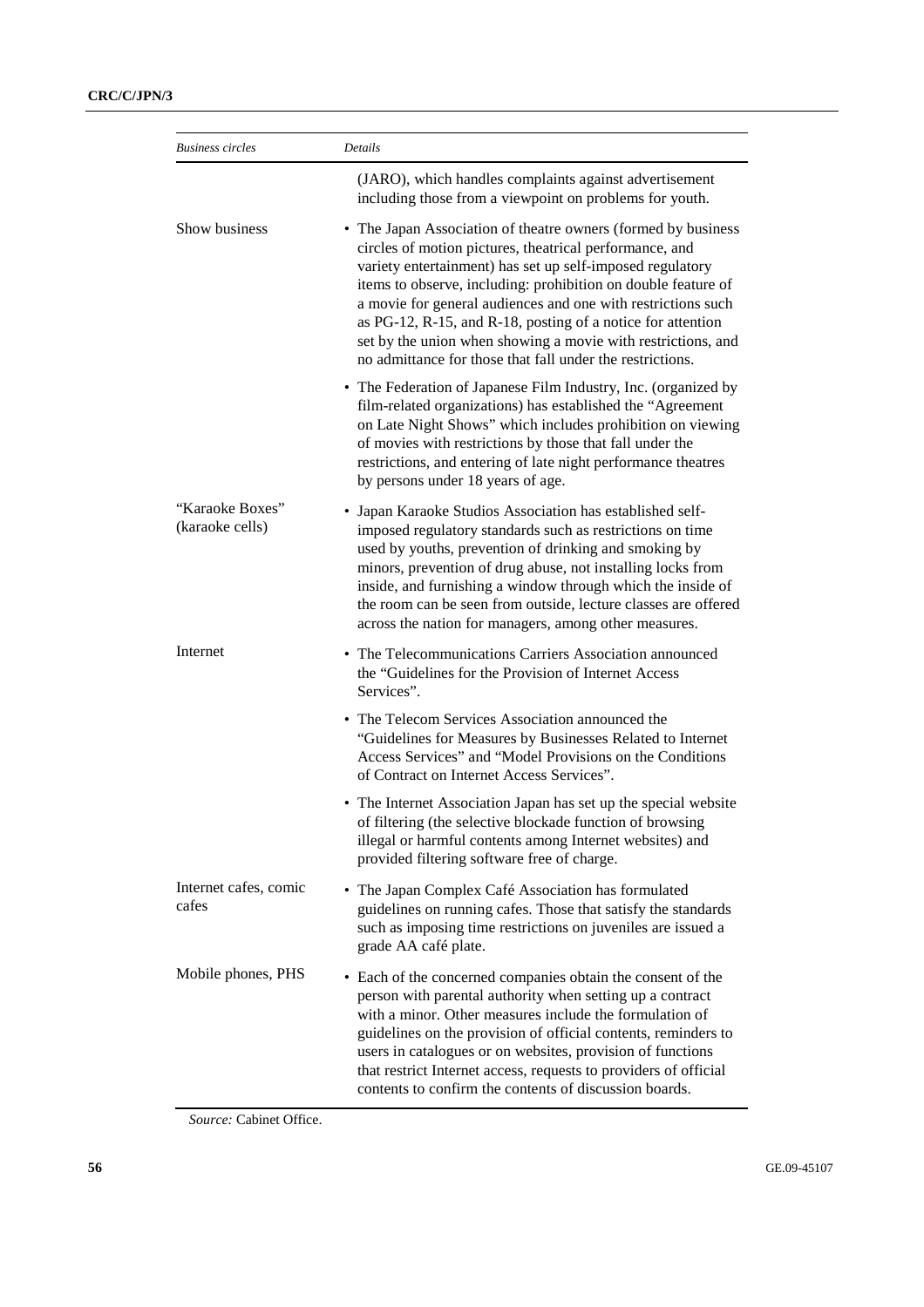| *Business circles* | *Details* |
|---|---|
| | (JARO), which handles complaints against advertisement including those from a viewpoint on problems for youth. |
| Show business | • The Japan Association of theatre owners (formed by business circles of motion pictures, theatrical performance, and variety entertainment) has set up self-imposed regulatory items to observe, including: prohibition on double feature of a movie for general audiences and one with restrictions such as PG-12, R-15, and R-18, posting of a notice for attention set by the union when showing a movie with restrictions, and no admittance for those that fall under the restrictions. |
| | • The Federation of Japanese Film Industry, Inc. (organized by film-related organizations) has established the "Agreement on Late Night Shows" which includes prohibition on viewing of movies with restrictions by those that fall under the restrictions, and entering of late night performance theatres by persons under 18 years of age. |
| "Karaoke Boxes" (karaoke cells) | • Japan Karaoke Studios Association has established self-imposed regulatory standards such as restrictions on time used by youths, prevention of drinking and smoking by minors, prevention of drug abuse, not installing locks from inside, and furnishing a window through which the inside of the room can be seen from outside, lecture classes are offered across the nation for managers, among other measures. |
| Internet | • The Telecommunications Carriers Association announced the "Guidelines for the Provision of Internet Access Services". |
| | • The Telecom Services Association announced the "Guidelines for Measures by Businesses Related to Internet Access Services" and "Model Provisions on the Conditions of Contract on Internet Access Services". |
| | • The Internet Association Japan has set up the special website of filtering (the selective blockade function of browsing illegal or harmful contents among Internet websites) and provided filtering software free of charge. |
| Internet cafes, comic cafes | • The Japan Complex Café Association has formulated guidelines on running cafes. Those that satisfy the standards such as imposing time restrictions on juveniles are issued a grade AA café plate. |
| Mobile phones, PHS | • Each of the concerned companies obtain the consent of the person with parental authority when setting up a contract with a minor. Other measures include the formulation of guidelines on the provision of official contents, reminders to users in catalogues or on websites, provision of functions that restrict Internet access, requests to providers of official contents to confirm the contents of discussion boards. |

*Source:* Cabinet Office.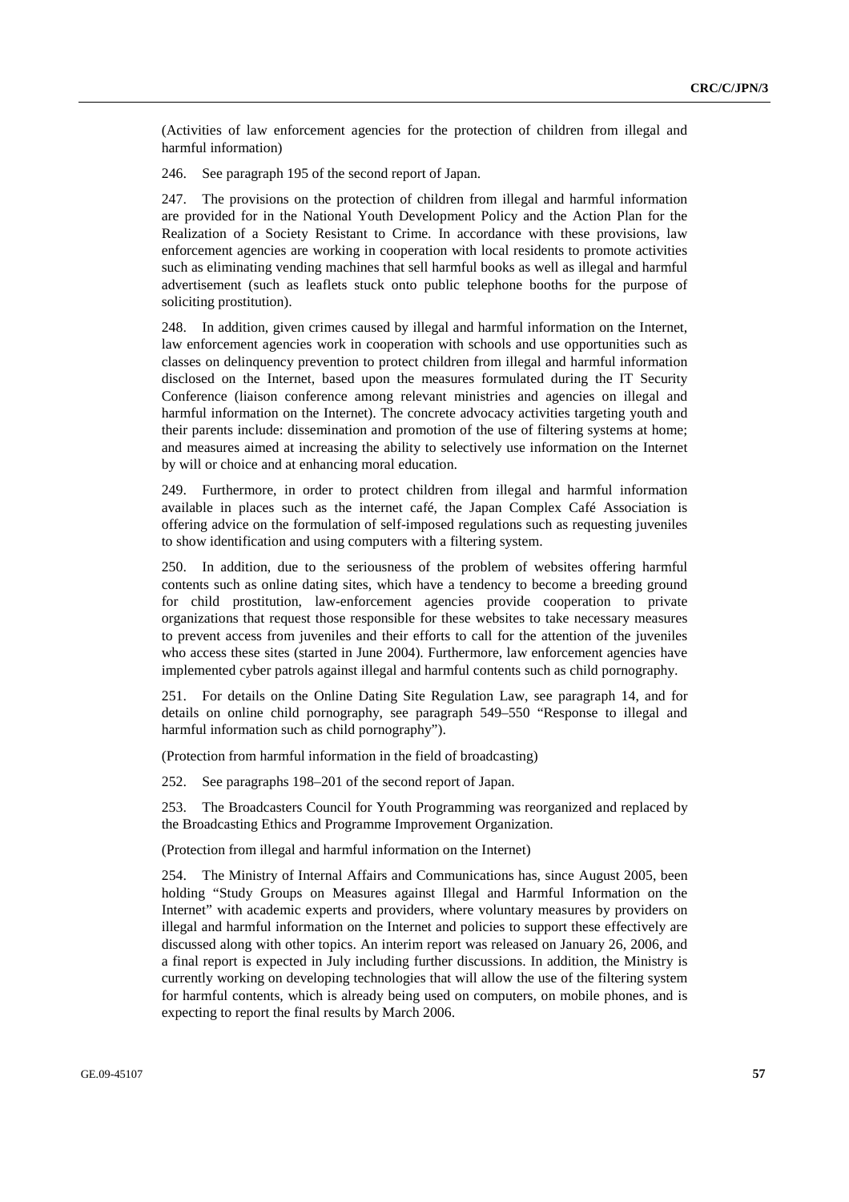(Activities of law enforcement agencies for the protection of children from illegal and harmful information)

246. See paragraph 195 of the second report of Japan.

247. The provisions on the protection of children from illegal and harmful information are provided for in the National Youth Development Policy and the Action Plan for the Realization of a Society Resistant to Crime. In accordance with these provisions, law enforcement agencies are working in cooperation with local residents to promote activities such as eliminating vending machines that sell harmful books as well as illegal and harmful advertisement (such as leaflets stuck onto public telephone booths for the purpose of soliciting prostitution).

248. In addition, given crimes caused by illegal and harmful information on the Internet, law enforcement agencies work in cooperation with schools and use opportunities such as classes on delinquency prevention to protect children from illegal and harmful information disclosed on the Internet, based upon the measures formulated during the IT Security Conference (liaison conference among relevant ministries and agencies on illegal and harmful information on the Internet). The concrete advocacy activities targeting youth and their parents include: dissemination and promotion of the use of filtering systems at home; and measures aimed at increasing the ability to selectively use information on the Internet by will or choice and at enhancing moral education.

249. Furthermore, in order to protect children from illegal and harmful information available in places such as the internet café, the Japan Complex Café Association is offering advice on the formulation of self-imposed regulations such as requesting juveniles to show identification and using computers with a filtering system.

250. In addition, due to the seriousness of the problem of websites offering harmful contents such as online dating sites, which have a tendency to become a breeding ground for child prostitution, law-enforcement agencies provide cooperation to private organizations that request those responsible for these websites to take necessary measures to prevent access from juveniles and their efforts to call for the attention of the juveniles who access these sites (started in June 2004). Furthermore, law enforcement agencies have implemented cyber patrols against illegal and harmful contents such as child pornography.

251. For details on the Online Dating Site Regulation Law, see paragraph 14, and for details on online child pornography, see paragraph 549–550 "Response to illegal and harmful information such as child pornography").

(Protection from harmful information in the field of broadcasting)

252. See paragraphs 198–201 of the second report of Japan.

253. The Broadcasters Council for Youth Programming was reorganized and replaced by the Broadcasting Ethics and Programme Improvement Organization.

(Protection from illegal and harmful information on the Internet)

254. The Ministry of Internal Affairs and Communications has, since August 2005, been holding "Study Groups on Measures against Illegal and Harmful Information on the Internet" with academic experts and providers, where voluntary measures by providers on illegal and harmful information on the Internet and policies to support these effectively are discussed along with other topics. An interim report was released on January 26, 2006, and a final report is expected in July including further discussions. In addition, the Ministry is currently working on developing technologies that will allow the use of the filtering system for harmful contents, which is already being used on computers, on mobile phones, and is expecting to report the final results by March 2006.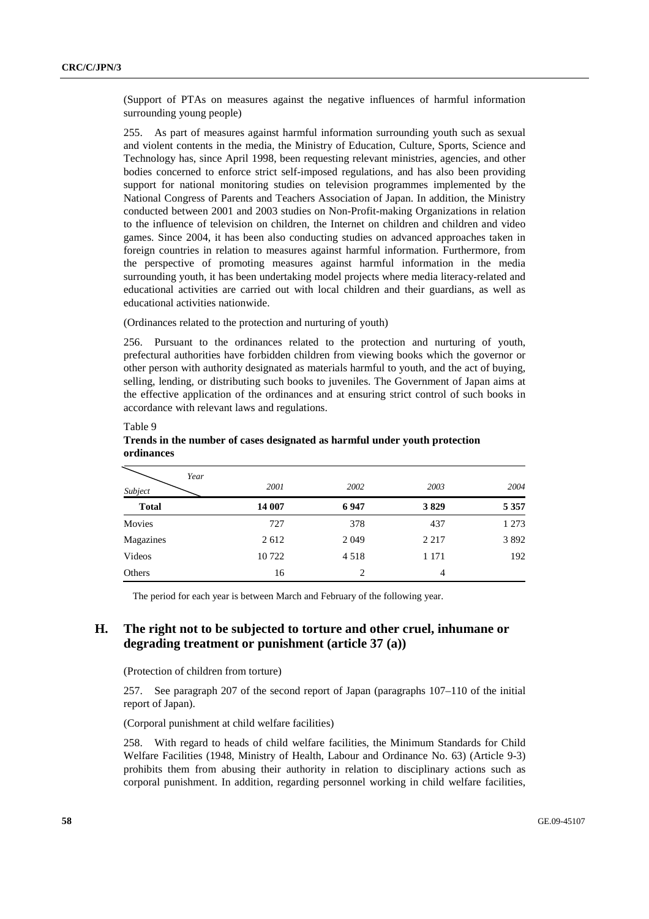(Support of PTAs on measures against the negative influences of harmful information surrounding young people)

255. As part of measures against harmful information surrounding youth such as sexual and violent contents in the media, the Ministry of Education, Culture, Sports, Science and Technology has, since April 1998, been requesting relevant ministries, agencies, and other bodies concerned to enforce strict self-imposed regulations, and has also been providing support for national monitoring studies on television programmes implemented by the National Congress of Parents and Teachers Association of Japan. In addition, the Ministry conducted between 2001 and 2003 studies on Non-Profit-making Organizations in relation to the influence of television on children, the Internet on children and children and video games. Since 2004, it has been also conducting studies on advanced approaches taken in foreign countries in relation to measures against harmful information. Furthermore, from the perspective of promoting measures against harmful information in the media surrounding youth, it has been undertaking model projects where media literacy-related and educational activities are carried out with local children and their guardians, as well as educational activities nationwide.

(Ordinances related to the protection and nurturing of youth)

256. Pursuant to the ordinances related to the protection and nurturing of youth, prefectural authorities have forbidden children from viewing books which the governor or other person with authority designated as materials harmful to youth, and the act of buying, selling, lending, or distributing such books to juveniles. The Government of Japan aims at the effective application of the ordinances and at ensuring strict control of such books in accordance with relevant laws and regulations.

Table 9
**Trends in the number of cases designated as harmful under youth protection ordinances**

| *Subject* / *Year* | *2001* | *2002* | *2003* | *2004* |
|---|---|---|---|---|
| **Total** | **14 007** | **6 947** | **3 829** | **5 357** |
| Movies | 727 | 378 | 437 | 1 273 |
| Magazines | 2 612 | 2 049 | 2 217 | 3 892 |
| Videos | 10 722 | 4 518 | 1 171 | 192 |
| Others | 16 | 2 | 4 | |

The period for each year is between March and February of the following year.

## H. The right not to be subjected to torture and other cruel, inhumane or degrading treatment or punishment (article 37 (a))

(Protection of children from torture)

257. See paragraph 207 of the second report of Japan (paragraphs 107–110 of the initial report of Japan).

(Corporal punishment at child welfare facilities)

258. With regard to heads of child welfare facilities, the Minimum Standards for Child Welfare Facilities (1948, Ministry of Health, Labour and Ordinance No. 63) (Article 9-3) prohibits them from abusing their authority in relation to disciplinary actions such as corporal punishment. In addition, regarding personnel working in child welfare facilities,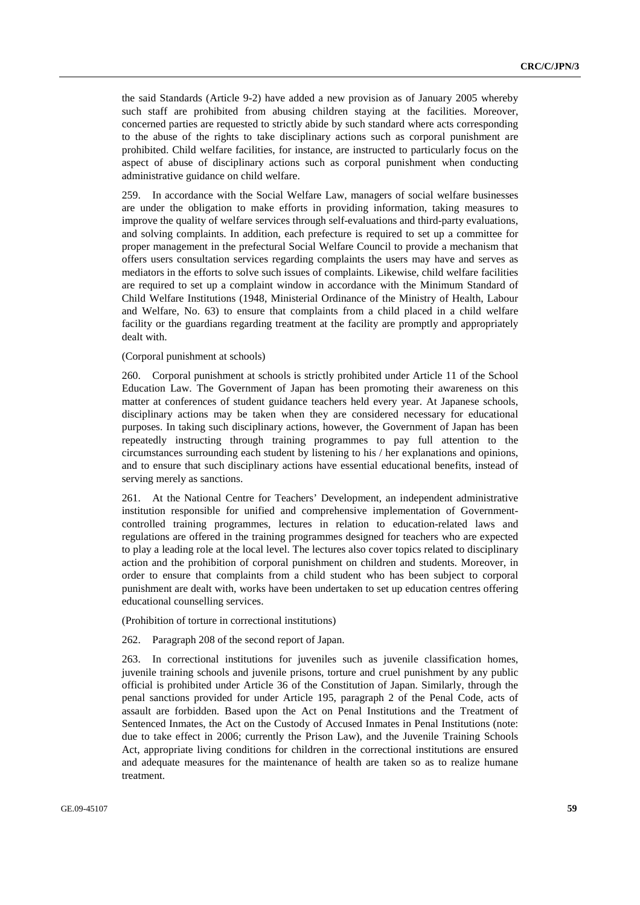the said Standards (Article 9-2) have added a new provision as of January 2005 whereby such staff are prohibited from abusing children staying at the facilities. Moreover, concerned parties are requested to strictly abide by such standard where acts corresponding to the abuse of the rights to take disciplinary actions such as corporal punishment are prohibited. Child welfare facilities, for instance, are instructed to particularly focus on the aspect of abuse of disciplinary actions such as corporal punishment when conducting administrative guidance on child welfare.

259. In accordance with the Social Welfare Law, managers of social welfare businesses are under the obligation to make efforts in providing information, taking measures to improve the quality of welfare services through self-evaluations and third-party evaluations, and solving complaints. In addition, each prefecture is required to set up a committee for proper management in the prefectural Social Welfare Council to provide a mechanism that offers users consultation services regarding complaints the users may have and serves as mediators in the efforts to solve such issues of complaints. Likewise, child welfare facilities are required to set up a complaint window in accordance with the Minimum Standard of Child Welfare Institutions (1948, Ministerial Ordinance of the Ministry of Health, Labour and Welfare, No. 63) to ensure that complaints from a child placed in a child welfare facility or the guardians regarding treatment at the facility are promptly and appropriately dealt with.

(Corporal punishment at schools)

260. Corporal punishment at schools is strictly prohibited under Article 11 of the School Education Law. The Government of Japan has been promoting their awareness on this matter at conferences of student guidance teachers held every year. At Japanese schools, disciplinary actions may be taken when they are considered necessary for educational purposes. In taking such disciplinary actions, however, the Government of Japan has been repeatedly instructing through training programmes to pay full attention to the circumstances surrounding each student by listening to his / her explanations and opinions, and to ensure that such disciplinary actions have essential educational benefits, instead of serving merely as sanctions.

261. At the National Centre for Teachers' Development, an independent administrative institution responsible for unified and comprehensive implementation of Government-controlled training programmes, lectures in relation to education-related laws and regulations are offered in the training programmes designed for teachers who are expected to play a leading role at the local level. The lectures also cover topics related to disciplinary action and the prohibition of corporal punishment on children and students. Moreover, in order to ensure that complaints from a child student who has been subject to corporal punishment are dealt with, works have been undertaken to set up education centres offering educational counselling services.

(Prohibition of torture in correctional institutions)

262. Paragraph 208 of the second report of Japan.

263. In correctional institutions for juveniles such as juvenile classification homes, juvenile training schools and juvenile prisons, torture and cruel punishment by any public official is prohibited under Article 36 of the Constitution of Japan. Similarly, through the penal sanctions provided for under Article 195, paragraph 2 of the Penal Code, acts of assault are forbidden. Based upon the Act on Penal Institutions and the Treatment of Sentenced Inmates, the Act on the Custody of Accused Inmates in Penal Institutions (note: due to take effect in 2006; currently the Prison Law), and the Juvenile Training Schools Act, appropriate living conditions for children in the correctional institutions are ensured and adequate measures for the maintenance of health are taken so as to realize humane treatment.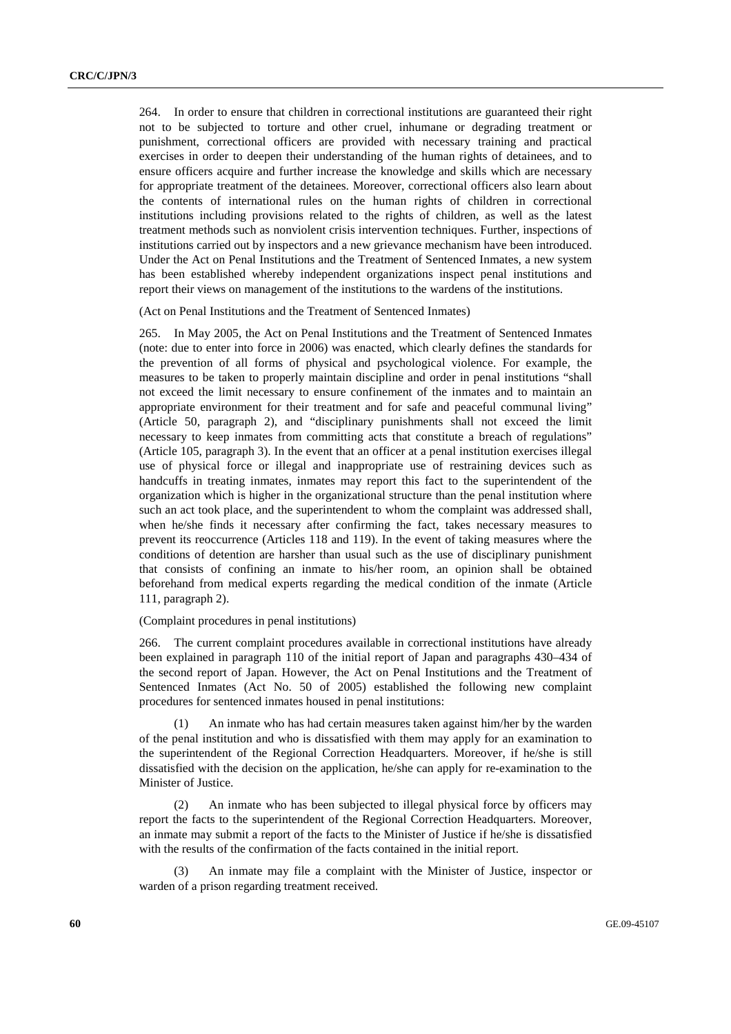264. In order to ensure that children in correctional institutions are guaranteed their right not to be subjected to torture and other cruel, inhumane or degrading treatment or punishment, correctional officers are provided with necessary training and practical exercises in order to deepen their understanding of the human rights of detainees, and to ensure officers acquire and further increase the knowledge and skills which are necessary for appropriate treatment of the detainees. Moreover, correctional officers also learn about the contents of international rules on the human rights of children in correctional institutions including provisions related to the rights of children, as well as the latest treatment methods such as nonviolent crisis intervention techniques. Further, inspections of institutions carried out by inspectors and a new grievance mechanism have been introduced. Under the Act on Penal Institutions and the Treatment of Sentenced Inmates, a new system has been established whereby independent organizations inspect penal institutions and report their views on management of the institutions to the wardens of the institutions.

(Act on Penal Institutions and the Treatment of Sentenced Inmates)

265. In May 2005, the Act on Penal Institutions and the Treatment of Sentenced Inmates (note: due to enter into force in 2006) was enacted, which clearly defines the standards for the prevention of all forms of physical and psychological violence. For example, the measures to be taken to properly maintain discipline and order in penal institutions "shall not exceed the limit necessary to ensure confinement of the inmates and to maintain an appropriate environment for their treatment and for safe and peaceful communal living" (Article 50, paragraph 2), and "disciplinary punishments shall not exceed the limit necessary to keep inmates from committing acts that constitute a breach of regulations" (Article 105, paragraph 3). In the event that an officer at a penal institution exercises illegal use of physical force or illegal and inappropriate use of restraining devices such as handcuffs in treating inmates, inmates may report this fact to the superintendent of the organization which is higher in the organizational structure than the penal institution where such an act took place, and the superintendent to whom the complaint was addressed shall, when he/she finds it necessary after confirming the fact, takes necessary measures to prevent its reoccurrence (Articles 118 and 119). In the event of taking measures where the conditions of detention are harsher than usual such as the use of disciplinary punishment that consists of confining an inmate to his/her room, an opinion shall be obtained beforehand from medical experts regarding the medical condition of the inmate (Article 111, paragraph 2).

(Complaint procedures in penal institutions)

266. The current complaint procedures available in correctional institutions have already been explained in paragraph 110 of the initial report of Japan and paragraphs 430–434 of the second report of Japan. However, the Act on Penal Institutions and the Treatment of Sentenced Inmates (Act No. 50 of 2005) established the following new complaint procedures for sentenced inmates housed in penal institutions:

(1) An inmate who has had certain measures taken against him/her by the warden of the penal institution and who is dissatisfied with them may apply for an examination to the superintendent of the Regional Correction Headquarters. Moreover, if he/she is still dissatisfied with the decision on the application, he/she can apply for re-examination to the Minister of Justice.

(2) An inmate who has been subjected to illegal physical force by officers may report the facts to the superintendent of the Regional Correction Headquarters. Moreover, an inmate may submit a report of the facts to the Minister of Justice if he/she is dissatisfied with the results of the confirmation of the facts contained in the initial report.

(3) An inmate may file a complaint with the Minister of Justice, inspector or warden of a prison regarding treatment received.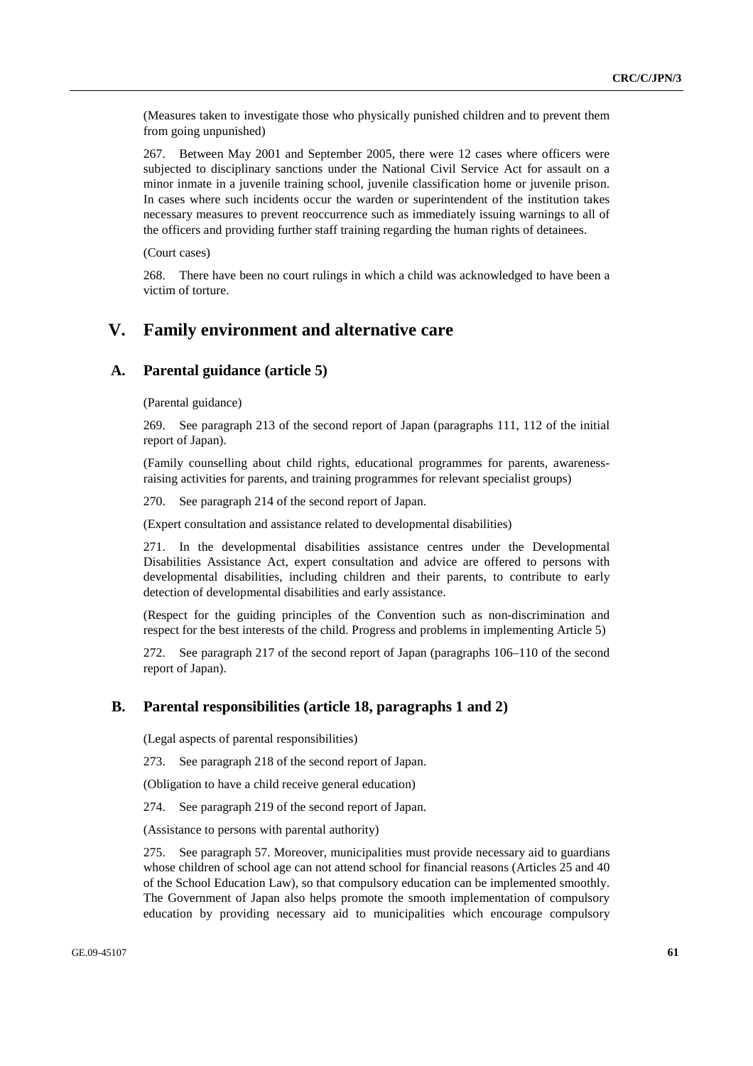(Measures taken to investigate those who physically punished children and to prevent them from going unpunished)

267. Between May 2001 and September 2005, there were 12 cases where officers were subjected to disciplinary sanctions under the National Civil Service Act for assault on a minor inmate in a juvenile training school, juvenile classification home or juvenile prison. In cases where such incidents occur the warden or superintendent of the institution takes necessary measures to prevent reoccurrence such as immediately issuing warnings to all of the officers and providing further staff training regarding the human rights of detainees.

(Court cases)

268. There have been no court rulings in which a child was acknowledged to have been a victim of torture.

# V. Family environment and alternative care

## A. Parental guidance (article 5)

(Parental guidance)

269. See paragraph 213 of the second report of Japan (paragraphs 111, 112 of the initial report of Japan).

(Family counselling about child rights, educational programmes for parents, awareness-raising activities for parents, and training programmes for relevant specialist groups)

270. See paragraph 214 of the second report of Japan.

(Expert consultation and assistance related to developmental disabilities)

271. In the developmental disabilities assistance centres under the Developmental Disabilities Assistance Act, expert consultation and advice are offered to persons with developmental disabilities, including children and their parents, to contribute to early detection of developmental disabilities and early assistance.

(Respect for the guiding principles of the Convention such as non-discrimination and respect for the best interests of the child. Progress and problems in implementing Article 5)

272. See paragraph 217 of the second report of Japan (paragraphs 106–110 of the second report of Japan).

## B. Parental responsibilities (article 18, paragraphs 1 and 2)

(Legal aspects of parental responsibilities)

273. See paragraph 218 of the second report of Japan.

(Obligation to have a child receive general education)

274. See paragraph 219 of the second report of Japan.

(Assistance to persons with parental authority)

275. See paragraph 57. Moreover, municipalities must provide necessary aid to guardians whose children of school age can not attend school for financial reasons (Articles 25 and 40 of the School Education Law), so that compulsory education can be implemented smoothly. The Government of Japan also helps promote the smooth implementation of compulsory education by providing necessary aid to municipalities which encourage compulsory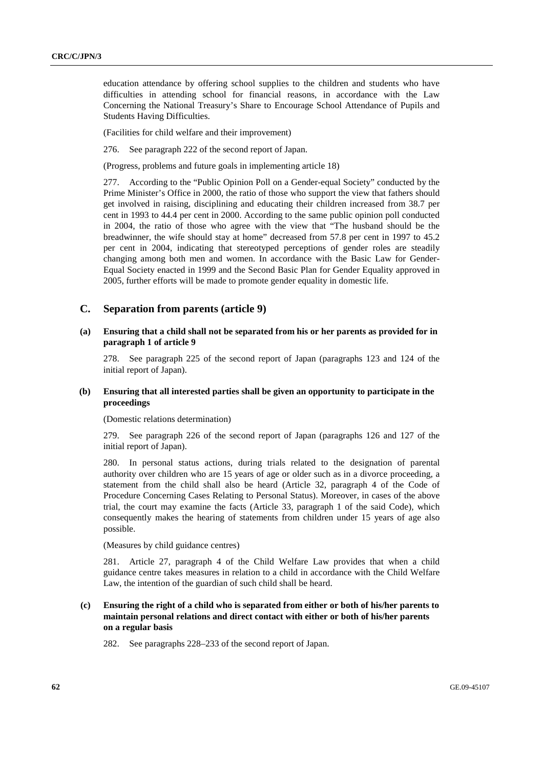education attendance by offering school supplies to the children and students who have difficulties in attending school for financial reasons, in accordance with the Law Concerning the National Treasury's Share to Encourage School Attendance of Pupils and Students Having Difficulties.

(Facilities for child welfare and their improvement)

276. See paragraph 222 of the second report of Japan.

(Progress, problems and future goals in implementing article 18)

277. According to the "Public Opinion Poll on a Gender-equal Society" conducted by the Prime Minister's Office in 2000, the ratio of those who support the view that fathers should get involved in raising, disciplining and educating their children increased from 38.7 per cent in 1993 to 44.4 per cent in 2000. According to the same public opinion poll conducted in 2004, the ratio of those who agree with the view that "The husband should be the breadwinner, the wife should stay at home" decreased from 57.8 per cent in 1997 to 45.2 per cent in 2004, indicating that stereotyped perceptions of gender roles are steadily changing among both men and women. In accordance with the Basic Law for Gender-Equal Society enacted in 1999 and the Second Basic Plan for Gender Equality approved in 2005, further efforts will be made to promote gender equality in domestic life.

## C. Separation from parents (article 9)

### (a) Ensuring that a child shall not be separated from his or her parents as provided for in paragraph 1 of article 9

278. See paragraph 225 of the second report of Japan (paragraphs 123 and 124 of the initial report of Japan).

### (b) Ensuring that all interested parties shall be given an opportunity to participate in the proceedings

(Domestic relations determination)

279. See paragraph 226 of the second report of Japan (paragraphs 126 and 127 of the initial report of Japan).

280. In personal status actions, during trials related to the designation of parental authority over children who are 15 years of age or older such as in a divorce proceeding, a statement from the child shall also be heard (Article 32, paragraph 4 of the Code of Procedure Concerning Cases Relating to Personal Status). Moreover, in cases of the above trial, the court may examine the facts (Article 33, paragraph 1 of the said Code), which consequently makes the hearing of statements from children under 15 years of age also possible.

(Measures by child guidance centres)

281. Article 27, paragraph 4 of the Child Welfare Law provides that when a child guidance centre takes measures in relation to a child in accordance with the Child Welfare Law, the intention of the guardian of such child shall be heard.

### (c) Ensuring the right of a child who is separated from either or both of his/her parents to maintain personal relations and direct contact with either or both of his/her parents on a regular basis

282. See paragraphs 228–233 of the second report of Japan.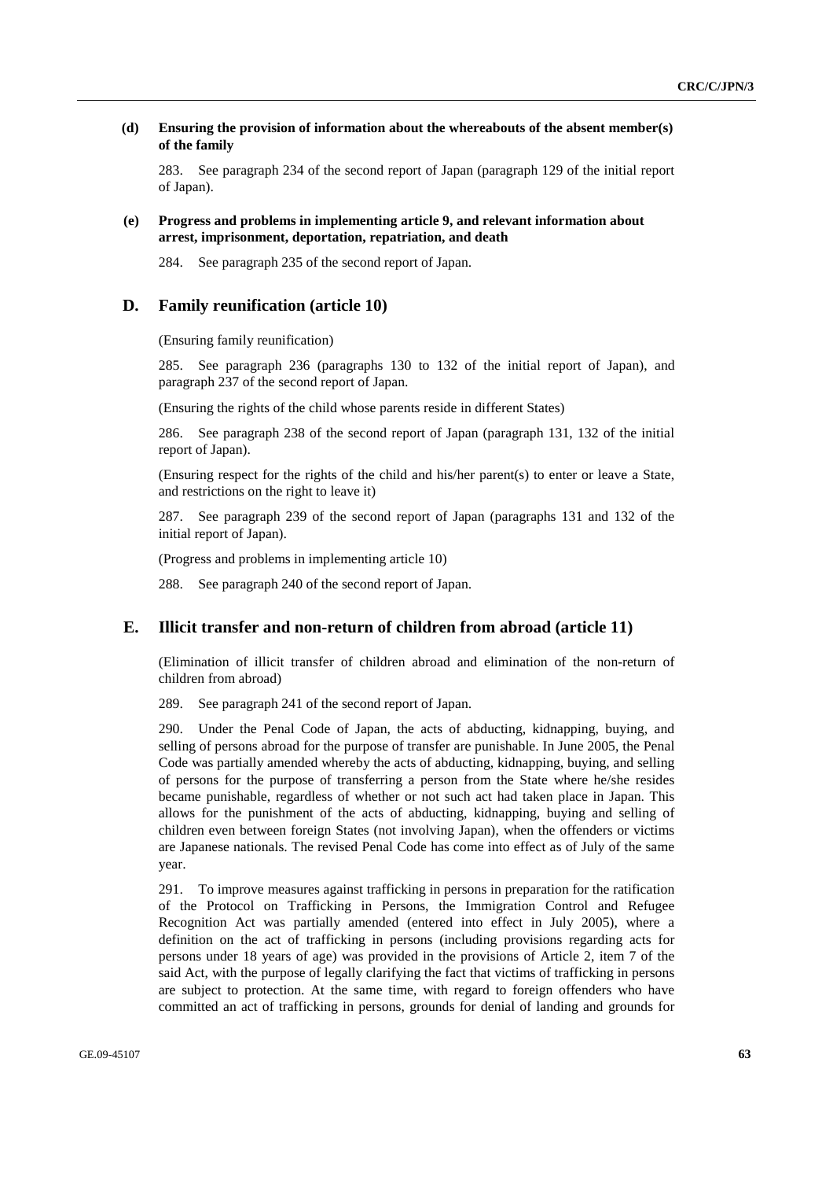**(d) Ensuring the provision of information about the whereabouts of the absent member(s) of the family**

283. See paragraph 234 of the second report of Japan (paragraph 129 of the initial report of Japan).

**(e) Progress and problems in implementing article 9, and relevant information about arrest, imprisonment, deportation, repatriation, and death**

284. See paragraph 235 of the second report of Japan.

## D. Family reunification (article 10)

(Ensuring family reunification)

285. See paragraph 236 (paragraphs 130 to 132 of the initial report of Japan), and paragraph 237 of the second report of Japan.

(Ensuring the rights of the child whose parents reside in different States)

286. See paragraph 238 of the second report of Japan (paragraph 131, 132 of the initial report of Japan).

(Ensuring respect for the rights of the child and his/her parent(s) to enter or leave a State, and restrictions on the right to leave it)

287. See paragraph 239 of the second report of Japan (paragraphs 131 and 132 of the initial report of Japan).

(Progress and problems in implementing article 10)

288. See paragraph 240 of the second report of Japan.

## E. Illicit transfer and non-return of children from abroad (article 11)

(Elimination of illicit transfer of children abroad and elimination of the non-return of children from abroad)

289. See paragraph 241 of the second report of Japan.

290. Under the Penal Code of Japan, the acts of abducting, kidnapping, buying, and selling of persons abroad for the purpose of transfer are punishable. In June 2005, the Penal Code was partially amended whereby the acts of abducting, kidnapping, buying, and selling of persons for the purpose of transferring a person from the State where he/she resides became punishable, regardless of whether or not such act had taken place in Japan. This allows for the punishment of the acts of abducting, kidnapping, buying and selling of children even between foreign States (not involving Japan), when the offenders or victims are Japanese nationals. The revised Penal Code has come into effect as of July of the same year.

291. To improve measures against trafficking in persons in preparation for the ratification of the Protocol on Trafficking in Persons, the Immigration Control and Refugee Recognition Act was partially amended (entered into effect in July 2005), where a definition on the act of trafficking in persons (including provisions regarding acts for persons under 18 years of age) was provided in the provisions of Article 2, item 7 of the said Act, with the purpose of legally clarifying the fact that victims of trafficking in persons are subject to protection. At the same time, with regard to foreign offenders who have committed an act of trafficking in persons, grounds for denial of landing and grounds for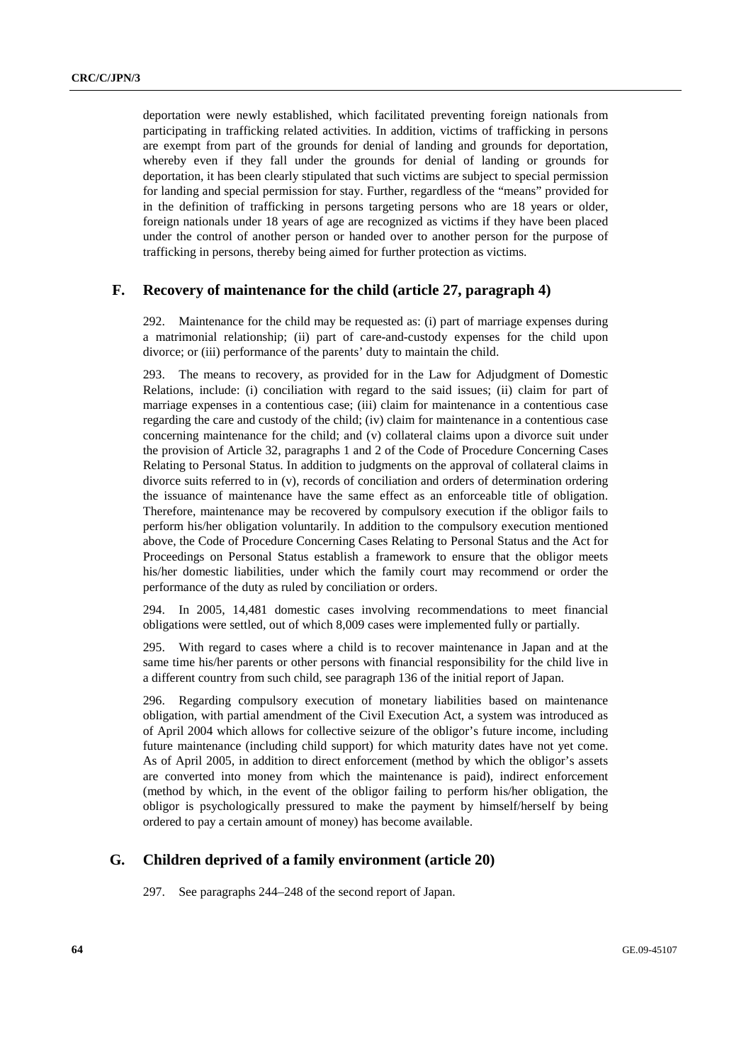deportation were newly established, which facilitated preventing foreign nationals from participating in trafficking related activities. In addition, victims of trafficking in persons are exempt from part of the grounds for denial of landing and grounds for deportation, whereby even if they fall under the grounds for denial of landing or grounds for deportation, it has been clearly stipulated that such victims are subject to special permission for landing and special permission for stay. Further, regardless of the "means" provided for in the definition of trafficking in persons targeting persons who are 18 years or older, foreign nationals under 18 years of age are recognized as victims if they have been placed under the control of another person or handed over to another person for the purpose of trafficking in persons, thereby being aimed for further protection as victims.

## F. Recovery of maintenance for the child (article 27, paragraph 4)

292. Maintenance for the child may be requested as: (i) part of marriage expenses during a matrimonial relationship; (ii) part of care-and-custody expenses for the child upon divorce; or (iii) performance of the parents' duty to maintain the child.

293. The means to recovery, as provided for in the Law for Adjudgment of Domestic Relations, include: (i) conciliation with regard to the said issues; (ii) claim for part of marriage expenses in a contentious case; (iii) claim for maintenance in a contentious case regarding the care and custody of the child; (iv) claim for maintenance in a contentious case concerning maintenance for the child; and (v) collateral claims upon a divorce suit under the provision of Article 32, paragraphs 1 and 2 of the Code of Procedure Concerning Cases Relating to Personal Status. In addition to judgments on the approval of collateral claims in divorce suits referred to in (v), records of conciliation and orders of determination ordering the issuance of maintenance have the same effect as an enforceable title of obligation. Therefore, maintenance may be recovered by compulsory execution if the obligor fails to perform his/her obligation voluntarily. In addition to the compulsory execution mentioned above, the Code of Procedure Concerning Cases Relating to Personal Status and the Act for Proceedings on Personal Status establish a framework to ensure that the obligor meets his/her domestic liabilities, under which the family court may recommend or order the performance of the duty as ruled by conciliation or orders.

294. In 2005, 14,481 domestic cases involving recommendations to meet financial obligations were settled, out of which 8,009 cases were implemented fully or partially.

295. With regard to cases where a child is to recover maintenance in Japan and at the same time his/her parents or other persons with financial responsibility for the child live in a different country from such child, see paragraph 136 of the initial report of Japan.

296. Regarding compulsory execution of monetary liabilities based on maintenance obligation, with partial amendment of the Civil Execution Act, a system was introduced as of April 2004 which allows for collective seizure of the obligor's future income, including future maintenance (including child support) for which maturity dates have not yet come. As of April 2005, in addition to direct enforcement (method by which the obligor's assets are converted into money from which the maintenance is paid), indirect enforcement (method by which, in the event of the obligor failing to perform his/her obligation, the obligor is psychologically pressured to make the payment by himself/herself by being ordered to pay a certain amount of money) has become available.

## G. Children deprived of a family environment (article 20)

297. See paragraphs 244–248 of the second report of Japan.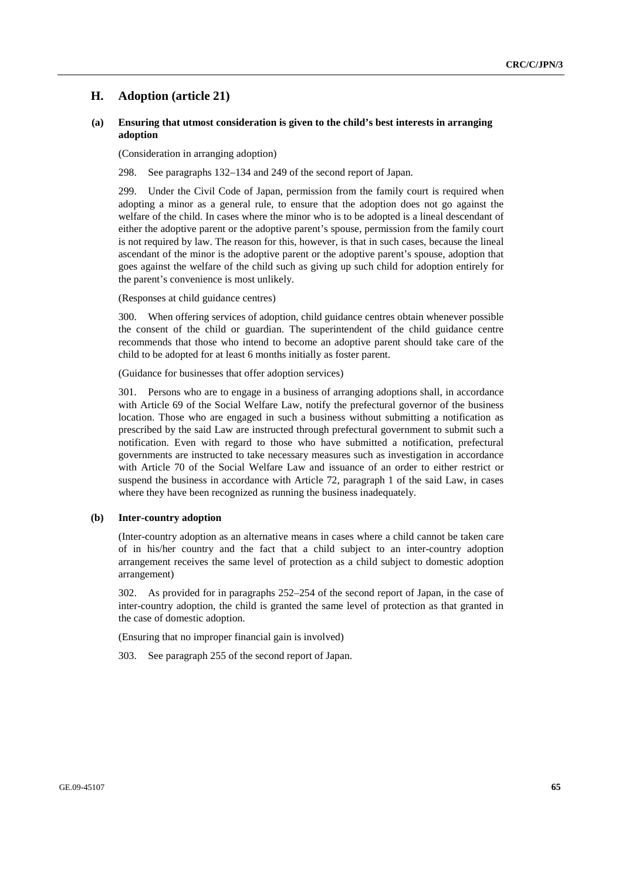## H. Adoption (article 21)

### (a) Ensuring that utmost consideration is given to the child's best interests in arranging adoption

(Consideration in arranging adoption)

298. See paragraphs 132–134 and 249 of the second report of Japan.

299. Under the Civil Code of Japan, permission from the family court is required when adopting a minor as a general rule, to ensure that the adoption does not go against the welfare of the child. In cases where the minor who is to be adopted is a lineal descendant of either the adoptive parent or the adoptive parent's spouse, permission from the family court is not required by law. The reason for this, however, is that in such cases, because the lineal ascendant of the minor is the adoptive parent or the adoptive parent's spouse, adoption that goes against the welfare of the child such as giving up such child for adoption entirely for the parent's convenience is most unlikely.

(Responses at child guidance centres)

300. When offering services of adoption, child guidance centres obtain whenever possible the consent of the child or guardian. The superintendent of the child guidance centre recommends that those who intend to become an adoptive parent should take care of the child to be adopted for at least 6 months initially as foster parent.

(Guidance for businesses that offer adoption services)

301. Persons who are to engage in a business of arranging adoptions shall, in accordance with Article 69 of the Social Welfare Law, notify the prefectural governor of the business location. Those who are engaged in such a business without submitting a notification as prescribed by the said Law are instructed through prefectural government to submit such a notification. Even with regard to those who have submitted a notification, prefectural governments are instructed to take necessary measures such as investigation in accordance with Article 70 of the Social Welfare Law and issuance of an order to either restrict or suspend the business in accordance with Article 72, paragraph 1 of the said Law, in cases where they have been recognized as running the business inadequately.

### (b) Inter-country adoption

(Inter-country adoption as an alternative means in cases where a child cannot be taken care of in his/her country and the fact that a child subject to an inter-country adoption arrangement receives the same level of protection as a child subject to domestic adoption arrangement)

302. As provided for in paragraphs 252–254 of the second report of Japan, in the case of inter-country adoption, the child is granted the same level of protection as that granted in the case of domestic adoption.

(Ensuring that no improper financial gain is involved)

303. See paragraph 255 of the second report of Japan.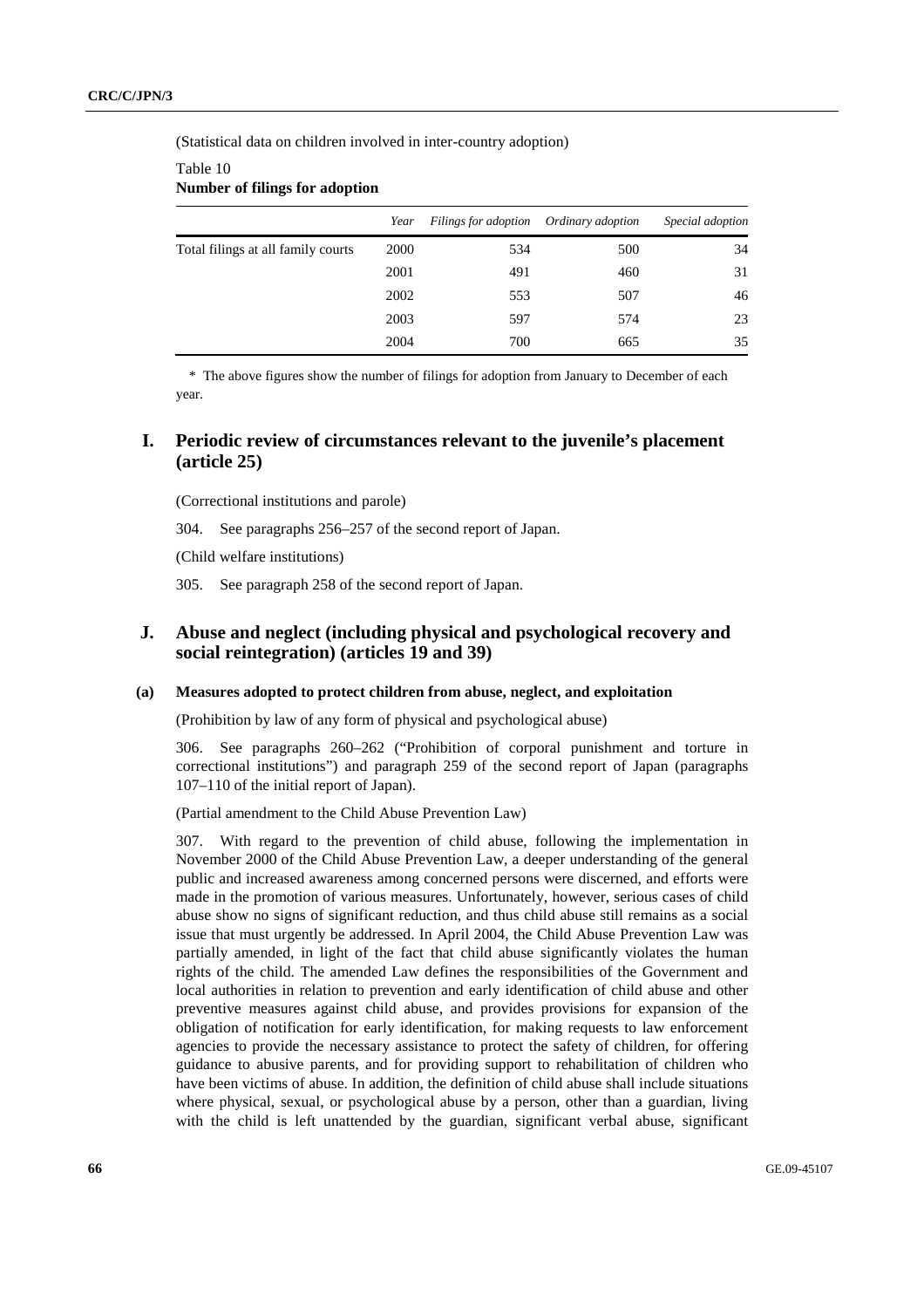(Statistical data on children involved in inter-country adoption)

Table 10
**Number of filings for adoption**

| | *Year* | *Filings for adoption* | *Ordinary adoption* | *Special adoption* |
|---|---|---|---|---|
| Total filings at all family courts | 2000 | 534 | 500 | 34 |
| | 2001 | 491 | 460 | 31 |
| | 2002 | 553 | 507 | 46 |
| | 2003 | 597 | 574 | 23 |
| | 2004 | 700 | 665 | 35 |

\* The above figures show the number of filings for adoption from January to December of each year.

## I. Periodic review of circumstances relevant to the juvenile's placement (article 25)

(Correctional institutions and parole)

304. See paragraphs 256–257 of the second report of Japan.

(Child welfare institutions)

305. See paragraph 258 of the second report of Japan.

## J. Abuse and neglect (including physical and psychological recovery and social reintegration) (articles 19 and 39)

### (a) Measures adopted to protect children from abuse, neglect, and exploitation

(Prohibition by law of any form of physical and psychological abuse)

306. See paragraphs 260–262 ("Prohibition of corporal punishment and torture in correctional institutions") and paragraph 259 of the second report of Japan (paragraphs 107–110 of the initial report of Japan).

(Partial amendment to the Child Abuse Prevention Law)

307. With regard to the prevention of child abuse, following the implementation in November 2000 of the Child Abuse Prevention Law, a deeper understanding of the general public and increased awareness among concerned persons were discerned, and efforts were made in the promotion of various measures. Unfortunately, however, serious cases of child abuse show no signs of significant reduction, and thus child abuse still remains as a social issue that must urgently be addressed. In April 2004, the Child Abuse Prevention Law was partially amended, in light of the fact that child abuse significantly violates the human rights of the child. The amended Law defines the responsibilities of the Government and local authorities in relation to prevention and early identification of child abuse and other preventive measures against child abuse, and provides provisions for expansion of the obligation of notification for early identification, for making requests to law enforcement agencies to provide the necessary assistance to protect the safety of children, for offering guidance to abusive parents, and for providing support to rehabilitation of children who have been victims of abuse. In addition, the definition of child abuse shall include situations where physical, sexual, or psychological abuse by a person, other than a guardian, living with the child is left unattended by the guardian, significant verbal abuse, significant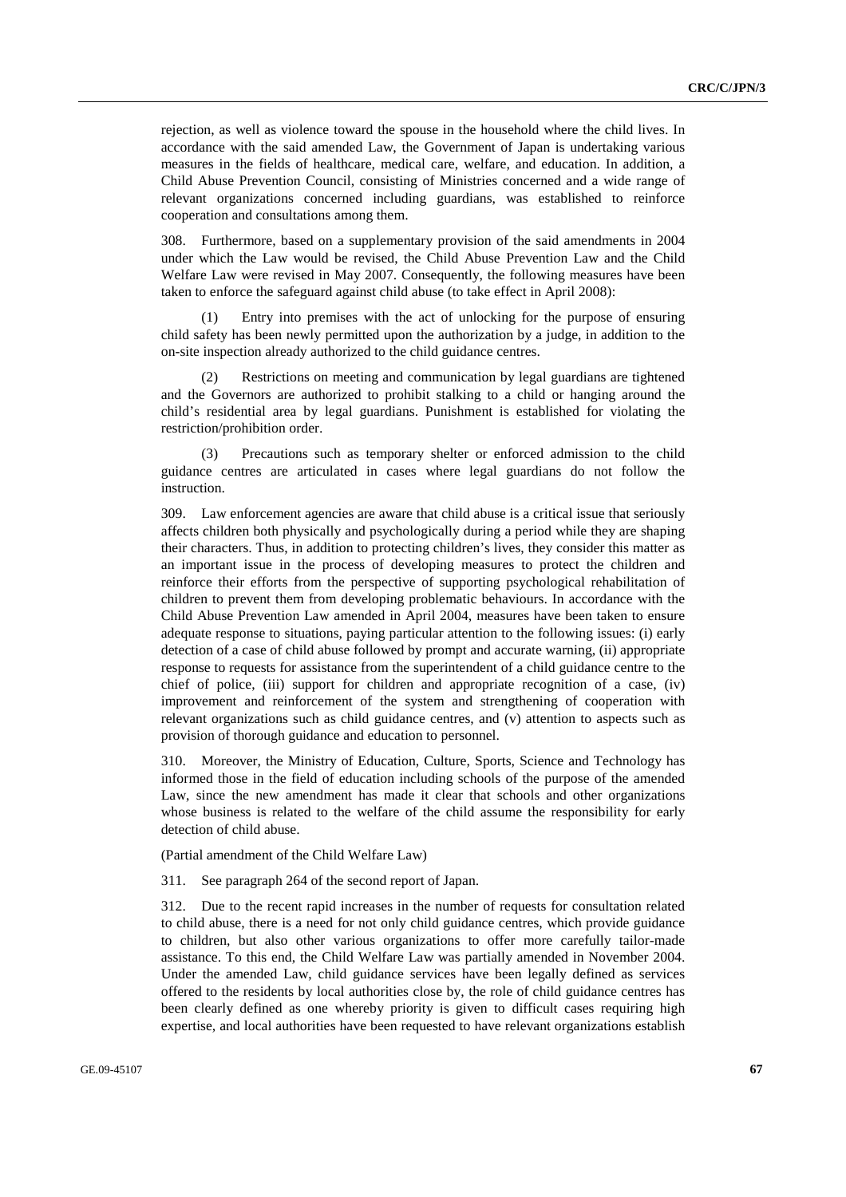rejection, as well as violence toward the spouse in the household where the child lives. In accordance with the said amended Law, the Government of Japan is undertaking various measures in the fields of healthcare, medical care, welfare, and education. In addition, a Child Abuse Prevention Council, consisting of Ministries concerned and a wide range of relevant organizations concerned including guardians, was established to reinforce cooperation and consultations among them.

308. Furthermore, based on a supplementary provision of the said amendments in 2004 under which the Law would be revised, the Child Abuse Prevention Law and the Child Welfare Law were revised in May 2007. Consequently, the following measures have been taken to enforce the safeguard against child abuse (to take effect in April 2008):

(1) Entry into premises with the act of unlocking for the purpose of ensuring child safety has been newly permitted upon the authorization by a judge, in addition to the on-site inspection already authorized to the child guidance centres.

(2) Restrictions on meeting and communication by legal guardians are tightened and the Governors are authorized to prohibit stalking to a child or hanging around the child's residential area by legal guardians. Punishment is established for violating the restriction/prohibition order.

(3) Precautions such as temporary shelter or enforced admission to the child guidance centres are articulated in cases where legal guardians do not follow the instruction.

309. Law enforcement agencies are aware that child abuse is a critical issue that seriously affects children both physically and psychologically during a period while they are shaping their characters. Thus, in addition to protecting children's lives, they consider this matter as an important issue in the process of developing measures to protect the children and reinforce their efforts from the perspective of supporting psychological rehabilitation of children to prevent them from developing problematic behaviours. In accordance with the Child Abuse Prevention Law amended in April 2004, measures have been taken to ensure adequate response to situations, paying particular attention to the following issues: (i) early detection of a case of child abuse followed by prompt and accurate warning, (ii) appropriate response to requests for assistance from the superintendent of a child guidance centre to the chief of police, (iii) support for children and appropriate recognition of a case, (iv) improvement and reinforcement of the system and strengthening of cooperation with relevant organizations such as child guidance centres, and (v) attention to aspects such as provision of thorough guidance and education to personnel.

310. Moreover, the Ministry of Education, Culture, Sports, Science and Technology has informed those in the field of education including schools of the purpose of the amended Law, since the new amendment has made it clear that schools and other organizations whose business is related to the welfare of the child assume the responsibility for early detection of child abuse.

(Partial amendment of the Child Welfare Law)

311. See paragraph 264 of the second report of Japan.

312. Due to the recent rapid increases in the number of requests for consultation related to child abuse, there is a need for not only child guidance centres, which provide guidance to children, but also other various organizations to offer more carefully tailor-made assistance. To this end, the Child Welfare Law was partially amended in November 2004. Under the amended Law, child guidance services have been legally defined as services offered to the residents by local authorities close by, the role of child guidance centres has been clearly defined as one whereby priority is given to difficult cases requiring high expertise, and local authorities have been requested to have relevant organizations establish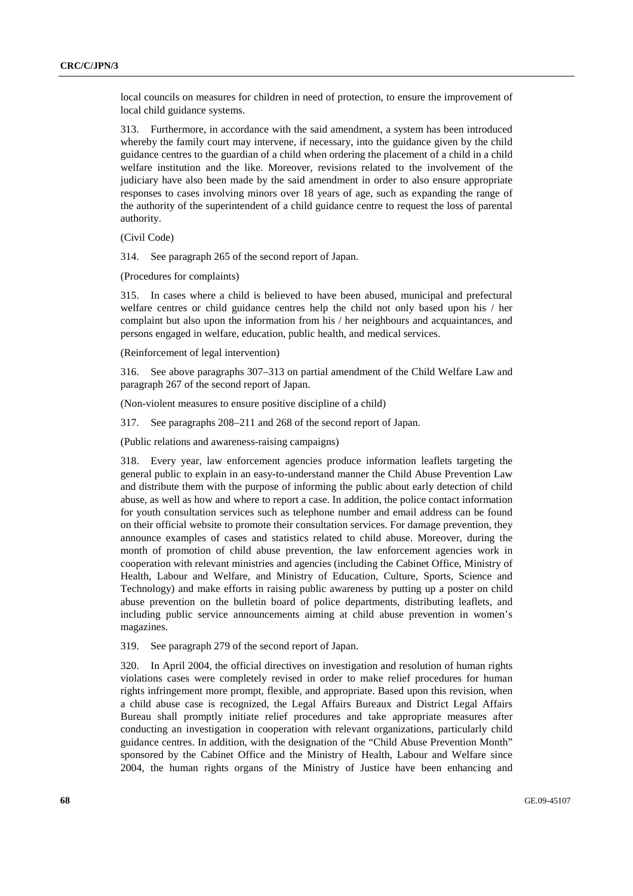local councils on measures for children in need of protection, to ensure the improvement of local child guidance systems.

313. Furthermore, in accordance with the said amendment, a system has been introduced whereby the family court may intervene, if necessary, into the guidance given by the child guidance centres to the guardian of a child when ordering the placement of a child in a child welfare institution and the like. Moreover, revisions related to the involvement of the judiciary have also been made by the said amendment in order to also ensure appropriate responses to cases involving minors over 18 years of age, such as expanding the range of the authority of the superintendent of a child guidance centre to request the loss of parental authority.

(Civil Code)

314. See paragraph 265 of the second report of Japan.

(Procedures for complaints)

315. In cases where a child is believed to have been abused, municipal and prefectural welfare centres or child guidance centres help the child not only based upon his / her complaint but also upon the information from his / her neighbours and acquaintances, and persons engaged in welfare, education, public health, and medical services.

(Reinforcement of legal intervention)

316. See above paragraphs 307–313 on partial amendment of the Child Welfare Law and paragraph 267 of the second report of Japan.

(Non-violent measures to ensure positive discipline of a child)

317. See paragraphs 208–211 and 268 of the second report of Japan.

(Public relations and awareness-raising campaigns)

318. Every year, law enforcement agencies produce information leaflets targeting the general public to explain in an easy-to-understand manner the Child Abuse Prevention Law and distribute them with the purpose of informing the public about early detection of child abuse, as well as how and where to report a case. In addition, the police contact information for youth consultation services such as telephone number and email address can be found on their official website to promote their consultation services. For damage prevention, they announce examples of cases and statistics related to child abuse. Moreover, during the month of promotion of child abuse prevention, the law enforcement agencies work in cooperation with relevant ministries and agencies (including the Cabinet Office, Ministry of Health, Labour and Welfare, and Ministry of Education, Culture, Sports, Science and Technology) and make efforts in raising public awareness by putting up a poster on child abuse prevention on the bulletin board of police departments, distributing leaflets, and including public service announcements aiming at child abuse prevention in women's magazines.

319. See paragraph 279 of the second report of Japan.

320. In April 2004, the official directives on investigation and resolution of human rights violations cases were completely revised in order to make relief procedures for human rights infringement more prompt, flexible, and appropriate. Based upon this revision, when a child abuse case is recognized, the Legal Affairs Bureaux and District Legal Affairs Bureau shall promptly initiate relief procedures and take appropriate measures after conducting an investigation in cooperation with relevant organizations, particularly child guidance centres. In addition, with the designation of the "Child Abuse Prevention Month" sponsored by the Cabinet Office and the Ministry of Health, Labour and Welfare since 2004, the human rights organs of the Ministry of Justice have been enhancing and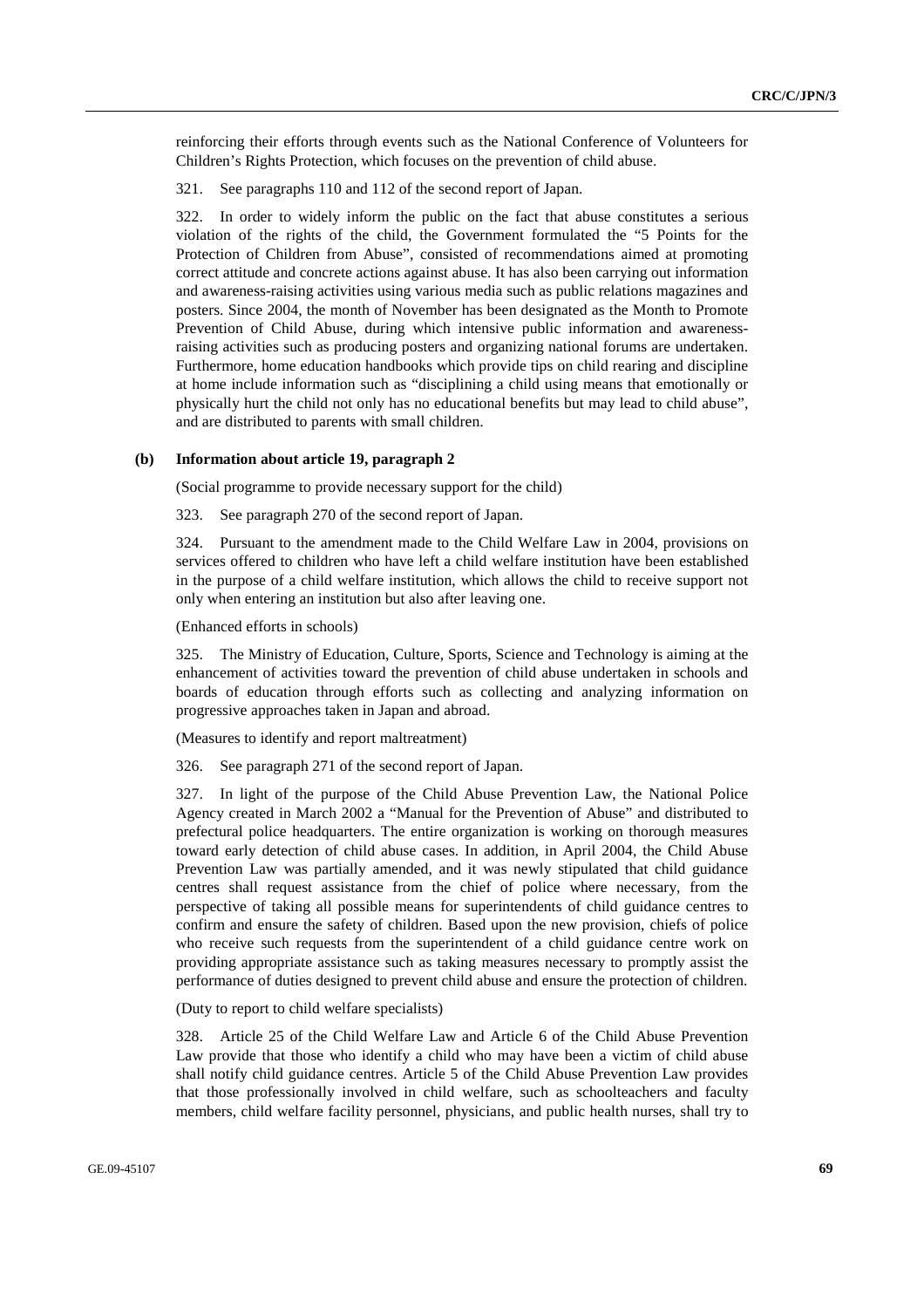reinforcing their efforts through events such as the National Conference of Volunteers for Children's Rights Protection, which focuses on the prevention of child abuse.

321. See paragraphs 110 and 112 of the second report of Japan.

322. In order to widely inform the public on the fact that abuse constitutes a serious violation of the rights of the child, the Government formulated the "5 Points for the Protection of Children from Abuse", consisted of recommendations aimed at promoting correct attitude and concrete actions against abuse. It has also been carrying out information and awareness-raising activities using various media such as public relations magazines and posters. Since 2004, the month of November has been designated as the Month to Promote Prevention of Child Abuse, during which intensive public information and awareness-raising activities such as producing posters and organizing national forums are undertaken. Furthermore, home education handbooks which provide tips on child rearing and discipline at home include information such as "disciplining a child using means that emotionally or physically hurt the child not only has no educational benefits but may lead to child abuse", and are distributed to parents with small children.

#### (b) Information about article 19, paragraph 2

(Social programme to provide necessary support for the child)

323. See paragraph 270 of the second report of Japan.

324. Pursuant to the amendment made to the Child Welfare Law in 2004, provisions on services offered to children who have left a child welfare institution have been established in the purpose of a child welfare institution, which allows the child to receive support not only when entering an institution but also after leaving one.

(Enhanced efforts in schools)

325. The Ministry of Education, Culture, Sports, Science and Technology is aiming at the enhancement of activities toward the prevention of child abuse undertaken in schools and boards of education through efforts such as collecting and analyzing information on progressive approaches taken in Japan and abroad.

(Measures to identify and report maltreatment)

326. See paragraph 271 of the second report of Japan.

327. In light of the purpose of the Child Abuse Prevention Law, the National Police Agency created in March 2002 a "Manual for the Prevention of Abuse" and distributed to prefectural police headquarters. The entire organization is working on thorough measures toward early detection of child abuse cases. In addition, in April 2004, the Child Abuse Prevention Law was partially amended, and it was newly stipulated that child guidance centres shall request assistance from the chief of police where necessary, from the perspective of taking all possible means for superintendents of child guidance centres to confirm and ensure the safety of children. Based upon the new provision, chiefs of police who receive such requests from the superintendent of a child guidance centre work on providing appropriate assistance such as taking measures necessary to promptly assist the performance of duties designed to prevent child abuse and ensure the protection of children.

(Duty to report to child welfare specialists)

328. Article 25 of the Child Welfare Law and Article 6 of the Child Abuse Prevention Law provide that those who identify a child who may have been a victim of child abuse shall notify child guidance centres. Article 5 of the Child Abuse Prevention Law provides that those professionally involved in child welfare, such as schoolteachers and faculty members, child welfare facility personnel, physicians, and public health nurses, shall try to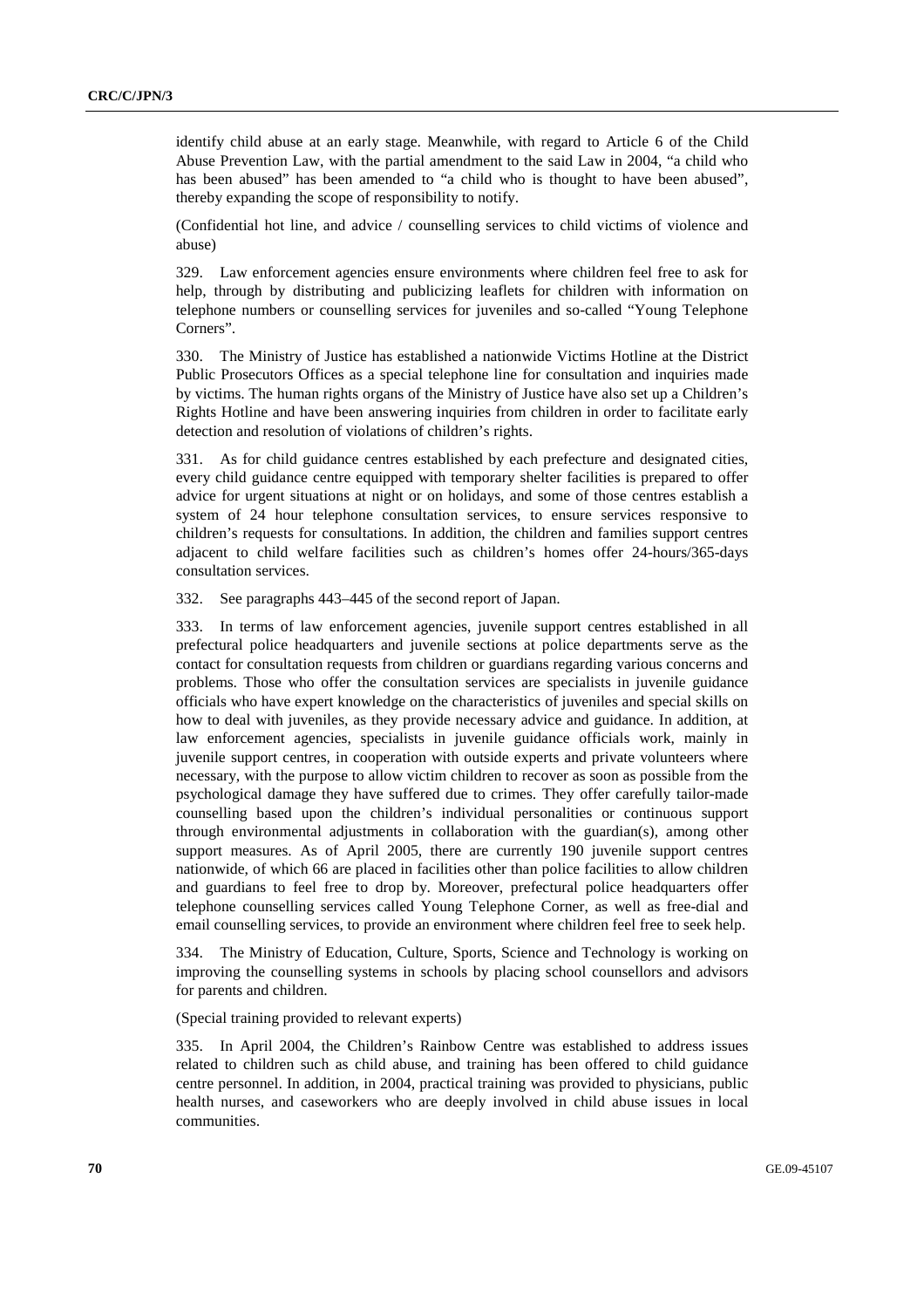identify child abuse at an early stage. Meanwhile, with regard to Article 6 of the Child Abuse Prevention Law, with the partial amendment to the said Law in 2004, "a child who has been abused" has been amended to "a child who is thought to have been abused", thereby expanding the scope of responsibility to notify.

(Confidential hot line, and advice / counselling services to child victims of violence and abuse)

329. Law enforcement agencies ensure environments where children feel free to ask for help, through by distributing and publicizing leaflets for children with information on telephone numbers or counselling services for juveniles and so-called "Young Telephone Corners".

330. The Ministry of Justice has established a nationwide Victims Hotline at the District Public Prosecutors Offices as a special telephone line for consultation and inquiries made by victims. The human rights organs of the Ministry of Justice have also set up a Children's Rights Hotline and have been answering inquiries from children in order to facilitate early detection and resolution of violations of children's rights.

331. As for child guidance centres established by each prefecture and designated cities, every child guidance centre equipped with temporary shelter facilities is prepared to offer advice for urgent situations at night or on holidays, and some of those centres establish a system of 24 hour telephone consultation services, to ensure services responsive to children's requests for consultations. In addition, the children and families support centres adjacent to child welfare facilities such as children's homes offer 24-hours/365-days consultation services.

332. See paragraphs 443–445 of the second report of Japan.

333. In terms of law enforcement agencies, juvenile support centres established in all prefectural police headquarters and juvenile sections at police departments serve as the contact for consultation requests from children or guardians regarding various concerns and problems. Those who offer the consultation services are specialists in juvenile guidance officials who have expert knowledge on the characteristics of juveniles and special skills on how to deal with juveniles, as they provide necessary advice and guidance. In addition, at law enforcement agencies, specialists in juvenile guidance officials work, mainly in juvenile support centres, in cooperation with outside experts and private volunteers where necessary, with the purpose to allow victim children to recover as soon as possible from the psychological damage they have suffered due to crimes. They offer carefully tailor-made counselling based upon the children's individual personalities or continuous support through environmental adjustments in collaboration with the guardian(s), among other support measures. As of April 2005, there are currently 190 juvenile support centres nationwide, of which 66 are placed in facilities other than police facilities to allow children and guardians to feel free to drop by. Moreover, prefectural police headquarters offer telephone counselling services called Young Telephone Corner, as well as free-dial and email counselling services, to provide an environment where children feel free to seek help.

334. The Ministry of Education, Culture, Sports, Science and Technology is working on improving the counselling systems in schools by placing school counsellors and advisors for parents and children.

(Special training provided to relevant experts)

335. In April 2004, the Children's Rainbow Centre was established to address issues related to children such as child abuse, and training has been offered to child guidance centre personnel. In addition, in 2004, practical training was provided to physicians, public health nurses, and caseworkers who are deeply involved in child abuse issues in local communities.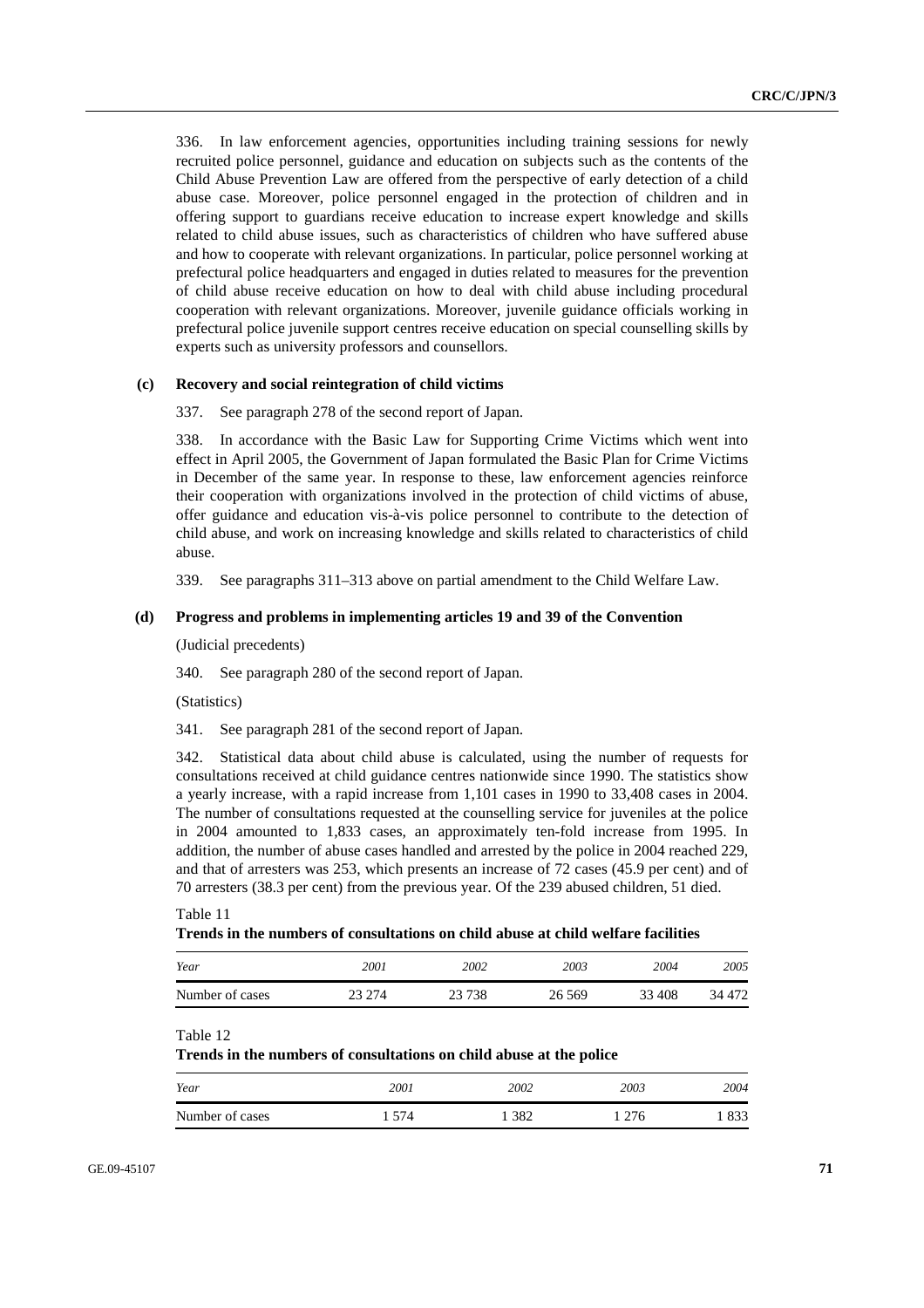336. In law enforcement agencies, opportunities including training sessions for newly recruited police personnel, guidance and education on subjects such as the contents of the Child Abuse Prevention Law are offered from the perspective of early detection of a child abuse case. Moreover, police personnel engaged in the protection of children and in offering support to guardians receive education to increase expert knowledge and skills related to child abuse issues, such as characteristics of children who have suffered abuse and how to cooperate with relevant organizations. In particular, police personnel working at prefectural police headquarters and engaged in duties related to measures for the prevention of child abuse receive education on how to deal with child abuse including procedural cooperation with relevant organizations. Moreover, juvenile guidance officials working in prefectural police juvenile support centres receive education on special counselling skills by experts such as university professors and counsellors.

### (c) Recovery and social reintegration of child victims

337. See paragraph 278 of the second report of Japan.

338. In accordance with the Basic Law for Supporting Crime Victims which went into effect in April 2005, the Government of Japan formulated the Basic Plan for Crime Victims in December of the same year. In response to these, law enforcement agencies reinforce their cooperation with organizations involved in the protection of child victims of abuse, offer guidance and education vis-à-vis police personnel to contribute to the detection of child abuse, and work on increasing knowledge and skills related to characteristics of child abuse.

339. See paragraphs 311–313 above on partial amendment to the Child Welfare Law.

### (d) Progress and problems in implementing articles 19 and 39 of the Convention

(Judicial precedents)

340. See paragraph 280 of the second report of Japan.

(Statistics)

341. See paragraph 281 of the second report of Japan.

342. Statistical data about child abuse is calculated, using the number of requests for consultations received at child guidance centres nationwide since 1990. The statistics show a yearly increase, with a rapid increase from 1,101 cases in 1990 to 33,408 cases in 2004. The number of consultations requested at the counselling service for juveniles at the police in 2004 amounted to 1,833 cases, an approximately ten-fold increase from 1995. In addition, the number of abuse cases handled and arrested by the police in 2004 reached 229, and that of arresters was 253, which presents an increase of 72 cases (45.9 per cent) and of 70 arresters (38.3 per cent) from the previous year. Of the 239 abused children, 51 died.

Table 11

**Trends in the numbers of consultations on child abuse at child welfare facilities**

| *Year* | *2001* | *2002* | *2003* | *2004* | *2005* |
|---|---|---|---|---|---|
| Number of cases | 23 274 | 23 738 | 26 569 | 33 408 | 34 472 |

Table 12

**Trends in the numbers of consultations on child abuse at the police**

| *Year* | *2001* | *2002* | *2003* | *2004* |
|---|---|---|---|---|
| Number of cases | 1 574 | 1 382 | 1 276 | 1 833 |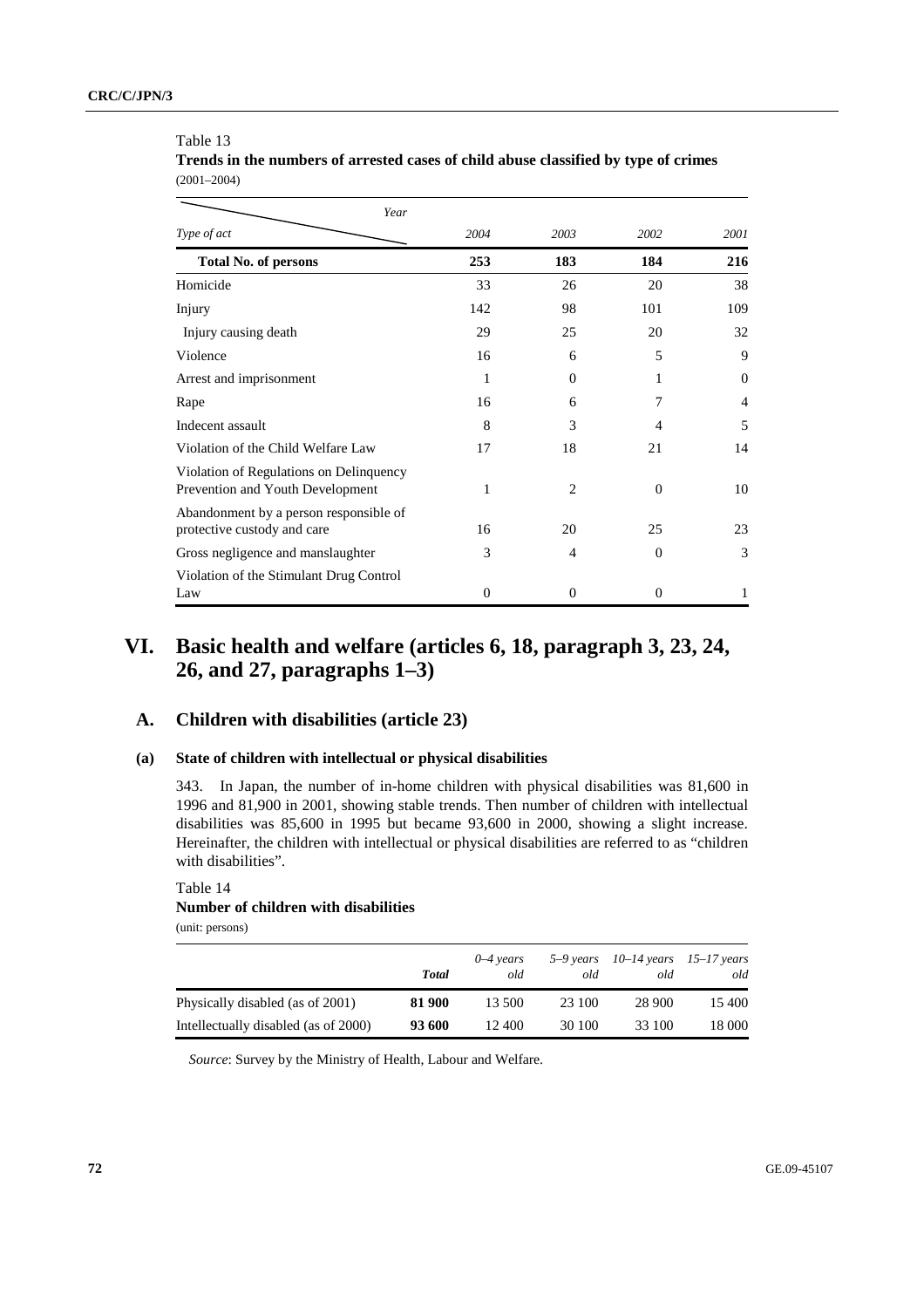Table 13
**Trends in the numbers of arrested cases of child abuse classified by type of crimes**
(2001–2004)

| Type of act / Year | 2004 | 2003 | 2002 | 2001 |
|---|---|---|---|---|
| **Total No. of persons** | **253** | **183** | **184** | **216** |
| Homicide | 33 | 26 | 20 | 38 |
| Injury | 142 | 98 | 101 | 109 |
| Injury causing death | 29 | 25 | 20 | 32 |
| Violence | 16 | 6 | 5 | 9 |
| Arrest and imprisonment | 1 | 0 | 1 | 0 |
| Rape | 16 | 6 | 7 | 4 |
| Indecent assault | 8 | 3 | 4 | 5 |
| Violation of the Child Welfare Law | 17 | 18 | 21 | 14 |
| Violation of Regulations on Delinquency Prevention and Youth Development | 1 | 2 | 0 | 10 |
| Abandonment by a person responsible of protective custody and care | 16 | 20 | 25 | 23 |
| Gross negligence and manslaughter | 3 | 4 | 0 | 3 |
| Violation of the Stimulant Drug Control Law | 0 | 0 | 0 | 1 |

# VI. Basic health and welfare (articles 6, 18, paragraph 3, 23, 24, 26, and 27, paragraphs 1–3)

## A. Children with disabilities (article 23)

### (a) State of children with intellectual or physical disabilities

343. In Japan, the number of in-home children with physical disabilities was 81,600 in 1996 and 81,900 in 2001, showing stable trends. Then number of children with intellectual disabilities was 85,600 in 1995 but became 93,600 in 2000, showing a slight increase. Hereinafter, the children with intellectual or physical disabilities are referred to as "children with disabilities".

Table 14
**Number of children with disabilities**
(unit: persons)

| | *Total* | *0–4 years old* | *5–9 years old* | *10–14 years old* | *15–17 years old* |
|---|---|---|---|---|---|
| Physically disabled (as of 2001) | **81 900** | 13 500 | 23 100 | 28 900 | 15 400 |
| Intellectually disabled (as of 2000) | **93 600** | 12 400 | 30 100 | 33 100 | 18 000 |

*Source*: Survey by the Ministry of Health, Labour and Welfare.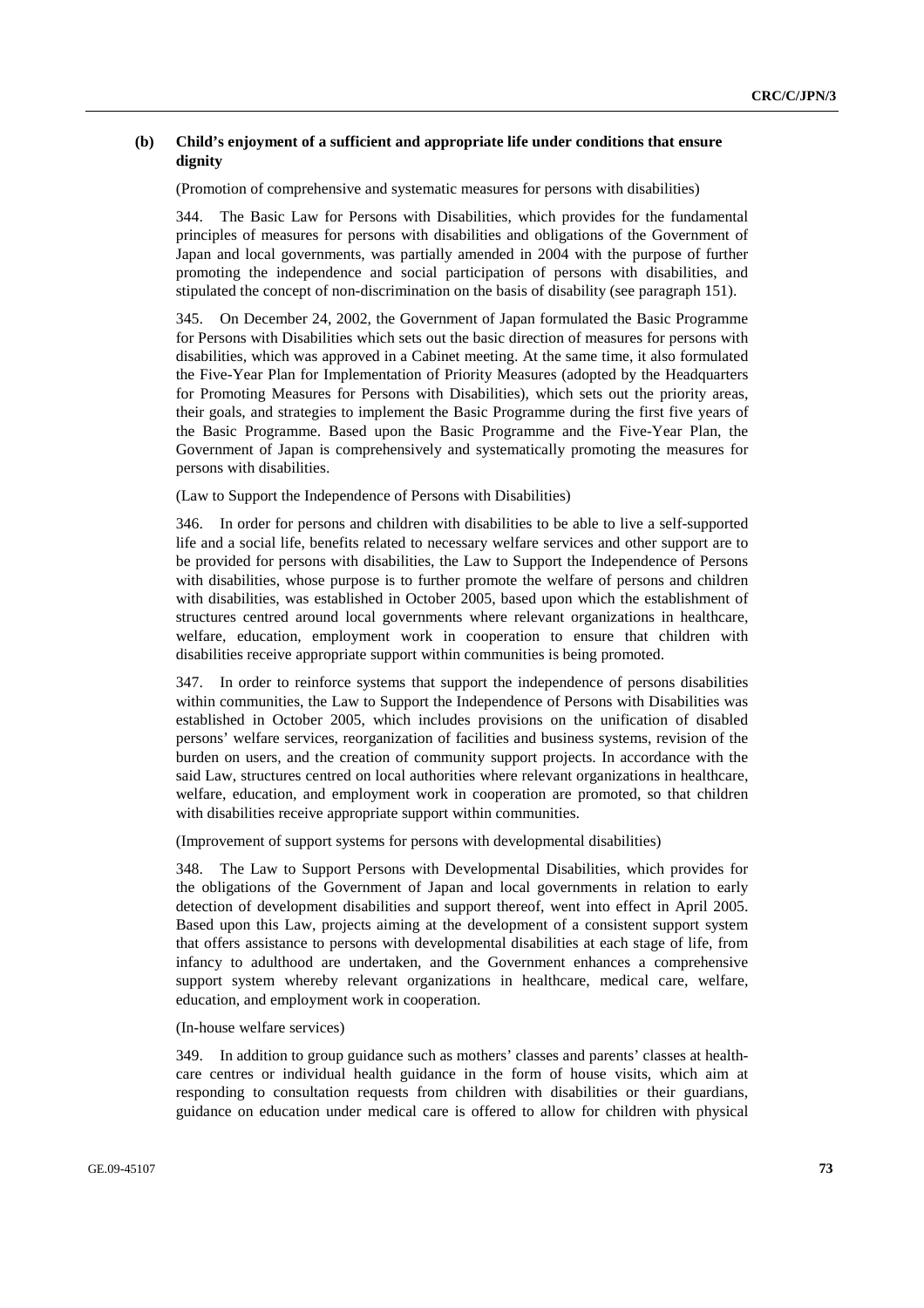### (b) Child's enjoyment of a sufficient and appropriate life under conditions that ensure dignity

(Promotion of comprehensive and systematic measures for persons with disabilities)

344. The Basic Law for Persons with Disabilities, which provides for the fundamental principles of measures for persons with disabilities and obligations of the Government of Japan and local governments, was partially amended in 2004 with the purpose of further promoting the independence and social participation of persons with disabilities, and stipulated the concept of non-discrimination on the basis of disability (see paragraph 151).

345. On December 24, 2002, the Government of Japan formulated the Basic Programme for Persons with Disabilities which sets out the basic direction of measures for persons with disabilities, which was approved in a Cabinet meeting. At the same time, it also formulated the Five-Year Plan for Implementation of Priority Measures (adopted by the Headquarters for Promoting Measures for Persons with Disabilities), which sets out the priority areas, their goals, and strategies to implement the Basic Programme during the first five years of the Basic Programme. Based upon the Basic Programme and the Five-Year Plan, the Government of Japan is comprehensively and systematically promoting the measures for persons with disabilities.

(Law to Support the Independence of Persons with Disabilities)

346. In order for persons and children with disabilities to be able to live a self-supported life and a social life, benefits related to necessary welfare services and other support are to be provided for persons with disabilities, the Law to Support the Independence of Persons with disabilities, whose purpose is to further promote the welfare of persons and children with disabilities, was established in October 2005, based upon which the establishment of structures centred around local governments where relevant organizations in healthcare, welfare, education, employment work in cooperation to ensure that children with disabilities receive appropriate support within communities is being promoted.

347. In order to reinforce systems that support the independence of persons disabilities within communities, the Law to Support the Independence of Persons with Disabilities was established in October 2005, which includes provisions on the unification of disabled persons' welfare services, reorganization of facilities and business systems, revision of the burden on users, and the creation of community support projects. In accordance with the said Law, structures centred on local authorities where relevant organizations in healthcare, welfare, education, and employment work in cooperation are promoted, so that children with disabilities receive appropriate support within communities.

(Improvement of support systems for persons with developmental disabilities)

348. The Law to Support Persons with Developmental Disabilities, which provides for the obligations of the Government of Japan and local governments in relation to early detection of development disabilities and support thereof, went into effect in April 2005. Based upon this Law, projects aiming at the development of a consistent support system that offers assistance to persons with developmental disabilities at each stage of life, from infancy to adulthood are undertaken, and the Government enhances a comprehensive support system whereby relevant organizations in healthcare, medical care, welfare, education, and employment work in cooperation.

(In-house welfare services)

349. In addition to group guidance such as mothers' classes and parents' classes at health-care centres or individual health guidance in the form of house visits, which aim at responding to consultation requests from children with disabilities or their guardians, guidance on education under medical care is offered to allow for children with physical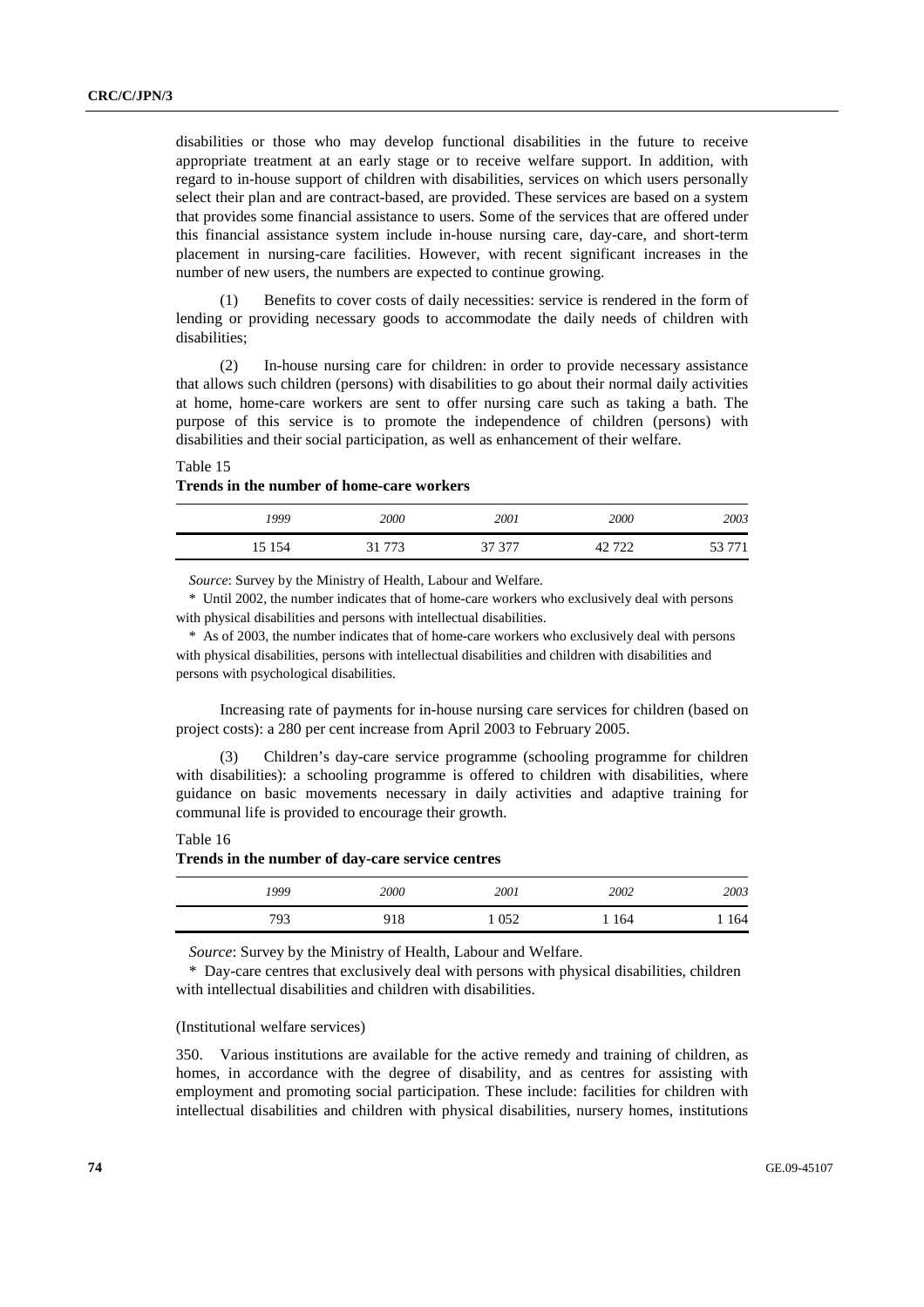disabilities or those who may develop functional disabilities in the future to receive appropriate treatment at an early stage or to receive welfare support. In addition, with regard to in-house support of children with disabilities, services on which users personally select their plan and are contract-based, are provided. These services are based on a system that provides some financial assistance to users. Some of the services that are offered under this financial assistance system include in-house nursing care, day-care, and short-term placement in nursing-care facilities. However, with recent significant increases in the number of new users, the numbers are expected to continue growing.

(1) Benefits to cover costs of daily necessities: service is rendered in the form of lending or providing necessary goods to accommodate the daily needs of children with disabilities;

(2) In-house nursing care for children: in order to provide necessary assistance that allows such children (persons) with disabilities to go about their normal daily activities at home, home-care workers are sent to offer nursing care such as taking a bath. The purpose of this service is to promote the independence of children (persons) with disabilities and their social participation, as well as enhancement of their welfare.

Table 15
**Trends in the number of home-care workers**

| *1999* | *2000* | *2001* | *2000* | *2003* |
|---|---|---|---|---|
| 15 154 | 31 773 | 37 377 | 42 722 | 53 771 |

*Source*: Survey by the Ministry of Health, Labour and Welfare.

\* Until 2002, the number indicates that of home-care workers who exclusively deal with persons with physical disabilities and persons with intellectual disabilities.

\* As of 2003, the number indicates that of home-care workers who exclusively deal with persons with physical disabilities, persons with intellectual disabilities and children with disabilities and persons with psychological disabilities.

Increasing rate of payments for in-house nursing care services for children (based on project costs): a 280 per cent increase from April 2003 to February 2005.

(3) Children's day-care service programme (schooling programme for children with disabilities): a schooling programme is offered to children with disabilities, where guidance on basic movements necessary in daily activities and adaptive training for communal life is provided to encourage their growth.

Table 16
**Trends in the number of day-care service centres**

| *1999* | *2000* | *2001* | *2002* | *2003* |
|---|---|---|---|---|
| 793 | 918 | 1 052 | 1 164 | 1 164 |

*Source*: Survey by the Ministry of Health, Labour and Welfare.

\* Day-care centres that exclusively deal with persons with physical disabilities, children with intellectual disabilities and children with disabilities.

(Institutional welfare services)

350. Various institutions are available for the active remedy and training of children, as homes, in accordance with the degree of disability, and as centres for assisting with employment and promoting social participation. These include: facilities for children with intellectual disabilities and children with physical disabilities, nursery homes, institutions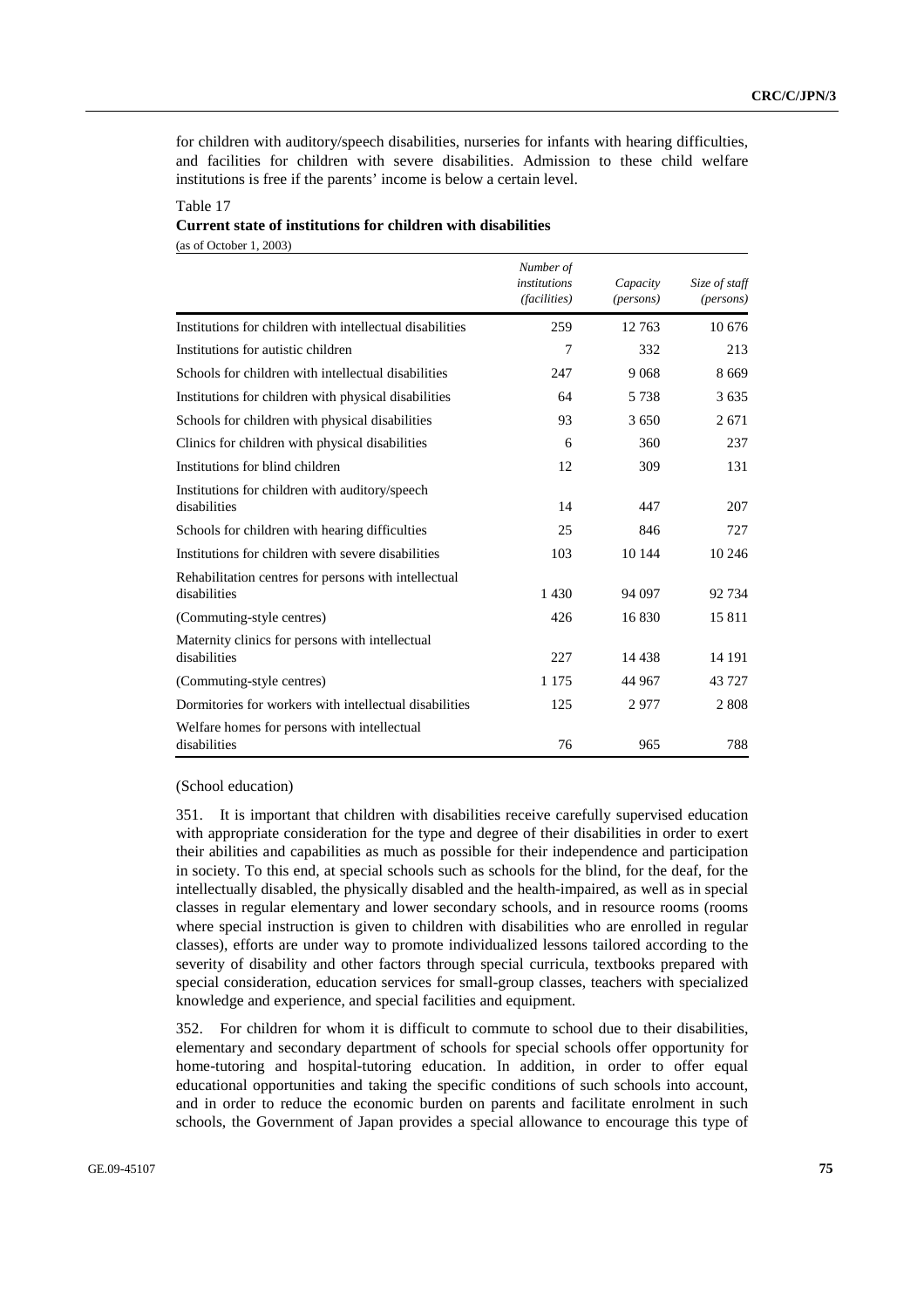for children with auditory/speech disabilities, nurseries for infants with hearing difficulties, and facilities for children with severe disabilities. Admission to these child welfare institutions is free if the parents' income is below a certain level.

Table 17

**Current state of institutions for children with disabilities**

(as of October 1, 2003)

| | *Number of institutions (facilities)* | *Capacity (persons)* | *Size of staff (persons)* |
|---|---|---|---|
| Institutions for children with intellectual disabilities | 259 | 12 763 | 10 676 |
| Institutions for autistic children | 7 | 332 | 213 |
| Schools for children with intellectual disabilities | 247 | 9 068 | 8 669 |
| Institutions for children with physical disabilities | 64 | 5 738 | 3 635 |
| Schools for children with physical disabilities | 93 | 3 650 | 2 671 |
| Clinics for children with physical disabilities | 6 | 360 | 237 |
| Institutions for blind children | 12 | 309 | 131 |
| Institutions for children with auditory/speech disabilities | 14 | 447 | 207 |
| Schools for children with hearing difficulties | 25 | 846 | 727 |
| Institutions for children with severe disabilities | 103 | 10 144 | 10 246 |
| Rehabilitation centres for persons with intellectual disabilities | 1 430 | 94 097 | 92 734 |
| (Commuting-style centres) | 426 | 16 830 | 15 811 |
| Maternity clinics for persons with intellectual disabilities | 227 | 14 438 | 14 191 |
| (Commuting-style centres) | 1 175 | 44 967 | 43 727 |
| Dormitories for workers with intellectual disabilities | 125 | 2 977 | 2 808 |
| Welfare homes for persons with intellectual disabilities | 76 | 965 | 788 |

(School education)

351. It is important that children with disabilities receive carefully supervised education with appropriate consideration for the type and degree of their disabilities in order to exert their abilities and capabilities as much as possible for their independence and participation in society. To this end, at special schools such as schools for the blind, for the deaf, for the intellectually disabled, the physically disabled and the health-impaired, as well as in special classes in regular elementary and lower secondary schools, and in resource rooms (rooms where special instruction is given to children with disabilities who are enrolled in regular classes), efforts are under way to promote individualized lessons tailored according to the severity of disability and other factors through special curricula, textbooks prepared with special consideration, education services for small-group classes, teachers with specialized knowledge and experience, and special facilities and equipment.

352. For children for whom it is difficult to commute to school due to their disabilities, elementary and secondary department of schools for special schools offer opportunity for home-tutoring and hospital-tutoring education. In addition, in order to offer equal educational opportunities and taking the specific conditions of such schools into account, and in order to reduce the economic burden on parents and facilitate enrolment in such schools, the Government of Japan provides a special allowance to encourage this type of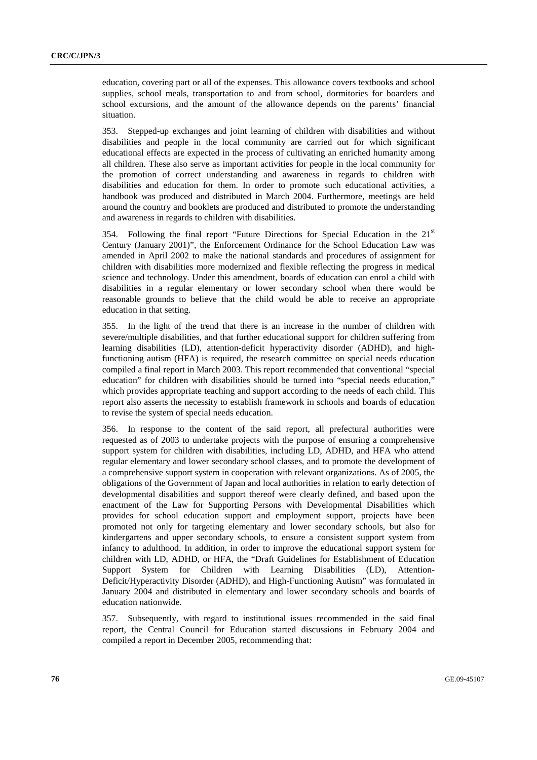education, covering part or all of the expenses. This allowance covers textbooks and school supplies, school meals, transportation to and from school, dormitories for boarders and school excursions, and the amount of the allowance depends on the parents' financial situation.

353. Stepped-up exchanges and joint learning of children with disabilities and without disabilities and people in the local community are carried out for which significant educational effects are expected in the process of cultivating an enriched humanity among all children. These also serve as important activities for people in the local community for the promotion of correct understanding and awareness in regards to children with disabilities and education for them. In order to promote such educational activities, a handbook was produced and distributed in March 2004. Furthermore, meetings are held around the country and booklets are produced and distributed to promote the understanding and awareness in regards to children with disabilities.

354. Following the final report "Future Directions for Special Education in the 21st Century (January 2001)", the Enforcement Ordinance for the School Education Law was amended in April 2002 to make the national standards and procedures of assignment for children with disabilities more modernized and flexible reflecting the progress in medical science and technology. Under this amendment, boards of education can enrol a child with disabilities in a regular elementary or lower secondary school when there would be reasonable grounds to believe that the child would be able to receive an appropriate education in that setting.

355. In the light of the trend that there is an increase in the number of children with severe/multiple disabilities, and that further educational support for children suffering from learning disabilities (LD), attention-deficit hyperactivity disorder (ADHD), and high-functioning autism (HFA) is required, the research committee on special needs education compiled a final report in March 2003. This report recommended that conventional "special education" for children with disabilities should be turned into "special needs education," which provides appropriate teaching and support according to the needs of each child. This report also asserts the necessity to establish framework in schools and boards of education to revise the system of special needs education.

356. In response to the content of the said report, all prefectural authorities were requested as of 2003 to undertake projects with the purpose of ensuring a comprehensive support system for children with disabilities, including LD, ADHD, and HFA who attend regular elementary and lower secondary school classes, and to promote the development of a comprehensive support system in cooperation with relevant organizations. As of 2005, the obligations of the Government of Japan and local authorities in relation to early detection of developmental disabilities and support thereof were clearly defined, and based upon the enactment of the Law for Supporting Persons with Developmental Disabilities which provides for school education support and employment support, projects have been promoted not only for targeting elementary and lower secondary schools, but also for kindergartens and upper secondary schools, to ensure a consistent support system from infancy to adulthood. In addition, in order to improve the educational support system for children with LD, ADHD, or HFA, the "Draft Guidelines for Establishment of Education Support System for Children with Learning Disabilities (LD), Attention-Deficit/Hyperactivity Disorder (ADHD), and High-Functioning Autism" was formulated in January 2004 and distributed in elementary and lower secondary schools and boards of education nationwide.

357. Subsequently, with regard to institutional issues recommended in the said final report, the Central Council for Education started discussions in February 2004 and compiled a report in December 2005, recommending that: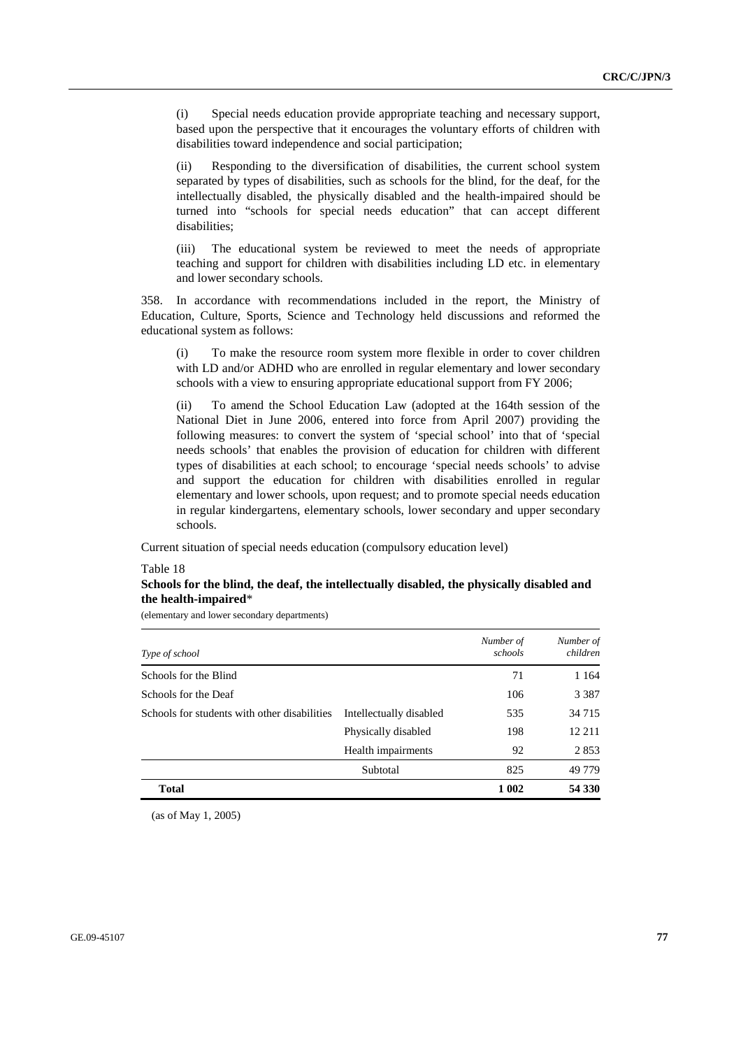(i) Special needs education provide appropriate teaching and necessary support, based upon the perspective that it encourages the voluntary efforts of children with disabilities toward independence and social participation;

(ii) Responding to the diversification of disabilities, the current school system separated by types of disabilities, such as schools for the blind, for the deaf, for the intellectually disabled, the physically disabled and the health-impaired should be turned into "schools for special needs education" that can accept different disabilities;

(iii) The educational system be reviewed to meet the needs of appropriate teaching and support for children with disabilities including LD etc. in elementary and lower secondary schools.

358. In accordance with recommendations included in the report, the Ministry of Education, Culture, Sports, Science and Technology held discussions and reformed the educational system as follows:

(i) To make the resource room system more flexible in order to cover children with LD and/or ADHD who are enrolled in regular elementary and lower secondary schools with a view to ensuring appropriate educational support from FY 2006;

(ii) To amend the School Education Law (adopted at the 164th session of the National Diet in June 2006, entered into force from April 2007) providing the following measures: to convert the system of 'special school' into that of 'special needs schools' that enables the provision of education for children with different types of disabilities at each school; to encourage 'special needs schools' to advise and support the education for children with disabilities enrolled in regular elementary and lower schools, upon request; and to promote special needs education in regular kindergartens, elementary schools, lower secondary and upper secondary schools.

Current situation of special needs education (compulsory education level)

Table 18

**Schools for the blind, the deaf, the intellectually disabled, the physically disabled and the health-impaired***

(elementary and lower secondary departments)

| *Type of school* | | *Number of schools* | *Number of children* |
|---|---|---|---|
| Schools for the Blind | | 71 | 1 164 |
| Schools for the Deaf | | 106 | 3 387 |
| Schools for students with other disabilities | Intellectually disabled | 535 | 34 715 |
| | Physically disabled | 198 | 12 211 |
| | Health impairments | 92 | 2 853 |
| | Subtotal | 825 | 49 779 |
| **Total** | | **1 002** | **54 330** |

(as of May 1, 2005)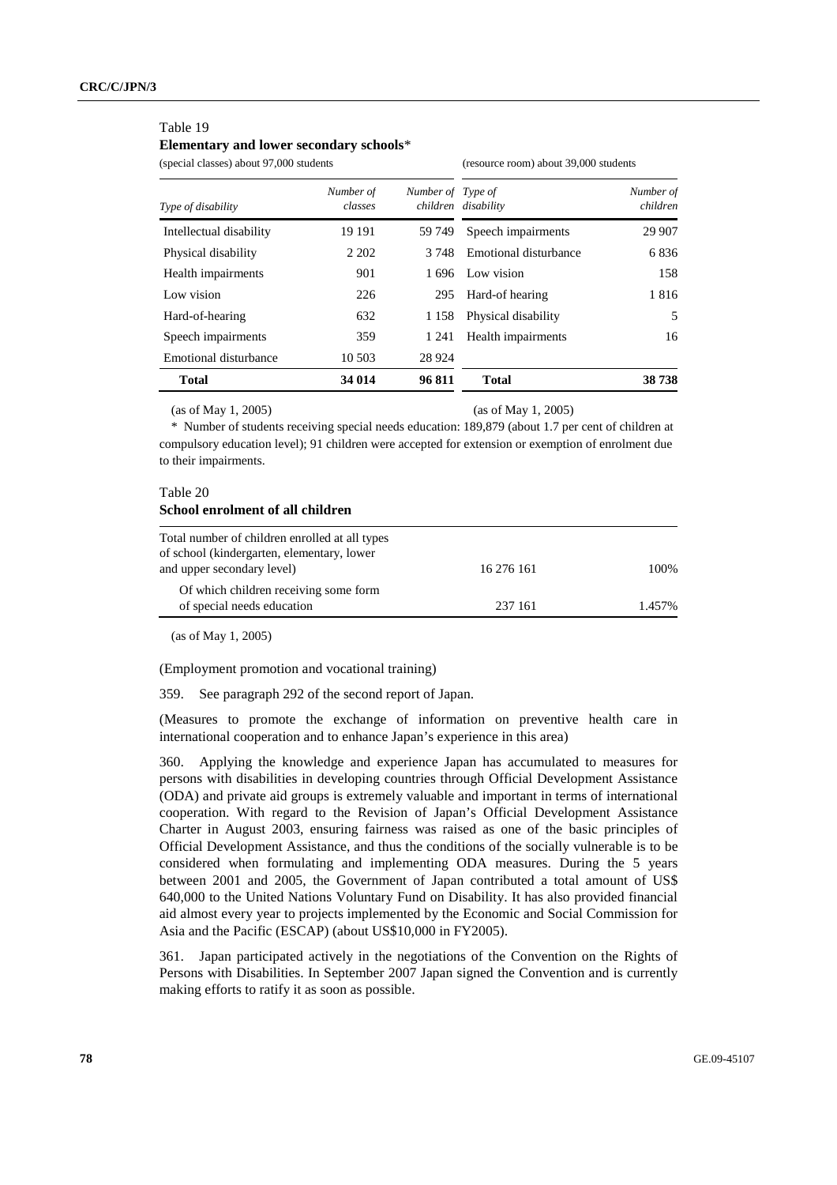Table 19

**Elementary and lower secondary schools***

| (special classes) about 97,000 students | | | (resource room) about 39,000 students | |
|---|---|---|---|---|
| *Type of disability* | *Number of classes* | *Number of children* | *Type of disability* | *Number of children* |
| Intellectual disability | 19 191 | 59 749 | Speech impairments | 29 907 |
| Physical disability | 2 202 | 3 748 | Emotional disturbance | 6 836 |
| Health impairments | 901 | 1 696 | Low vision | 158 |
| Low vision | 226 | 295 | Hard-of hearing | 1 816 |
| Hard-of-hearing | 632 | 1 158 | Physical disability | 5 |
| Speech impairments | 359 | 1 241 | Health impairments | 16 |
| Emotional disturbance | 10 503 | 28 924 | | |
| **Total** | **34 014** | **96 811** | **Total** | **38 738** |

(as of May 1, 2005) (as of May 1, 2005)

\* Number of students receiving special needs education: 189,879 (about 1.7 per cent of children at compulsory education level); 91 children were accepted for extension or exemption of enrolment due to their impairments.

Table 20

**School enrolment of all children**

| | | |
|---|---|---|
| Total number of children enrolled at all types of school (kindergarten, elementary, lower and upper secondary level) | 16 276 161 | 100% |
| Of which children receiving some form of special needs education | 237 161 | 1.457% |

(as of May 1, 2005)

(Employment promotion and vocational training)

359. See paragraph 292 of the second report of Japan.

(Measures to promote the exchange of information on preventive health care in international cooperation and to enhance Japan's experience in this area)

360. Applying the knowledge and experience Japan has accumulated to measures for persons with disabilities in developing countries through Official Development Assistance (ODA) and private aid groups is extremely valuable and important in terms of international cooperation. With regard to the Revision of Japan's Official Development Assistance Charter in August 2003, ensuring fairness was raised as one of the basic principles of Official Development Assistance, and thus the conditions of the socially vulnerable is to be considered when formulating and implementing ODA measures. During the 5 years between 2001 and 2005, the Government of Japan contributed a total amount of US$ 640,000 to the United Nations Voluntary Fund on Disability. It has also provided financial aid almost every year to projects implemented by the Economic and Social Commission for Asia and the Pacific (ESCAP) (about US$10,000 in FY2005).

361. Japan participated actively in the negotiations of the Convention on the Rights of Persons with Disabilities. In September 2007 Japan signed the Convention and is currently making efforts to ratify it as soon as possible.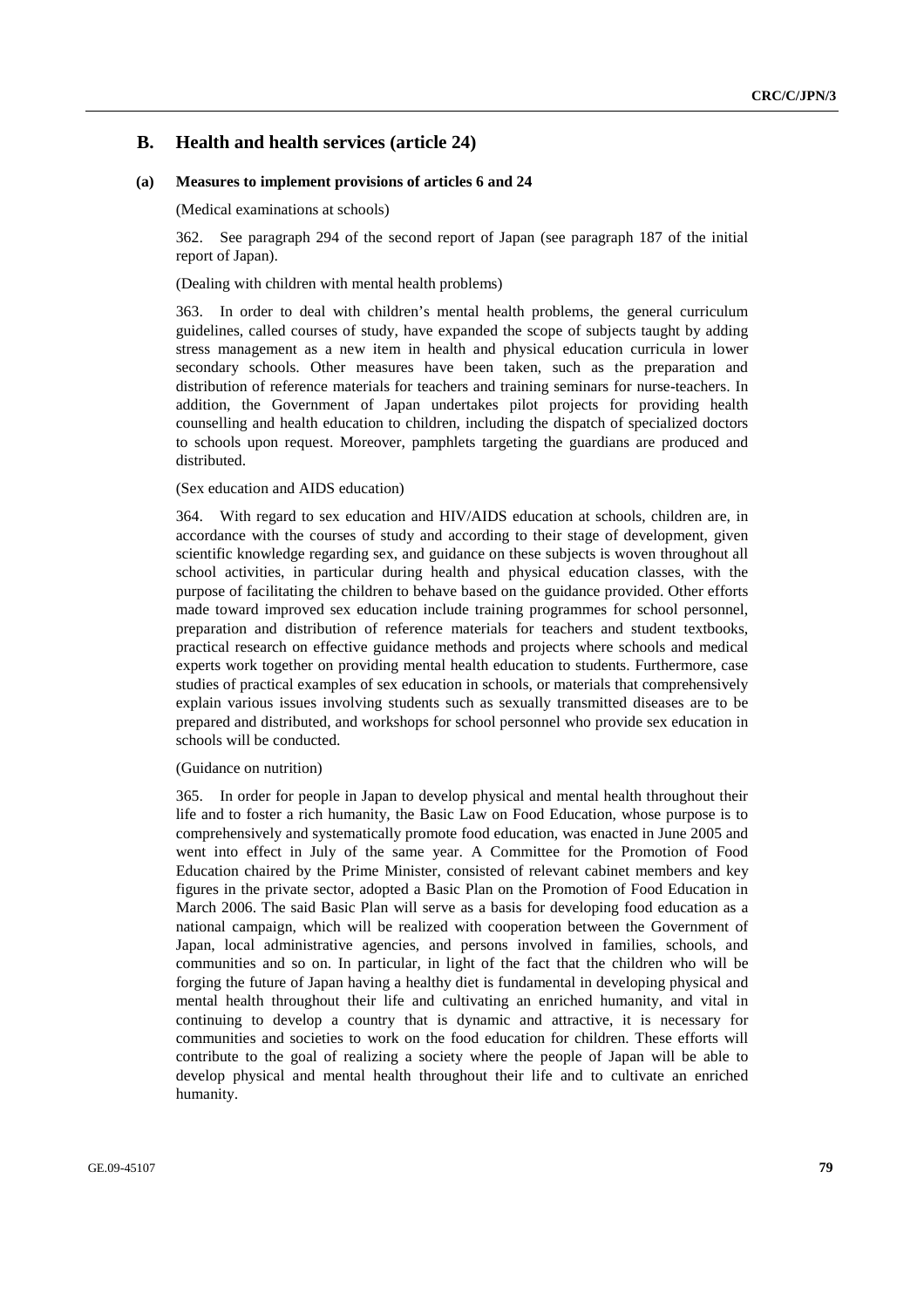## B. Health and health services (article 24)

### (a) Measures to implement provisions of articles 6 and 24

(Medical examinations at schools)

362. See paragraph 294 of the second report of Japan (see paragraph 187 of the initial report of Japan).

(Dealing with children with mental health problems)

363. In order to deal with children's mental health problems, the general curriculum guidelines, called courses of study, have expanded the scope of subjects taught by adding stress management as a new item in health and physical education curricula in lower secondary schools. Other measures have been taken, such as the preparation and distribution of reference materials for teachers and training seminars for nurse-teachers. In addition, the Government of Japan undertakes pilot projects for providing health counselling and health education to children, including the dispatch of specialized doctors to schools upon request. Moreover, pamphlets targeting the guardians are produced and distributed.

(Sex education and AIDS education)

364. With regard to sex education and HIV/AIDS education at schools, children are, in accordance with the courses of study and according to their stage of development, given scientific knowledge regarding sex, and guidance on these subjects is woven throughout all school activities, in particular during health and physical education classes, with the purpose of facilitating the children to behave based on the guidance provided. Other efforts made toward improved sex education include training programmes for school personnel, preparation and distribution of reference materials for teachers and student textbooks, practical research on effective guidance methods and projects where schools and medical experts work together on providing mental health education to students. Furthermore, case studies of practical examples of sex education in schools, or materials that comprehensively explain various issues involving students such as sexually transmitted diseases are to be prepared and distributed, and workshops for school personnel who provide sex education in schools will be conducted.

(Guidance on nutrition)

365. In order for people in Japan to develop physical and mental health throughout their life and to foster a rich humanity, the Basic Law on Food Education, whose purpose is to comprehensively and systematically promote food education, was enacted in June 2005 and went into effect in July of the same year. A Committee for the Promotion of Food Education chaired by the Prime Minister, consisted of relevant cabinet members and key figures in the private sector, adopted a Basic Plan on the Promotion of Food Education in March 2006. The said Basic Plan will serve as a basis for developing food education as a national campaign, which will be realized with cooperation between the Government of Japan, local administrative agencies, and persons involved in families, schools, and communities and so on. In particular, in light of the fact that the children who will be forging the future of Japan having a healthy diet is fundamental in developing physical and mental health throughout their life and cultivating an enriched humanity, and vital in continuing to develop a country that is dynamic and attractive, it is necessary for communities and societies to work on the food education for children. These efforts will contribute to the goal of realizing a society where the people of Japan will be able to develop physical and mental health throughout their life and to cultivate an enriched humanity.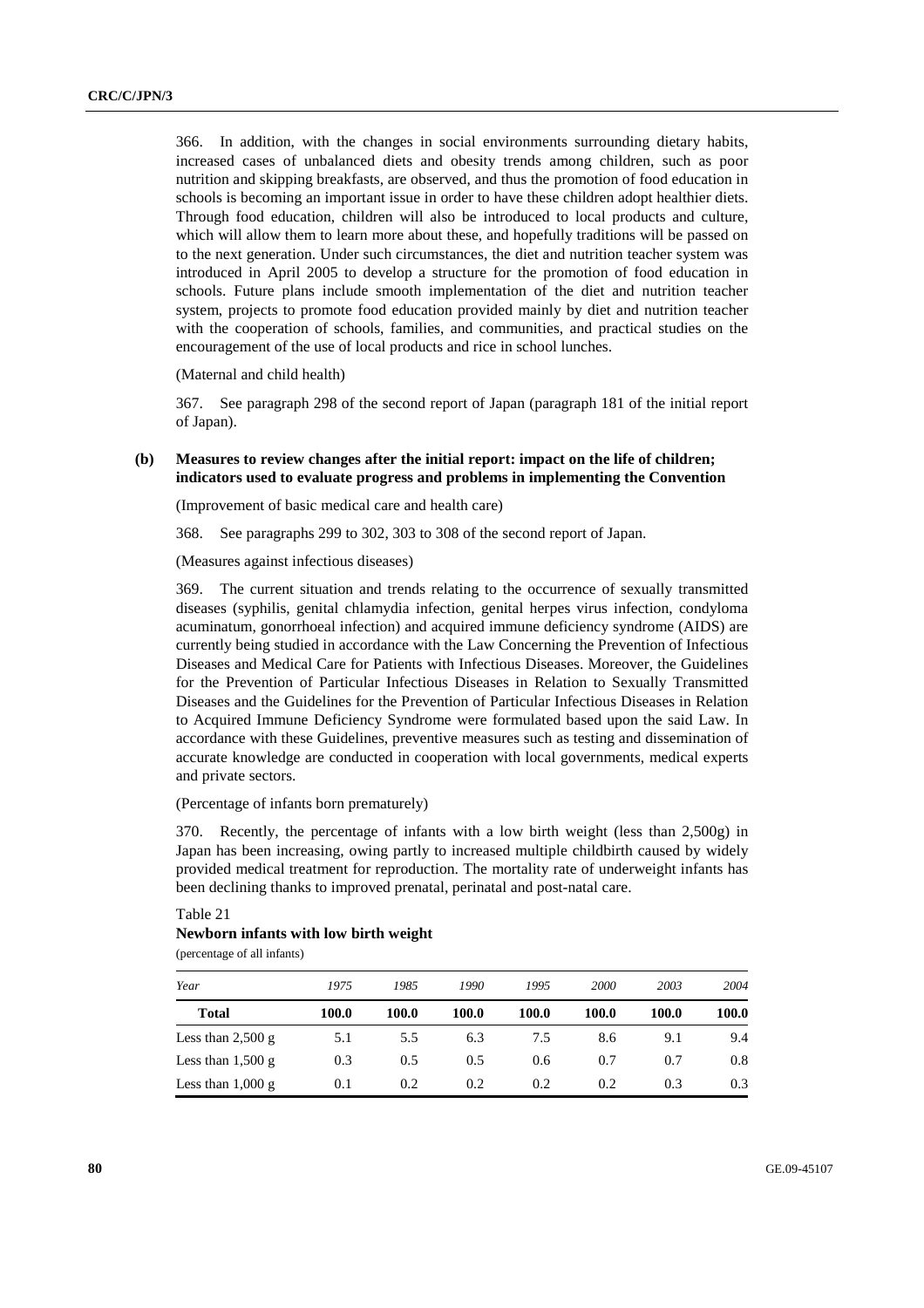366. In addition, with the changes in social environments surrounding dietary habits, increased cases of unbalanced diets and obesity trends among children, such as poor nutrition and skipping breakfasts, are observed, and thus the promotion of food education in schools is becoming an important issue in order to have these children adopt healthier diets. Through food education, children will also be introduced to local products and culture, which will allow them to learn more about these, and hopefully traditions will be passed on to the next generation. Under such circumstances, the diet and nutrition teacher system was introduced in April 2005 to develop a structure for the promotion of food education in schools. Future plans include smooth implementation of the diet and nutrition teacher system, projects to promote food education provided mainly by diet and nutrition teacher with the cooperation of schools, families, and communities, and practical studies on the encouragement of the use of local products and rice in school lunches.

(Maternal and child health)

367. See paragraph 298 of the second report of Japan (paragraph 181 of the initial report of Japan).

### (b) Measures to review changes after the initial report: impact on the life of children; indicators used to evaluate progress and problems in implementing the Convention

(Improvement of basic medical care and health care)

368. See paragraphs 299 to 302, 303 to 308 of the second report of Japan.

(Measures against infectious diseases)

369. The current situation and trends relating to the occurrence of sexually transmitted diseases (syphilis, genital chlamydia infection, genital herpes virus infection, condyloma acuminatum, gonorrhoeal infection) and acquired immune deficiency syndrome (AIDS) are currently being studied in accordance with the Law Concerning the Prevention of Infectious Diseases and Medical Care for Patients with Infectious Diseases. Moreover, the Guidelines for the Prevention of Particular Infectious Diseases in Relation to Sexually Transmitted Diseases and the Guidelines for the Prevention of Particular Infectious Diseases in Relation to Acquired Immune Deficiency Syndrome were formulated based upon the said Law. In accordance with these Guidelines, preventive measures such as testing and dissemination of accurate knowledge are conducted in cooperation with local governments, medical experts and private sectors.

(Percentage of infants born prematurely)

370. Recently, the percentage of infants with a low birth weight (less than 2,500g) in Japan has been increasing, owing partly to increased multiple childbirth caused by widely provided medical treatment for reproduction. The mortality rate of underweight infants has been declining thanks to improved prenatal, perinatal and post-natal care.

Table 21
**Newborn infants with low birth weight**
(percentage of all infants)

| *Year* | *1975* | *1985* | *1990* | *1995* | *2000* | *2003* | *2004* |
|---|---|---|---|---|---|---|---|
| **Total** | **100.0** | **100.0** | **100.0** | **100.0** | **100.0** | **100.0** | **100.0** |
| Less than 2,500 g | 5.1 | 5.5 | 6.3 | 7.5 | 8.6 | 9.1 | 9.4 |
| Less than 1,500 g | 0.3 | 0.5 | 0.5 | 0.6 | 0.7 | 0.7 | 0.8 |
| Less than 1,000 g | 0.1 | 0.2 | 0.2 | 0.2 | 0.2 | 0.3 | 0.3 |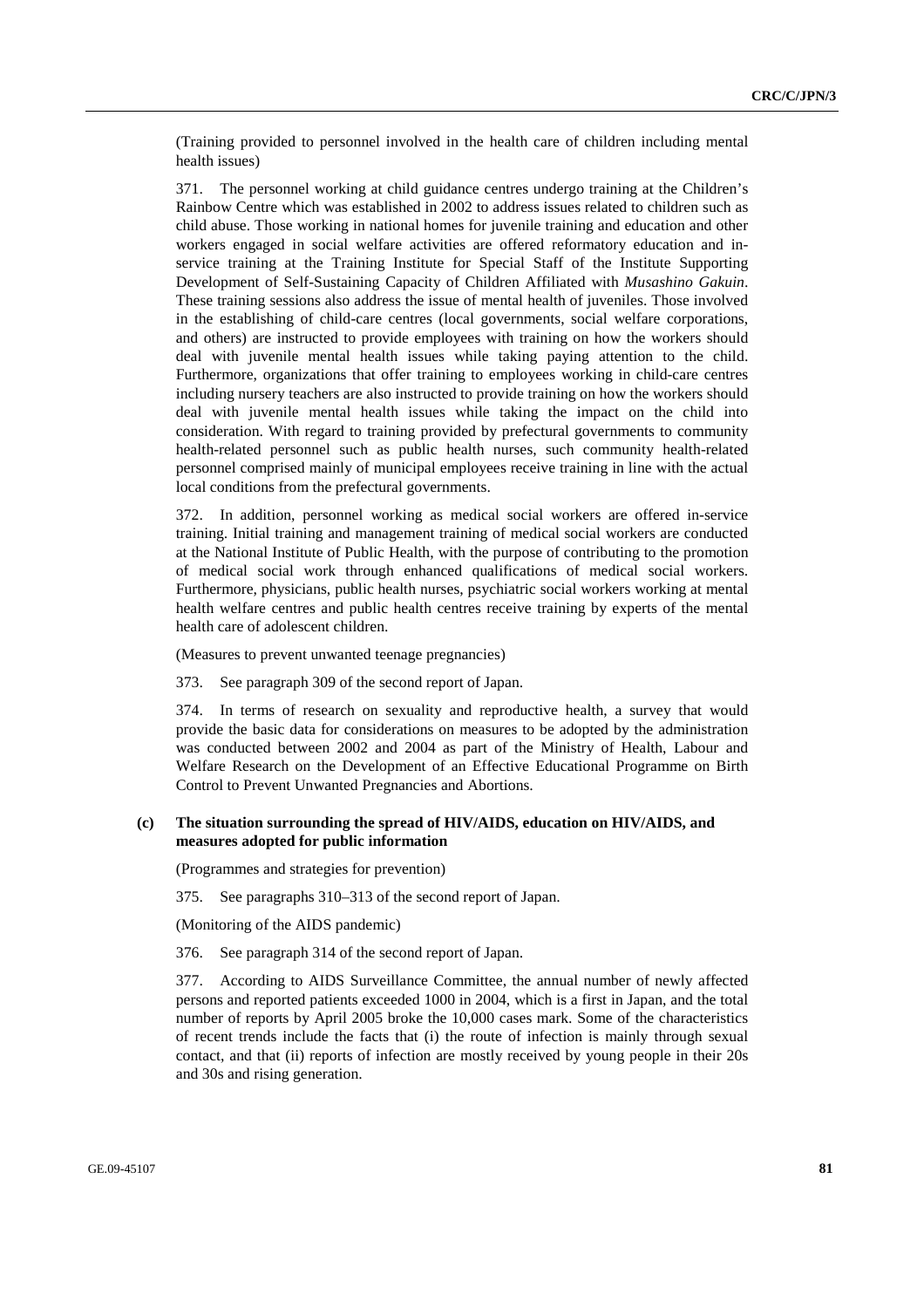(Training provided to personnel involved in the health care of children including mental health issues)

371. The personnel working at child guidance centres undergo training at the Children's Rainbow Centre which was established in 2002 to address issues related to children such as child abuse. Those working in national homes for juvenile training and education and other workers engaged in social welfare activities are offered reformatory education and in-service training at the Training Institute for Special Staff of the Institute Supporting Development of Self-Sustaining Capacity of Children Affiliated with *Musashino Gakuin*. These training sessions also address the issue of mental health of juveniles. Those involved in the establishing of child-care centres (local governments, social welfare corporations, and others) are instructed to provide employees with training on how the workers should deal with juvenile mental health issues while taking paying attention to the child. Furthermore, organizations that offer training to employees working in child-care centres including nursery teachers are also instructed to provide training on how the workers should deal with juvenile mental health issues while taking the impact on the child into consideration. With regard to training provided by prefectural governments to community health-related personnel such as public health nurses, such community health-related personnel comprised mainly of municipal employees receive training in line with the actual local conditions from the prefectural governments.

372. In addition, personnel working as medical social workers are offered in-service training. Initial training and management training of medical social workers are conducted at the National Institute of Public Health, with the purpose of contributing to the promotion of medical social work through enhanced qualifications of medical social workers. Furthermore, physicians, public health nurses, psychiatric social workers working at mental health welfare centres and public health centres receive training by experts of the mental health care of adolescent children.

(Measures to prevent unwanted teenage pregnancies)

373. See paragraph 309 of the second report of Japan.

374. In terms of research on sexuality and reproductive health, a survey that would provide the basic data for considerations on measures to be adopted by the administration was conducted between 2002 and 2004 as part of the Ministry of Health, Labour and Welfare Research on the Development of an Effective Educational Programme on Birth Control to Prevent Unwanted Pregnancies and Abortions.

### (c) The situation surrounding the spread of HIV/AIDS, education on HIV/AIDS, and measures adopted for public information

(Programmes and strategies for prevention)

375. See paragraphs 310–313 of the second report of Japan.

(Monitoring of the AIDS pandemic)

376. See paragraph 314 of the second report of Japan.

377. According to AIDS Surveillance Committee, the annual number of newly affected persons and reported patients exceeded 1000 in 2004, which is a first in Japan, and the total number of reports by April 2005 broke the 10,000 cases mark. Some of the characteristics of recent trends include the facts that (i) the route of infection is mainly through sexual contact, and that (ii) reports of infection are mostly received by young people in their 20s and 30s and rising generation.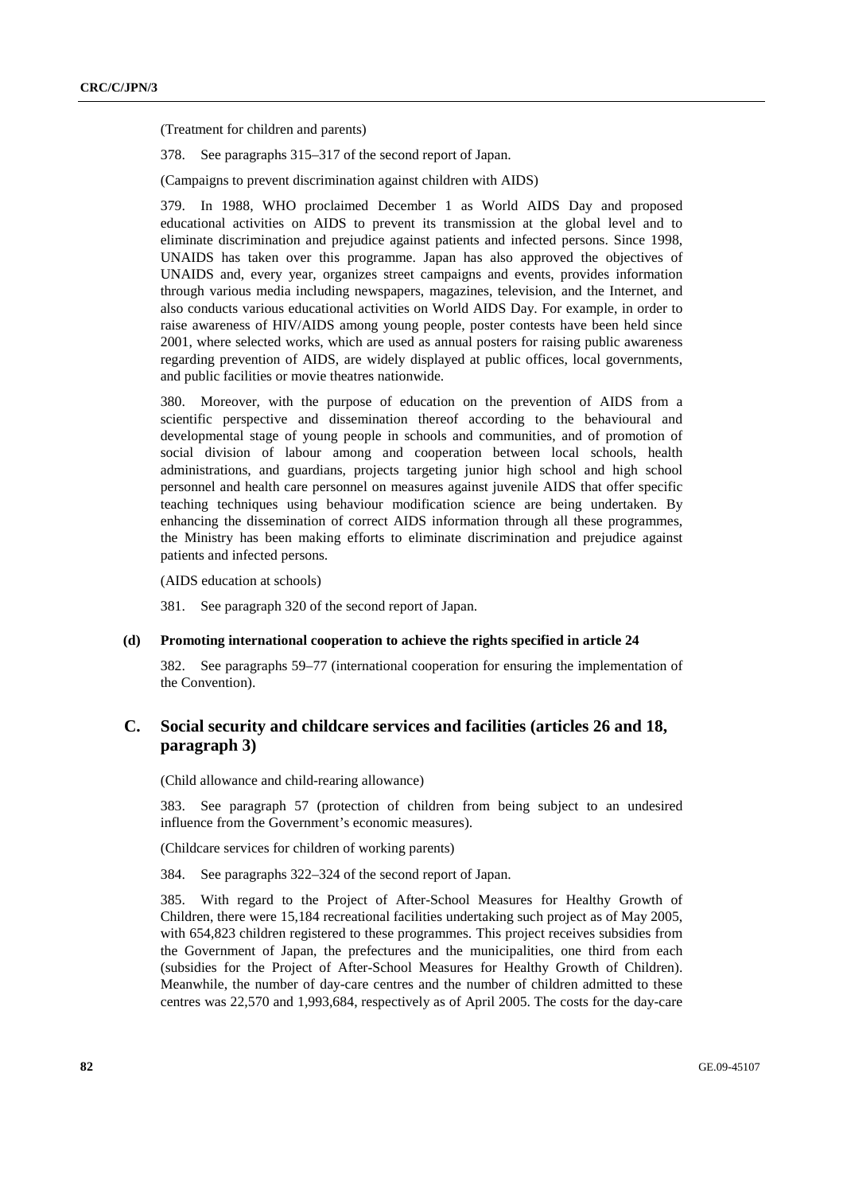(Treatment for children and parents)

378. See paragraphs 315–317 of the second report of Japan.

(Campaigns to prevent discrimination against children with AIDS)

379. In 1988, WHO proclaimed December 1 as World AIDS Day and proposed educational activities on AIDS to prevent its transmission at the global level and to eliminate discrimination and prejudice against patients and infected persons. Since 1998, UNAIDS has taken over this programme. Japan has also approved the objectives of UNAIDS and, every year, organizes street campaigns and events, provides information through various media including newspapers, magazines, television, and the Internet, and also conducts various educational activities on World AIDS Day. For example, in order to raise awareness of HIV/AIDS among young people, poster contests have been held since 2001, where selected works, which are used as annual posters for raising public awareness regarding prevention of AIDS, are widely displayed at public offices, local governments, and public facilities or movie theatres nationwide.

380. Moreover, with the purpose of education on the prevention of AIDS from a scientific perspective and dissemination thereof according to the behavioural and developmental stage of young people in schools and communities, and of promotion of social division of labour among and cooperation between local schools, health administrations, and guardians, projects targeting junior high school and high school personnel and health care personnel on measures against juvenile AIDS that offer specific teaching techniques using behaviour modification science are being undertaken. By enhancing the dissemination of correct AIDS information through all these programmes, the Ministry has been making efforts to eliminate discrimination and prejudice against patients and infected persons.

(AIDS education at schools)

381. See paragraph 320 of the second report of Japan.

#### (d) Promoting international cooperation to achieve the rights specified in article 24

382. See paragraphs 59–77 (international cooperation for ensuring the implementation of the Convention).

## C. Social security and childcare services and facilities (articles 26 and 18, paragraph 3)

(Child allowance and child-rearing allowance)

383. See paragraph 57 (protection of children from being subject to an undesired influence from the Government's economic measures).

(Childcare services for children of working parents)

384. See paragraphs 322–324 of the second report of Japan.

385. With regard to the Project of After-School Measures for Healthy Growth of Children, there were 15,184 recreational facilities undertaking such project as of May 2005, with 654,823 children registered to these programmes. This project receives subsidies from the Government of Japan, the prefectures and the municipalities, one third from each (subsidies for the Project of After-School Measures for Healthy Growth of Children). Meanwhile, the number of day-care centres and the number of children admitted to these centres was 22,570 and 1,993,684, respectively as of April 2005. The costs for the day-care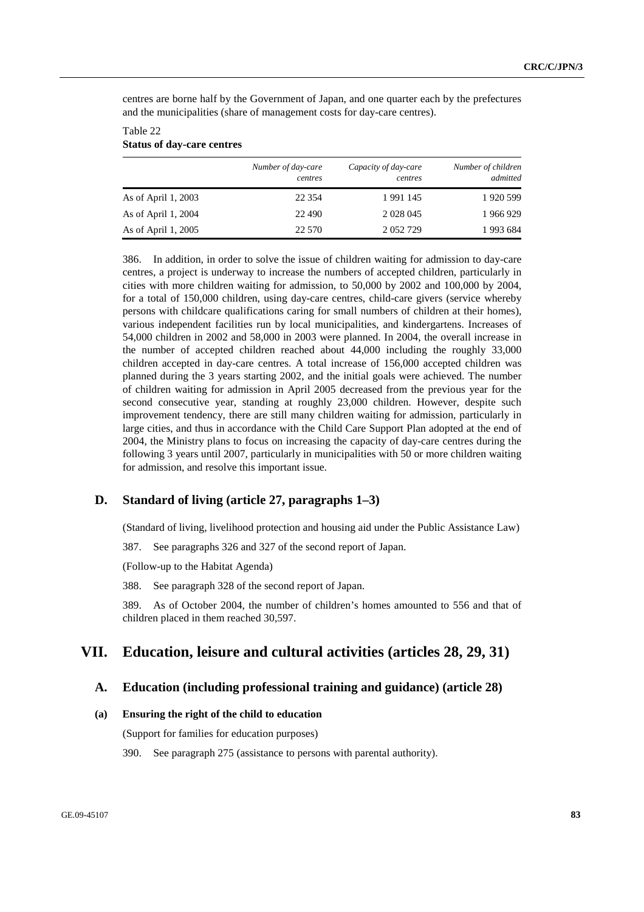centres are borne half by the Government of Japan, and one quarter each by the prefectures and the municipalities (share of management costs for day-care centres).

Table 22
**Status of day-care centres**

| | *Number of day-care centres* | *Capacity of day-care centres* | *Number of children admitted* |
|---|---|---|---|
| As of April 1, 2003 | 22 354 | 1 991 145 | 1 920 599 |
| As of April 1, 2004 | 22 490 | 2 028 045 | 1 966 929 |
| As of April 1, 2005 | 22 570 | 2 052 729 | 1 993 684 |

386. In addition, in order to solve the issue of children waiting for admission to day-care centres, a project is underway to increase the numbers of accepted children, particularly in cities with more children waiting for admission, to 50,000 by 2002 and 100,000 by 2004, for a total of 150,000 children, using day-care centres, child-care givers (service whereby persons with childcare qualifications caring for small numbers of children at their homes), various independent facilities run by local municipalities, and kindergartens. Increases of 54,000 children in 2002 and 58,000 in 2003 were planned. In 2004, the overall increase in the number of accepted children reached about 44,000 including the roughly 33,000 children accepted in day-care centres. A total increase of 156,000 accepted children was planned during the 3 years starting 2002, and the initial goals were achieved. The number of children waiting for admission in April 2005 decreased from the previous year for the second consecutive year, standing at roughly 23,000 children. However, despite such improvement tendency, there are still many children waiting for admission, particularly in large cities, and thus in accordance with the Child Care Support Plan adopted at the end of 2004, the Ministry plans to focus on increasing the capacity of day-care centres during the following 3 years until 2007, particularly in municipalities with 50 or more children waiting for admission, and resolve this important issue.

## D. Standard of living (article 27, paragraphs 1–3)

(Standard of living, livelihood protection and housing aid under the Public Assistance Law)

387. See paragraphs 326 and 327 of the second report of Japan.

(Follow-up to the Habitat Agenda)

388. See paragraph 328 of the second report of Japan.

389. As of October 2004, the number of children's homes amounted to 556 and that of children placed in them reached 30,597.

# VII. Education, leisure and cultural activities (articles 28, 29, 31)

## A. Education (including professional training and guidance) (article 28)

### (a) Ensuring the right of the child to education

(Support for families for education purposes)

390. See paragraph 275 (assistance to persons with parental authority).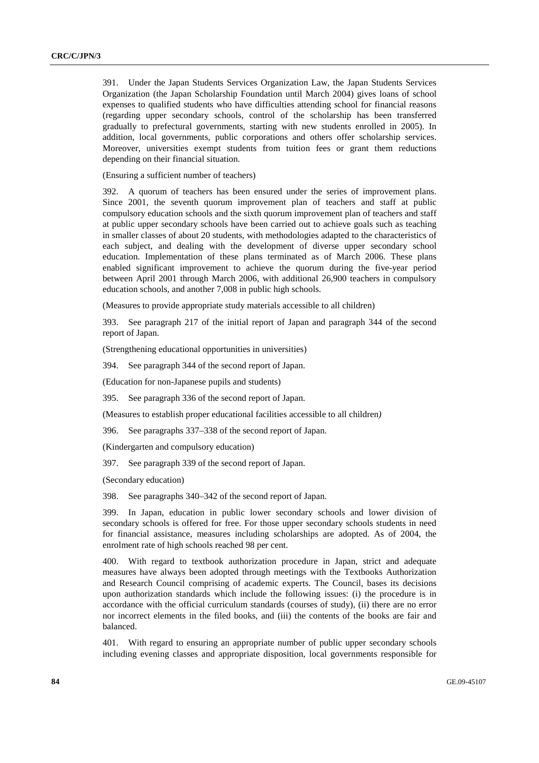391. Under the Japan Students Services Organization Law, the Japan Students Services Organization (the Japan Scholarship Foundation until March 2004) gives loans of school expenses to qualified students who have difficulties attending school for financial reasons (regarding upper secondary schools, control of the scholarship has been transferred gradually to prefectural governments, starting with new students enrolled in 2005). In addition, local governments, public corporations and others offer scholarship services. Moreover, universities exempt students from tuition fees or grant them reductions depending on their financial situation.

(Ensuring a sufficient number of teachers)

392. A quorum of teachers has been ensured under the series of improvement plans. Since 2001, the seventh quorum improvement plan of teachers and staff at public compulsory education schools and the sixth quorum improvement plan of teachers and staff at public upper secondary schools have been carried out to achieve goals such as teaching in smaller classes of about 20 students, with methodologies adapted to the characteristics of each subject, and dealing with the development of diverse upper secondary school education. Implementation of these plans terminated as of March 2006. These plans enabled significant improvement to achieve the quorum during the five-year period between April 2001 through March 2006, with additional 26,900 teachers in compulsory education schools, and another 7,008 in public high schools.

(Measures to provide appropriate study materials accessible to all children)

393. See paragraph 217 of the initial report of Japan and paragraph 344 of the second report of Japan.

(Strengthening educational opportunities in universities)

394. See paragraph 344 of the second report of Japan.

(Education for non-Japanese pupils and students)

395. See paragraph 336 of the second report of Japan.

(Measures to establish proper educational facilities accessible to all children)

396. See paragraphs 337–338 of the second report of Japan.

(Kindergarten and compulsory education)

397. See paragraph 339 of the second report of Japan.

(Secondary education)

398. See paragraphs 340–342 of the second report of Japan.

399. In Japan, education in public lower secondary schools and lower division of secondary schools is offered for free. For those upper secondary schools students in need for financial assistance, measures including scholarships are adopted. As of 2004, the enrolment rate of high schools reached 98 per cent.

400. With regard to textbook authorization procedure in Japan, strict and adequate measures have always been adopted through meetings with the Textbooks Authorization and Research Council comprising of academic experts. The Council, bases its decisions upon authorization standards which include the following issues: (i) the procedure is in accordance with the official curriculum standards (courses of study), (ii) there are no error nor incorrect elements in the filed books, and (iii) the contents of the books are fair and balanced.

401. With regard to ensuring an appropriate number of public upper secondary schools including evening classes and appropriate disposition, local governments responsible for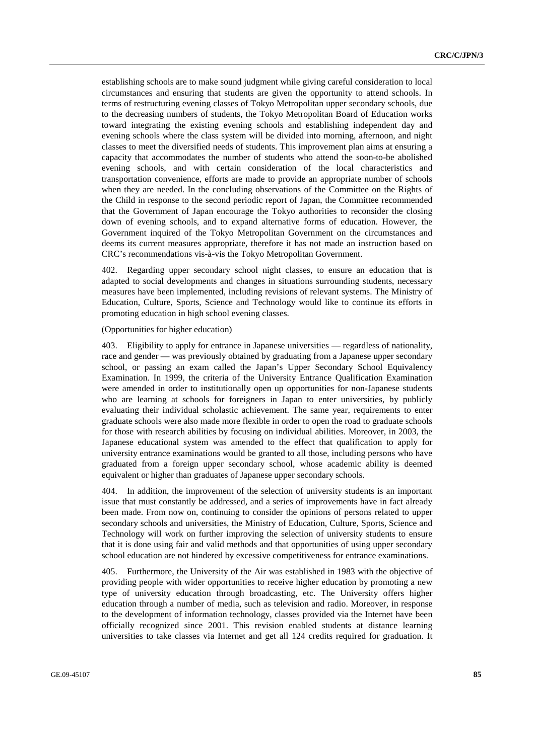establishing schools are to make sound judgment while giving careful consideration to local circumstances and ensuring that students are given the opportunity to attend schools. In terms of restructuring evening classes of Tokyo Metropolitan upper secondary schools, due to the decreasing numbers of students, the Tokyo Metropolitan Board of Education works toward integrating the existing evening schools and establishing independent day and evening schools where the class system will be divided into morning, afternoon, and night classes to meet the diversified needs of students. This improvement plan aims at ensuring a capacity that accommodates the number of students who attend the soon-to-be abolished evening schools, and with certain consideration of the local characteristics and transportation convenience, efforts are made to provide an appropriate number of schools when they are needed. In the concluding observations of the Committee on the Rights of the Child in response to the second periodic report of Japan, the Committee recommended that the Government of Japan encourage the Tokyo authorities to reconsider the closing down of evening schools, and to expand alternative forms of education. However, the Government inquired of the Tokyo Metropolitan Government on the circumstances and deems its current measures appropriate, therefore it has not made an instruction based on CRC's recommendations vis-à-vis the Tokyo Metropolitan Government.

402. Regarding upper secondary school night classes, to ensure an education that is adapted to social developments and changes in situations surrounding students, necessary measures have been implemented, including revisions of relevant systems. The Ministry of Education, Culture, Sports, Science and Technology would like to continue its efforts in promoting education in high school evening classes.

(Opportunities for higher education)

403. Eligibility to apply for entrance in Japanese universities — regardless of nationality, race and gender — was previously obtained by graduating from a Japanese upper secondary school, or passing an exam called the Japan's Upper Secondary School Equivalency Examination. In 1999, the criteria of the University Entrance Qualification Examination were amended in order to institutionally open up opportunities for non-Japanese students who are learning at schools for foreigners in Japan to enter universities, by publicly evaluating their individual scholastic achievement. The same year, requirements to enter graduate schools were also made more flexible in order to open the road to graduate schools for those with research abilities by focusing on individual abilities. Moreover, in 2003, the Japanese educational system was amended to the effect that qualification to apply for university entrance examinations would be granted to all those, including persons who have graduated from a foreign upper secondary school, whose academic ability is deemed equivalent or higher than graduates of Japanese upper secondary schools.

404. In addition, the improvement of the selection of university students is an important issue that must constantly be addressed, and a series of improvements have in fact already been made. From now on, continuing to consider the opinions of persons related to upper secondary schools and universities, the Ministry of Education, Culture, Sports, Science and Technology will work on further improving the selection of university students to ensure that it is done using fair and valid methods and that opportunities of using upper secondary school education are not hindered by excessive competitiveness for entrance examinations.

405. Furthermore, the University of the Air was established in 1983 with the objective of providing people with wider opportunities to receive higher education by promoting a new type of university education through broadcasting, etc. The University offers higher education through a number of media, such as television and radio. Moreover, in response to the development of information technology, classes provided via the Internet have been officially recognized since 2001. This revision enabled students at distance learning universities to take classes via Internet and get all 124 credits required for graduation. It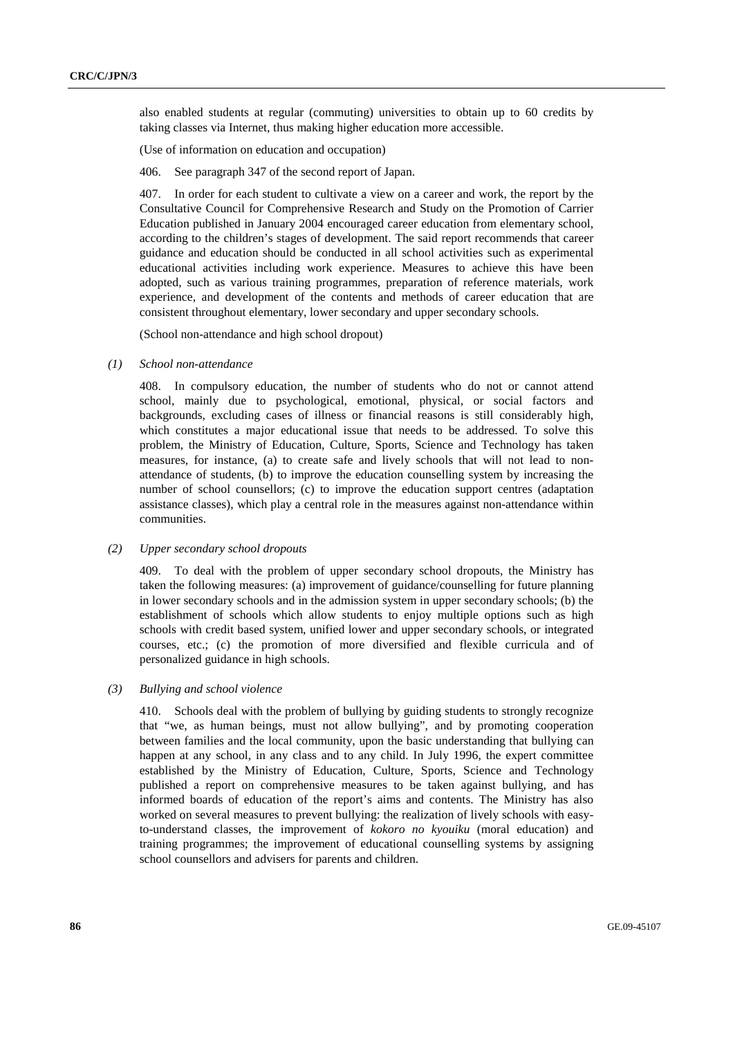also enabled students at regular (commuting) universities to obtain up to 60 credits by taking classes via Internet, thus making higher education more accessible.

(Use of information on education and occupation)

406. See paragraph 347 of the second report of Japan.

407. In order for each student to cultivate a view on a career and work, the report by the Consultative Council for Comprehensive Research and Study on the Promotion of Carrier Education published in January 2004 encouraged career education from elementary school, according to the children's stages of development. The said report recommends that career guidance and education should be conducted in all school activities such as experimental educational activities including work experience. Measures to achieve this have been adopted, such as various training programmes, preparation of reference materials, work experience, and development of the contents and methods of career education that are consistent throughout elementary, lower secondary and upper secondary schools.

(School non-attendance and high school dropout)

*(1) School non-attendance*

408. In compulsory education, the number of students who do not or cannot attend school, mainly due to psychological, emotional, physical, or social factors and backgrounds, excluding cases of illness or financial reasons is still considerably high, which constitutes a major educational issue that needs to be addressed. To solve this problem, the Ministry of Education, Culture, Sports, Science and Technology has taken measures, for instance, (a) to create safe and lively schools that will not lead to non-attendance of students, (b) to improve the education counselling system by increasing the number of school counsellors; (c) to improve the education support centres (adaptation assistance classes), which play a central role in the measures against non-attendance within communities.

*(2) Upper secondary school dropouts*

409. To deal with the problem of upper secondary school dropouts, the Ministry has taken the following measures: (a) improvement of guidance/counselling for future planning in lower secondary schools and in the admission system in upper secondary schools; (b) the establishment of schools which allow students to enjoy multiple options such as high schools with credit based system, unified lower and upper secondary schools, or integrated courses, etc.; (c) the promotion of more diversified and flexible curricula and of personalized guidance in high schools.

*(3) Bullying and school violence*

410. Schools deal with the problem of bullying by guiding students to strongly recognize that "we, as human beings, must not allow bullying", and by promoting cooperation between families and the local community, upon the basic understanding that bullying can happen at any school, in any class and to any child. In July 1996, the expert committee established by the Ministry of Education, Culture, Sports, Science and Technology published a report on comprehensive measures to be taken against bullying, and has informed boards of education of the report's aims and contents. The Ministry has also worked on several measures to prevent bullying: the realization of lively schools with easy-to-understand classes, the improvement of *kokoro no kyouiku* (moral education) and training programmes; the improvement of educational counselling systems by assigning school counsellors and advisers for parents and children.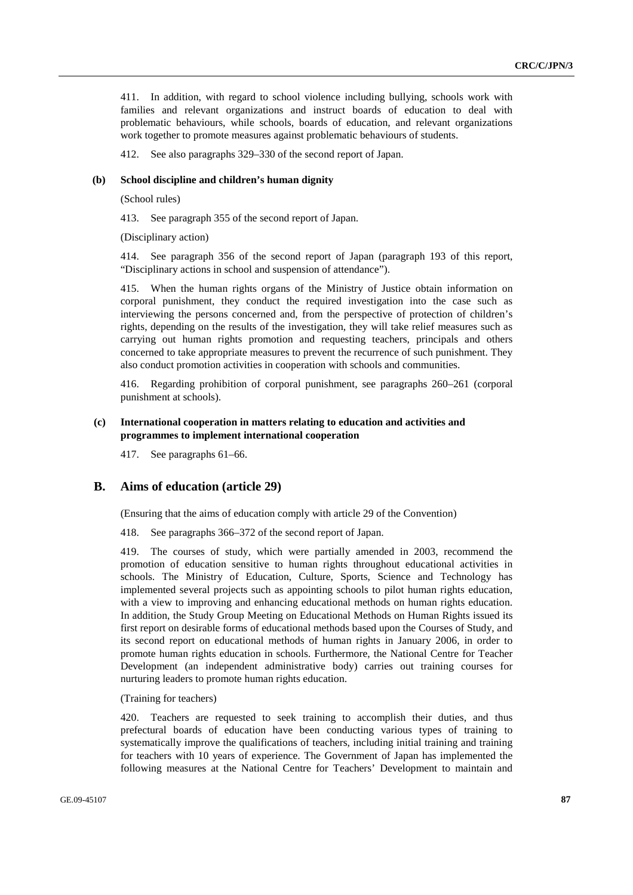411. In addition, with regard to school violence including bullying, schools work with families and relevant organizations and instruct boards of education to deal with problematic behaviours, while schools, boards of education, and relevant organizations work together to promote measures against problematic behaviours of students.

412. See also paragraphs 329–330 of the second report of Japan.

#### (b) School discipline and children's human dignity

(School rules)

413. See paragraph 355 of the second report of Japan.

(Disciplinary action)

414. See paragraph 356 of the second report of Japan (paragraph 193 of this report, "Disciplinary actions in school and suspension of attendance").

415. When the human rights organs of the Ministry of Justice obtain information on corporal punishment, they conduct the required investigation into the case such as interviewing the persons concerned and, from the perspective of protection of children's rights, depending on the results of the investigation, they will take relief measures such as carrying out human rights promotion and requesting teachers, principals and others concerned to take appropriate measures to prevent the recurrence of such punishment. They also conduct promotion activities in cooperation with schools and communities.

416. Regarding prohibition of corporal punishment, see paragraphs 260–261 (corporal punishment at schools).

#### (c) International cooperation in matters relating to education and activities and programmes to implement international cooperation

417. See paragraphs 61–66.

## B. Aims of education (article 29)

(Ensuring that the aims of education comply with article 29 of the Convention)

418. See paragraphs 366–372 of the second report of Japan.

419. The courses of study, which were partially amended in 2003, recommend the promotion of education sensitive to human rights throughout educational activities in schools. The Ministry of Education, Culture, Sports, Science and Technology has implemented several projects such as appointing schools to pilot human rights education, with a view to improving and enhancing educational methods on human rights education. In addition, the Study Group Meeting on Educational Methods on Human Rights issued its first report on desirable forms of educational methods based upon the Courses of Study, and its second report on educational methods of human rights in January 2006, in order to promote human rights education in schools. Furthermore, the National Centre for Teacher Development (an independent administrative body) carries out training courses for nurturing leaders to promote human rights education.

(Training for teachers)

420. Teachers are requested to seek training to accomplish their duties, and thus prefectural boards of education have been conducting various types of training to systematically improve the qualifications of teachers, including initial training and training for teachers with 10 years of experience. The Government of Japan has implemented the following measures at the National Centre for Teachers' Development to maintain and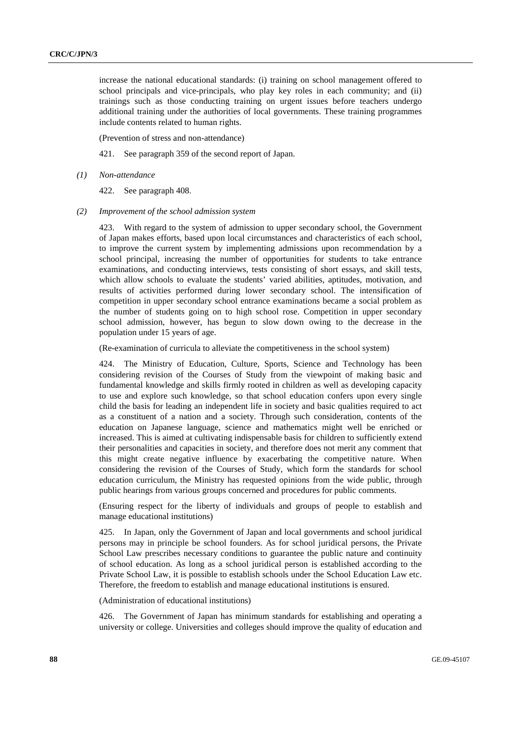increase the national educational standards: (i) training on school management offered to school principals and vice-principals, who play key roles in each community; and (ii) trainings such as those conducting training on urgent issues before teachers undergo additional training under the authorities of local governments. These training programmes include contents related to human rights.

(Prevention of stress and non-attendance)

421. See paragraph 359 of the second report of Japan.

*(1) Non-attendance*

422. See paragraph 408.

*(2) Improvement of the school admission system*

423. With regard to the system of admission to upper secondary school, the Government of Japan makes efforts, based upon local circumstances and characteristics of each school, to improve the current system by implementing admissions upon recommendation by a school principal, increasing the number of opportunities for students to take entrance examinations, and conducting interviews, tests consisting of short essays, and skill tests, which allow schools to evaluate the students' varied abilities, aptitudes, motivation, and results of activities performed during lower secondary school. The intensification of competition in upper secondary school entrance examinations became a social problem as the number of students going on to high school rose. Competition in upper secondary school admission, however, has begun to slow down owing to the decrease in the population under 15 years of age.

(Re-examination of curricula to alleviate the competitiveness in the school system)

424. The Ministry of Education, Culture, Sports, Science and Technology has been considering revision of the Courses of Study from the viewpoint of making basic and fundamental knowledge and skills firmly rooted in children as well as developing capacity to use and explore such knowledge, so that school education confers upon every single child the basis for leading an independent life in society and basic qualities required to act as a constituent of a nation and a society. Through such consideration, contents of the education on Japanese language, science and mathematics might well be enriched or increased. This is aimed at cultivating indispensable basis for children to sufficiently extend their personalities and capacities in society, and therefore does not merit any comment that this might create negative influence by exacerbating the competitive nature. When considering the revision of the Courses of Study, which form the standards for school education curriculum, the Ministry has requested opinions from the wide public, through public hearings from various groups concerned and procedures for public comments.

(Ensuring respect for the liberty of individuals and groups of people to establish and manage educational institutions)

425. In Japan, only the Government of Japan and local governments and school juridical persons may in principle be school founders. As for school juridical persons, the Private School Law prescribes necessary conditions to guarantee the public nature and continuity of school education. As long as a school juridical person is established according to the Private School Law, it is possible to establish schools under the School Education Law etc. Therefore, the freedom to establish and manage educational institutions is ensured.

(Administration of educational institutions)

426. The Government of Japan has minimum standards for establishing and operating a university or college. Universities and colleges should improve the quality of education and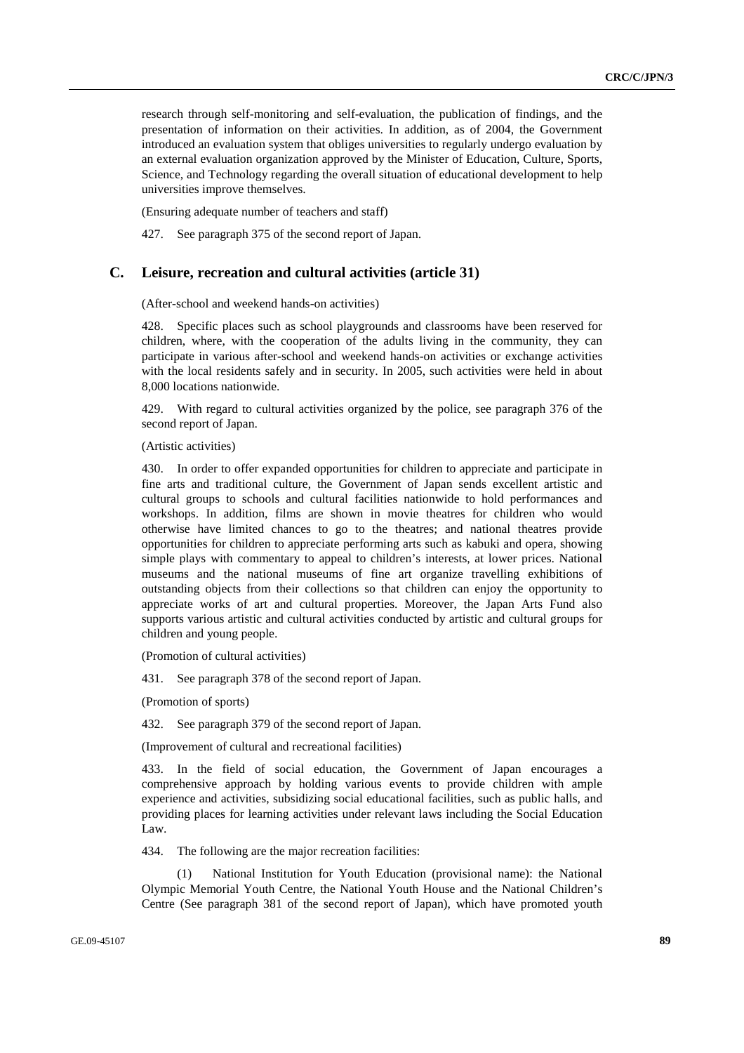research through self-monitoring and self-evaluation, the publication of findings, and the presentation of information on their activities. In addition, as of 2004, the Government introduced an evaluation system that obliges universities to regularly undergo evaluation by an external evaluation organization approved by the Minister of Education, Culture, Sports, Science, and Technology regarding the overall situation of educational development to help universities improve themselves.

(Ensuring adequate number of teachers and staff)

427. See paragraph 375 of the second report of Japan.

## C. Leisure, recreation and cultural activities (article 31)

(After-school and weekend hands-on activities)

428. Specific places such as school playgrounds and classrooms have been reserved for children, where, with the cooperation of the adults living in the community, they can participate in various after-school and weekend hands-on activities or exchange activities with the local residents safely and in security. In 2005, such activities were held in about 8,000 locations nationwide.

429. With regard to cultural activities organized by the police, see paragraph 376 of the second report of Japan.

(Artistic activities)

430. In order to offer expanded opportunities for children to appreciate and participate in fine arts and traditional culture, the Government of Japan sends excellent artistic and cultural groups to schools and cultural facilities nationwide to hold performances and workshops. In addition, films are shown in movie theatres for children who would otherwise have limited chances to go to the theatres; and national theatres provide opportunities for children to appreciate performing arts such as kabuki and opera, showing simple plays with commentary to appeal to children's interests, at lower prices. National museums and the national museums of fine art organize travelling exhibitions of outstanding objects from their collections so that children can enjoy the opportunity to appreciate works of art and cultural properties. Moreover, the Japan Arts Fund also supports various artistic and cultural activities conducted by artistic and cultural groups for children and young people.

(Promotion of cultural activities)

431. See paragraph 378 of the second report of Japan.

(Promotion of sports)

432. See paragraph 379 of the second report of Japan.

(Improvement of cultural and recreational facilities)

433. In the field of social education, the Government of Japan encourages a comprehensive approach by holding various events to provide children with ample experience and activities, subsidizing social educational facilities, such as public halls, and providing places for learning activities under relevant laws including the Social Education Law.

434. The following are the major recreation facilities:

(1) National Institution for Youth Education (provisional name): the National Olympic Memorial Youth Centre, the National Youth House and the National Children's Centre (See paragraph 381 of the second report of Japan), which have promoted youth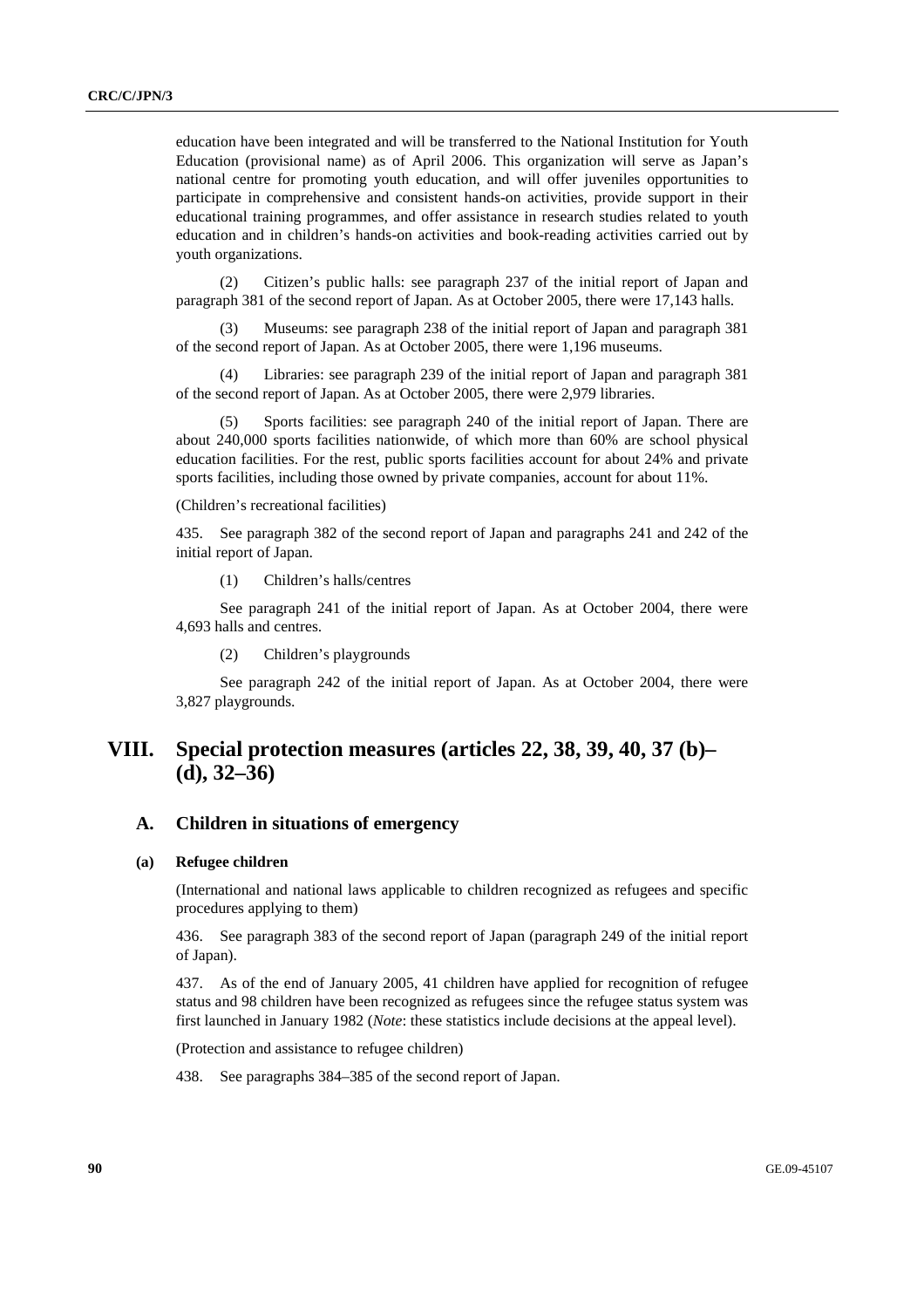education have been integrated and will be transferred to the National Institution for Youth Education (provisional name) as of April 2006. This organization will serve as Japan's national centre for promoting youth education, and will offer juveniles opportunities to participate in comprehensive and consistent hands-on activities, provide support in their educational training programmes, and offer assistance in research studies related to youth education and in children's hands-on activities and book-reading activities carried out by youth organizations.

(2) Citizen's public halls: see paragraph 237 of the initial report of Japan and paragraph 381 of the second report of Japan. As at October 2005, there were 17,143 halls.

(3) Museums: see paragraph 238 of the initial report of Japan and paragraph 381 of the second report of Japan. As at October 2005, there were 1,196 museums.

(4) Libraries: see paragraph 239 of the initial report of Japan and paragraph 381 of the second report of Japan. As at October 2005, there were 2,979 libraries.

(5) Sports facilities: see paragraph 240 of the initial report of Japan. There are about 240,000 sports facilities nationwide, of which more than 60% are school physical education facilities. For the rest, public sports facilities account for about 24% and private sports facilities, including those owned by private companies, account for about 11%.

(Children's recreational facilities)

435. See paragraph 382 of the second report of Japan and paragraphs 241 and 242 of the initial report of Japan.

(1) Children's halls/centres

See paragraph 241 of the initial report of Japan. As at October 2004, there were 4,693 halls and centres.

(2) Children's playgrounds

See paragraph 242 of the initial report of Japan. As at October 2004, there were 3,827 playgrounds.

# VIII. Special protection measures (articles 22, 38, 39, 40, 37 (b)–(d), 32–36)

## A. Children in situations of emergency

### (a) Refugee children

(International and national laws applicable to children recognized as refugees and specific procedures applying to them)

436. See paragraph 383 of the second report of Japan (paragraph 249 of the initial report of Japan).

437. As of the end of January 2005, 41 children have applied for recognition of refugee status and 98 children have been recognized as refugees since the refugee status system was first launched in January 1982 (*Note*: these statistics include decisions at the appeal level).

(Protection and assistance to refugee children)

438. See paragraphs 384–385 of the second report of Japan.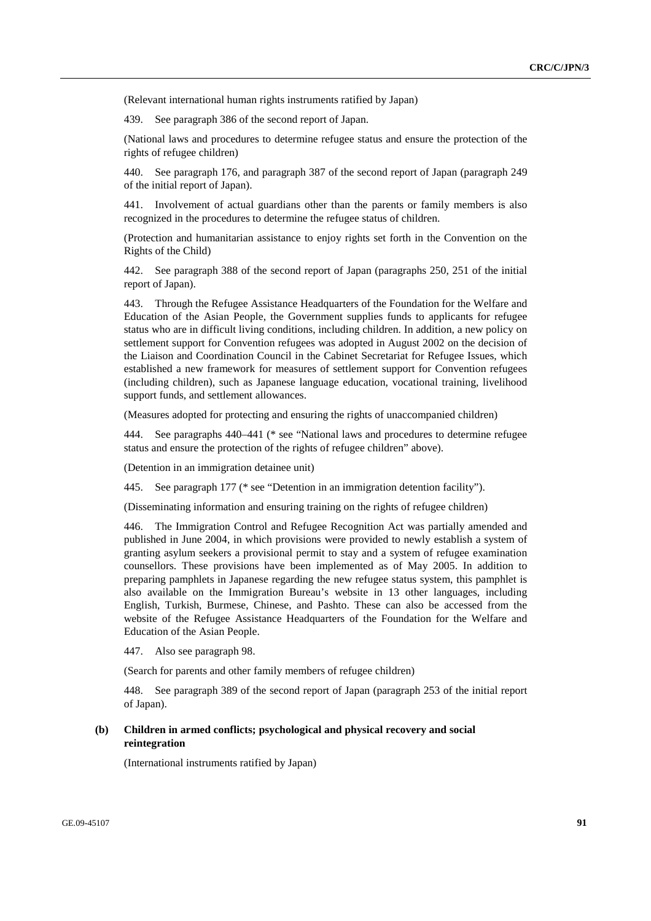(Relevant international human rights instruments ratified by Japan)

439. See paragraph 386 of the second report of Japan.

(National laws and procedures to determine refugee status and ensure the protection of the rights of refugee children)

440. See paragraph 176, and paragraph 387 of the second report of Japan (paragraph 249 of the initial report of Japan).

441. Involvement of actual guardians other than the parents or family members is also recognized in the procedures to determine the refugee status of children.

(Protection and humanitarian assistance to enjoy rights set forth in the Convention on the Rights of the Child)

442. See paragraph 388 of the second report of Japan (paragraphs 250, 251 of the initial report of Japan).

443. Through the Refugee Assistance Headquarters of the Foundation for the Welfare and Education of the Asian People, the Government supplies funds to applicants for refugee status who are in difficult living conditions, including children. In addition, a new policy on settlement support for Convention refugees was adopted in August 2002 on the decision of the Liaison and Coordination Council in the Cabinet Secretariat for Refugee Issues, which established a new framework for measures of settlement support for Convention refugees (including children), such as Japanese language education, vocational training, livelihood support funds, and settlement allowances.

(Measures adopted for protecting and ensuring the rights of unaccompanied children)

444. See paragraphs 440–441 (* see "National laws and procedures to determine refugee status and ensure the protection of the rights of refugee children" above).

(Detention in an immigration detainee unit)

445. See paragraph 177 (* see "Detention in an immigration detention facility").

(Disseminating information and ensuring training on the rights of refugee children)

446. The Immigration Control and Refugee Recognition Act was partially amended and published in June 2004, in which provisions were provided to newly establish a system of granting asylum seekers a provisional permit to stay and a system of refugee examination counsellors. These provisions have been implemented as of May 2005. In addition to preparing pamphlets in Japanese regarding the new refugee status system, this pamphlet is also available on the Immigration Bureau's website in 13 other languages, including English, Turkish, Burmese, Chinese, and Pashto. These can also be accessed from the website of the Refugee Assistance Headquarters of the Foundation for the Welfare and Education of the Asian People.

447. Also see paragraph 98.

(Search for parents and other family members of refugee children)

448. See paragraph 389 of the second report of Japan (paragraph 253 of the initial report of Japan).

### (b) Children in armed conflicts; psychological and physical recovery and social reintegration

(International instruments ratified by Japan)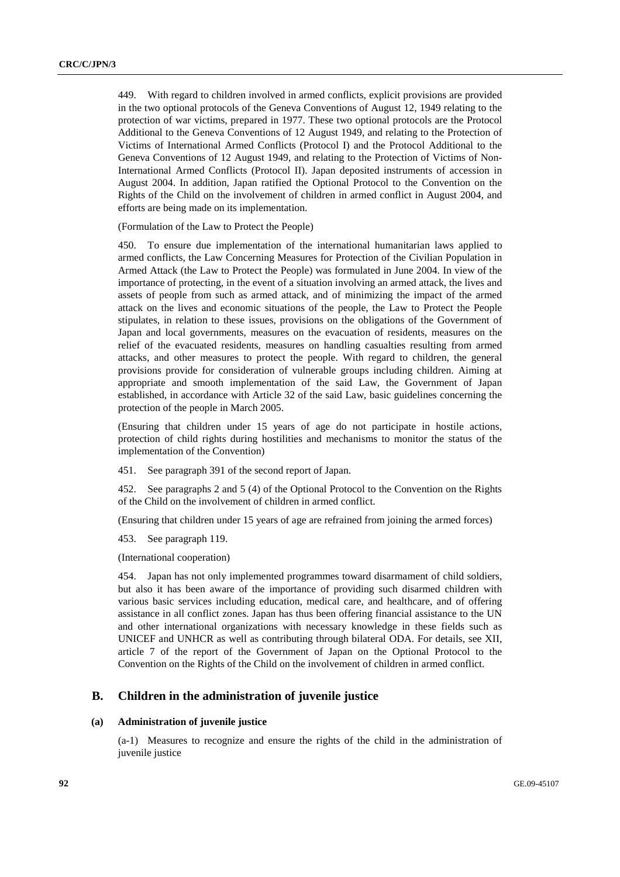449. With regard to children involved in armed conflicts, explicit provisions are provided in the two optional protocols of the Geneva Conventions of August 12, 1949 relating to the protection of war victims, prepared in 1977. These two optional protocols are the Protocol Additional to the Geneva Conventions of 12 August 1949, and relating to the Protection of Victims of International Armed Conflicts (Protocol I) and the Protocol Additional to the Geneva Conventions of 12 August 1949, and relating to the Protection of Victims of Non-International Armed Conflicts (Protocol II). Japan deposited instruments of accession in August 2004. In addition, Japan ratified the Optional Protocol to the Convention on the Rights of the Child on the involvement of children in armed conflict in August 2004, and efforts are being made on its implementation.

(Formulation of the Law to Protect the People)

450. To ensure due implementation of the international humanitarian laws applied to armed conflicts, the Law Concerning Measures for Protection of the Civilian Population in Armed Attack (the Law to Protect the People) was formulated in June 2004. In view of the importance of protecting, in the event of a situation involving an armed attack, the lives and assets of people from such as armed attack, and of minimizing the impact of the armed attack on the lives and economic situations of the people, the Law to Protect the People stipulates, in relation to these issues, provisions on the obligations of the Government of Japan and local governments, measures on the evacuation of residents, measures on the relief of the evacuated residents, measures on handling casualties resulting from armed attacks, and other measures to protect the people. With regard to children, the general provisions provide for consideration of vulnerable groups including children. Aiming at appropriate and smooth implementation of the said Law, the Government of Japan established, in accordance with Article 32 of the said Law, basic guidelines concerning the protection of the people in March 2005.

(Ensuring that children under 15 years of age do not participate in hostile actions, protection of child rights during hostilities and mechanisms to monitor the status of the implementation of the Convention)

451. See paragraph 391 of the second report of Japan.

452. See paragraphs 2 and 5 (4) of the Optional Protocol to the Convention on the Rights of the Child on the involvement of children in armed conflict.

(Ensuring that children under 15 years of age are refrained from joining the armed forces)

453. See paragraph 119.

(International cooperation)

454. Japan has not only implemented programmes toward disarmament of child soldiers, but also it has been aware of the importance of providing such disarmed children with various basic services including education, medical care, and healthcare, and of offering assistance in all conflict zones. Japan has thus been offering financial assistance to the UN and other international organizations with necessary knowledge in these fields such as UNICEF and UNHCR as well as contributing through bilateral ODA. For details, see XII, article 7 of the report of the Government of Japan on the Optional Protocol to the Convention on the Rights of the Child on the involvement of children in armed conflict.

## B. Children in the administration of juvenile justice

### (a) Administration of juvenile justice

(a-1) Measures to recognize and ensure the rights of the child in the administration of juvenile justice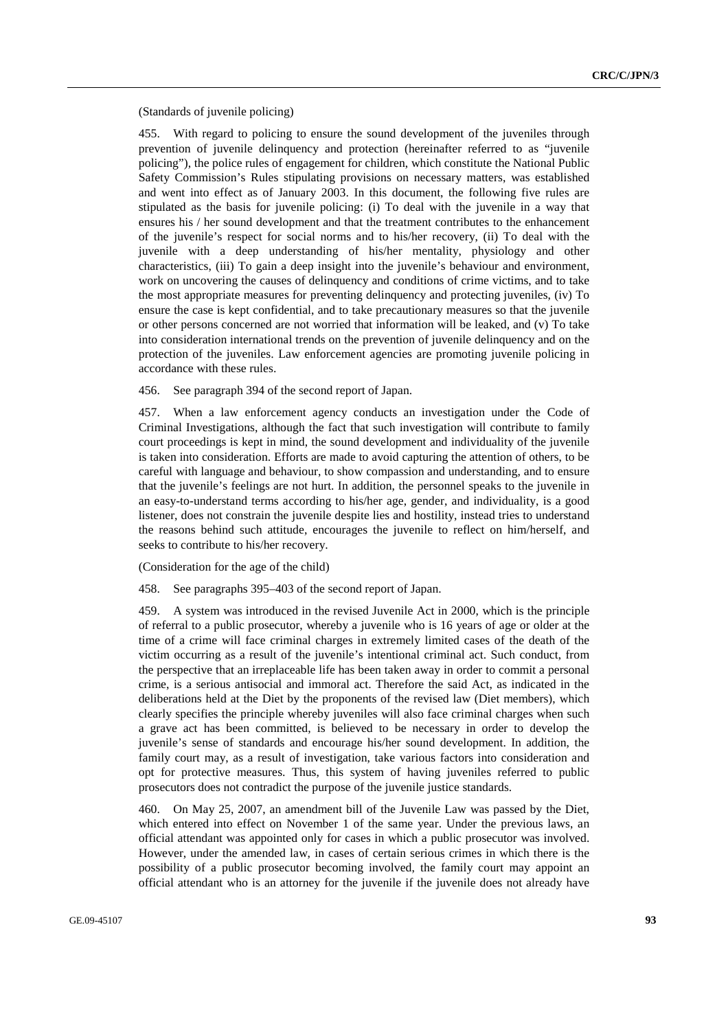(Standards of juvenile policing)

455. With regard to policing to ensure the sound development of the juveniles through prevention of juvenile delinquency and protection (hereinafter referred to as "juvenile policing"), the police rules of engagement for children, which constitute the National Public Safety Commission's Rules stipulating provisions on necessary matters, was established and went into effect as of January 2003. In this document, the following five rules are stipulated as the basis for juvenile policing: (i) To deal with the juvenile in a way that ensures his / her sound development and that the treatment contributes to the enhancement of the juvenile's respect for social norms and to his/her recovery, (ii) To deal with the juvenile with a deep understanding of his/her mentality, physiology and other characteristics, (iii) To gain a deep insight into the juvenile's behaviour and environment, work on uncovering the causes of delinquency and conditions of crime victims, and to take the most appropriate measures for preventing delinquency and protecting juveniles, (iv) To ensure the case is kept confidential, and to take precautionary measures so that the juvenile or other persons concerned are not worried that information will be leaked, and (v) To take into consideration international trends on the prevention of juvenile delinquency and on the protection of the juveniles. Law enforcement agencies are promoting juvenile policing in accordance with these rules.

456. See paragraph 394 of the second report of Japan.

457. When a law enforcement agency conducts an investigation under the Code of Criminal Investigations, although the fact that such investigation will contribute to family court proceedings is kept in mind, the sound development and individuality of the juvenile is taken into consideration. Efforts are made to avoid capturing the attention of others, to be careful with language and behaviour, to show compassion and understanding, and to ensure that the juvenile's feelings are not hurt. In addition, the personnel speaks to the juvenile in an easy-to-understand terms according to his/her age, gender, and individuality, is a good listener, does not constrain the juvenile despite lies and hostility, instead tries to understand the reasons behind such attitude, encourages the juvenile to reflect on him/herself, and seeks to contribute to his/her recovery.

(Consideration for the age of the child)

458. See paragraphs 395–403 of the second report of Japan.

459. A system was introduced in the revised Juvenile Act in 2000, which is the principle of referral to a public prosecutor, whereby a juvenile who is 16 years of age or older at the time of a crime will face criminal charges in extremely limited cases of the death of the victim occurring as a result of the juvenile's intentional criminal act. Such conduct, from the perspective that an irreplaceable life has been taken away in order to commit a personal crime, is a serious antisocial and immoral act. Therefore the said Act, as indicated in the deliberations held at the Diet by the proponents of the revised law (Diet members), which clearly specifies the principle whereby juveniles will also face criminal charges when such a grave act has been committed, is believed to be necessary in order to develop the juvenile's sense of standards and encourage his/her sound development. In addition, the family court may, as a result of investigation, take various factors into consideration and opt for protective measures. Thus, this system of having juveniles referred to public prosecutors does not contradict the purpose of the juvenile justice standards.

460. On May 25, 2007, an amendment bill of the Juvenile Law was passed by the Diet, which entered into effect on November 1 of the same year. Under the previous laws, an official attendant was appointed only for cases in which a public prosecutor was involved. However, under the amended law, in cases of certain serious crimes in which there is the possibility of a public prosecutor becoming involved, the family court may appoint an official attendant who is an attorney for the juvenile if the juvenile does not already have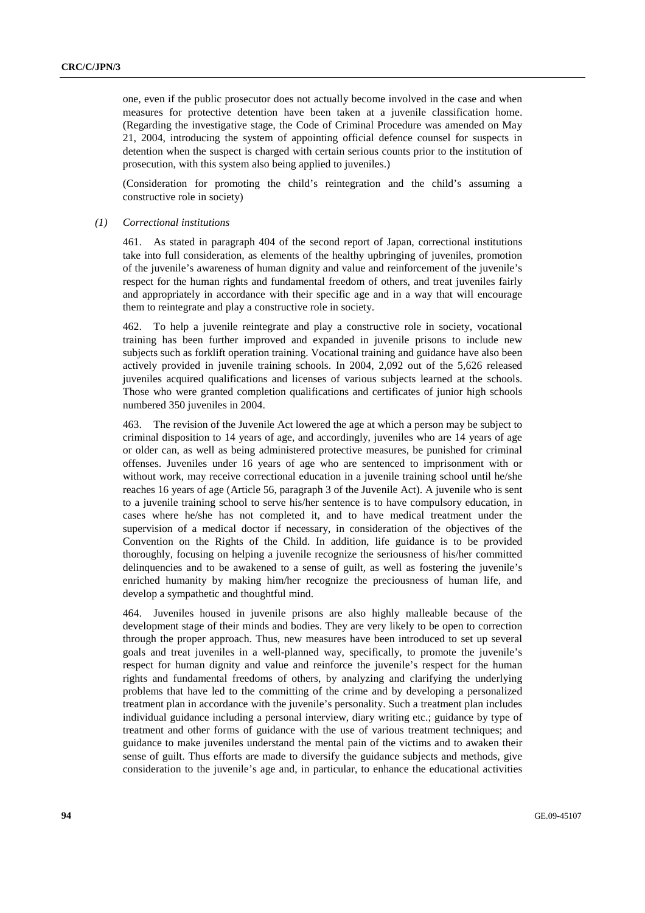one, even if the public prosecutor does not actually become involved in the case and when measures for protective detention have been taken at a juvenile classification home. (Regarding the investigative stage, the Code of Criminal Procedure was amended on May 21, 2004, introducing the system of appointing official defence counsel for suspects in detention when the suspect is charged with certain serious counts prior to the institution of prosecution, with this system also being applied to juveniles.)

(Consideration for promoting the child's reintegration and the child's assuming a constructive role in society)

*(1) Correctional institutions*

461. As stated in paragraph 404 of the second report of Japan, correctional institutions take into full consideration, as elements of the healthy upbringing of juveniles, promotion of the juvenile's awareness of human dignity and value and reinforcement of the juvenile's respect for the human rights and fundamental freedom of others, and treat juveniles fairly and appropriately in accordance with their specific age and in a way that will encourage them to reintegrate and play a constructive role in society.

462. To help a juvenile reintegrate and play a constructive role in society, vocational training has been further improved and expanded in juvenile prisons to include new subjects such as forklift operation training. Vocational training and guidance have also been actively provided in juvenile training schools. In 2004, 2,092 out of the 5,626 released juveniles acquired qualifications and licenses of various subjects learned at the schools. Those who were granted completion qualifications and certificates of junior high schools numbered 350 juveniles in 2004.

463. The revision of the Juvenile Act lowered the age at which a person may be subject to criminal disposition to 14 years of age, and accordingly, juveniles who are 14 years of age or older can, as well as being administered protective measures, be punished for criminal offenses. Juveniles under 16 years of age who are sentenced to imprisonment with or without work, may receive correctional education in a juvenile training school until he/she reaches 16 years of age (Article 56, paragraph 3 of the Juvenile Act). A juvenile who is sent to a juvenile training school to serve his/her sentence is to have compulsory education, in cases where he/she has not completed it, and to have medical treatment under the supervision of a medical doctor if necessary, in consideration of the objectives of the Convention on the Rights of the Child. In addition, life guidance is to be provided thoroughly, focusing on helping a juvenile recognize the seriousness of his/her committed delinquencies and to be awakened to a sense of guilt, as well as fostering the juvenile's enriched humanity by making him/her recognize the preciousness of human life, and develop a sympathetic and thoughtful mind.

464. Juveniles housed in juvenile prisons are also highly malleable because of the development stage of their minds and bodies. They are very likely to be open to correction through the proper approach. Thus, new measures have been introduced to set up several goals and treat juveniles in a well-planned way, specifically, to promote the juvenile's respect for human dignity and value and reinforce the juvenile's respect for the human rights and fundamental freedoms of others, by analyzing and clarifying the underlying problems that have led to the committing of the crime and by developing a personalized treatment plan in accordance with the juvenile's personality. Such a treatment plan includes individual guidance including a personal interview, diary writing etc.; guidance by type of treatment and other forms of guidance with the use of various treatment techniques; and guidance to make juveniles understand the mental pain of the victims and to awaken their sense of guilt. Thus efforts are made to diversify the guidance subjects and methods, give consideration to the juvenile's age and, in particular, to enhance the educational activities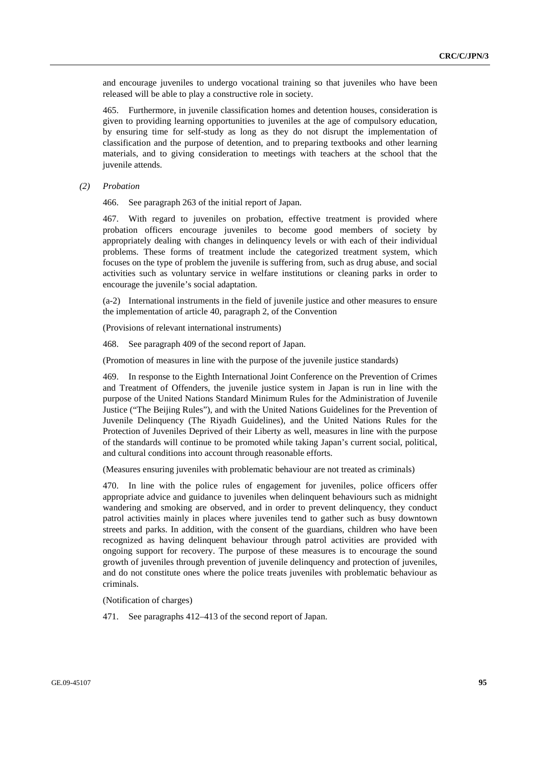and encourage juveniles to undergo vocational training so that juveniles who have been released will be able to play a constructive role in society.

465. Furthermore, in juvenile classification homes and detention houses, consideration is given to providing learning opportunities to juveniles at the age of compulsory education, by ensuring time for self-study as long as they do not disrupt the implementation of classification and the purpose of detention, and to preparing textbooks and other learning materials, and to giving consideration to meetings with teachers at the school that the juvenile attends.

*(2) Probation*

466. See paragraph 263 of the initial report of Japan.

467. With regard to juveniles on probation, effective treatment is provided where probation officers encourage juveniles to become good members of society by appropriately dealing with changes in delinquency levels or with each of their individual problems. These forms of treatment include the categorized treatment system, which focuses on the type of problem the juvenile is suffering from, such as drug abuse, and social activities such as voluntary service in welfare institutions or cleaning parks in order to encourage the juvenile's social adaptation.

(a-2) International instruments in the field of juvenile justice and other measures to ensure the implementation of article 40, paragraph 2, of the Convention

(Provisions of relevant international instruments)

468. See paragraph 409 of the second report of Japan.

(Promotion of measures in line with the purpose of the juvenile justice standards)

469. In response to the Eighth International Joint Conference on the Prevention of Crimes and Treatment of Offenders, the juvenile justice system in Japan is run in line with the purpose of the United Nations Standard Minimum Rules for the Administration of Juvenile Justice ("The Beijing Rules"), and with the United Nations Guidelines for the Prevention of Juvenile Delinquency (The Riyadh Guidelines), and the United Nations Rules for the Protection of Juveniles Deprived of their Liberty as well, measures in line with the purpose of the standards will continue to be promoted while taking Japan's current social, political, and cultural conditions into account through reasonable efforts.

(Measures ensuring juveniles with problematic behaviour are not treated as criminals)

470. In line with the police rules of engagement for juveniles, police officers offer appropriate advice and guidance to juveniles when delinquent behaviours such as midnight wandering and smoking are observed, and in order to prevent delinquency, they conduct patrol activities mainly in places where juveniles tend to gather such as busy downtown streets and parks. In addition, with the consent of the guardians, children who have been recognized as having delinquent behaviour through patrol activities are provided with ongoing support for recovery. The purpose of these measures is to encourage the sound growth of juveniles through prevention of juvenile delinquency and protection of juveniles, and do not constitute ones where the police treats juveniles with problematic behaviour as criminals.

(Notification of charges)

471. See paragraphs 412–413 of the second report of Japan.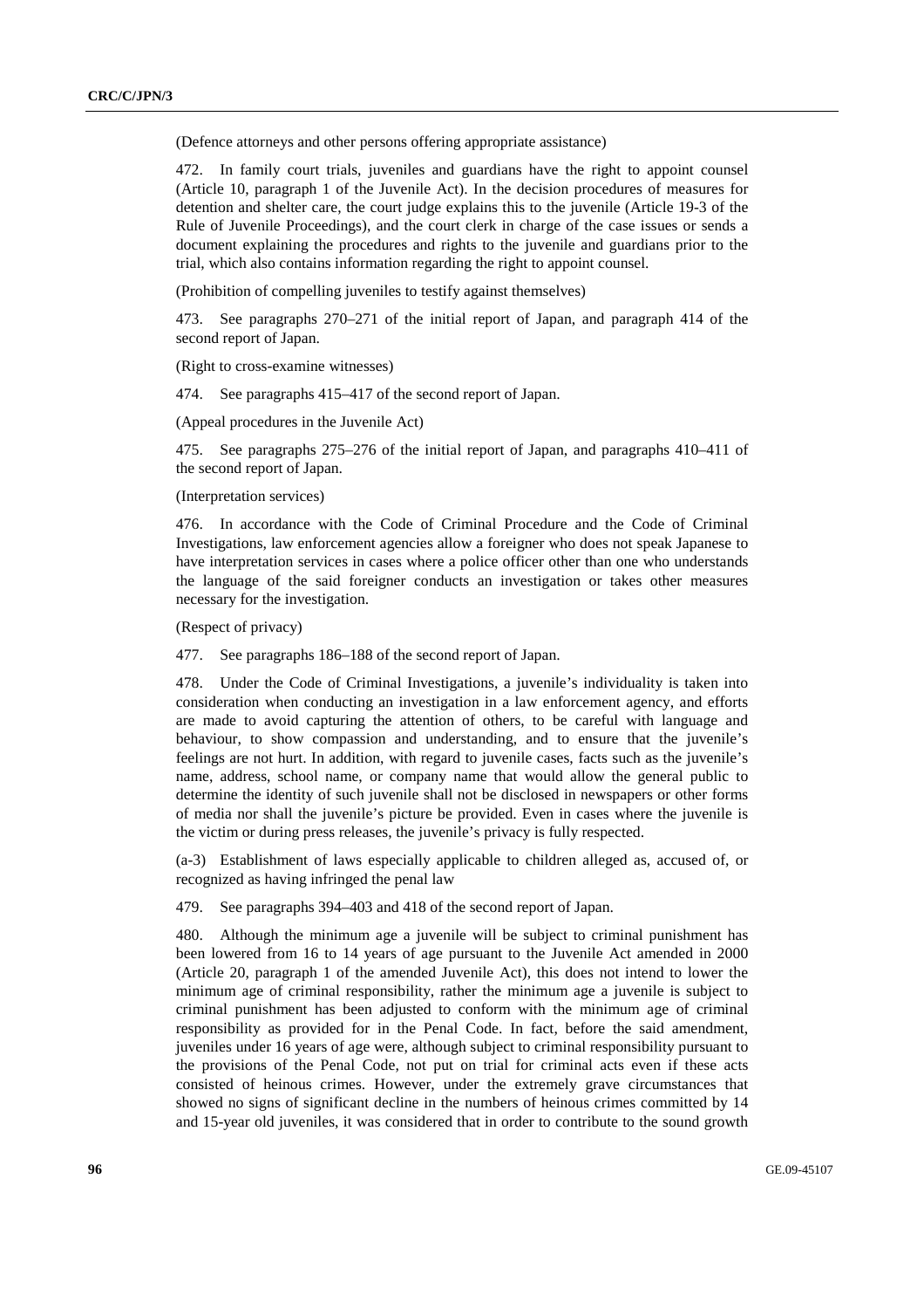(Defence attorneys and other persons offering appropriate assistance)

472. In family court trials, juveniles and guardians have the right to appoint counsel (Article 10, paragraph 1 of the Juvenile Act). In the decision procedures of measures for detention and shelter care, the court judge explains this to the juvenile (Article 19-3 of the Rule of Juvenile Proceedings), and the court clerk in charge of the case issues or sends a document explaining the procedures and rights to the juvenile and guardians prior to the trial, which also contains information regarding the right to appoint counsel.

(Prohibition of compelling juveniles to testify against themselves)

473. See paragraphs 270–271 of the initial report of Japan, and paragraph 414 of the second report of Japan.

(Right to cross-examine witnesses)

474. See paragraphs 415–417 of the second report of Japan.

(Appeal procedures in the Juvenile Act)

475. See paragraphs 275–276 of the initial report of Japan, and paragraphs 410–411 of the second report of Japan.

(Interpretation services)

476. In accordance with the Code of Criminal Procedure and the Code of Criminal Investigations, law enforcement agencies allow a foreigner who does not speak Japanese to have interpretation services in cases where a police officer other than one who understands the language of the said foreigner conducts an investigation or takes other measures necessary for the investigation.

(Respect of privacy)

477. See paragraphs 186–188 of the second report of Japan.

478. Under the Code of Criminal Investigations, a juvenile's individuality is taken into consideration when conducting an investigation in a law enforcement agency, and efforts are made to avoid capturing the attention of others, to be careful with language and behaviour, to show compassion and understanding, and to ensure that the juvenile's feelings are not hurt. In addition, with regard to juvenile cases, facts such as the juvenile's name, address, school name, or company name that would allow the general public to determine the identity of such juvenile shall not be disclosed in newspapers or other forms of media nor shall the juvenile's picture be provided. Even in cases where the juvenile is the victim or during press releases, the juvenile's privacy is fully respected.

(a-3) Establishment of laws especially applicable to children alleged as, accused of, or recognized as having infringed the penal law

479. See paragraphs 394–403 and 418 of the second report of Japan.

480. Although the minimum age a juvenile will be subject to criminal punishment has been lowered from 16 to 14 years of age pursuant to the Juvenile Act amended in 2000 (Article 20, paragraph 1 of the amended Juvenile Act), this does not intend to lower the minimum age of criminal responsibility, rather the minimum age a juvenile is subject to criminal punishment has been adjusted to conform with the minimum age of criminal responsibility as provided for in the Penal Code. In fact, before the said amendment, juveniles under 16 years of age were, although subject to criminal responsibility pursuant to the provisions of the Penal Code, not put on trial for criminal acts even if these acts consisted of heinous crimes. However, under the extremely grave circumstances that showed no signs of significant decline in the numbers of heinous crimes committed by 14 and 15-year old juveniles, it was considered that in order to contribute to the sound growth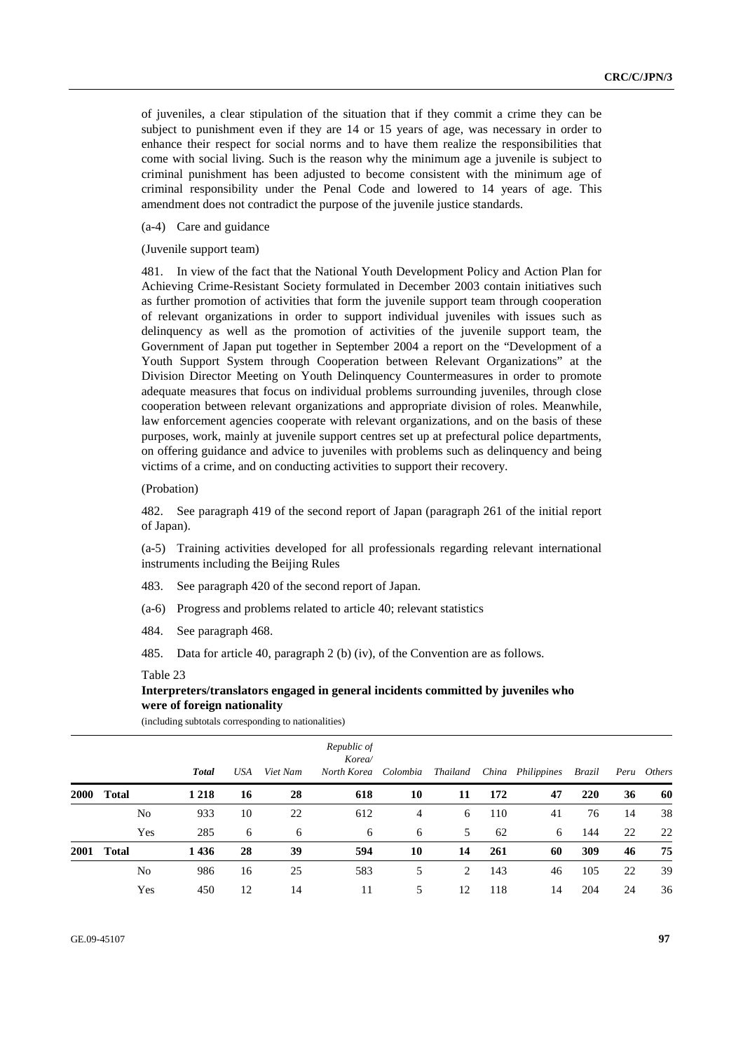of juveniles, a clear stipulation of the situation that if they commit a crime they can be subject to punishment even if they are 14 or 15 years of age, was necessary in order to enhance their respect for social norms and to have them realize the responsibilities that come with social living. Such is the reason why the minimum age a juvenile is subject to criminal punishment has been adjusted to become consistent with the minimum age of criminal responsibility under the Penal Code and lowered to 14 years of age. This amendment does not contradict the purpose of the juvenile justice standards.

(a-4) Care and guidance

(Juvenile support team)

481. In view of the fact that the National Youth Development Policy and Action Plan for Achieving Crime-Resistant Society formulated in December 2003 contain initiatives such as further promotion of activities that form the juvenile support team through cooperation of relevant organizations in order to support individual juveniles with issues such as delinquency as well as the promotion of activities of the juvenile support team, the Government of Japan put together in September 2004 a report on the "Development of a Youth Support System through Cooperation between Relevant Organizations" at the Division Director Meeting on Youth Delinquency Countermeasures in order to promote adequate measures that focus on individual problems surrounding juveniles, through close cooperation between relevant organizations and appropriate division of roles. Meanwhile, law enforcement agencies cooperate with relevant organizations, and on the basis of these purposes, work, mainly at juvenile support centres set up at prefectural police departments, on offering guidance and advice to juveniles with problems such as delinquency and being victims of a crime, and on conducting activities to support their recovery.

(Probation)

482. See paragraph 419 of the second report of Japan (paragraph 261 of the initial report of Japan).

(a-5) Training activities developed for all professionals regarding relevant international instruments including the Beijing Rules

483. See paragraph 420 of the second report of Japan.

(a-6) Progress and problems related to article 40; relevant statistics

484. See paragraph 468.

485. Data for article 40, paragraph 2 (b) (iv), of the Convention are as follows.

Table 23

**Interpreters/translators engaged in general incidents committed by juveniles who were of foreign nationality**

(including subtotals corresponding to nationalities)

| | | | *Total* | *USA* | *Viet Nam* | *Republic of Korea/ North Korea* | *Colombia* | *Thailand* | *China* | *Philippines* | *Brazil* | *Peru* | *Others* |
|---|---|---|---|---|---|---|---|---|---|---|---|---|---|
| **2000** | **Total** | | **1 218** | **16** | **28** | **618** | **10** | **11** | **172** | **47** | **220** | **36** | **60** |
| | | No | 933 | 10 | 22 | 612 | 4 | 6 | 110 | 41 | 76 | 14 | 38 |
| | | Yes | 285 | 6 | 6 | 6 | 6 | 5 | 62 | 6 | 144 | 22 | 22 |
| **2001** | **Total** | | **1 436** | **28** | **39** | **594** | **10** | **14** | **261** | **60** | **309** | **46** | **75** |
| | | No | 986 | 16 | 25 | 583 | 5 | 2 | 143 | 46 | 105 | 22 | 39 |
| | | Yes | 450 | 12 | 14 | 11 | 5 | 12 | 118 | 14 | 204 | 24 | 36 |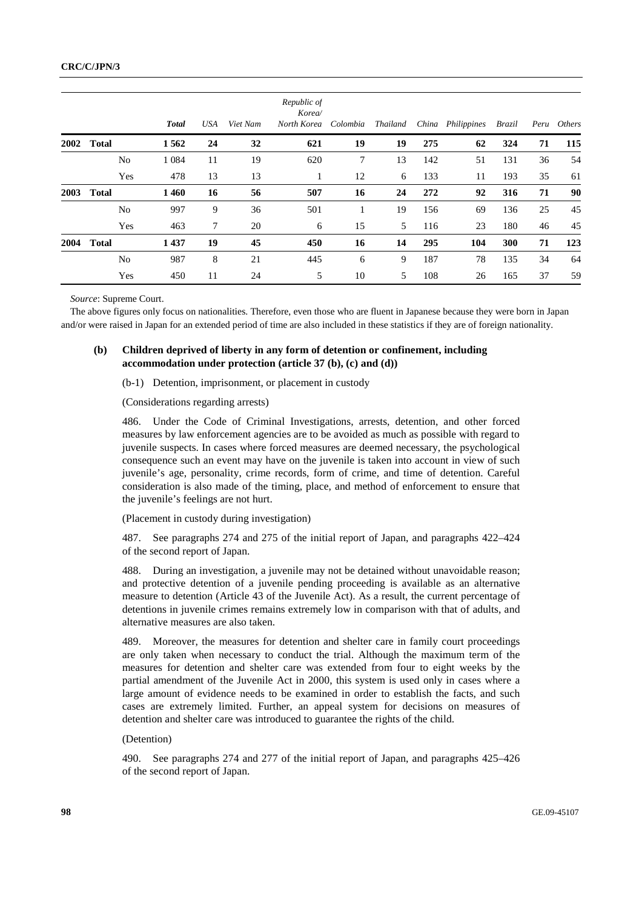| | | Total | USA | Viet Nam | Republic of Korea/ North Korea | Colombia | Thailand | China | Philippines | Brazil | Peru | Others |
|---|---|---|---|---|---|---|---|---|---|---|---|---|
| **2002** | **Total** | **1 562** | **24** | **32** | **621** | **19** | **19** | **275** | **62** | **324** | **71** | **115** |
| | No | 1 084 | 11 | 19 | 620 | 7 | 13 | 142 | 51 | 131 | 36 | 54 |
| | Yes | 478 | 13 | 13 | 1 | 12 | 6 | 133 | 11 | 193 | 35 | 61 |
| **2003** | **Total** | **1 460** | **16** | **56** | **507** | **16** | **24** | **272** | **92** | **316** | **71** | **90** |
| | No | 997 | 9 | 36 | 501 | 1 | 19 | 156 | 69 | 136 | 25 | 45 |
| | Yes | 463 | 7 | 20 | 6 | 15 | 5 | 116 | 23 | 180 | 46 | 45 |
| **2004** | **Total** | **1 437** | **19** | **45** | **450** | **16** | **14** | **295** | **104** | **300** | **71** | **123** |
| | No | 987 | 8 | 21 | 445 | 6 | 9 | 187 | 78 | 135 | 34 | 64 |
| | Yes | 450 | 11 | 24 | 5 | 10 | 5 | 108 | 26 | 165 | 37 | 59 |

*Source*: Supreme Court.

The above figures only focus on nationalities. Therefore, even those who are fluent in Japanese because they were born in Japan and/or were raised in Japan for an extended period of time are also included in these statistics if they are of foreign nationality.

### (b) Children deprived of liberty in any form of detention or confinement, including accommodation under protection (article 37 (b), (c) and (d))

(b-1) Detention, imprisonment, or placement in custody

(Considerations regarding arrests)

486. Under the Code of Criminal Investigations, arrests, detention, and other forced measures by law enforcement agencies are to be avoided as much as possible with regard to juvenile suspects. In cases where forced measures are deemed necessary, the psychological consequence such an event may have on the juvenile is taken into account in view of such juvenile's age, personality, crime records, form of crime, and time of detention. Careful consideration is also made of the timing, place, and method of enforcement to ensure that the juvenile's feelings are not hurt.

(Placement in custody during investigation)

487. See paragraphs 274 and 275 of the initial report of Japan, and paragraphs 422–424 of the second report of Japan.

488. During an investigation, a juvenile may not be detained without unavoidable reason; and protective detention of a juvenile pending proceeding is available as an alternative measure to detention (Article 43 of the Juvenile Act). As a result, the current percentage of detentions in juvenile crimes remains extremely low in comparison with that of adults, and alternative measures are also taken.

489. Moreover, the measures for detention and shelter care in family court proceedings are only taken when necessary to conduct the trial. Although the maximum term of the measures for detention and shelter care was extended from four to eight weeks by the partial amendment of the Juvenile Act in 2000, this system is used only in cases where a large amount of evidence needs to be examined in order to establish the facts, and such cases are extremely limited. Further, an appeal system for decisions on measures of detention and shelter care was introduced to guarantee the rights of the child.

(Detention)

490. See paragraphs 274 and 277 of the initial report of Japan, and paragraphs 425–426 of the second report of Japan.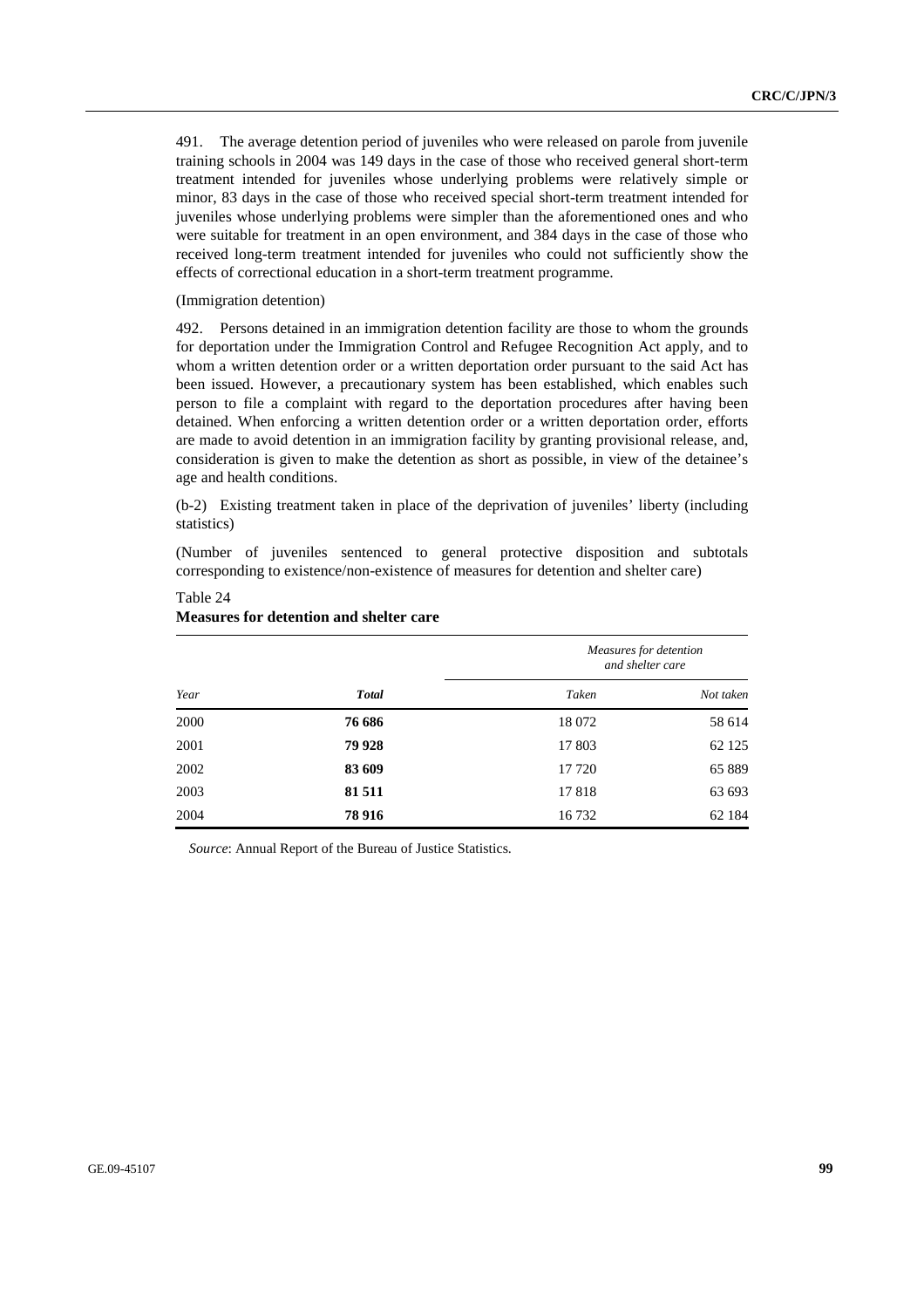491. The average detention period of juveniles who were released on parole from juvenile training schools in 2004 was 149 days in the case of those who received general short-term treatment intended for juveniles whose underlying problems were relatively simple or minor, 83 days in the case of those who received special short-term treatment intended for juveniles whose underlying problems were simpler than the aforementioned ones and who were suitable for treatment in an open environment, and 384 days in the case of those who received long-term treatment intended for juveniles who could not sufficiently show the effects of correctional education in a short-term treatment programme.

(Immigration detention)

492. Persons detained in an immigration detention facility are those to whom the grounds for deportation under the Immigration Control and Refugee Recognition Act apply, and to whom a written detention order or a written deportation order pursuant to the said Act has been issued. However, a precautionary system has been established, which enables such person to file a complaint with regard to the deportation procedures after having been detained. When enforcing a written detention order or a written deportation order, efforts are made to avoid detention in an immigration facility by granting provisional release, and, consideration is given to make the detention as short as possible, in view of the detainee's age and health conditions.

(b-2) Existing treatment taken in place of the deprivation of juveniles' liberty (including statistics)

(Number of juveniles sentenced to general protective disposition and subtotals corresponding to existence/non-existence of measures for detention and shelter care)

Table 24
**Measures for detention and shelter care**

| | | *Measures for detention and shelter care* | |
|---|---|---|---|
| *Year* | ***Total*** | *Taken* | *Not taken* |
| 2000 | **76 686** | 18 072 | 58 614 |
| 2001 | **79 928** | 17 803 | 62 125 |
| 2002 | **83 609** | 17 720 | 65 889 |
| 2003 | **81 511** | 17 818 | 63 693 |
| 2004 | **78 916** | 16 732 | 62 184 |

*Source*: Annual Report of the Bureau of Justice Statistics.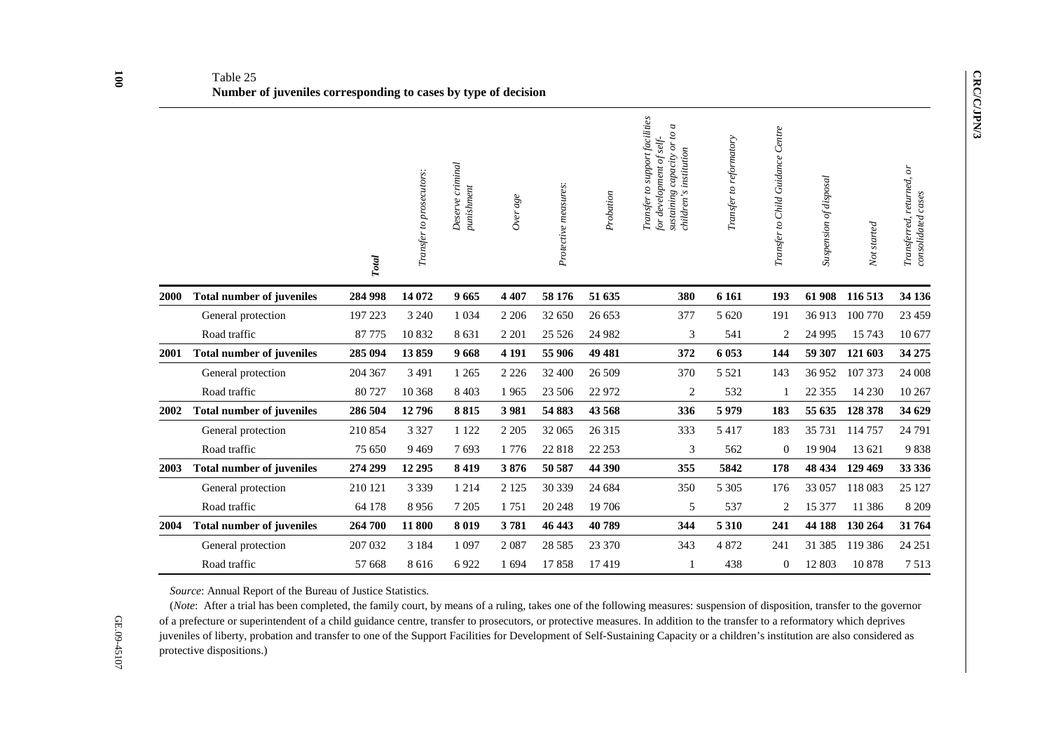Table 25
**Number of juveniles corresponding to cases by type of decision**

| | | *Total* | *Transfer to prosecutors:* | *Deserve criminal punishment* | *Over age* | *Protective measures:* | *Probation* | *Transfer to support facilities for development of self-sustaining capacity or to a children's institution* | *Transfer to reformatory* | *Transfer to Child Guidance Centre* | *Suspension of disposal* | *Not started* | *Transferred, returned, or consolidated cases* |
|---|---|---|---|---|---|---|---|---|---|---|---|---|---|
| **2000** | **Total number of juveniles** | **284 998** | **14 072** | **9 665** | **4 407** | **58 176** | **51 635** | **380** | **6 161** | **193** | **61 908** | **116 513** | **34 136** |
| | General protection | 197 223 | 3 240 | 1 034 | 2 206 | 32 650 | 26 653 | 377 | 5 620 | 191 | 36 913 | 100 770 | 23 459 |
| | Road traffic | 87 775 | 10 832 | 8 631 | 2 201 | 25 526 | 24 982 | 3 | 541 | 2 | 24 995 | 15 743 | 10 677 |
| **2001** | **Total number of juveniles** | **285 094** | **13 859** | **9 668** | **4 191** | **55 906** | **49 481** | **372** | **6 053** | **144** | **59 307** | **121 603** | **34 275** |
| | General protection | 204 367 | 3 491 | 1 265 | 2 226 | 32 400 | 26 509 | 370 | 5 521 | 143 | 36 952 | 107 373 | 24 008 |
| | Road traffic | 80 727 | 10 368 | 8 403 | 1 965 | 23 506 | 22 972 | 2 | 532 | 1 | 22 355 | 14 230 | 10 267 |
| **2002** | **Total number of juveniles** | **286 504** | **12 796** | **8 815** | **3 981** | **54 883** | **43 568** | **336** | **5 979** | **183** | **55 635** | **128 378** | **34 629** |
| | General protection | 210 854 | 3 327 | 1 122 | 2 205 | 32 065 | 26 315 | 333 | 5 417 | 183 | 35 731 | 114 757 | 24 791 |
| | Road traffic | 75 650 | 9 469 | 7 693 | 1 776 | 22 818 | 22 253 | 3 | 562 | 0 | 19 904 | 13 621 | 9 838 |
| **2003** | **Total number of juveniles** | **274 299** | **12 295** | **8 419** | **3 876** | **50 587** | **44 390** | **355** | **5842** | **178** | **48 434** | **129 469** | **33 336** |
| | General protection | 210 121 | 3 339 | 1 214 | 2 125 | 30 339 | 24 684 | 350 | 5 305 | 176 | 33 057 | 118 083 | 25 127 |
| | Road traffic | 64 178 | 8 956 | 7 205 | 1 751 | 20 248 | 19 706 | 5 | 537 | 2 | 15 377 | 11 386 | 8 209 |
| **2004** | **Total number of juveniles** | **264 700** | **11 800** | **8 019** | **3 781** | **46 443** | **40 789** | **344** | **5 310** | **241** | **44 188** | **130 264** | **31 764** |
| | General protection | 207 032 | 3 184 | 1 097 | 2 087 | 28 585 | 23 370 | 343 | 4 872 | 241 | 31 385 | 119 386 | 24 251 |
| | Road traffic | 57 668 | 8 616 | 6 922 | 1 694 | 17 858 | 17 419 | 1 | 438 | 0 | 12 803 | 10 878 | 7 513 |

*Source*: Annual Report of the Bureau of Justice Statistics.

(*Note*: After a trial has been completed, the family court, by means of a ruling, takes one of the following measures: suspension of disposition, transfer to the governor of a prefecture or superintendent of a child guidance centre, transfer to prosecutors, or protective measures. In addition to the transfer to a reformatory which deprives juveniles of liberty, probation and transfer to one of the Support Facilities for Development of Self-Sustaining Capacity or a children's institution are also considered as protective dispositions.)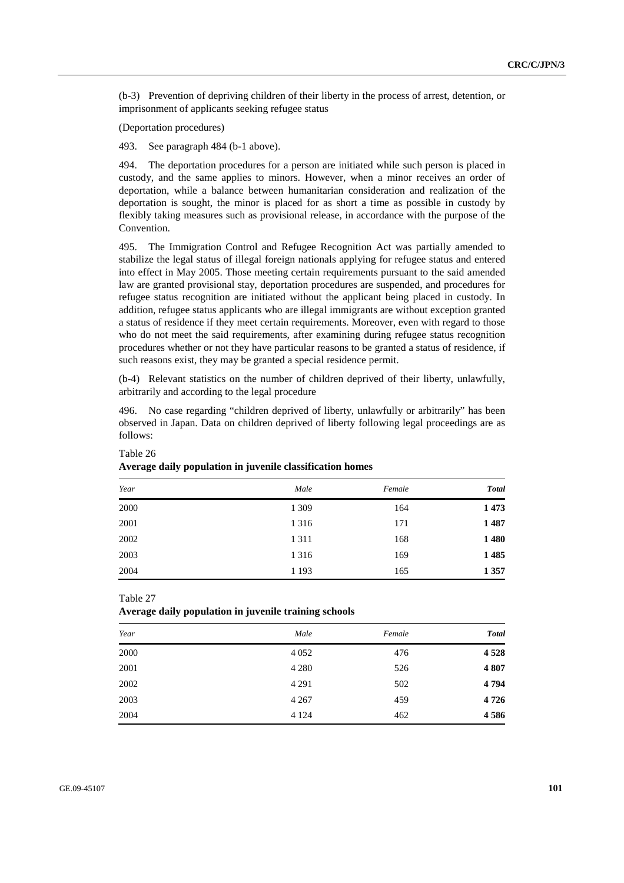(b-3) Prevention of depriving children of their liberty in the process of arrest, detention, or imprisonment of applicants seeking refugee status

(Deportation procedures)

493. See paragraph 484 (b-1 above).

494. The deportation procedures for a person are initiated while such person is placed in custody, and the same applies to minors. However, when a minor receives an order of deportation, while a balance between humanitarian consideration and realization of the deportation is sought, the minor is placed for as short a time as possible in custody by flexibly taking measures such as provisional release, in accordance with the purpose of the Convention.

495. The Immigration Control and Refugee Recognition Act was partially amended to stabilize the legal status of illegal foreign nationals applying for refugee status and entered into effect in May 2005. Those meeting certain requirements pursuant to the said amended law are granted provisional stay, deportation procedures are suspended, and procedures for refugee status recognition are initiated without the applicant being placed in custody. In addition, refugee status applicants who are illegal immigrants are without exception granted a status of residence if they meet certain requirements. Moreover, even with regard to those who do not meet the said requirements, after examining during refugee status recognition procedures whether or not they have particular reasons to be granted a status of residence, if such reasons exist, they may be granted a special residence permit.

(b-4) Relevant statistics on the number of children deprived of their liberty, unlawfully, arbitrarily and according to the legal procedure

496. No case regarding "children deprived of liberty, unlawfully or arbitrarily" has been observed in Japan. Data on children deprived of liberty following legal proceedings are as follows:

Table 26
**Average daily population in juvenile classification homes**

| *Year* | *Male* | *Female* | ***Total*** |
|---|---|---|---|
| 2000 | 1 309 | 164 | **1 473** |
| 2001 | 1 316 | 171 | **1 487** |
| 2002 | 1 311 | 168 | **1 480** |
| 2003 | 1 316 | 169 | **1 485** |
| 2004 | 1 193 | 165 | **1 357** |

Table 27
**Average daily population in juvenile training schools**

| *Year* | *Male* | *Female* | ***Total*** |
|---|---|---|---|
| 2000 | 4 052 | 476 | **4 528** |
| 2001 | 4 280 | 526 | **4 807** |
| 2002 | 4 291 | 502 | **4 794** |
| 2003 | 4 267 | 459 | **4 726** |
| 2004 | 4 124 | 462 | **4 586** |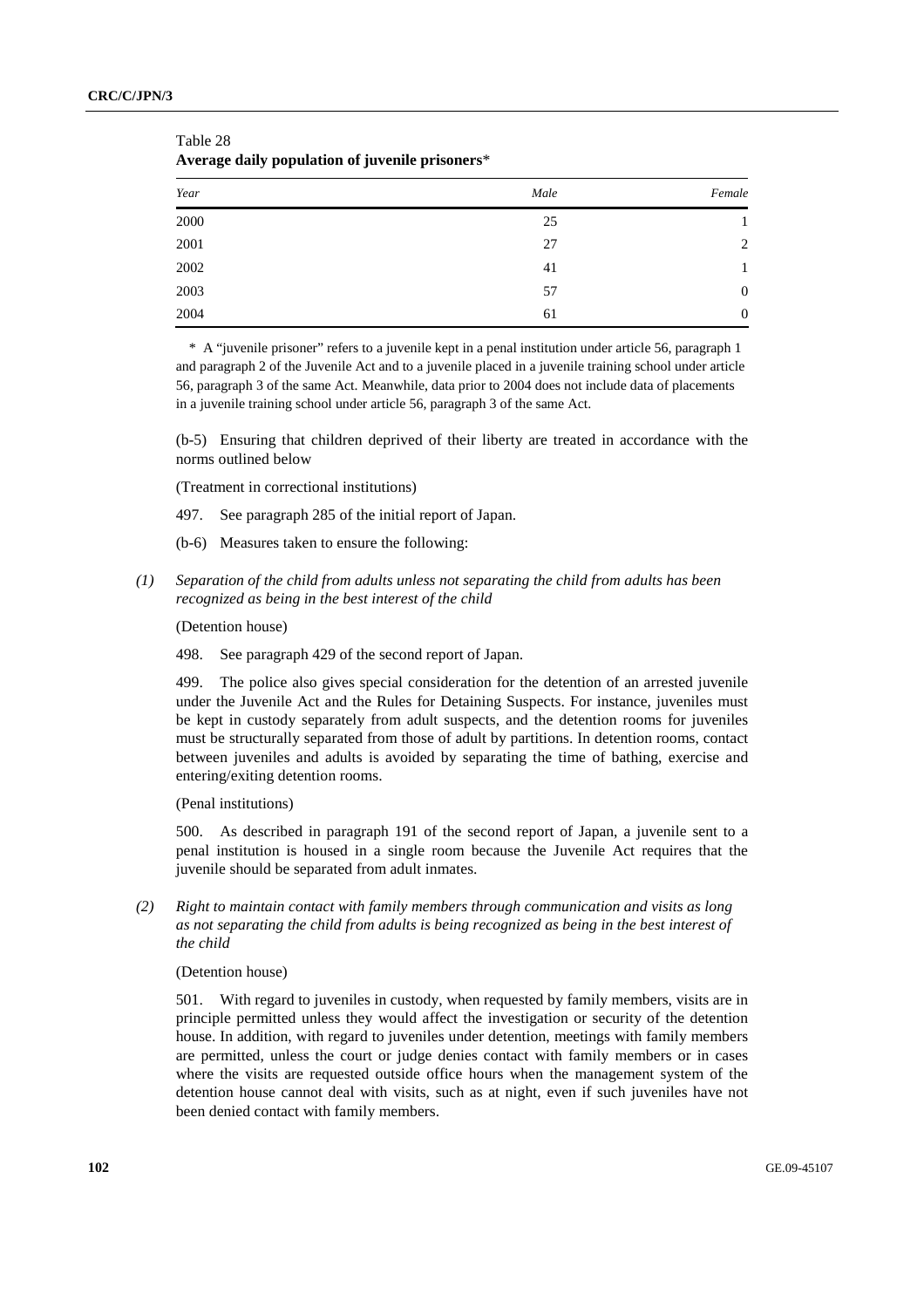Table 28
**Average daily population of juvenile prisoners***

| *Year* | *Male* | *Female* |
|---|---|---|
| 2000 | 25 | 1 |
| 2001 | 27 | 2 |
| 2002 | 41 | 1 |
| 2003 | 57 | 0 |
| 2004 | 61 | 0 |

\* A "juvenile prisoner" refers to a juvenile kept in a penal institution under article 56, paragraph 1 and paragraph 2 of the Juvenile Act and to a juvenile placed in a juvenile training school under article 56, paragraph 3 of the same Act. Meanwhile, data prior to 2004 does not include data of placements in a juvenile training school under article 56, paragraph 3 of the same Act.

(b-5) Ensuring that children deprived of their liberty are treated in accordance with the norms outlined below

(Treatment in correctional institutions)

497. See paragraph 285 of the initial report of Japan.

(b-6) Measures taken to ensure the following:

*(1) Separation of the child from adults unless not separating the child from adults has been recognized as being in the best interest of the child*

(Detention house)

498. See paragraph 429 of the second report of Japan.

499. The police also gives special consideration for the detention of an arrested juvenile under the Juvenile Act and the Rules for Detaining Suspects. For instance, juveniles must be kept in custody separately from adult suspects, and the detention rooms for juveniles must be structurally separated from those of adult by partitions. In detention rooms, contact between juveniles and adults is avoided by separating the time of bathing, exercise and entering/exiting detention rooms.

(Penal institutions)

500. As described in paragraph 191 of the second report of Japan, a juvenile sent to a penal institution is housed in a single room because the Juvenile Act requires that the juvenile should be separated from adult inmates.

*(2) Right to maintain contact with family members through communication and visits as long as not separating the child from adults is being recognized as being in the best interest of the child*

(Detention house)

501. With regard to juveniles in custody, when requested by family members, visits are in principle permitted unless they would affect the investigation or security of the detention house. In addition, with regard to juveniles under detention, meetings with family members are permitted, unless the court or judge denies contact with family members or in cases where the visits are requested outside office hours when the management system of the detention house cannot deal with visits, such as at night, even if such juveniles have not been denied contact with family members.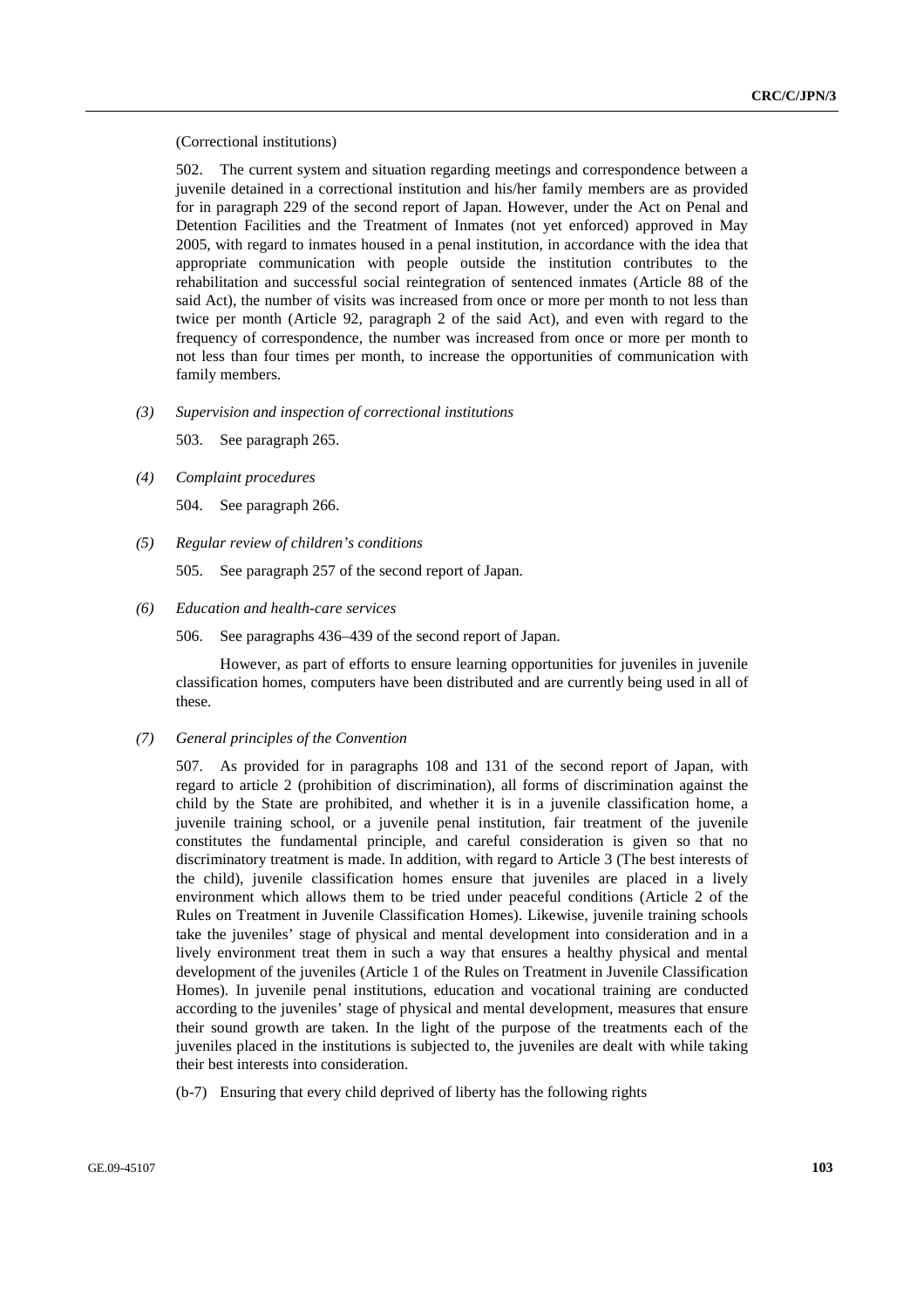(Correctional institutions)

502. The current system and situation regarding meetings and correspondence between a juvenile detained in a correctional institution and his/her family members are as provided for in paragraph 229 of the second report of Japan. However, under the Act on Penal and Detention Facilities and the Treatment of Inmates (not yet enforced) approved in May 2005, with regard to inmates housed in a penal institution, in accordance with the idea that appropriate communication with people outside the institution contributes to the rehabilitation and successful social reintegration of sentenced inmates (Article 88 of the said Act), the number of visits was increased from once or more per month to not less than twice per month (Article 92, paragraph 2 of the said Act), and even with regard to the frequency of correspondence, the number was increased from once or more per month to not less than four times per month, to increase the opportunities of communication with family members.

*(3) Supervision and inspection of correctional institutions*

503. See paragraph 265.

*(4) Complaint procedures*

504. See paragraph 266.

*(5) Regular review of children's conditions*

505. See paragraph 257 of the second report of Japan.

*(6) Education and health-care services*

506. See paragraphs 436–439 of the second report of Japan.

However, as part of efforts to ensure learning opportunities for juveniles in juvenile classification homes, computers have been distributed and are currently being used in all of these.

*(7) General principles of the Convention*

507. As provided for in paragraphs 108 and 131 of the second report of Japan, with regard to article 2 (prohibition of discrimination), all forms of discrimination against the child by the State are prohibited, and whether it is in a juvenile classification home, a juvenile training school, or a juvenile penal institution, fair treatment of the juvenile constitutes the fundamental principle, and careful consideration is given so that no discriminatory treatment is made. In addition, with regard to Article 3 (The best interests of the child), juvenile classification homes ensure that juveniles are placed in a lively environment which allows them to be tried under peaceful conditions (Article 2 of the Rules on Treatment in Juvenile Classification Homes). Likewise, juvenile training schools take the juveniles' stage of physical and mental development into consideration and in a lively environment treat them in such a way that ensures a healthy physical and mental development of the juveniles (Article 1 of the Rules on Treatment in Juvenile Classification Homes). In juvenile penal institutions, education and vocational training are conducted according to the juveniles' stage of physical and mental development, measures that ensure their sound growth are taken. In the light of the purpose of the treatments each of the juveniles placed in the institutions is subjected to, the juveniles are dealt with while taking their best interests into consideration.

(b-7) Ensuring that every child deprived of liberty has the following rights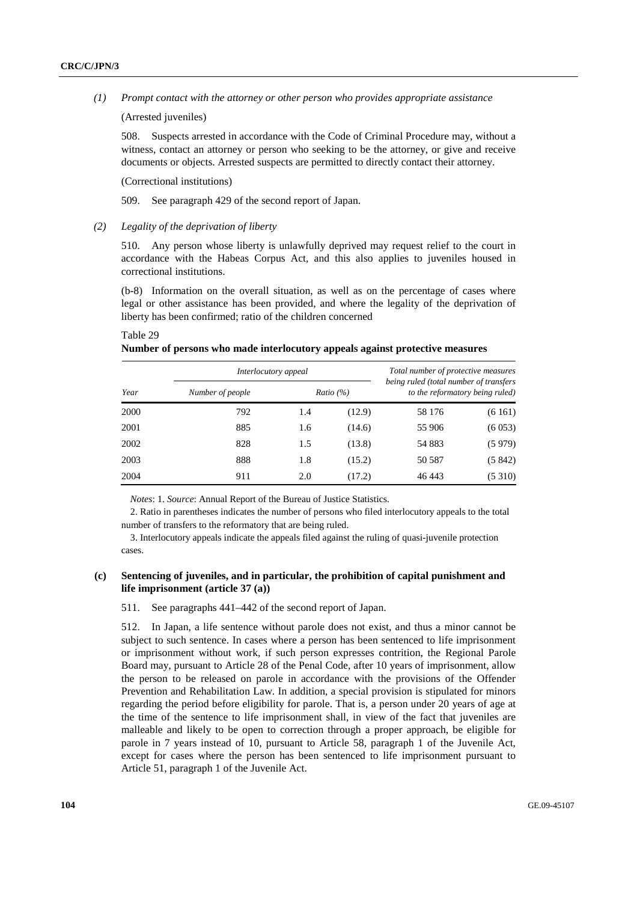*(1) Prompt contact with the attorney or other person who provides appropriate assistance*

(Arrested juveniles)

508. Suspects arrested in accordance with the Code of Criminal Procedure may, without a witness, contact an attorney or person who seeking to be the attorney, or give and receive documents or objects. Arrested suspects are permitted to directly contact their attorney.

(Correctional institutions)

509. See paragraph 429 of the second report of Japan.

*(2) Legality of the deprivation of liberty*

510. Any person whose liberty is unlawfully deprived may request relief to the court in accordance with the Habeas Corpus Act, and this also applies to juveniles housed in correctional institutions.

(b-8) Information on the overall situation, as well as on the percentage of cases where legal or other assistance has been provided, and where the legality of the deprivation of liberty has been confirmed; ratio of the children concerned

Table 29

**Number of persons who made interlocutory appeals against protective measures**

| Year | *Interlocutory appeal* | | | *Total number of protective measures being ruled (total number of transfers to the reformatory being ruled)* | |
|---|---|---|---|---|---|
| | *Number of people* | *Ratio (%)* | | | |
| 2000 | 792 | 1.4 | (12.9) | 58 176 | (6 161) |
| 2001 | 885 | 1.6 | (14.6) | 55 906 | (6 053) |
| 2002 | 828 | 1.5 | (13.8) | 54 883 | (5 979) |
| 2003 | 888 | 1.8 | (15.2) | 50 587 | (5 842) |
| 2004 | 911 | 2.0 | (17.2) | 46 443 | (5 310) |

*Notes*: 1. *Source*: Annual Report of the Bureau of Justice Statistics.

2. Ratio in parentheses indicates the number of persons who filed interlocutory appeals to the total number of transfers to the reformatory that are being ruled.

3. Interlocutory appeals indicate the appeals filed against the ruling of quasi-juvenile protection cases.

### (c) Sentencing of juveniles, and in particular, the prohibition of capital punishment and life imprisonment (article 37 (a))

511. See paragraphs 441–442 of the second report of Japan.

512. In Japan, a life sentence without parole does not exist, and thus a minor cannot be subject to such sentence. In cases where a person has been sentenced to life imprisonment or imprisonment without work, if such person expresses contrition, the Regional Parole Board may, pursuant to Article 28 of the Penal Code, after 10 years of imprisonment, allow the person to be released on parole in accordance with the provisions of the Offender Prevention and Rehabilitation Law. In addition, a special provision is stipulated for minors regarding the period before eligibility for parole. That is, a person under 20 years of age at the time of the sentence to life imprisonment shall, in view of the fact that juveniles are malleable and likely to be open to correction through a proper approach, be eligible for parole in 7 years instead of 10, pursuant to Article 58, paragraph 1 of the Juvenile Act, except for cases where the person has been sentenced to life imprisonment pursuant to Article 51, paragraph 1 of the Juvenile Act.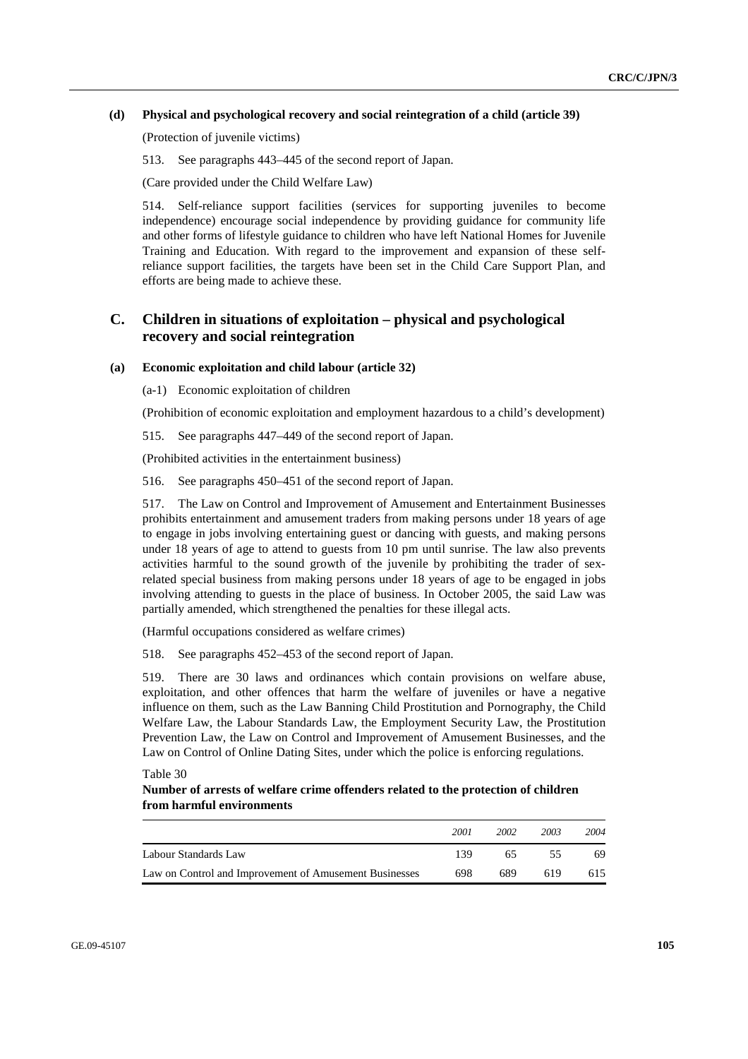#### (d) Physical and psychological recovery and social reintegration of a child (article 39)

(Protection of juvenile victims)

513. See paragraphs 443–445 of the second report of Japan.

(Care provided under the Child Welfare Law)

514. Self-reliance support facilities (services for supporting juveniles to become independence) encourage social independence by providing guidance for community life and other forms of lifestyle guidance to children who have left National Homes for Juvenile Training and Education. With regard to the improvement and expansion of these self-reliance support facilities, the targets have been set in the Child Care Support Plan, and efforts are being made to achieve these.

## C. Children in situations of exploitation – physical and psychological recovery and social reintegration

#### (a) Economic exploitation and child labour (article 32)

(a-1) Economic exploitation of children

(Prohibition of economic exploitation and employment hazardous to a child's development)

515. See paragraphs 447–449 of the second report of Japan.

(Prohibited activities in the entertainment business)

516. See paragraphs 450–451 of the second report of Japan.

517. The Law on Control and Improvement of Amusement and Entertainment Businesses prohibits entertainment and amusement traders from making persons under 18 years of age to engage in jobs involving entertaining guest or dancing with guests, and making persons under 18 years of age to attend to guests from 10 pm until sunrise. The law also prevents activities harmful to the sound growth of the juvenile by prohibiting the trader of sex-related special business from making persons under 18 years of age to be engaged in jobs involving attending to guests in the place of business. In October 2005, the said Law was partially amended, which strengthened the penalties for these illegal acts.

(Harmful occupations considered as welfare crimes)

518. See paragraphs 452–453 of the second report of Japan.

519. There are 30 laws and ordinances which contain provisions on welfare abuse, exploitation, and other offences that harm the welfare of juveniles or have a negative influence on them, such as the Law Banning Child Prostitution and Pornography, the Child Welfare Law, the Labour Standards Law, the Employment Security Law, the Prostitution Prevention Law, the Law on Control and Improvement of Amusement Businesses, and the Law on Control of Online Dating Sites, under which the police is enforcing regulations.

Table 30

**Number of arrests of welfare crime offenders related to the protection of children from harmful environments**

| | *2001* | *2002* | *2003* | *2004* |
|---|---|---|---|---|
| Labour Standards Law | 139 | 65 | 55 | 69 |
| Law on Control and Improvement of Amusement Businesses | 698 | 689 | 619 | 615 |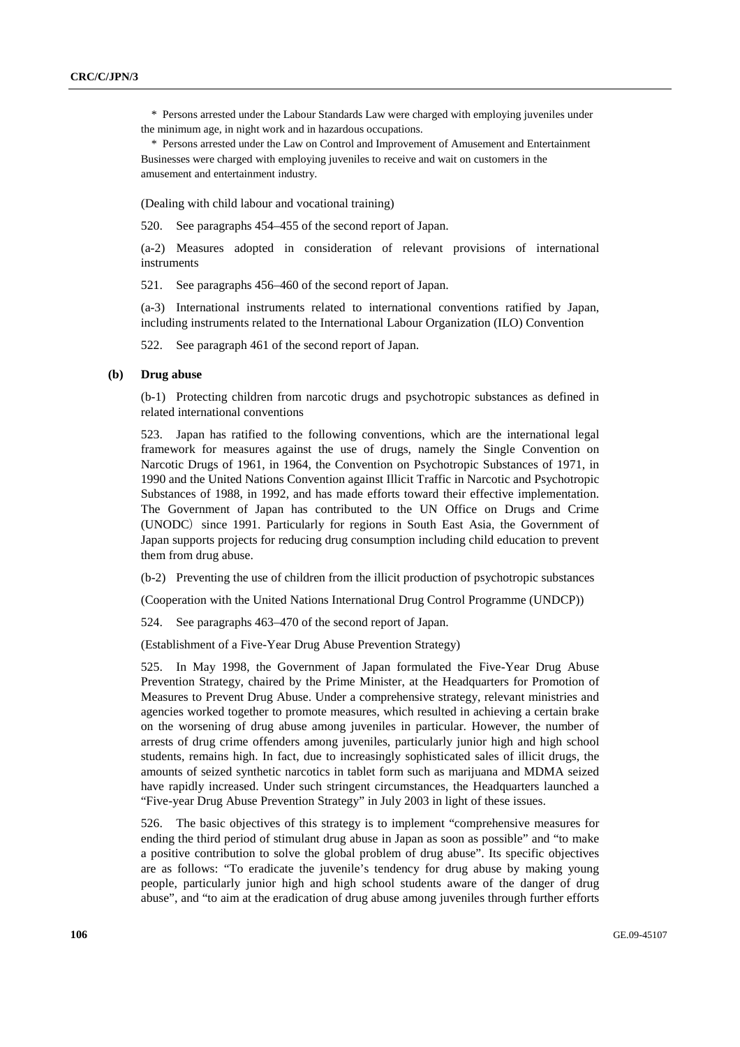* Persons arrested under the Labour Standards Law were charged with employing juveniles under the minimum age, in night work and in hazardous occupations.

* Persons arrested under the Law on Control and Improvement of Amusement and Entertainment Businesses were charged with employing juveniles to receive and wait on customers in the amusement and entertainment industry.

(Dealing with child labour and vocational training)

520. See paragraphs 454–455 of the second report of Japan.

(a-2) Measures adopted in consideration of relevant provisions of international instruments

521. See paragraphs 456–460 of the second report of Japan.

(a-3) International instruments related to international conventions ratified by Japan, including instruments related to the International Labour Organization (ILO) Convention

522. See paragraph 461 of the second report of Japan.

### (b) Drug abuse

(b-1) Protecting children from narcotic drugs and psychotropic substances as defined in related international conventions

523. Japan has ratified to the following conventions, which are the international legal framework for measures against the use of drugs, namely the Single Convention on Narcotic Drugs of 1961, in 1964, the Convention on Psychotropic Substances of 1971, in 1990 and the United Nations Convention against Illicit Traffic in Narcotic and Psychotropic Substances of 1988, in 1992, and has made efforts toward their effective implementation. The Government of Japan has contributed to the UN Office on Drugs and Crime (UNODC) since 1991. Particularly for regions in South East Asia, the Government of Japan supports projects for reducing drug consumption including child education to prevent them from drug abuse.

(b-2) Preventing the use of children from the illicit production of psychotropic substances

(Cooperation with the United Nations International Drug Control Programme (UNDCP))

524. See paragraphs 463–470 of the second report of Japan.

(Establishment of a Five-Year Drug Abuse Prevention Strategy)

525. In May 1998, the Government of Japan formulated the Five-Year Drug Abuse Prevention Strategy, chaired by the Prime Minister, at the Headquarters for Promotion of Measures to Prevent Drug Abuse. Under a comprehensive strategy, relevant ministries and agencies worked together to promote measures, which resulted in achieving a certain brake on the worsening of drug abuse among juveniles in particular. However, the number of arrests of drug crime offenders among juveniles, particularly junior high and high school students, remains high. In fact, due to increasingly sophisticated sales of illicit drugs, the amounts of seized synthetic narcotics in tablet form such as marijuana and MDMA seized have rapidly increased. Under such stringent circumstances, the Headquarters launched a "Five-year Drug Abuse Prevention Strategy" in July 2003 in light of these issues.

526. The basic objectives of this strategy is to implement "comprehensive measures for ending the third period of stimulant drug abuse in Japan as soon as possible" and "to make a positive contribution to solve the global problem of drug abuse". Its specific objectives are as follows: "To eradicate the juvenile's tendency for drug abuse by making young people, particularly junior high and high school students aware of the danger of drug abuse", and "to aim at the eradication of drug abuse among juveniles through further efforts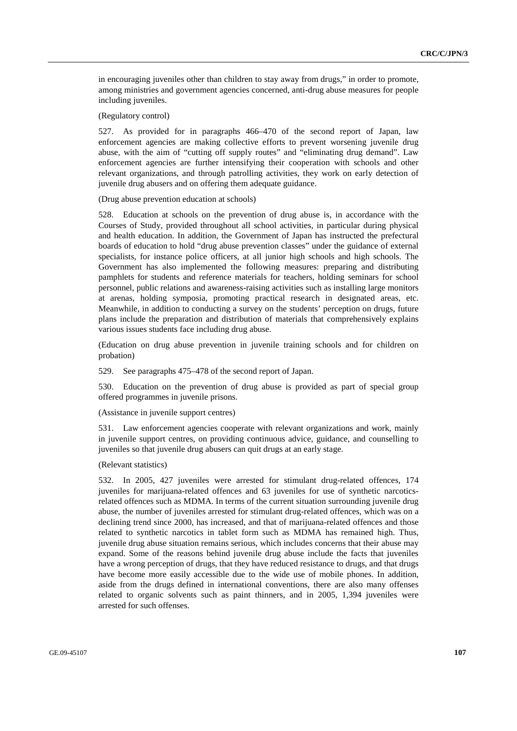in encouraging juveniles other than children to stay away from drugs," in order to promote, among ministries and government agencies concerned, anti-drug abuse measures for people including juveniles.

(Regulatory control)

527. As provided for in paragraphs 466–470 of the second report of Japan, law enforcement agencies are making collective efforts to prevent worsening juvenile drug abuse, with the aim of "cutting off supply routes" and "eliminating drug demand". Law enforcement agencies are further intensifying their cooperation with schools and other relevant organizations, and through patrolling activities, they work on early detection of juvenile drug abusers and on offering them adequate guidance.

(Drug abuse prevention education at schools)

528. Education at schools on the prevention of drug abuse is, in accordance with the Courses of Study, provided throughout all school activities, in particular during physical and health education. In addition, the Government of Japan has instructed the prefectural boards of education to hold "drug abuse prevention classes" under the guidance of external specialists, for instance police officers, at all junior high schools and high schools. The Government has also implemented the following measures: preparing and distributing pamphlets for students and reference materials for teachers, holding seminars for school personnel, public relations and awareness-raising activities such as installing large monitors at arenas, holding symposia, promoting practical research in designated areas, etc. Meanwhile, in addition to conducting a survey on the students' perception on drugs, future plans include the preparation and distribution of materials that comprehensively explains various issues students face including drug abuse.

(Education on drug abuse prevention in juvenile training schools and for children on probation)

529. See paragraphs 475–478 of the second report of Japan.

530. Education on the prevention of drug abuse is provided as part of special group offered programmes in juvenile prisons.

(Assistance in juvenile support centres)

531. Law enforcement agencies cooperate with relevant organizations and work, mainly in juvenile support centres, on providing continuous advice, guidance, and counselling to juveniles so that juvenile drug abusers can quit drugs at an early stage.

(Relevant statistics)

532. In 2005, 427 juveniles were arrested for stimulant drug-related offences, 174 juveniles for marijuana-related offences and 63 juveniles for use of synthetic narcotics-related offences such as MDMA. In terms of the current situation surrounding juvenile drug abuse, the number of juveniles arrested for stimulant drug-related offences, which was on a declining trend since 2000, has increased, and that of marijuana-related offences and those related to synthetic narcotics in tablet form such as MDMA has remained high. Thus, juvenile drug abuse situation remains serious, which includes concerns that their abuse may expand. Some of the reasons behind juvenile drug abuse include the facts that juveniles have a wrong perception of drugs, that they have reduced resistance to drugs, and that drugs have become more easily accessible due to the wide use of mobile phones. In addition, aside from the drugs defined in international conventions, there are also many offenses related to organic solvents such as paint thinners, and in 2005, 1,394 juveniles were arrested for such offenses.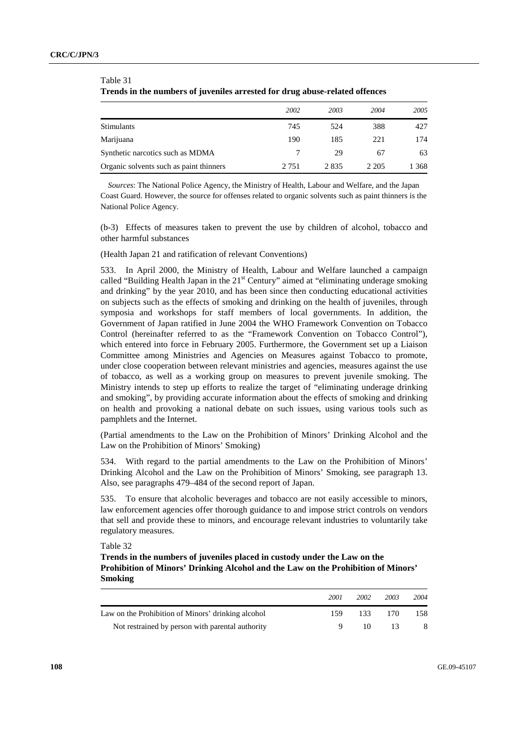Table 31
**Trends in the numbers of juveniles arrested for drug abuse-related offences**

| | *2002* | *2003* | *2004* | *2005* |
|---|---|---|---|---|
| Stimulants | 745 | 524 | 388 | 427 |
| Marijuana | 190 | 185 | 221 | 174 |
| Synthetic narcotics such as MDMA | 7 | 29 | 67 | 63 |
| Organic solvents such as paint thinners | 2 751 | 2 835 | 2 205 | 1 368 |

*Sources*: The National Police Agency, the Ministry of Health, Labour and Welfare, and the Japan Coast Guard. However, the source for offenses related to organic solvents such as paint thinners is the National Police Agency.

(b-3) Effects of measures taken to prevent the use by children of alcohol, tobacco and other harmful substances

(Health Japan 21 and ratification of relevant Conventions)

533. In April 2000, the Ministry of Health, Labour and Welfare launched a campaign called "Building Health Japan in the 21st Century" aimed at "eliminating underage smoking and drinking" by the year 2010, and has been since then conducting educational activities on subjects such as the effects of smoking and drinking on the health of juveniles, through symposia and workshops for staff members of local governments. In addition, the Government of Japan ratified in June 2004 the WHO Framework Convention on Tobacco Control (hereinafter referred to as the "Framework Convention on Tobacco Control"), which entered into force in February 2005. Furthermore, the Government set up a Liaison Committee among Ministries and Agencies on Measures against Tobacco to promote, under close cooperation between relevant ministries and agencies, measures against the use of tobacco, as well as a working group on measures to prevent juvenile smoking. The Ministry intends to step up efforts to realize the target of "eliminating underage drinking and smoking", by providing accurate information about the effects of smoking and drinking on health and provoking a national debate on such issues, using various tools such as pamphlets and the Internet.

(Partial amendments to the Law on the Prohibition of Minors' Drinking Alcohol and the Law on the Prohibition of Minors' Smoking)

534. With regard to the partial amendments to the Law on the Prohibition of Minors' Drinking Alcohol and the Law on the Prohibition of Minors' Smoking, see paragraph 13. Also, see paragraphs 479–484 of the second report of Japan.

535. To ensure that alcoholic beverages and tobacco are not easily accessible to minors, law enforcement agencies offer thorough guidance to and impose strict controls on vendors that sell and provide these to minors, and encourage relevant industries to voluntarily take regulatory measures.

Table 32
**Trends in the numbers of juveniles placed in custody under the Law on the Prohibition of Minors' Drinking Alcohol and the Law on the Prohibition of Minors' Smoking**

| | *2001* | *2002* | *2003* | *2004* |
|---|---|---|---|---|
| Law on the Prohibition of Minors' drinking alcohol | 159 | 133 | 170 | 158 |
| Not restrained by person with parental authority | 9 | 10 | 13 | 8 |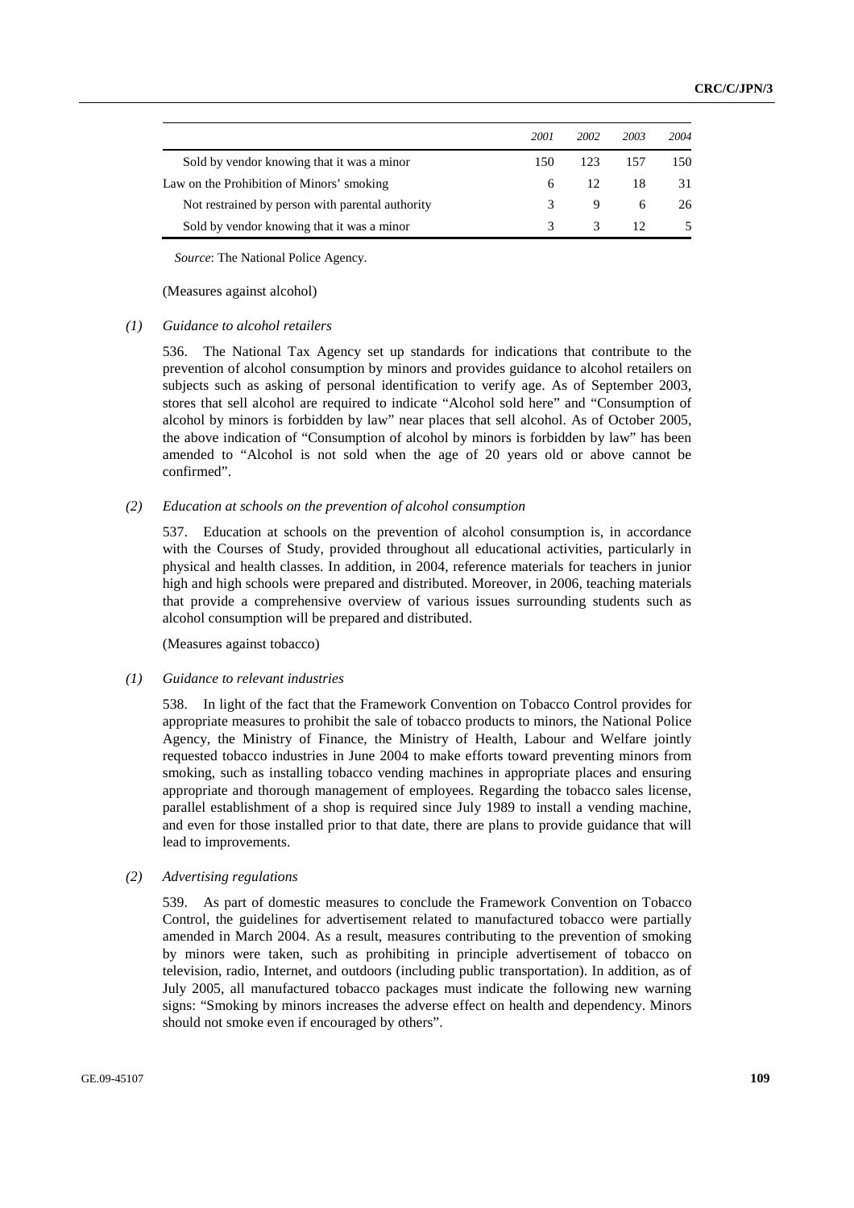| | 2001 | 2002 | 2003 | 2004 |
|---|---|---|---|---|
| Sold by vendor knowing that it was a minor | 150 | 123 | 157 | 150 |
| Law on the Prohibition of Minors' smoking | 6 | 12 | 18 | 31 |
| Not restrained by person with parental authority | 3 | 9 | 6 | 26 |
| Sold by vendor knowing that it was a minor | 3 | 3 | 12 | 5 |

*Source*: The National Police Agency.

(Measures against alcohol)

*(1) Guidance to alcohol retailers*

536. The National Tax Agency set up standards for indications that contribute to the prevention of alcohol consumption by minors and provides guidance to alcohol retailers on subjects such as asking of personal identification to verify age. As of September 2003, stores that sell alcohol are required to indicate "Alcohol sold here" and "Consumption of alcohol by minors is forbidden by law" near places that sell alcohol. As of October 2005, the above indication of "Consumption of alcohol by minors is forbidden by law" has been amended to "Alcohol is not sold when the age of 20 years old or above cannot be confirmed".

*(2) Education at schools on the prevention of alcohol consumption*

537. Education at schools on the prevention of alcohol consumption is, in accordance with the Courses of Study, provided throughout all educational activities, particularly in physical and health classes. In addition, in 2004, reference materials for teachers in junior high and high schools were prepared and distributed. Moreover, in 2006, teaching materials that provide a comprehensive overview of various issues surrounding students such as alcohol consumption will be prepared and distributed.

(Measures against tobacco)

*(1) Guidance to relevant industries*

538. In light of the fact that the Framework Convention on Tobacco Control provides for appropriate measures to prohibit the sale of tobacco products to minors, the National Police Agency, the Ministry of Finance, the Ministry of Health, Labour and Welfare jointly requested tobacco industries in June 2004 to make efforts toward preventing minors from smoking, such as installing tobacco vending machines in appropriate places and ensuring appropriate and thorough management of employees. Regarding the tobacco sales license, parallel establishment of a shop is required since July 1989 to install a vending machine, and even for those installed prior to that date, there are plans to provide guidance that will lead to improvements.

*(2) Advertising regulations*

539. As part of domestic measures to conclude the Framework Convention on Tobacco Control, the guidelines for advertisement related to manufactured tobacco were partially amended in March 2004. As a result, measures contributing to the prevention of smoking by minors were taken, such as prohibiting in principle advertisement of tobacco on television, radio, Internet, and outdoors (including public transportation). In addition, as of July 2005, all manufactured tobacco packages must indicate the following new warning signs: "Smoking by minors increases the adverse effect on health and dependency. Minors should not smoke even if encouraged by others".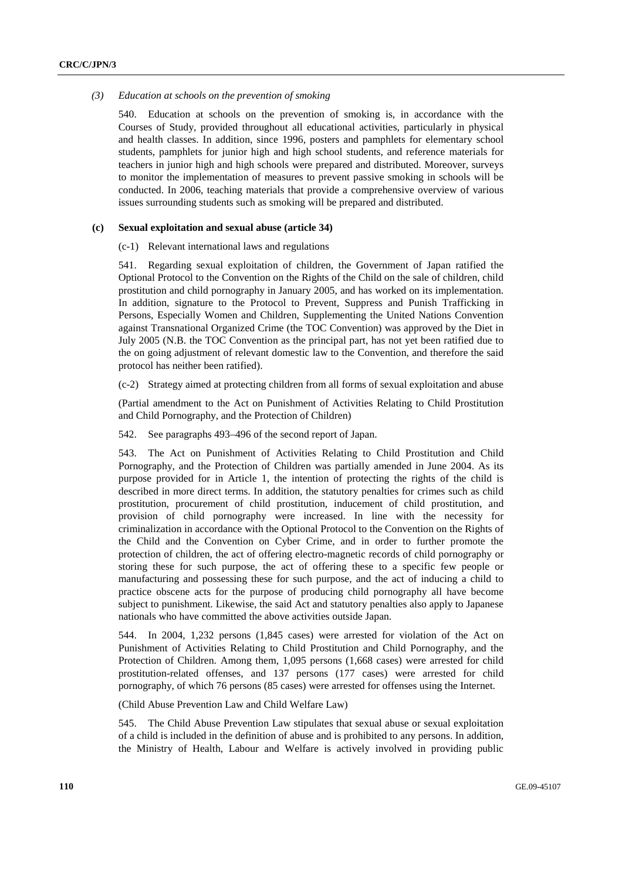*(3) Education at schools on the prevention of smoking*

540. Education at schools on the prevention of smoking is, in accordance with the Courses of Study, provided throughout all educational activities, particularly in physical and health classes. In addition, since 1996, posters and pamphlets for elementary school students, pamphlets for junior high and high school students, and reference materials for teachers in junior high and high schools were prepared and distributed. Moreover, surveys to monitor the implementation of measures to prevent passive smoking in schools will be conducted. In 2006, teaching materials that provide a comprehensive overview of various issues surrounding students such as smoking will be prepared and distributed.

### (c) Sexual exploitation and sexual abuse (article 34)

(c-1) Relevant international laws and regulations

541. Regarding sexual exploitation of children, the Government of Japan ratified the Optional Protocol to the Convention on the Rights of the Child on the sale of children, child prostitution and child pornography in January 2005, and has worked on its implementation. In addition, signature to the Protocol to Prevent, Suppress and Punish Trafficking in Persons, Especially Women and Children, Supplementing the United Nations Convention against Transnational Organized Crime (the TOC Convention) was approved by the Diet in July 2005 (N.B. the TOC Convention as the principal part, has not yet been ratified due to the on going adjustment of relevant domestic law to the Convention, and therefore the said protocol has neither been ratified).

(c-2) Strategy aimed at protecting children from all forms of sexual exploitation and abuse

(Partial amendment to the Act on Punishment of Activities Relating to Child Prostitution and Child Pornography, and the Protection of Children)

542. See paragraphs 493–496 of the second report of Japan.

543. The Act on Punishment of Activities Relating to Child Prostitution and Child Pornography, and the Protection of Children was partially amended in June 2004. As its purpose provided for in Article 1, the intention of protecting the rights of the child is described in more direct terms. In addition, the statutory penalties for crimes such as child prostitution, procurement of child prostitution, inducement of child prostitution, and provision of child pornography were increased. In line with the necessity for criminalization in accordance with the Optional Protocol to the Convention on the Rights of the Child and the Convention on Cyber Crime, and in order to further promote the protection of children, the act of offering electro-magnetic records of child pornography or storing these for such purpose, the act of offering these to a specific few people or manufacturing and possessing these for such purpose, and the act of inducing a child to practice obscene acts for the purpose of producing child pornography all have become subject to punishment. Likewise, the said Act and statutory penalties also apply to Japanese nationals who have committed the above activities outside Japan.

544. In 2004, 1,232 persons (1,845 cases) were arrested for violation of the Act on Punishment of Activities Relating to Child Prostitution and Child Pornography, and the Protection of Children. Among them, 1,095 persons (1,668 cases) were arrested for child prostitution-related offenses, and 137 persons (177 cases) were arrested for child pornography, of which 76 persons (85 cases) were arrested for offenses using the Internet.

(Child Abuse Prevention Law and Child Welfare Law)

545. The Child Abuse Prevention Law stipulates that sexual abuse or sexual exploitation of a child is included in the definition of abuse and is prohibited to any persons. In addition, the Ministry of Health, Labour and Welfare is actively involved in providing public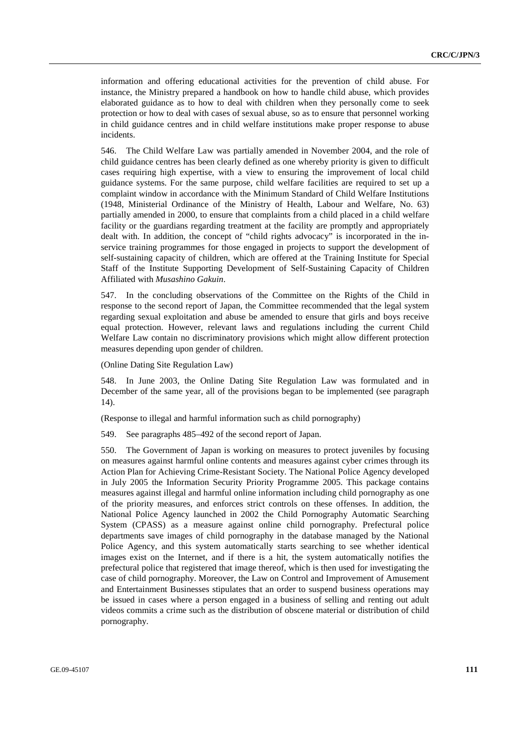information and offering educational activities for the prevention of child abuse. For instance, the Ministry prepared a handbook on how to handle child abuse, which provides elaborated guidance as to how to deal with children when they personally come to seek protection or how to deal with cases of sexual abuse, so as to ensure that personnel working in child guidance centres and in child welfare institutions make proper response to abuse incidents.

546. The Child Welfare Law was partially amended in November 2004, and the role of child guidance centres has been clearly defined as one whereby priority is given to difficult cases requiring high expertise, with a view to ensuring the improvement of local child guidance systems. For the same purpose, child welfare facilities are required to set up a complaint window in accordance with the Minimum Standard of Child Welfare Institutions (1948, Ministerial Ordinance of the Ministry of Health, Labour and Welfare, No. 63) partially amended in 2000, to ensure that complaints from a child placed in a child welfare facility or the guardians regarding treatment at the facility are promptly and appropriately dealt with. In addition, the concept of "child rights advocacy" is incorporated in the in-service training programmes for those engaged in projects to support the development of self-sustaining capacity of children, which are offered at the Training Institute for Special Staff of the Institute Supporting Development of Self-Sustaining Capacity of Children Affiliated with *Musashino Gakuin*.

547. In the concluding observations of the Committee on the Rights of the Child in response to the second report of Japan, the Committee recommended that the legal system regarding sexual exploitation and abuse be amended to ensure that girls and boys receive equal protection. However, relevant laws and regulations including the current Child Welfare Law contain no discriminatory provisions which might allow different protection measures depending upon gender of children.

(Online Dating Site Regulation Law)

548. In June 2003, the Online Dating Site Regulation Law was formulated and in December of the same year, all of the provisions began to be implemented (see paragraph 14).

(Response to illegal and harmful information such as child pornography)

549. See paragraphs 485–492 of the second report of Japan.

550. The Government of Japan is working on measures to protect juveniles by focusing on measures against harmful online contents and measures against cyber crimes through its Action Plan for Achieving Crime-Resistant Society. The National Police Agency developed in July 2005 the Information Security Priority Programme 2005. This package contains measures against illegal and harmful online information including child pornography as one of the priority measures, and enforces strict controls on these offenses. In addition, the National Police Agency launched in 2002 the Child Pornography Automatic Searching System (CPASS) as a measure against online child pornography. Prefectural police departments save images of child pornography in the database managed by the National Police Agency, and this system automatically starts searching to see whether identical images exist on the Internet, and if there is a hit, the system automatically notifies the prefectural police that registered that image thereof, which is then used for investigating the case of child pornography. Moreover, the Law on Control and Improvement of Amusement and Entertainment Businesses stipulates that an order to suspend business operations may be issued in cases where a person engaged in a business of selling and renting out adult videos commits a crime such as the distribution of obscene material or distribution of child pornography.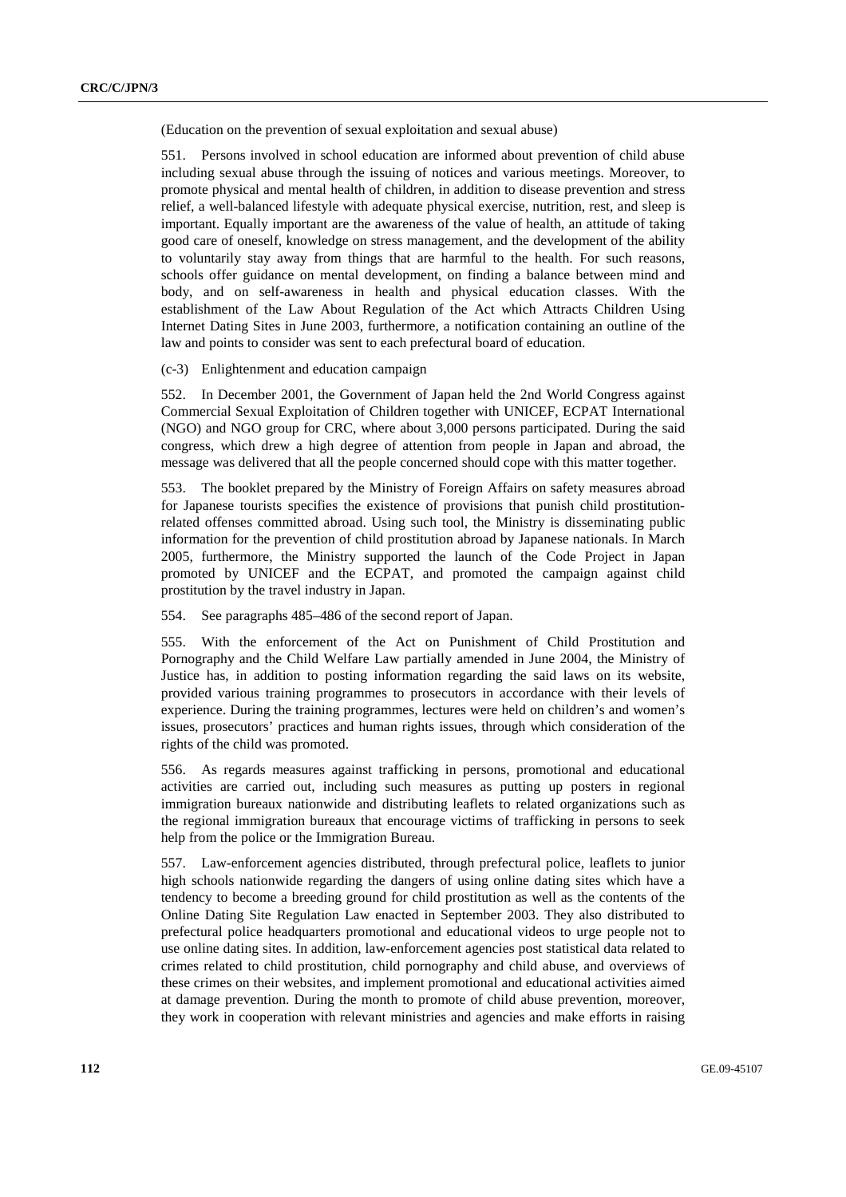(Education on the prevention of sexual exploitation and sexual abuse)

551. Persons involved in school education are informed about prevention of child abuse including sexual abuse through the issuing of notices and various meetings. Moreover, to promote physical and mental health of children, in addition to disease prevention and stress relief, a well-balanced lifestyle with adequate physical exercise, nutrition, rest, and sleep is important. Equally important are the awareness of the value of health, an attitude of taking good care of oneself, knowledge on stress management, and the development of the ability to voluntarily stay away from things that are harmful to the health. For such reasons, schools offer guidance on mental development, on finding a balance between mind and body, and on self-awareness in health and physical education classes. With the establishment of the Law About Regulation of the Act which Attracts Children Using Internet Dating Sites in June 2003, furthermore, a notification containing an outline of the law and points to consider was sent to each prefectural board of education.

(c-3) Enlightenment and education campaign

552. In December 2001, the Government of Japan held the 2nd World Congress against Commercial Sexual Exploitation of Children together with UNICEF, ECPAT International (NGO) and NGO group for CRC, where about 3,000 persons participated. During the said congress, which drew a high degree of attention from people in Japan and abroad, the message was delivered that all the people concerned should cope with this matter together.

553. The booklet prepared by the Ministry of Foreign Affairs on safety measures abroad for Japanese tourists specifies the existence of provisions that punish child prostitution-related offenses committed abroad. Using such tool, the Ministry is disseminating public information for the prevention of child prostitution abroad by Japanese nationals. In March 2005, furthermore, the Ministry supported the launch of the Code Project in Japan promoted by UNICEF and the ECPAT, and promoted the campaign against child prostitution by the travel industry in Japan.

554. See paragraphs 485–486 of the second report of Japan.

555. With the enforcement of the Act on Punishment of Child Prostitution and Pornography and the Child Welfare Law partially amended in June 2004, the Ministry of Justice has, in addition to posting information regarding the said laws on its website, provided various training programmes to prosecutors in accordance with their levels of experience. During the training programmes, lectures were held on children's and women's issues, prosecutors' practices and human rights issues, through which consideration of the rights of the child was promoted.

556. As regards measures against trafficking in persons, promotional and educational activities are carried out, including such measures as putting up posters in regional immigration bureaux nationwide and distributing leaflets to related organizations such as the regional immigration bureaux that encourage victims of trafficking in persons to seek help from the police or the Immigration Bureau.

557. Law-enforcement agencies distributed, through prefectural police, leaflets to junior high schools nationwide regarding the dangers of using online dating sites which have a tendency to become a breeding ground for child prostitution as well as the contents of the Online Dating Site Regulation Law enacted in September 2003. They also distributed to prefectural police headquarters promotional and educational videos to urge people not to use online dating sites. In addition, law-enforcement agencies post statistical data related to crimes related to child prostitution, child pornography and child abuse, and overviews of these crimes on their websites, and implement promotional and educational activities aimed at damage prevention. During the month to promote of child abuse prevention, moreover, they work in cooperation with relevant ministries and agencies and make efforts in raising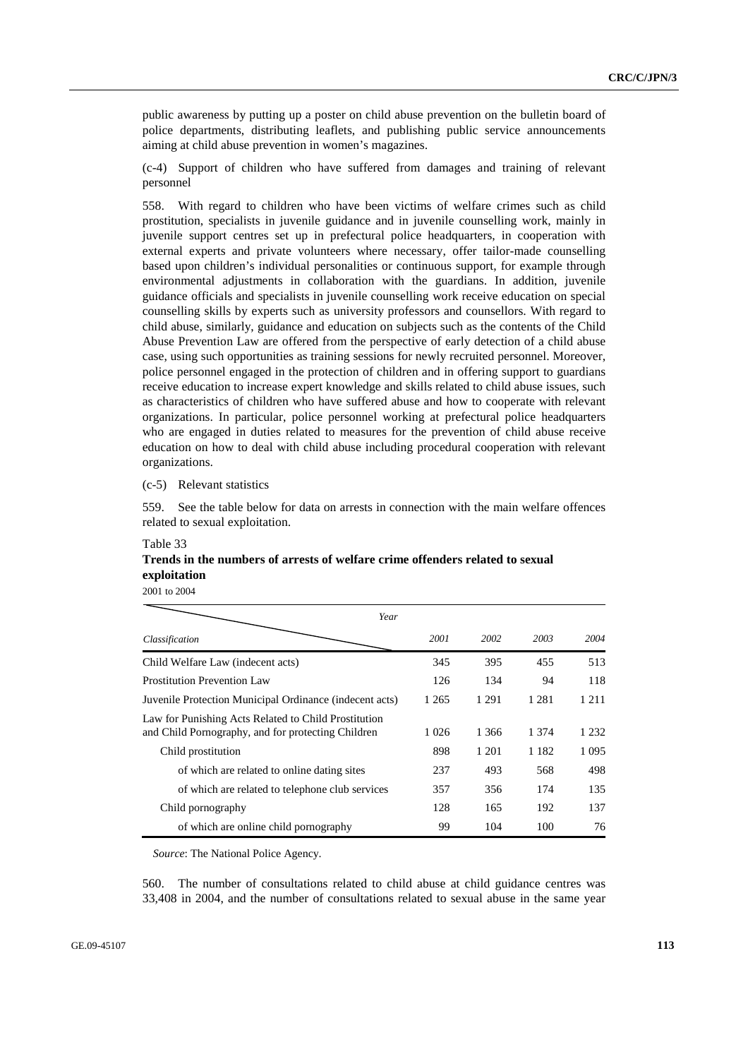public awareness by putting up a poster on child abuse prevention on the bulletin board of police departments, distributing leaflets, and publishing public service announcements aiming at child abuse prevention in women's magazines.

(c-4) Support of children who have suffered from damages and training of relevant personnel

558. With regard to children who have been victims of welfare crimes such as child prostitution, specialists in juvenile guidance and in juvenile counselling work, mainly in juvenile support centres set up in prefectural police headquarters, in cooperation with external experts and private volunteers where necessary, offer tailor-made counselling based upon children's individual personalities or continuous support, for example through environmental adjustments in collaboration with the guardians. In addition, juvenile guidance officials and specialists in juvenile counselling work receive education on special counselling skills by experts such as university professors and counsellors. With regard to child abuse, similarly, guidance and education on subjects such as the contents of the Child Abuse Prevention Law are offered from the perspective of early detection of a child abuse case, using such opportunities as training sessions for newly recruited personnel. Moreover, police personnel engaged in the protection of children and in offering support to guardians receive education to increase expert knowledge and skills related to child abuse issues, such as characteristics of children who have suffered abuse and how to cooperate with relevant organizations. In particular, police personnel working at prefectural police headquarters who are engaged in duties related to measures for the prevention of child abuse receive education on how to deal with child abuse including procedural cooperation with relevant organizations.

(c-5) Relevant statistics

559. See the table below for data on arrests in connection with the main welfare offences related to sexual exploitation.

Table 33

**Trends in the numbers of arrests of welfare crime offenders related to sexual exploitation**

2001 to 2004

| *Classification* / *Year* | *2001* | *2002* | *2003* | *2004* |
|---|---|---|---|---|
| Child Welfare Law (indecent acts) | 345 | 395 | 455 | 513 |
| Prostitution Prevention Law | 126 | 134 | 94 | 118 |
| Juvenile Protection Municipal Ordinance (indecent acts) | 1 265 | 1 291 | 1 281 | 1 211 |
| Law for Punishing Acts Related to Child Prostitution and Child Pornography, and for protecting Children | 1 026 | 1 366 | 1 374 | 1 232 |
| Child prostitution | 898 | 1 201 | 1 182 | 1 095 |
| of which are related to online dating sites | 237 | 493 | 568 | 498 |
| of which are related to telephone club services | 357 | 356 | 174 | 135 |
| Child pornography | 128 | 165 | 192 | 137 |
| of which are online child pornography | 99 | 104 | 100 | 76 |

*Source*: The National Police Agency.

560. The number of consultations related to child abuse at child guidance centres was 33,408 in 2004, and the number of consultations related to sexual abuse in the same year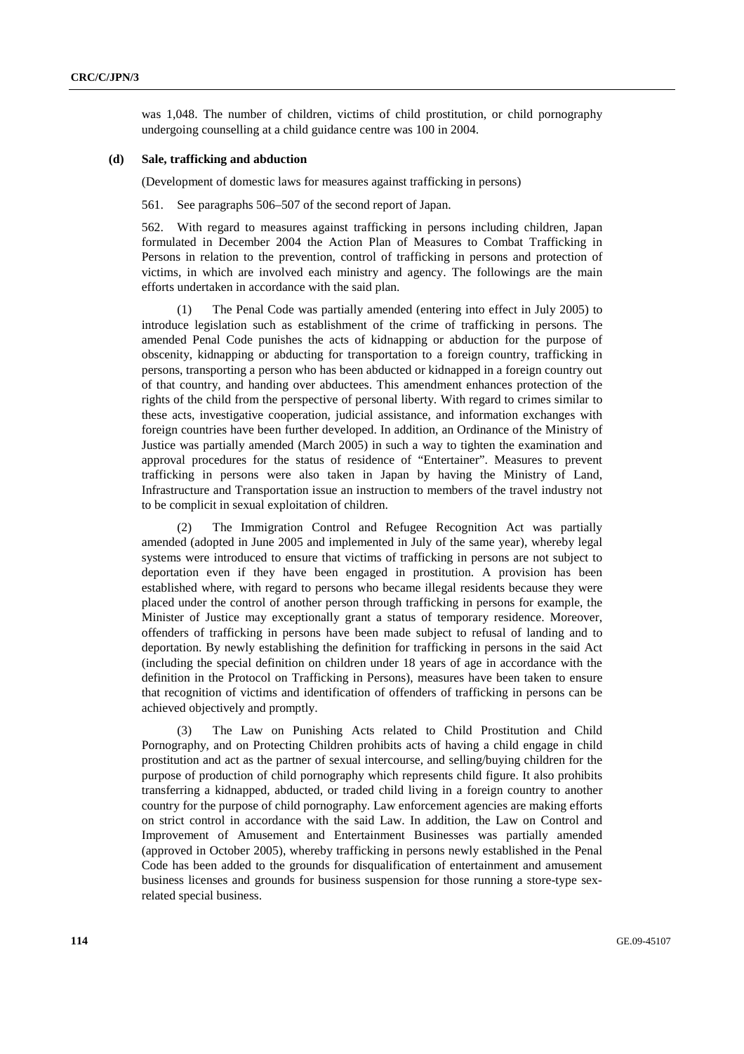was 1,048. The number of children, victims of child prostitution, or child pornography undergoing counselling at a child guidance centre was 100 in 2004.

### (d) Sale, trafficking and abduction

(Development of domestic laws for measures against trafficking in persons)

561. See paragraphs 506–507 of the second report of Japan.

562. With regard to measures against trafficking in persons including children, Japan formulated in December 2004 the Action Plan of Measures to Combat Trafficking in Persons in relation to the prevention, control of trafficking in persons and protection of victims, in which are involved each ministry and agency. The followings are the main efforts undertaken in accordance with the said plan.

(1) The Penal Code was partially amended (entering into effect in July 2005) to introduce legislation such as establishment of the crime of trafficking in persons. The amended Penal Code punishes the acts of kidnapping or abduction for the purpose of obscenity, kidnapping or abducting for transportation to a foreign country, trafficking in persons, transporting a person who has been abducted or kidnapped in a foreign country out of that country, and handing over abductees. This amendment enhances protection of the rights of the child from the perspective of personal liberty. With regard to crimes similar to these acts, investigative cooperation, judicial assistance, and information exchanges with foreign countries have been further developed. In addition, an Ordinance of the Ministry of Justice was partially amended (March 2005) in such a way to tighten the examination and approval procedures for the status of residence of "Entertainer". Measures to prevent trafficking in persons were also taken in Japan by having the Ministry of Land, Infrastructure and Transportation issue an instruction to members of the travel industry not to be complicit in sexual exploitation of children.

(2) The Immigration Control and Refugee Recognition Act was partially amended (adopted in June 2005 and implemented in July of the same year), whereby legal systems were introduced to ensure that victims of trafficking in persons are not subject to deportation even if they have been engaged in prostitution. A provision has been established where, with regard to persons who became illegal residents because they were placed under the control of another person through trafficking in persons for example, the Minister of Justice may exceptionally grant a status of temporary residence. Moreover, offenders of trafficking in persons have been made subject to refusal of landing and to deportation. By newly establishing the definition for trafficking in persons in the said Act (including the special definition on children under 18 years of age in accordance with the definition in the Protocol on Trafficking in Persons), measures have been taken to ensure that recognition of victims and identification of offenders of trafficking in persons can be achieved objectively and promptly.

(3) The Law on Punishing Acts related to Child Prostitution and Child Pornography, and on Protecting Children prohibits acts of having a child engage in child prostitution and act as the partner of sexual intercourse, and selling/buying children for the purpose of production of child pornography which represents child figure. It also prohibits transferring a kidnapped, abducted, or traded child living in a foreign country to another country for the purpose of child pornography. Law enforcement agencies are making efforts on strict control in accordance with the said Law. In addition, the Law on Control and Improvement of Amusement and Entertainment Businesses was partially amended (approved in October 2005), whereby trafficking in persons newly established in the Penal Code has been added to the grounds for disqualification of entertainment and amusement business licenses and grounds for business suspension for those running a store-type sex-related special business.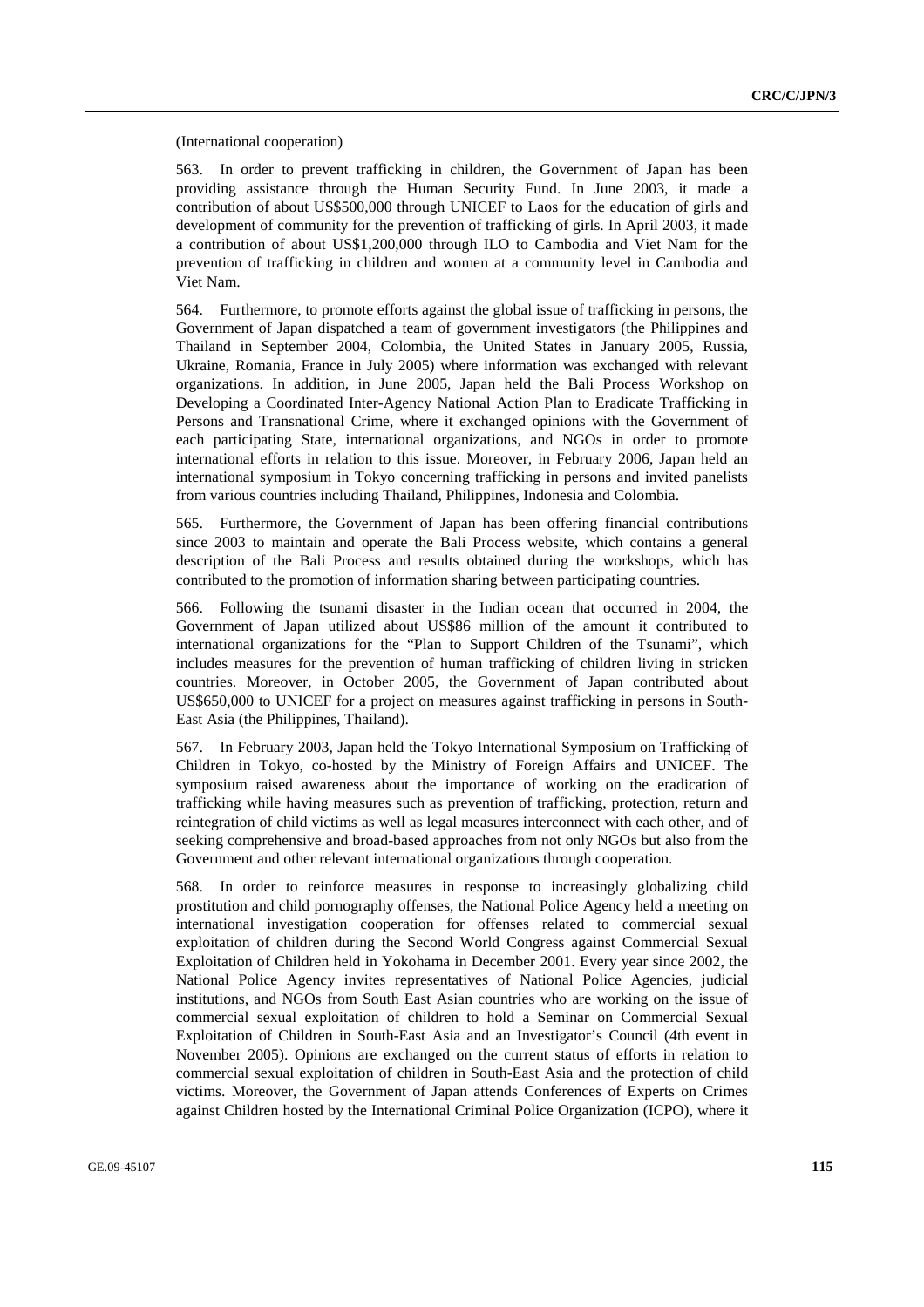(International cooperation)

563. In order to prevent trafficking in children, the Government of Japan has been providing assistance through the Human Security Fund. In June 2003, it made a contribution of about US$500,000 through UNICEF to Laos for the education of girls and development of community for the prevention of trafficking of girls. In April 2003, it made a contribution of about US$1,200,000 through ILO to Cambodia and Viet Nam for the prevention of trafficking in children and women at a community level in Cambodia and Viet Nam.

564. Furthermore, to promote efforts against the global issue of trafficking in persons, the Government of Japan dispatched a team of government investigators (the Philippines and Thailand in September 2004, Colombia, the United States in January 2005, Russia, Ukraine, Romania, France in July 2005) where information was exchanged with relevant organizations. In addition, in June 2005, Japan held the Bali Process Workshop on Developing a Coordinated Inter-Agency National Action Plan to Eradicate Trafficking in Persons and Transnational Crime, where it exchanged opinions with the Government of each participating State, international organizations, and NGOs in order to promote international efforts in relation to this issue. Moreover, in February 2006, Japan held an international symposium in Tokyo concerning trafficking in persons and invited panelists from various countries including Thailand, Philippines, Indonesia and Colombia.

565. Furthermore, the Government of Japan has been offering financial contributions since 2003 to maintain and operate the Bali Process website, which contains a general description of the Bali Process and results obtained during the workshops, which has contributed to the promotion of information sharing between participating countries.

566. Following the tsunami disaster in the Indian ocean that occurred in 2004, the Government of Japan utilized about US$86 million of the amount it contributed to international organizations for the "Plan to Support Children of the Tsunami", which includes measures for the prevention of human trafficking of children living in stricken countries. Moreover, in October 2005, the Government of Japan contributed about US$650,000 to UNICEF for a project on measures against trafficking in persons in South-East Asia (the Philippines, Thailand).

567. In February 2003, Japan held the Tokyo International Symposium on Trafficking of Children in Tokyo, co-hosted by the Ministry of Foreign Affairs and UNICEF. The symposium raised awareness about the importance of working on the eradication of trafficking while having measures such as prevention of trafficking, protection, return and reintegration of child victims as well as legal measures interconnect with each other, and of seeking comprehensive and broad-based approaches from not only NGOs but also from the Government and other relevant international organizations through cooperation.

568. In order to reinforce measures in response to increasingly globalizing child prostitution and child pornography offenses, the National Police Agency held a meeting on international investigation cooperation for offenses related to commercial sexual exploitation of children during the Second World Congress against Commercial Sexual Exploitation of Children held in Yokohama in December 2001. Every year since 2002, the National Police Agency invites representatives of National Police Agencies, judicial institutions, and NGOs from South East Asian countries who are working on the issue of commercial sexual exploitation of children to hold a Seminar on Commercial Sexual Exploitation of Children in South-East Asia and an Investigator's Council (4th event in November 2005). Opinions are exchanged on the current status of efforts in relation to commercial sexual exploitation of children in South-East Asia and the protection of child victims. Moreover, the Government of Japan attends Conferences of Experts on Crimes against Children hosted by the International Criminal Police Organization (ICPO), where it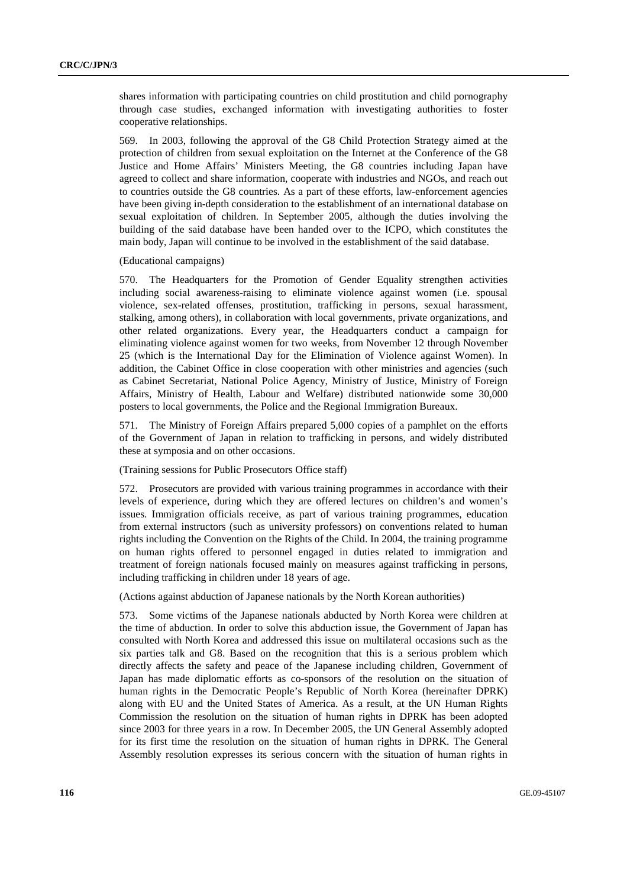shares information with participating countries on child prostitution and child pornography through case studies, exchanged information with investigating authorities to foster cooperative relationships.

569. In 2003, following the approval of the G8 Child Protection Strategy aimed at the protection of children from sexual exploitation on the Internet at the Conference of the G8 Justice and Home Affairs' Ministers Meeting, the G8 countries including Japan have agreed to collect and share information, cooperate with industries and NGOs, and reach out to countries outside the G8 countries. As a part of these efforts, law-enforcement agencies have been giving in-depth consideration to the establishment of an international database on sexual exploitation of children. In September 2005, although the duties involving the building of the said database have been handed over to the ICPO, which constitutes the main body, Japan will continue to be involved in the establishment of the said database.

(Educational campaigns)

570. The Headquarters for the Promotion of Gender Equality strengthen activities including social awareness-raising to eliminate violence against women (i.e. spousal violence, sex-related offenses, prostitution, trafficking in persons, sexual harassment, stalking, among others), in collaboration with local governments, private organizations, and other related organizations. Every year, the Headquarters conduct a campaign for eliminating violence against women for two weeks, from November 12 through November 25 (which is the International Day for the Elimination of Violence against Women). In addition, the Cabinet Office in close cooperation with other ministries and agencies (such as Cabinet Secretariat, National Police Agency, Ministry of Justice, Ministry of Foreign Affairs, Ministry of Health, Labour and Welfare) distributed nationwide some 30,000 posters to local governments, the Police and the Regional Immigration Bureaux.

571. The Ministry of Foreign Affairs prepared 5,000 copies of a pamphlet on the efforts of the Government of Japan in relation to trafficking in persons, and widely distributed these at symposia and on other occasions.

(Training sessions for Public Prosecutors Office staff)

572. Prosecutors are provided with various training programmes in accordance with their levels of experience, during which they are offered lectures on children's and women's issues. Immigration officials receive, as part of various training programmes, education from external instructors (such as university professors) on conventions related to human rights including the Convention on the Rights of the Child. In 2004, the training programme on human rights offered to personnel engaged in duties related to immigration and treatment of foreign nationals focused mainly on measures against trafficking in persons, including trafficking in children under 18 years of age.

(Actions against abduction of Japanese nationals by the North Korean authorities)

573. Some victims of the Japanese nationals abducted by North Korea were children at the time of abduction. In order to solve this abduction issue, the Government of Japan has consulted with North Korea and addressed this issue on multilateral occasions such as the six parties talk and G8. Based on the recognition that this is a serious problem which directly affects the safety and peace of the Japanese including children, Government of Japan has made diplomatic efforts as co-sponsors of the resolution on the situation of human rights in the Democratic People's Republic of North Korea (hereinafter DPRK) along with EU and the United States of America. As a result, at the UN Human Rights Commission the resolution on the situation of human rights in DPRK has been adopted since 2003 for three years in a row. In December 2005, the UN General Assembly adopted for its first time the resolution on the situation of human rights in DPRK. The General Assembly resolution expresses its serious concern with the situation of human rights in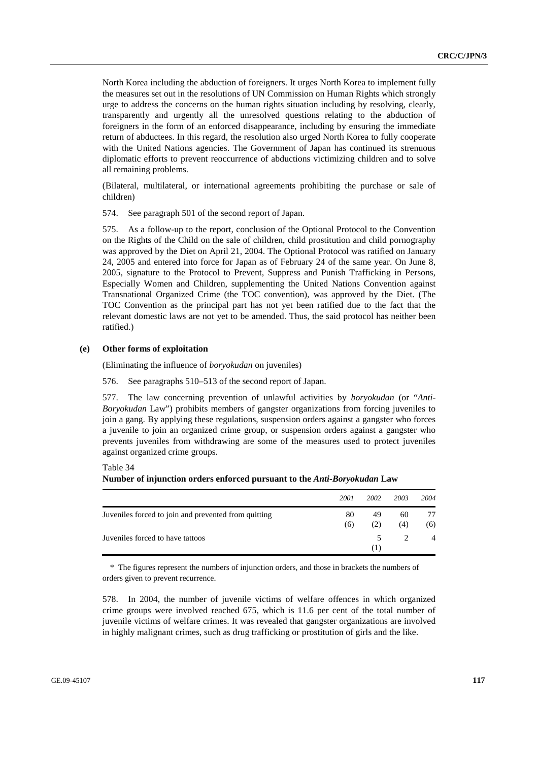North Korea including the abduction of foreigners. It urges North Korea to implement fully the measures set out in the resolutions of UN Commission on Human Rights which strongly urge to address the concerns on the human rights situation including by resolving, clearly, transparently and urgently all the unresolved questions relating to the abduction of foreigners in the form of an enforced disappearance, including by ensuring the immediate return of abductees. In this regard, the resolution also urged North Korea to fully cooperate with the United Nations agencies. The Government of Japan has continued its strenuous diplomatic efforts to prevent reoccurrence of abductions victimizing children and to solve all remaining problems.

(Bilateral, multilateral, or international agreements prohibiting the purchase or sale of children)

574. See paragraph 501 of the second report of Japan.

575. As a follow-up to the report, conclusion of the Optional Protocol to the Convention on the Rights of the Child on the sale of children, child prostitution and child pornography was approved by the Diet on April 21, 2004. The Optional Protocol was ratified on January 24, 2005 and entered into force for Japan as of February 24 of the same year. On June 8, 2005, signature to the Protocol to Prevent, Suppress and Punish Trafficking in Persons, Especially Women and Children, supplementing the United Nations Convention against Transnational Organized Crime (the TOC convention), was approved by the Diet. (The TOC Convention as the principal part has not yet been ratified due to the fact that the relevant domestic laws are not yet to be amended. Thus, the said protocol has neither been ratified.)

### (e) Other forms of exploitation

(Eliminating the influence of *boryokudan* on juveniles)

576. See paragraphs 510–513 of the second report of Japan.

577. The law concerning prevention of unlawful activities by *boryokudan* (or "*Anti-Boryokudan* Law") prohibits members of gangster organizations from forcing juveniles to join a gang. By applying these regulations, suspension orders against a gangster who forces a juvenile to join an organized crime group, or suspension orders against a gangster who prevents juveniles from withdrawing are some of the measures used to protect juveniles against organized crime groups.

Table 34

**Number of injunction orders enforced pursuant to the *Anti-Boryokudan* Law**

| | *2001* | *2002* | *2003* | *2004* |
|---|---|---|---|---|
| Juveniles forced to join and prevented from quitting | 80 (6) | 49 (2) | 60 (4) | 77 (6) |
| Juveniles forced to have tattoos | | 5 (1) | 2 | 4 |

\* The figures represent the numbers of injunction orders, and those in brackets the numbers of orders given to prevent recurrence.

578. In 2004, the number of juvenile victims of welfare offences in which organized crime groups were involved reached 675, which is 11.6 per cent of the total number of juvenile victims of welfare crimes. It was revealed that gangster organizations are involved in highly malignant crimes, such as drug trafficking or prostitution of girls and the like.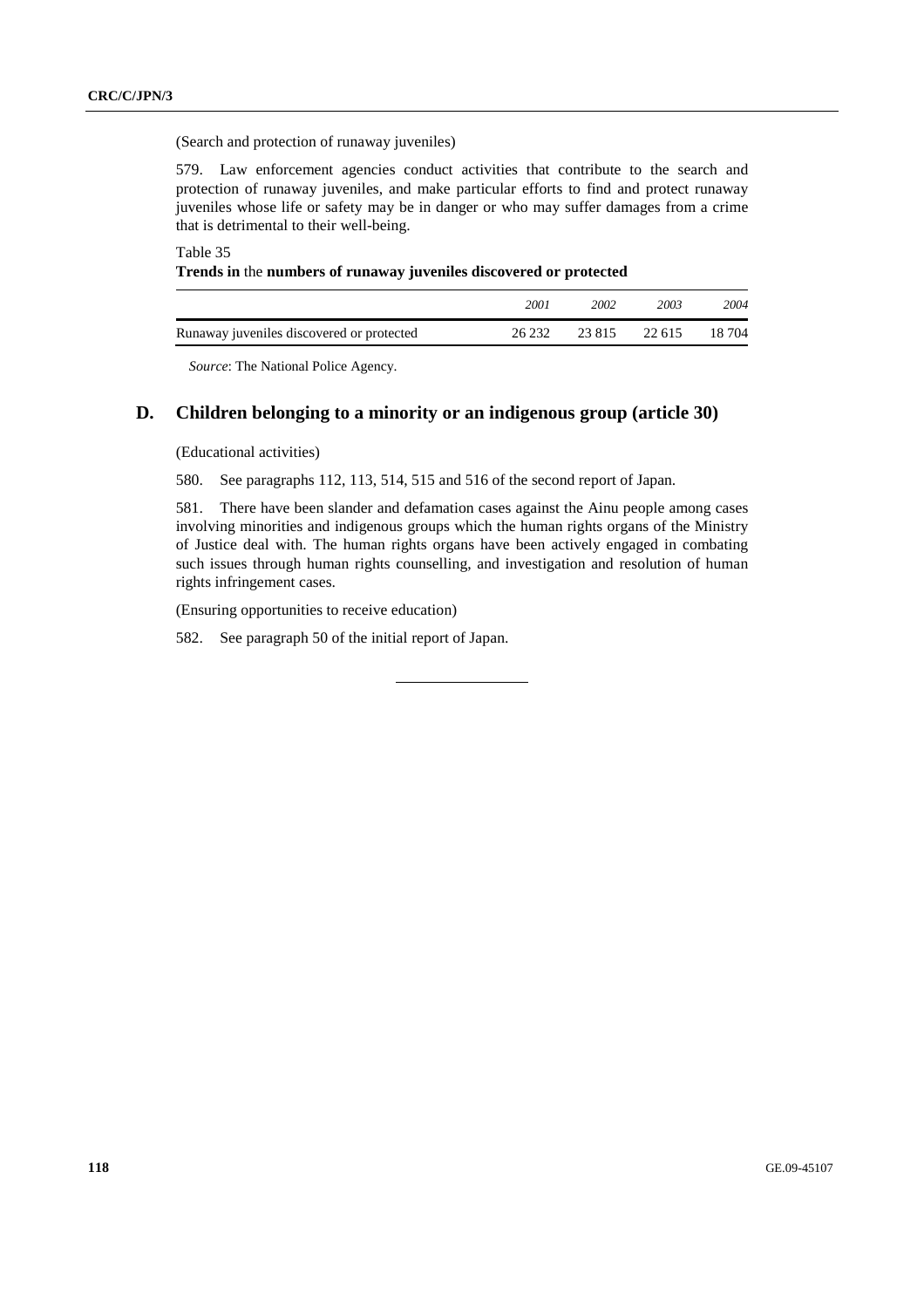(Search and protection of runaway juveniles)

579. Law enforcement agencies conduct activities that contribute to the search and protection of runaway juveniles, and make particular efforts to find and protect runaway juveniles whose life or safety may be in danger or who may suffer damages from a crime that is detrimental to their well-being.

Table 35
**Trends in** the **numbers of runaway juveniles discovered or protected**

| | *2001* | *2002* | *2003* | *2004* |
|---|---|---|---|---|
| Runaway juveniles discovered or protected | 26 232 | 23 815 | 22 615 | 18 704 |

*Source*: The National Police Agency.

## D. Children belonging to a minority or an indigenous group (article 30)

(Educational activities)

580. See paragraphs 112, 113, 514, 515 and 516 of the second report of Japan.

581. There have been slander and defamation cases against the Ainu people among cases involving minorities and indigenous groups which the human rights organs of the Ministry of Justice deal with. The human rights organs have been actively engaged in combating such issues through human rights counselling, and investigation and resolution of human rights infringement cases.

(Ensuring opportunities to receive education)

582. See paragraph 50 of the initial report of Japan.